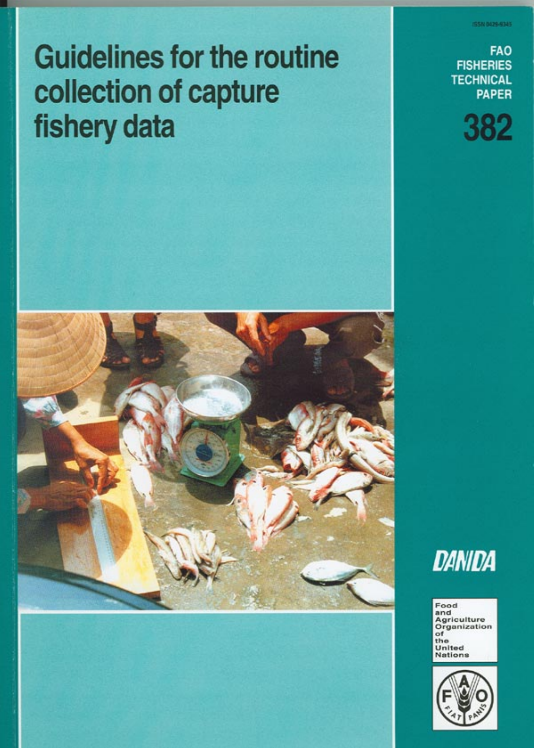ISSN 0429-9345

# Guidelines for the routine collection of capture fishery data

FAO FISHERIES TECHNICAL PAPER

382

DANIDA

Food and Agriculture Organization of the United Nations

FIAT PANIS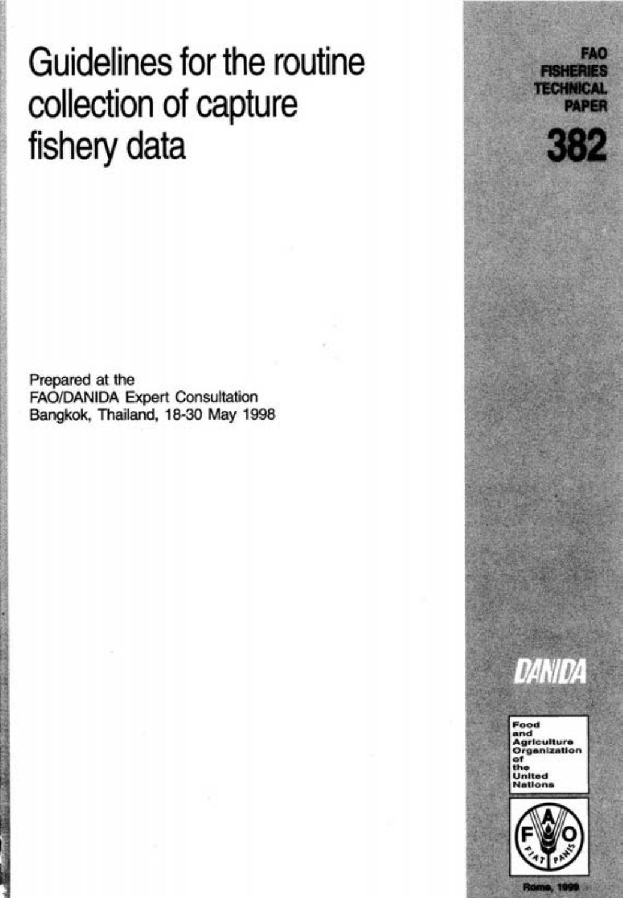# Guidelines for the routine collection of capture fishery data

Prepared at the
FAO/DANIDA Expert Consultation
Bangkok, Thailand, 18-30 May 1998

FAO FISHERIES TECHNICAL PAPER

382

DANIDA

Food and Agriculture Organization of the United Nations

Rome, 1999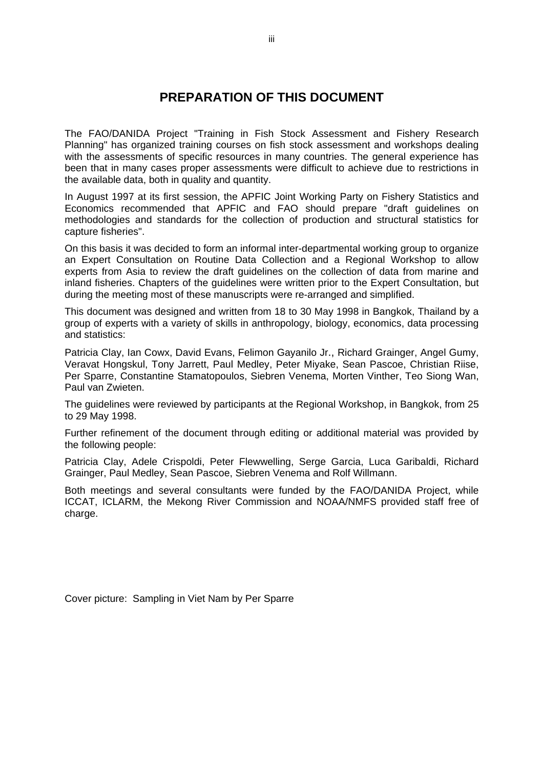# PREPARATION OF THIS DOCUMENT

The FAO/DANIDA Project "Training in Fish Stock Assessment and Fishery Research Planning" has organized training courses on fish stock assessment and workshops dealing with the assessments of specific resources in many countries. The general experience has been that in many cases proper assessments were difficult to achieve due to restrictions in the available data, both in quality and quantity.

In August 1997 at its first session, the APFIC Joint Working Party on Fishery Statistics and Economics recommended that APFIC and FAO should prepare "draft guidelines on methodologies and standards for the collection of production and structural statistics for capture fisheries".

On this basis it was decided to form an informal inter-departmental working group to organize an Expert Consultation on Routine Data Collection and a Regional Workshop to allow experts from Asia to review the draft guidelines on the collection of data from marine and inland fisheries. Chapters of the guidelines were written prior to the Expert Consultation, but during the meeting most of these manuscripts were re-arranged and simplified.

This document was designed and written from 18 to 30 May 1998 in Bangkok, Thailand by a group of experts with a variety of skills in anthropology, biology, economics, data processing and statistics:

Patricia Clay, Ian Cowx, David Evans, Felimon Gayanilo Jr., Richard Grainger, Angel Gumy, Veravat Hongskul, Tony Jarrett, Paul Medley, Peter Miyake, Sean Pascoe, Christian Riise, Per Sparre, Constantine Stamatopoulos, Siebren Venema, Morten Vinther, Teo Siong Wan, Paul van Zwieten.

The guidelines were reviewed by participants at the Regional Workshop, in Bangkok, from 25 to 29 May 1998.

Further refinement of the document through editing or additional material was provided by the following people:

Patricia Clay, Adele Crispoldi, Peter Flewwelling, Serge Garcia, Luca Garibaldi, Richard Grainger, Paul Medley, Sean Pascoe, Siebren Venema and Rolf Willmann.

Both meetings and several consultants were funded by the FAO/DANIDA Project, while ICCAT, ICLARM, the Mekong River Commission and NOAA/NMFS provided staff free of charge.

Cover picture: Sampling in Viet Nam by Per Sparre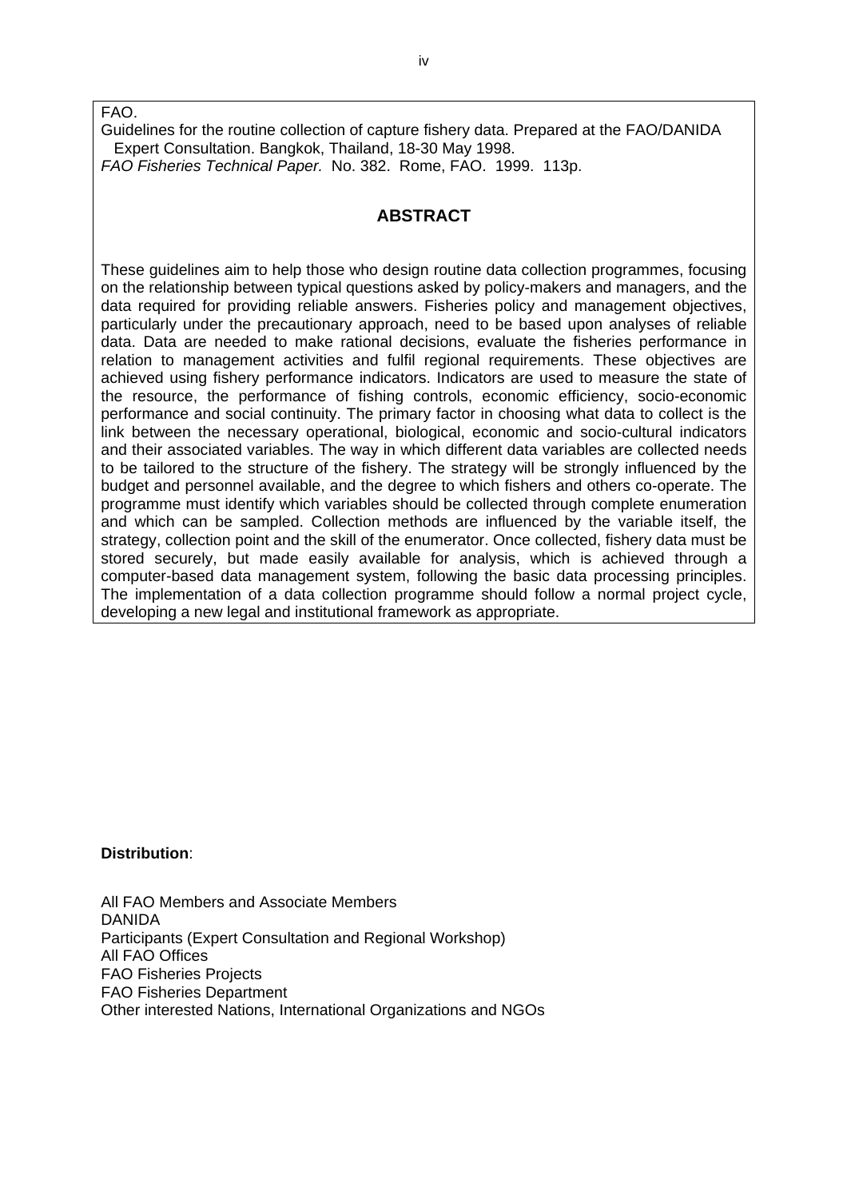FAO.
Guidelines for the routine collection of capture fishery data. Prepared at the FAO/DANIDA Expert Consultation. Bangkok, Thailand, 18-30 May 1998.
*FAO Fisheries Technical Paper.* No. 382. Rome, FAO. 1999. 113p.

## ABSTRACT

These guidelines aim to help those who design routine data collection programmes, focusing on the relationship between typical questions asked by policy-makers and managers, and the data required for providing reliable answers. Fisheries policy and management objectives, particularly under the precautionary approach, need to be based upon analyses of reliable data. Data are needed to make rational decisions, evaluate the fisheries performance in relation to management activities and fulfil regional requirements. These objectives are achieved using fishery performance indicators. Indicators are used to measure the state of the resource, the performance of fishing controls, economic efficiency, socio-economic performance and social continuity. The primary factor in choosing what data to collect is the link between the necessary operational, biological, economic and socio-cultural indicators and their associated variables. The way in which different data variables are collected needs to be tailored to the structure of the fishery. The strategy will be strongly influenced by the budget and personnel available, and the degree to which fishers and others co-operate. The programme must identify which variables should be collected through complete enumeration and which can be sampled. Collection methods are influenced by the variable itself, the strategy, collection point and the skill of the enumerator. Once collected, fishery data must be stored securely, but made easily available for analysis, which is achieved through a computer-based data management system, following the basic data processing principles. The implementation of a data collection programme should follow a normal project cycle, developing a new legal and institutional framework as appropriate.

**Distribution**:

All FAO Members and Associate Members
DANIDA
Participants (Expert Consultation and Regional Workshop)
All FAO Offices
FAO Fisheries Projects
FAO Fisheries Department
Other interested Nations, International Organizations and NGOs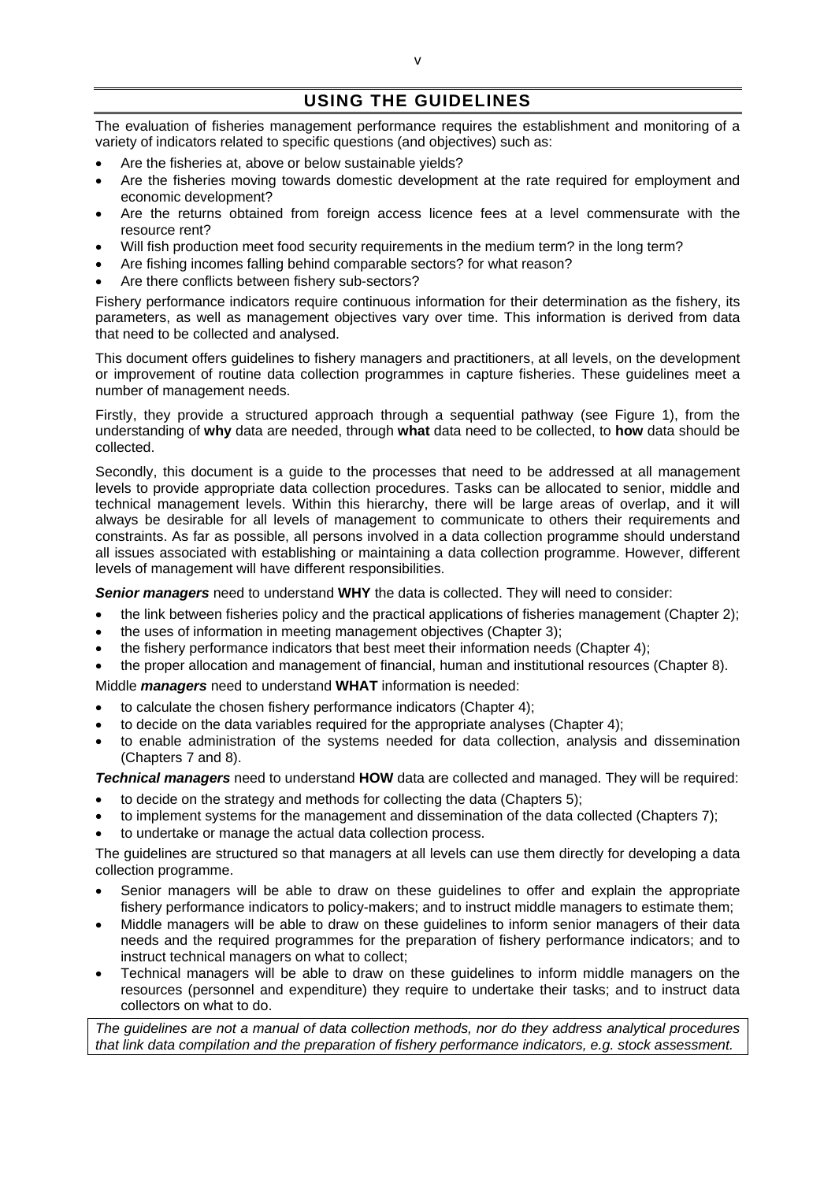# USING THE GUIDELINES

The evaluation of fisheries management performance requires the establishment and monitoring of a variety of indicators related to specific questions (and objectives) such as:

- Are the fisheries at, above or below sustainable yields?
- Are the fisheries moving towards domestic development at the rate required for employment and economic development?
- Are the returns obtained from foreign access licence fees at a level commensurate with the resource rent?
- Will fish production meet food security requirements in the medium term? in the long term?
- Are fishing incomes falling behind comparable sectors? for what reason?
- Are there conflicts between fishery sub-sectors?

Fishery performance indicators require continuous information for their determination as the fishery, its parameters, as well as management objectives vary over time. This information is derived from data that need to be collected and analysed.

This document offers guidelines to fishery managers and practitioners, at all levels, on the development or improvement of routine data collection programmes in capture fisheries. These guidelines meet a number of management needs.

Firstly, they provide a structured approach through a sequential pathway (see Figure 1), from the understanding of **why** data are needed, through **what** data need to be collected, to **how** data should be collected.

Secondly, this document is a guide to the processes that need to be addressed at all management levels to provide appropriate data collection procedures. Tasks can be allocated to senior, middle and technical management levels. Within this hierarchy, there will be large areas of overlap, and it will always be desirable for all levels of management to communicate to others their requirements and constraints. As far as possible, all persons involved in a data collection programme should understand all issues associated with establishing or maintaining a data collection programme. However, different levels of management will have different responsibilities.

***Senior managers*** need to understand **WHY** the data is collected. They will need to consider:

- the link between fisheries policy and the practical applications of fisheries management (Chapter 2);
- the uses of information in meeting management objectives (Chapter 3);
- the fishery performance indicators that best meet their information needs (Chapter 4);
- the proper allocation and management of financial, human and institutional resources (Chapter 8).

Middle ***managers*** need to understand **WHAT** information is needed:

- to calculate the chosen fishery performance indicators (Chapter 4);
- to decide on the data variables required for the appropriate analyses (Chapter 4);
- to enable administration of the systems needed for data collection, analysis and dissemination (Chapters 7 and 8).

***Technical managers*** need to understand **HOW** data are collected and managed. They will be required:

- to decide on the strategy and methods for collecting the data (Chapters 5);
- to implement systems for the management and dissemination of the data collected (Chapters 7);
- to undertake or manage the actual data collection process.

The guidelines are structured so that managers at all levels can use them directly for developing a data collection programme.

- Senior managers will be able to draw on these guidelines to offer and explain the appropriate fishery performance indicators to policy-makers; and to instruct middle managers to estimate them;
- Middle managers will be able to draw on these guidelines to inform senior managers of their data needs and the required programmes for the preparation of fishery performance indicators; and to instruct technical managers on what to collect;
- Technical managers will be able to draw on these guidelines to inform middle managers on the resources (personnel and expenditure) they require to undertake their tasks; and to instruct data collectors on what to do.

*The guidelines are not a manual of data collection methods, nor do they address analytical procedures that link data compilation and the preparation of fishery performance indicators, e.g. stock assessment.*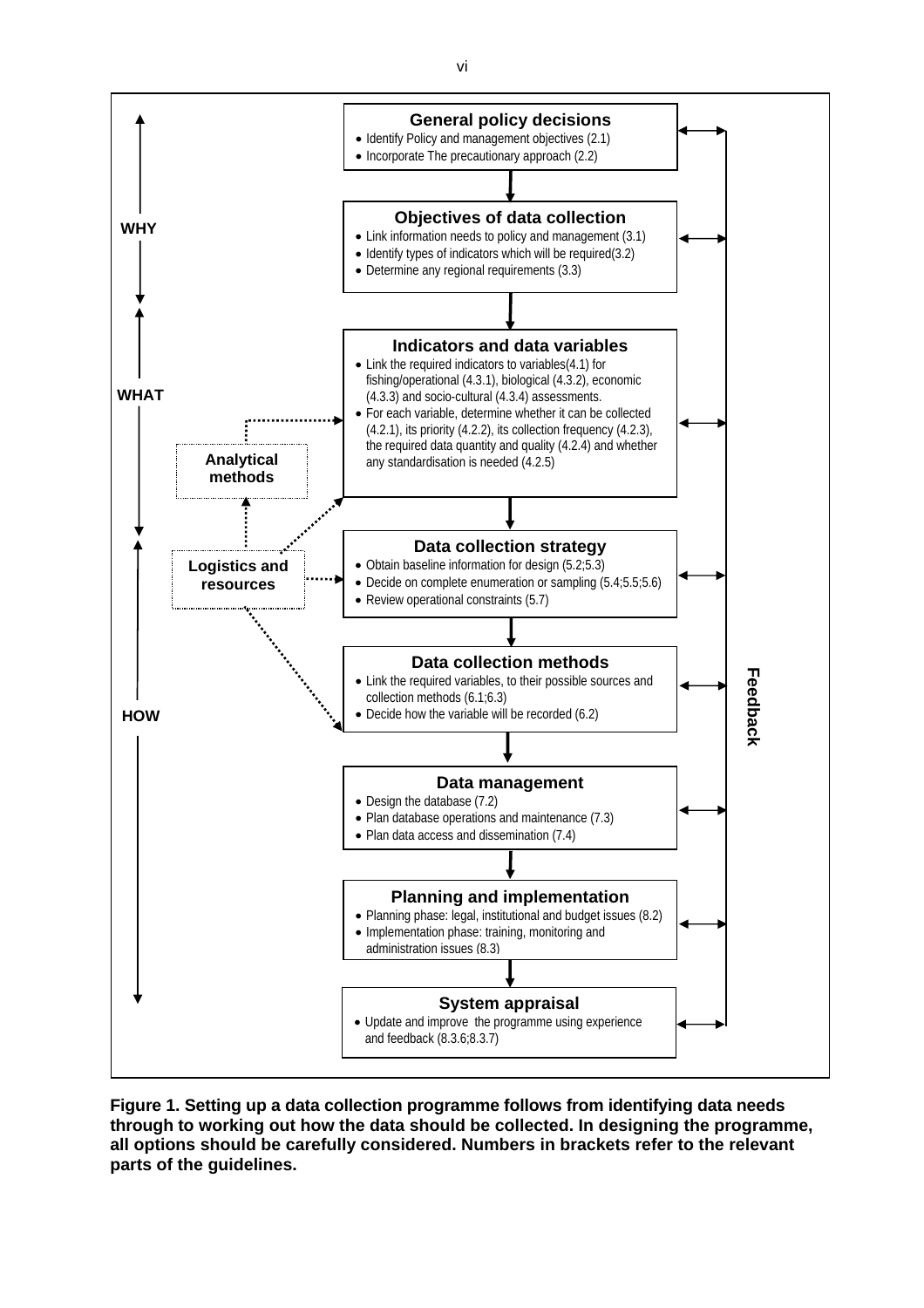**WHY**

**General policy decisions**
- Identify Policy and management objectives (2.1)
- Incorporate The precautionary approach (2.2)

**Objectives of data collection**
- Link information needs to policy and management (3.1)
- Identify types of indicators which will be required(3.2)
- Determine any regional requirements (3.3)

**WHAT**

**Indicators and data variables**
- Link the required indicators to variables(4.1) for fishing/operational (4.3.1), biological (4.3.2), economic (4.3.3) and socio-cultural (4.3.4) assessments.
- For each variable, determine whether it can be collected (4.2.1), its priority (4.2.2), its collection frequency (4.2.3), the required data quantity and quality (4.2.4) and whether any standardisation is needed (4.2.5)

**Analytical methods**

**Logistics and resources**

**HOW**

**Data collection strategy**
- Obtain baseline information for design (5.2;5.3)
- Decide on complete enumeration or sampling (5.4;5.5;5.6)
- Review operational constraints (5.7)

**Data collection methods**
- Link the required variables, to their possible sources and collection methods (6.1;6.3)
- Decide how the variable will be recorded (6.2)

**Data management**
- Design the database (7.2)
- Plan database operations and maintenance (7.3)
- Plan data access and dissemination (7.4)

**Planning and implementation**
- Planning phase: legal, institutional and budget issues (8.2)
- Implementation phase: training, monitoring and administration issues (8.3)

**System appraisal**
- Update and improve the programme using experience and feedback (8.3.6;8.3.7)

**Feedback**

**Figure 1. Setting up a data collection programme follows from identifying data needs through to working out how the data should be collected. In designing the programme, all options should be carefully considered. Numbers in brackets refer to the relevant parts of the guidelines.**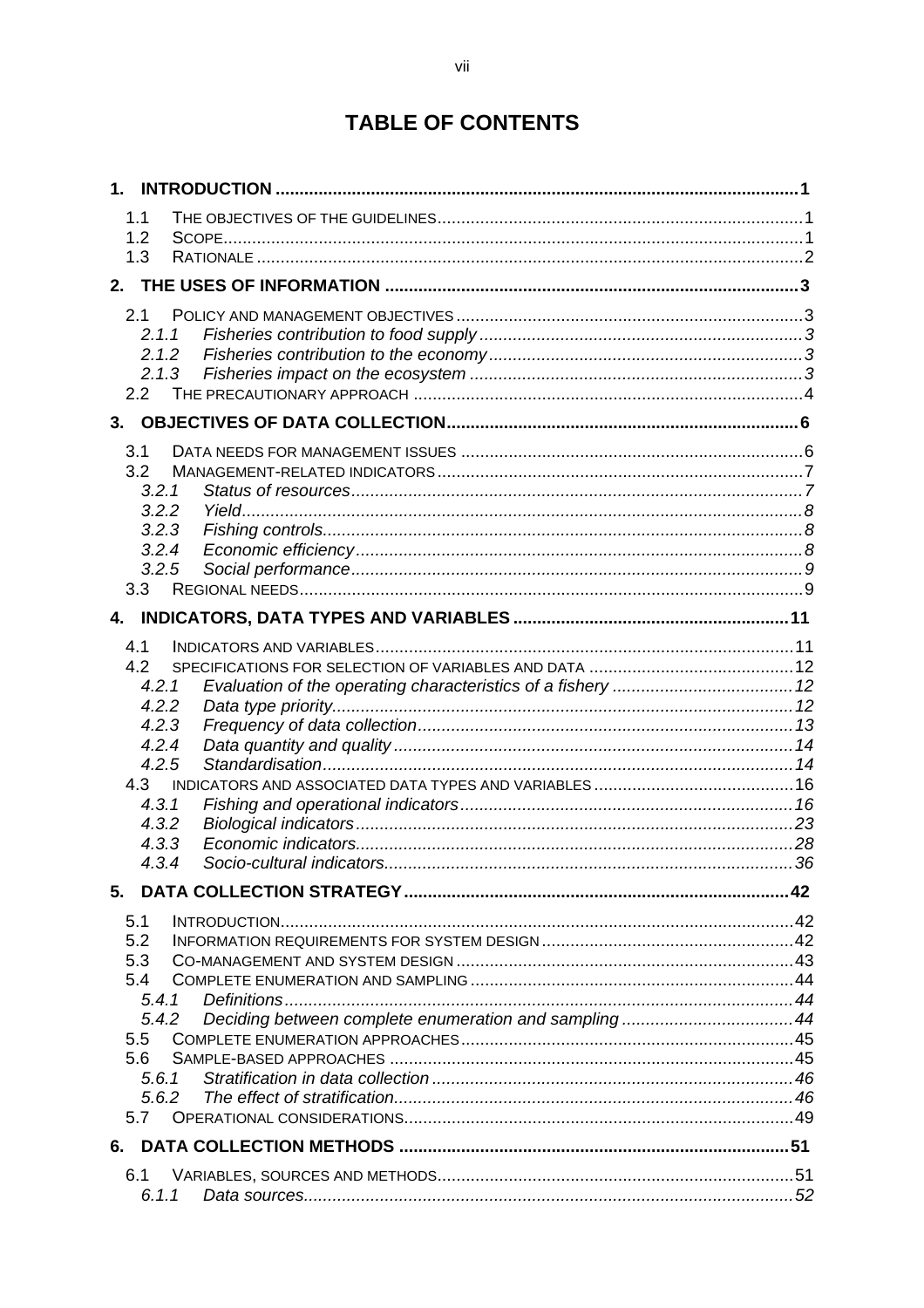# TABLE OF CONTENTS

**1. INTRODUCTION** ..... **1**

- 1.1 THE OBJECTIVES OF THE GUIDELINES ..... 1
- 1.2 SCOPE ..... 1
- 1.3 RATIONALE ..... 2

**2. THE USES OF INFORMATION** ..... **3**

- 2.1 POLICY AND MANAGEMENT OBJECTIVES ..... 3
  - *2.1.1 Fisheries contribution to food supply ..... 3*
  - *2.1.2 Fisheries contribution to the economy ..... 3*
  - *2.1.3 Fisheries impact on the ecosystem ..... 3*
- 2.2 THE PRECAUTIONARY APPROACH ..... 4

**3. OBJECTIVES OF DATA COLLECTION** ..... **6**

- 3.1 DATA NEEDS FOR MANAGEMENT ISSUES ..... 6
- 3.2 MANAGEMENT-RELATED INDICATORS ..... 7
  - *3.2.1 Status of resources ..... 7*
  - *3.2.2 Yield ..... 8*
  - *3.2.3 Fishing controls ..... 8*
  - *3.2.4 Economic efficiency ..... 8*
  - *3.2.5 Social performance ..... 9*
- 3.3 REGIONAL NEEDS ..... 9

**4. INDICATORS, DATA TYPES AND VARIABLES** ..... **11**

- 4.1 INDICATORS AND VARIABLES ..... 11
- 4.2 SPECIFICATIONS FOR SELECTION OF VARIABLES AND DATA ..... 12
  - *4.2.1 Evaluation of the operating characteristics of a fishery ..... 12*
  - *4.2.2 Data type priority ..... 12*
  - *4.2.3 Frequency of data collection ..... 13*
  - *4.2.4 Data quantity and quality ..... 14*
  - *4.2.5 Standardisation ..... 14*
- 4.3 INDICATORS AND ASSOCIATED DATA TYPES AND VARIABLES ..... 16
  - *4.3.1 Fishing and operational indicators ..... 16*
  - *4.3.2 Biological indicators ..... 23*
  - *4.3.3 Economic indicators ..... 28*
  - *4.3.4 Socio-cultural indicators ..... 36*

**5. DATA COLLECTION STRATEGY** ..... **42**

- 5.1 INTRODUCTION ..... 42
- 5.2 INFORMATION REQUIREMENTS FOR SYSTEM DESIGN ..... 42
- 5.3 CO-MANAGEMENT AND SYSTEM DESIGN ..... 43
- 5.4 COMPLETE ENUMERATION AND SAMPLING ..... 44
  - *5.4.1 Definitions ..... 44*
  - *5.4.2 Deciding between complete enumeration and sampling ..... 44*
- 5.5 COMPLETE ENUMERATION APPROACHES ..... 45
- 5.6 SAMPLE-BASED APPROACHES ..... 45
  - *5.6.1 Stratification in data collection ..... 46*
  - *5.6.2 The effect of stratification ..... 46*
- 5.7 OPERATIONAL CONSIDERATIONS ..... 49

**6. DATA COLLECTION METHODS** ..... **51**

- 6.1 VARIABLES, SOURCES AND METHODS ..... 51
  - *6.1.1 Data sources ..... 52*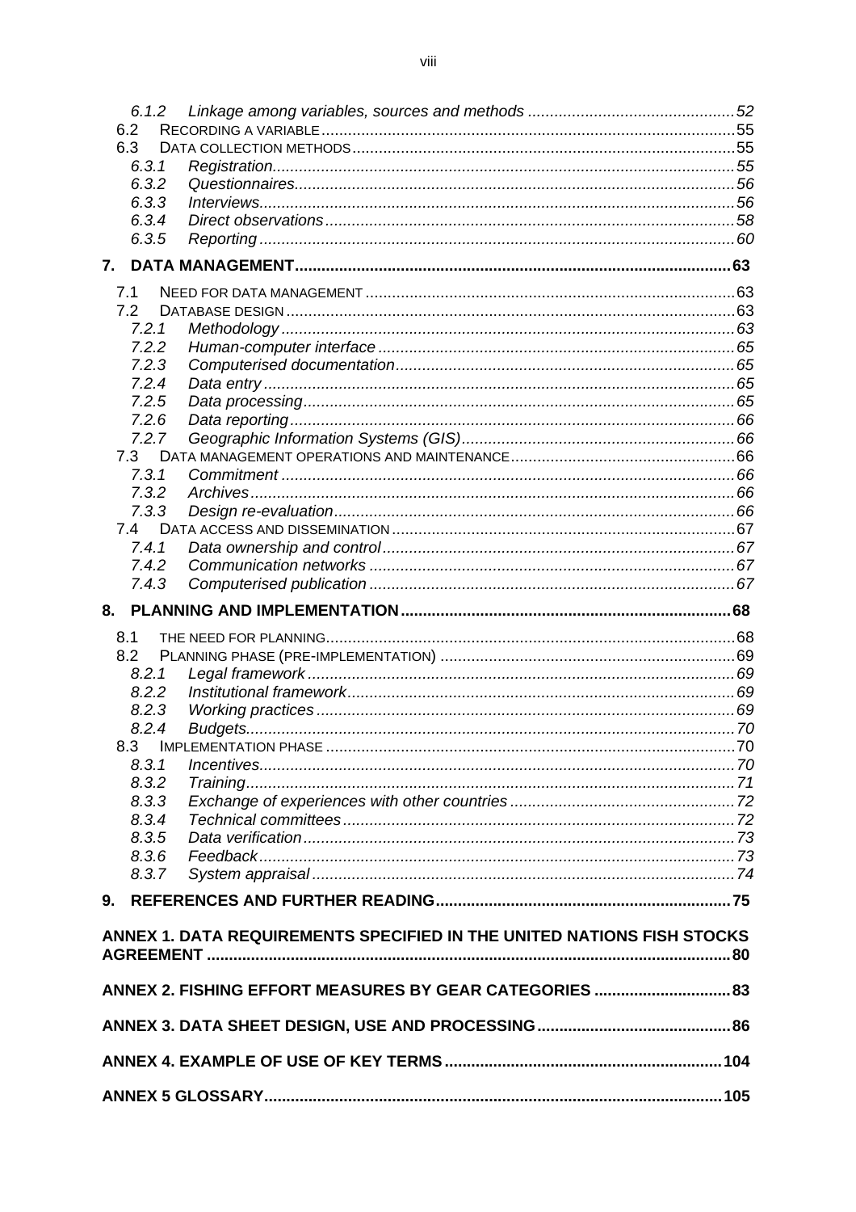6.1.2 *Linkage among variables, sources and methods* ............ 52
6.2 RECORDING A VARIABLE ............ 55
6.3 DATA COLLECTION METHODS ............ 55
6.3.1 *Registration* ............ 55
6.3.2 *Questionnaires* ............ 56
6.3.3 *Interviews* ............ 56
6.3.4 *Direct observations* ............ 58
6.3.5 *Reporting* ............ 60

**7. DATA MANAGEMENT ............ 63**

7.1 NEED FOR DATA MANAGEMENT ............ 63
7.2 DATABASE DESIGN ............ 63
7.2.1 *Methodology* ............ 63
7.2.2 *Human-computer interface* ............ 65
7.2.3 *Computerised documentation* ............ 65
7.2.4 *Data entry* ............ 65
7.2.5 *Data processing* ............ 65
7.2.6 *Data reporting* ............ 66
7.2.7 *Geographic Information Systems (GIS)* ............ 66
7.3 DATA MANAGEMENT OPERATIONS AND MAINTENANCE ............ 66
7.3.1 *Commitment* ............ 66
7.3.2 *Archives* ............ 66
7.3.3 *Design re-evaluation* ............ 66
7.4 DATA ACCESS AND DISSEMINATION ............ 67
7.4.1 *Data ownership and control* ............ 67
7.4.2 *Communication networks* ............ 67
7.4.3 *Computerised publication* ............ 67

**8. PLANNING AND IMPLEMENTATION ............ 68**

8.1 THE NEED FOR PLANNING ............ 68
8.2 PLANNING PHASE (PRE-IMPLEMENTATION) ............ 69
8.2.1 *Legal framework* ............ 69
8.2.2 *Institutional framework* ............ 69
8.2.3 *Working practices* ............ 69
8.2.4 *Budgets* ............ 70
8.3 IMPLEMENTATION PHASE ............ 70
8.3.1 *Incentives* ............ 70
8.3.2 *Training* ............ 71
8.3.3 *Exchange of experiences with other countries* ............ 72
8.3.4 *Technical committees* ............ 72
8.3.5 *Data verification* ............ 73
8.3.6 *Feedback* ............ 73
8.3.7 *System appraisal* ............ 74

**9. REFERENCES AND FURTHER READING ............ 75**

**ANNEX 1. DATA REQUIREMENTS SPECIFIED IN THE UNITED NATIONS FISH STOCKS AGREEMENT ............ 80**

**ANNEX 2. FISHING EFFORT MEASURES BY GEAR CATEGORIES ............ 83**

**ANNEX 3. DATA SHEET DESIGN, USE AND PROCESSING ............ 86**

**ANNEX 4. EXAMPLE OF USE OF KEY TERMS ............ 104**

**ANNEX 5 GLOSSARY ............ 105**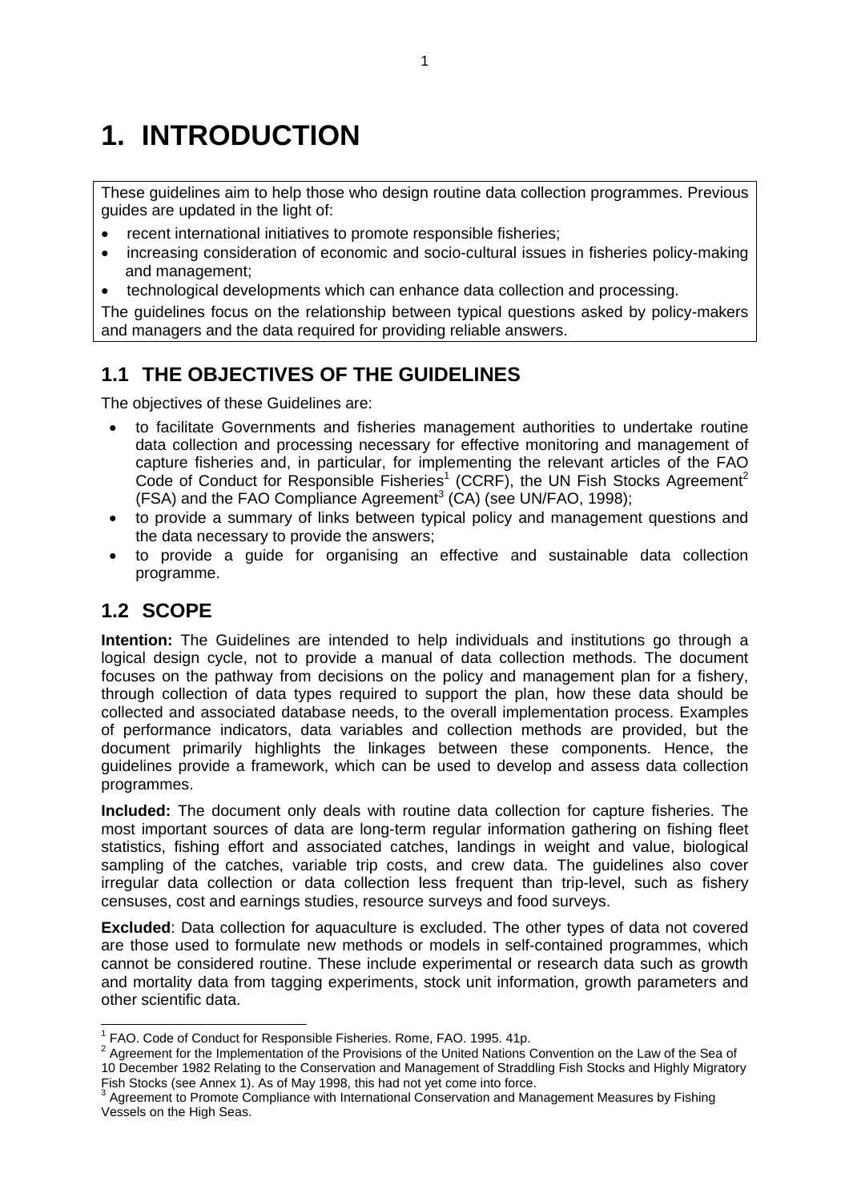# 1. INTRODUCTION

These guidelines aim to help those who design routine data collection programmes. Previous guides are updated in the light of:

- recent international initiatives to promote responsible fisheries;
- increasing consideration of economic and socio-cultural issues in fisheries policy-making and management;
- technological developments which can enhance data collection and processing.

The guidelines focus on the relationship between typical questions asked by policy-makers and managers and the data required for providing reliable answers.

## 1.1 THE OBJECTIVES OF THE GUIDELINES

The objectives of these Guidelines are:

- to facilitate Governments and fisheries management authorities to undertake routine data collection and processing necessary for effective monitoring and management of capture fisheries and, in particular, for implementing the relevant articles of the FAO Code of Conduct for Responsible Fisheries[1] (CCRF), the UN Fish Stocks Agreement[2] (FSA) and the FAO Compliance Agreement[3] (CA) (see UN/FAO, 1998);
- to provide a summary of links between typical policy and management questions and the data necessary to provide the answers;
- to provide a guide for organising an effective and sustainable data collection programme.

## 1.2 SCOPE

**Intention:** The Guidelines are intended to help individuals and institutions go through a logical design cycle, not to provide a manual of data collection methods. The document focuses on the pathway from decisions on the policy and management plan for a fishery, through collection of data types required to support the plan, how these data should be collected and associated database needs, to the overall implementation process. Examples of performance indicators, data variables and collection methods are provided, but the document primarily highlights the linkages between these components. Hence, the guidelines provide a framework, which can be used to develop and assess data collection programmes.

**Included:** The document only deals with routine data collection for capture fisheries. The most important sources of data are long-term regular information gathering on fishing fleet statistics, fishing effort and associated catches, landings in weight and value, biological sampling of the catches, variable trip costs, and crew data. The guidelines also cover irregular data collection or data collection less frequent than trip-level, such as fishery censuses, cost and earnings studies, resource surveys and food surveys.

**Excluded**: Data collection for aquaculture is excluded. The other types of data not covered are those used to formulate new methods or models in self-contained programmes, which cannot be considered routine. These include experimental or research data such as growth and mortality data from tagging experiments, stock unit information, growth parameters and other scientific data.

---

[1] FAO. Code of Conduct for Responsible Fisheries. Rome, FAO. 1995. 41p.

[2] Agreement for the Implementation of the Provisions of the United Nations Convention on the Law of the Sea of 10 December 1982 Relating to the Conservation and Management of Straddling Fish Stocks and Highly Migratory Fish Stocks (see Annex 1). As of May 1998, this had not yet come into force.

[3] Agreement to Promote Compliance with International Conservation and Management Measures by Fishing Vessels on the High Seas.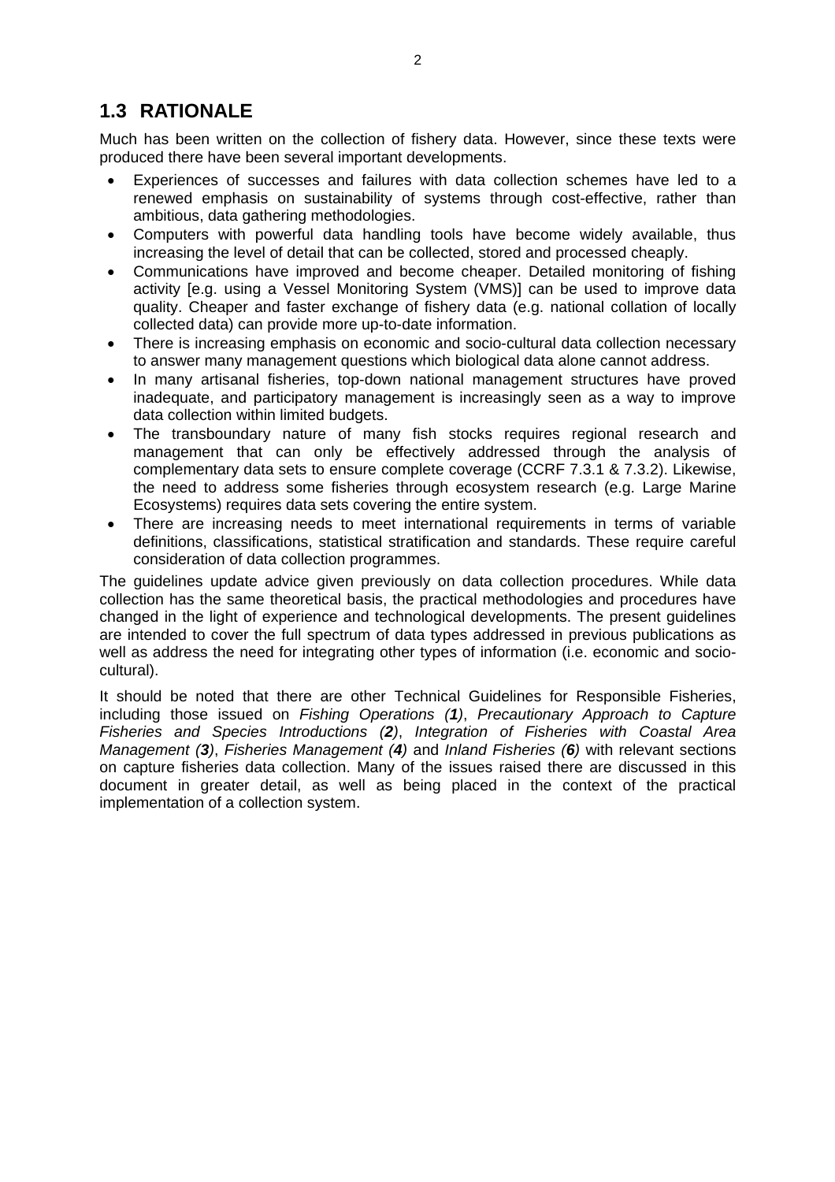## 1.3 RATIONALE

Much has been written on the collection of fishery data. However, since these texts were produced there have been several important developments.

- Experiences of successes and failures with data collection schemes have led to a renewed emphasis on sustainability of systems through cost-effective, rather than ambitious, data gathering methodologies.
- Computers with powerful data handling tools have become widely available, thus increasing the level of detail that can be collected, stored and processed cheaply.
- Communications have improved and become cheaper. Detailed monitoring of fishing activity [e.g. using a Vessel Monitoring System (VMS)] can be used to improve data quality. Cheaper and faster exchange of fishery data (e.g. national collation of locally collected data) can provide more up-to-date information.
- There is increasing emphasis on economic and socio-cultural data collection necessary to answer many management questions which biological data alone cannot address.
- In many artisanal fisheries, top-down national management structures have proved inadequate, and participatory management is increasingly seen as a way to improve data collection within limited budgets.
- The transboundary nature of many fish stocks requires regional research and management that can only be effectively addressed through the analysis of complementary data sets to ensure complete coverage (CCRF 7.3.1 & 7.3.2). Likewise, the need to address some fisheries through ecosystem research (e.g. Large Marine Ecosystems) requires data sets covering the entire system.
- There are increasing needs to meet international requirements in terms of variable definitions, classifications, statistical stratification and standards. These require careful consideration of data collection programmes.

The guidelines update advice given previously on data collection procedures. While data collection has the same theoretical basis, the practical methodologies and procedures have changed in the light of experience and technological developments. The present guidelines are intended to cover the full spectrum of data types addressed in previous publications as well as address the need for integrating other types of information (i.e. economic and socio-cultural).

It should be noted that there are other Technical Guidelines for Responsible Fisheries, including those issued on *Fishing Operations (**1**)*, *Precautionary Approach to Capture Fisheries and Species Introductions (**2**)*, *Integration of Fisheries with Coastal Area Management (**3**)*, *Fisheries Management (**4**)* and *Inland Fisheries (**6**)* with relevant sections on capture fisheries data collection. Many of the issues raised there are discussed in this document in greater detail, as well as being placed in the context of the practical implementation of a collection system.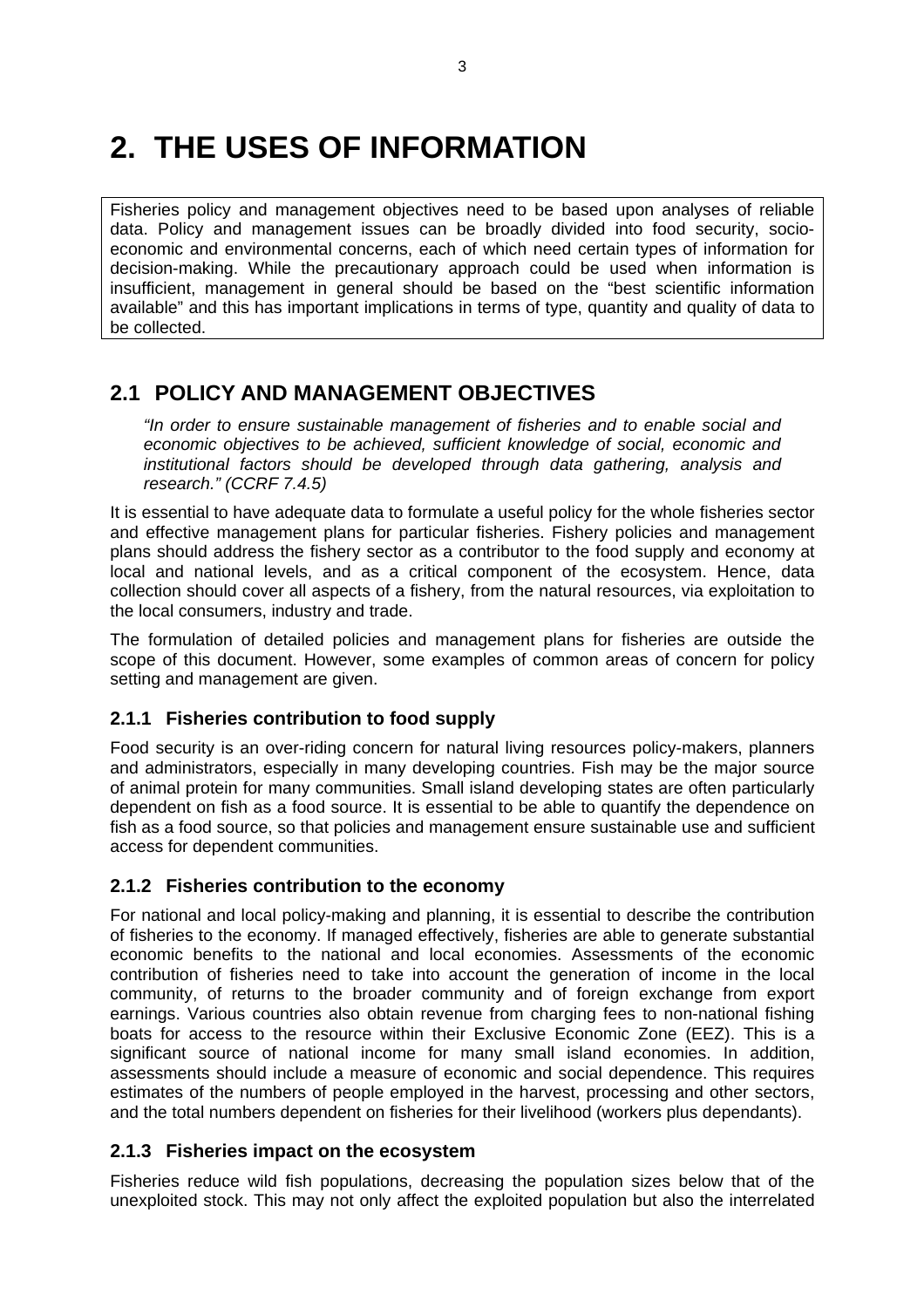# 2. THE USES OF INFORMATION

Fisheries policy and management objectives need to be based upon analyses of reliable data. Policy and management issues can be broadly divided into food security, socio-economic and environmental concerns, each of which need certain types of information for decision-making. While the precautionary approach could be used when information is insufficient, management in general should be based on the "best scientific information available" and this has important implications in terms of type, quantity and quality of data to be collected.

## 2.1 POLICY AND MANAGEMENT OBJECTIVES

> *"In order to ensure sustainable management of fisheries and to enable social and economic objectives to be achieved, sufficient knowledge of social, economic and institutional factors should be developed through data gathering, analysis and research." (CCRF 7.4.5)*

It is essential to have adequate data to formulate a useful policy for the whole fisheries sector and effective management plans for particular fisheries. Fishery policies and management plans should address the fishery sector as a contributor to the food supply and economy at local and national levels, and as a critical component of the ecosystem. Hence, data collection should cover all aspects of a fishery, from the natural resources, via exploitation to the local consumers, industry and trade.

The formulation of detailed policies and management plans for fisheries are outside the scope of this document. However, some examples of common areas of concern for policy setting and management are given.

### 2.1.1 Fisheries contribution to food supply

Food security is an over-riding concern for natural living resources policy-makers, planners and administrators, especially in many developing countries. Fish may be the major source of animal protein for many communities. Small island developing states are often particularly dependent on fish as a food source. It is essential to be able to quantify the dependence on fish as a food source, so that policies and management ensure sustainable use and sufficient access for dependent communities.

### 2.1.2 Fisheries contribution to the economy

For national and local policy-making and planning, it is essential to describe the contribution of fisheries to the economy. If managed effectively, fisheries are able to generate substantial economic benefits to the national and local economies. Assessments of the economic contribution of fisheries need to take into account the generation of income in the local community, of returns to the broader community and of foreign exchange from export earnings. Various countries also obtain revenue from charging fees to non-national fishing boats for access to the resource within their Exclusive Economic Zone (EEZ). This is a significant source of national income for many small island economies. In addition, assessments should include a measure of economic and social dependence. This requires estimates of the numbers of people employed in the harvest, processing and other sectors, and the total numbers dependent on fisheries for their livelihood (workers plus dependants).

### 2.1.3 Fisheries impact on the ecosystem

Fisheries reduce wild fish populations, decreasing the population sizes below that of the unexploited stock. This may not only affect the exploited population but also the interrelated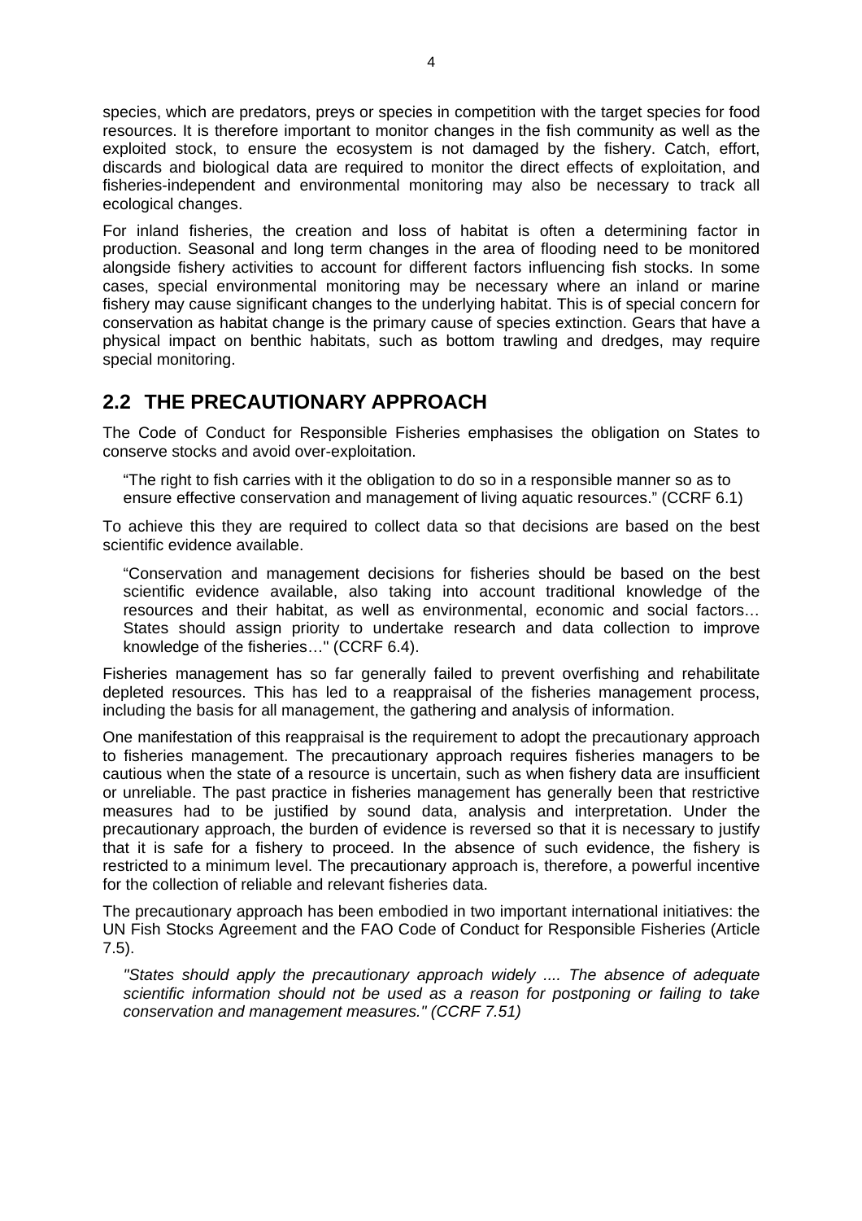species, which are predators, preys or species in competition with the target species for food resources. It is therefore important to monitor changes in the fish community as well as the exploited stock, to ensure the ecosystem is not damaged by the fishery. Catch, effort, discards and biological data are required to monitor the direct effects of exploitation, and fisheries-independent and environmental monitoring may also be necessary to track all ecological changes.

For inland fisheries, the creation and loss of habitat is often a determining factor in production. Seasonal and long term changes in the area of flooding need to be monitored alongside fishery activities to account for different factors influencing fish stocks. In some cases, special environmental monitoring may be necessary where an inland or marine fishery may cause significant changes to the underlying habitat. This is of special concern for conservation as habitat change is the primary cause of species extinction. Gears that have a physical impact on benthic habitats, such as bottom trawling and dredges, may require special monitoring.

## 2.2 THE PRECAUTIONARY APPROACH

The Code of Conduct for Responsible Fisheries emphasises the obligation on States to conserve stocks and avoid over-exploitation.

> “The right to fish carries with it the obligation to do so in a responsible manner so as to ensure effective conservation and management of living aquatic resources.” (CCRF 6.1)

To achieve this they are required to collect data so that decisions are based on the best scientific evidence available.

> “Conservation and management decisions for fisheries should be based on the best scientific evidence available, also taking into account traditional knowledge of the resources and their habitat, as well as environmental, economic and social factors… States should assign priority to undertake research and data collection to improve knowledge of the fisheries…" (CCRF 6.4).

Fisheries management has so far generally failed to prevent overfishing and rehabilitate depleted resources. This has led to a reappraisal of the fisheries management process, including the basis for all management, the gathering and analysis of information.

One manifestation of this reappraisal is the requirement to adopt the precautionary approach to fisheries management. The precautionary approach requires fisheries managers to be cautious when the state of a resource is uncertain, such as when fishery data are insufficient or unreliable. The past practice in fisheries management has generally been that restrictive measures had to be justified by sound data, analysis and interpretation. Under the precautionary approach, the burden of evidence is reversed so that it is necessary to justify that it is safe for a fishery to proceed. In the absence of such evidence, the fishery is restricted to a minimum level. The precautionary approach is, therefore, a powerful incentive for the collection of reliable and relevant fisheries data.

The precautionary approach has been embodied in two important international initiatives: the UN Fish Stocks Agreement and the FAO Code of Conduct for Responsible Fisheries (Article 7.5).

> *"States should apply the precautionary approach widely .... The absence of adequate scientific information should not be used as a reason for postponing or failing to take conservation and management measures." (CCRF 7.51)*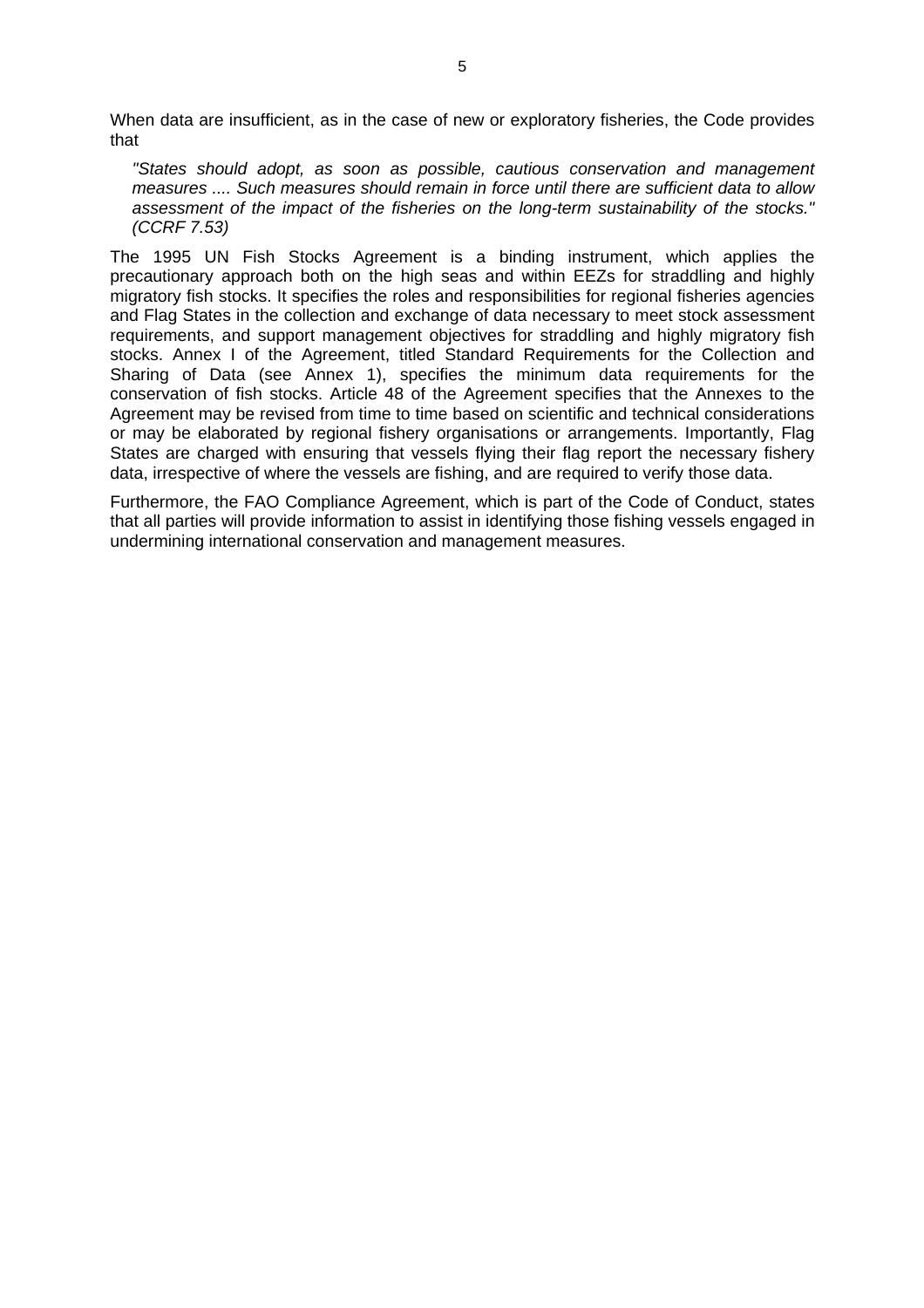When data are insufficient, as in the case of new or exploratory fisheries, the Code provides that

> *"States should adopt, as soon as possible, cautious conservation and management measures .... Such measures should remain in force until there are sufficient data to allow assessment of the impact of the fisheries on the long-term sustainability of the stocks." (CCRF 7.53)*

The 1995 UN Fish Stocks Agreement is a binding instrument, which applies the precautionary approach both on the high seas and within EEZs for straddling and highly migratory fish stocks. It specifies the roles and responsibilities for regional fisheries agencies and Flag States in the collection and exchange of data necessary to meet stock assessment requirements, and support management objectives for straddling and highly migratory fish stocks. Annex I of the Agreement, titled Standard Requirements for the Collection and Sharing of Data (see Annex 1), specifies the minimum data requirements for the conservation of fish stocks. Article 48 of the Agreement specifies that the Annexes to the Agreement may be revised from time to time based on scientific and technical considerations or may be elaborated by regional fishery organisations or arrangements. Importantly, Flag States are charged with ensuring that vessels flying their flag report the necessary fishery data, irrespective of where the vessels are fishing, and are required to verify those data.

Furthermore, the FAO Compliance Agreement, which is part of the Code of Conduct, states that all parties will provide information to assist in identifying those fishing vessels engaged in undermining international conservation and management measures.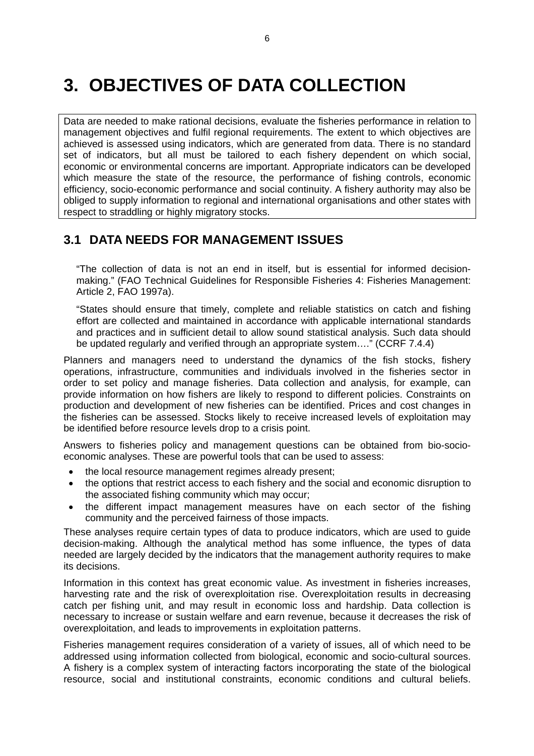# 3. OBJECTIVES OF DATA COLLECTION

Data are needed to make rational decisions, evaluate the fisheries performance in relation to management objectives and fulfil regional requirements. The extent to which objectives are achieved is assessed using indicators, which are generated from data. There is no standard set of indicators, but all must be tailored to each fishery dependent on which social, economic or environmental concerns are important. Appropriate indicators can be developed which measure the state of the resource, the performance of fishing controls, economic efficiency, socio-economic performance and social continuity. A fishery authority may also be obliged to supply information to regional and international organisations and other states with respect to straddling or highly migratory stocks.

## 3.1 DATA NEEDS FOR MANAGEMENT ISSUES

> "The collection of data is not an end in itself, but is essential for informed decision-making." (FAO Technical Guidelines for Responsible Fisheries 4: Fisheries Management: Article 2, FAO 1997a).
>
> "States should ensure that timely, complete and reliable statistics on catch and fishing effort are collected and maintained in accordance with applicable international standards and practices and in sufficient detail to allow sound statistical analysis. Such data should be updated regularly and verified through an appropriate system…." (CCRF 7.4.4)

Planners and managers need to understand the dynamics of the fish stocks, fishery operations, infrastructure, communities and individuals involved in the fisheries sector in order to set policy and manage fisheries. Data collection and analysis, for example, can provide information on how fishers are likely to respond to different policies. Constraints on production and development of new fisheries can be identified. Prices and cost changes in the fisheries can be assessed. Stocks likely to receive increased levels of exploitation may be identified before resource levels drop to a crisis point.

Answers to fisheries policy and management questions can be obtained from bio-socio-economic analyses. These are powerful tools that can be used to assess:

- the local resource management regimes already present;
- the options that restrict access to each fishery and the social and economic disruption to the associated fishing community which may occur;
- the different impact management measures have on each sector of the fishing community and the perceived fairness of those impacts.

These analyses require certain types of data to produce indicators, which are used to guide decision-making. Although the analytical method has some influence, the types of data needed are largely decided by the indicators that the management authority requires to make its decisions.

Information in this context has great economic value. As investment in fisheries increases, harvesting rate and the risk of overexploitation rise. Overexploitation results in decreasing catch per fishing unit, and may result in economic loss and hardship. Data collection is necessary to increase or sustain welfare and earn revenue, because it decreases the risk of overexploitation, and leads to improvements in exploitation patterns.

Fisheries management requires consideration of a variety of issues, all of which need to be addressed using information collected from biological, economic and socio-cultural sources. A fishery is a complex system of interacting factors incorporating the state of the biological resource, social and institutional constraints, economic conditions and cultural beliefs.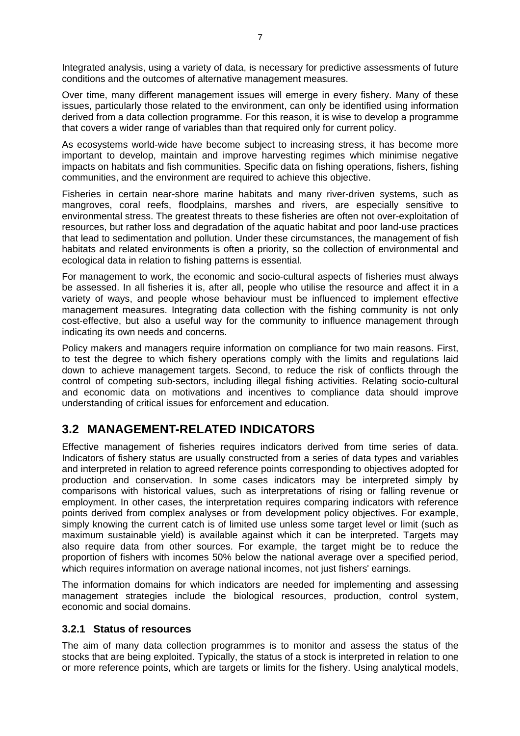Integrated analysis, using a variety of data, is necessary for predictive assessments of future conditions and the outcomes of alternative management measures.

Over time, many different management issues will emerge in every fishery. Many of these issues, particularly those related to the environment, can only be identified using information derived from a data collection programme. For this reason, it is wise to develop a programme that covers a wider range of variables than that required only for current policy.

As ecosystems world-wide have become subject to increasing stress, it has become more important to develop, maintain and improve harvesting regimes which minimise negative impacts on habitats and fish communities. Specific data on fishing operations, fishers, fishing communities, and the environment are required to achieve this objective.

Fisheries in certain near-shore marine habitats and many river-driven systems, such as mangroves, coral reefs, floodplains, marshes and rivers, are especially sensitive to environmental stress. The greatest threats to these fisheries are often not over-exploitation of resources, but rather loss and degradation of the aquatic habitat and poor land-use practices that lead to sedimentation and pollution. Under these circumstances, the management of fish habitats and related environments is often a priority, so the collection of environmental and ecological data in relation to fishing patterns is essential.

For management to work, the economic and socio-cultural aspects of fisheries must always be assessed. In all fisheries it is, after all, people who utilise the resource and affect it in a variety of ways, and people whose behaviour must be influenced to implement effective management measures. Integrating data collection with the fishing community is not only cost-effective, but also a useful way for the community to influence management through indicating its own needs and concerns.

Policy makers and managers require information on compliance for two main reasons. First, to test the degree to which fishery operations comply with the limits and regulations laid down to achieve management targets. Second, to reduce the risk of conflicts through the control of competing sub-sectors, including illegal fishing activities. Relating socio-cultural and economic data on motivations and incentives to compliance data should improve understanding of critical issues for enforcement and education.

## 3.2 MANAGEMENT-RELATED INDICATORS

Effective management of fisheries requires indicators derived from time series of data. Indicators of fishery status are usually constructed from a series of data types and variables and interpreted in relation to agreed reference points corresponding to objectives adopted for production and conservation. In some cases indicators may be interpreted simply by comparisons with historical values, such as interpretations of rising or falling revenue or employment. In other cases, the interpretation requires comparing indicators with reference points derived from complex analyses or from development policy objectives. For example, simply knowing the current catch is of limited use unless some target level or limit (such as maximum sustainable yield) is available against which it can be interpreted. Targets may also require data from other sources. For example, the target might be to reduce the proportion of fishers with incomes 50% below the national average over a specified period, which requires information on average national incomes, not just fishers' earnings.

The information domains for which indicators are needed for implementing and assessing management strategies include the biological resources, production, control system, economic and social domains.

### 3.2.1 Status of resources

The aim of many data collection programmes is to monitor and assess the status of the stocks that are being exploited. Typically, the status of a stock is interpreted in relation to one or more reference points, which are targets or limits for the fishery. Using analytical models,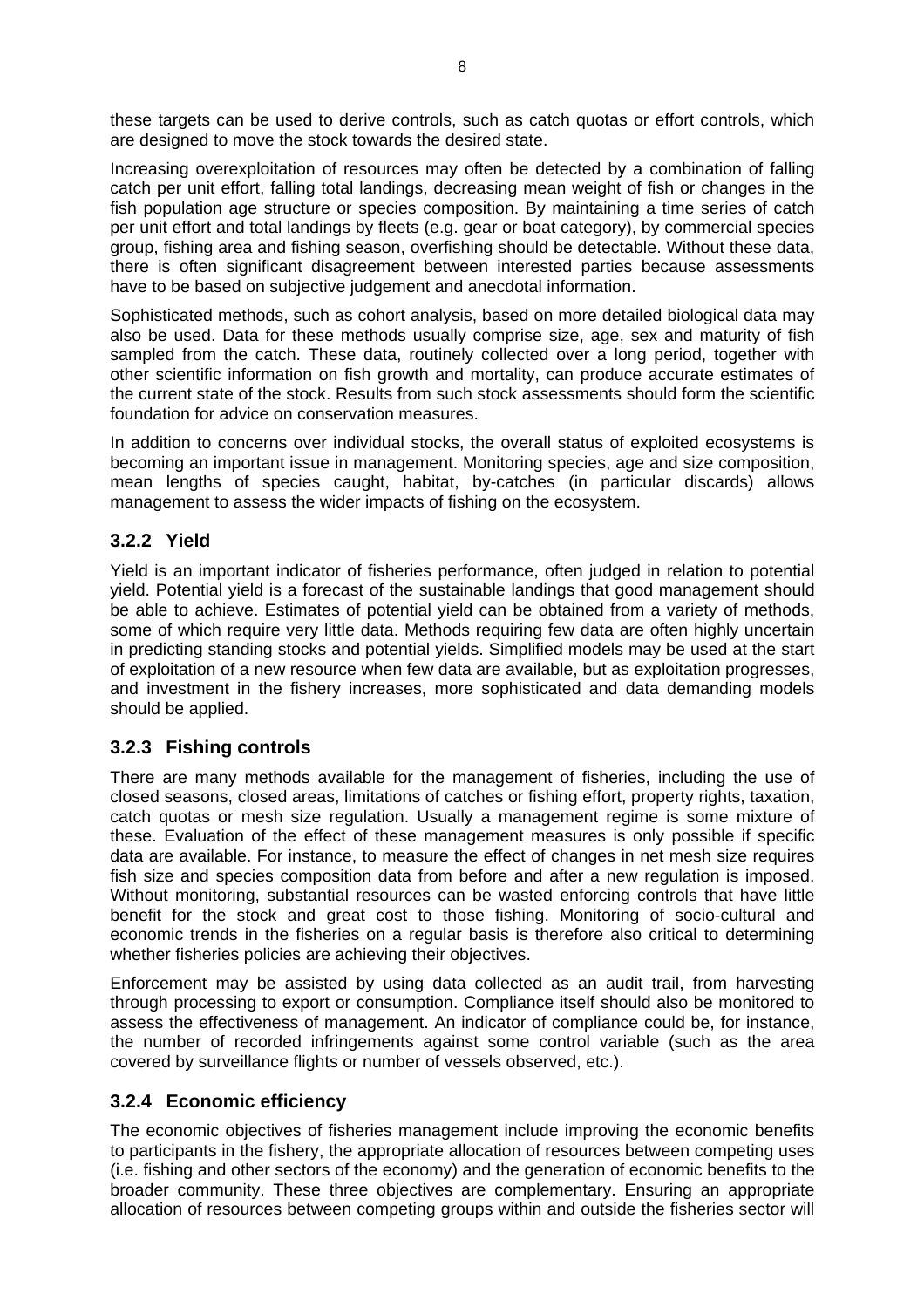these targets can be used to derive controls, such as catch quotas or effort controls, which are designed to move the stock towards the desired state.

Increasing overexploitation of resources may often be detected by a combination of falling catch per unit effort, falling total landings, decreasing mean weight of fish or changes in the fish population age structure or species composition. By maintaining a time series of catch per unit effort and total landings by fleets (e.g. gear or boat category), by commercial species group, fishing area and fishing season, overfishing should be detectable. Without these data, there is often significant disagreement between interested parties because assessments have to be based on subjective judgement and anecdotal information.

Sophisticated methods, such as cohort analysis, based on more detailed biological data may also be used. Data for these methods usually comprise size, age, sex and maturity of fish sampled from the catch. These data, routinely collected over a long period, together with other scientific information on fish growth and mortality, can produce accurate estimates of the current state of the stock. Results from such stock assessments should form the scientific foundation for advice on conservation measures.

In addition to concerns over individual stocks, the overall status of exploited ecosystems is becoming an important issue in management. Monitoring species, age and size composition, mean lengths of species caught, habitat, by-catches (in particular discards) allows management to assess the wider impacts of fishing on the ecosystem.

### 3.2.2 Yield

Yield is an important indicator of fisheries performance, often judged in relation to potential yield. Potential yield is a forecast of the sustainable landings that good management should be able to achieve. Estimates of potential yield can be obtained from a variety of methods, some of which require very little data. Methods requiring few data are often highly uncertain in predicting standing stocks and potential yields. Simplified models may be used at the start of exploitation of a new resource when few data are available, but as exploitation progresses, and investment in the fishery increases, more sophisticated and data demanding models should be applied.

### 3.2.3 Fishing controls

There are many methods available for the management of fisheries, including the use of closed seasons, closed areas, limitations of catches or fishing effort, property rights, taxation, catch quotas or mesh size regulation. Usually a management regime is some mixture of these. Evaluation of the effect of these management measures is only possible if specific data are available. For instance, to measure the effect of changes in net mesh size requires fish size and species composition data from before and after a new regulation is imposed. Without monitoring, substantial resources can be wasted enforcing controls that have little benefit for the stock and great cost to those fishing. Monitoring of socio-cultural and economic trends in the fisheries on a regular basis is therefore also critical to determining whether fisheries policies are achieving their objectives.

Enforcement may be assisted by using data collected as an audit trail, from harvesting through processing to export or consumption. Compliance itself should also be monitored to assess the effectiveness of management. An indicator of compliance could be, for instance, the number of recorded infringements against some control variable (such as the area covered by surveillance flights or number of vessels observed, etc.).

### 3.2.4 Economic efficiency

The economic objectives of fisheries management include improving the economic benefits to participants in the fishery, the appropriate allocation of resources between competing uses (i.e. fishing and other sectors of the economy) and the generation of economic benefits to the broader community. These three objectives are complementary. Ensuring an appropriate allocation of resources between competing groups within and outside the fisheries sector will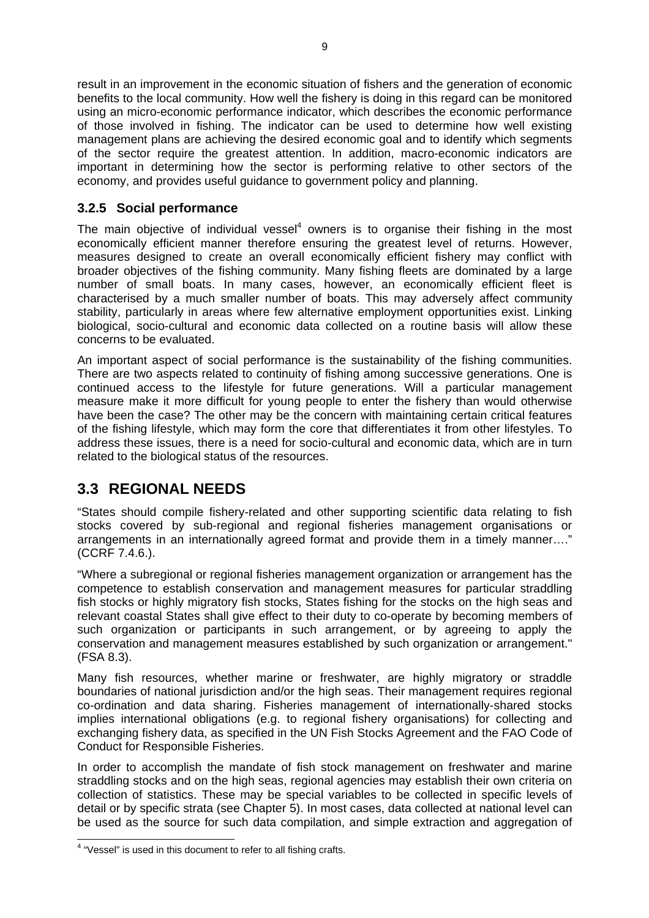result in an improvement in the economic situation of fishers and the generation of economic benefits to the local community. How well the fishery is doing in this regard can be monitored using an micro-economic performance indicator, which describes the economic performance of those involved in fishing. The indicator can be used to determine how well existing management plans are achieving the desired economic goal and to identify which segments of the sector require the greatest attention. In addition, macro-economic indicators are important in determining how the sector is performing relative to other sectors of the economy, and provides useful guidance to government policy and planning.

### 3.2.5 Social performance

The main objective of individual vessel[4] owners is to organise their fishing in the most economically efficient manner therefore ensuring the greatest level of returns. However, measures designed to create an overall economically efficient fishery may conflict with broader objectives of the fishing community. Many fishing fleets are dominated by a large number of small boats. In many cases, however, an economically efficient fleet is characterised by a much smaller number of boats. This may adversely affect community stability, particularly in areas where few alternative employment opportunities exist. Linking biological, socio-cultural and economic data collected on a routine basis will allow these concerns to be evaluated.

An important aspect of social performance is the sustainability of the fishing communities. There are two aspects related to continuity of fishing among successive generations. One is continued access to the lifestyle for future generations. Will a particular management measure make it more difficult for young people to enter the fishery than would otherwise have been the case? The other may be the concern with maintaining certain critical features of the fishing lifestyle, which may form the core that differentiates it from other lifestyles. To address these issues, there is a need for socio-cultural and economic data, which are in turn related to the biological status of the resources.

## 3.3 REGIONAL NEEDS

"States should compile fishery-related and other supporting scientific data relating to fish stocks covered by sub-regional and regional fisheries management organisations or arrangements in an internationally agreed format and provide them in a timely manner…." (CCRF 7.4.6.).

"Where a subregional or regional fisheries management organization or arrangement has the competence to establish conservation and management measures for particular straddling fish stocks or highly migratory fish stocks, States fishing for the stocks on the high seas and relevant coastal States shall give effect to their duty to co-operate by becoming members of such organization or participants in such arrangement, or by agreeing to apply the conservation and management measures established by such organization or arrangement." (FSA 8.3).

Many fish resources, whether marine or freshwater, are highly migratory or straddle boundaries of national jurisdiction and/or the high seas. Their management requires regional co-ordination and data sharing. Fisheries management of internationally-shared stocks implies international obligations (e.g. to regional fishery organisations) for collecting and exchanging fishery data, as specified in the UN Fish Stocks Agreement and the FAO Code of Conduct for Responsible Fisheries.

In order to accomplish the mandate of fish stock management on freshwater and marine straddling stocks and on the high seas, regional agencies may establish their own criteria on collection of statistics. These may be special variables to be collected in specific levels of detail or by specific strata (see Chapter 5). In most cases, data collected at national level can be used as the source for such data compilation, and simple extraction and aggregation of

[4] "Vessel" is used in this document to refer to all fishing crafts.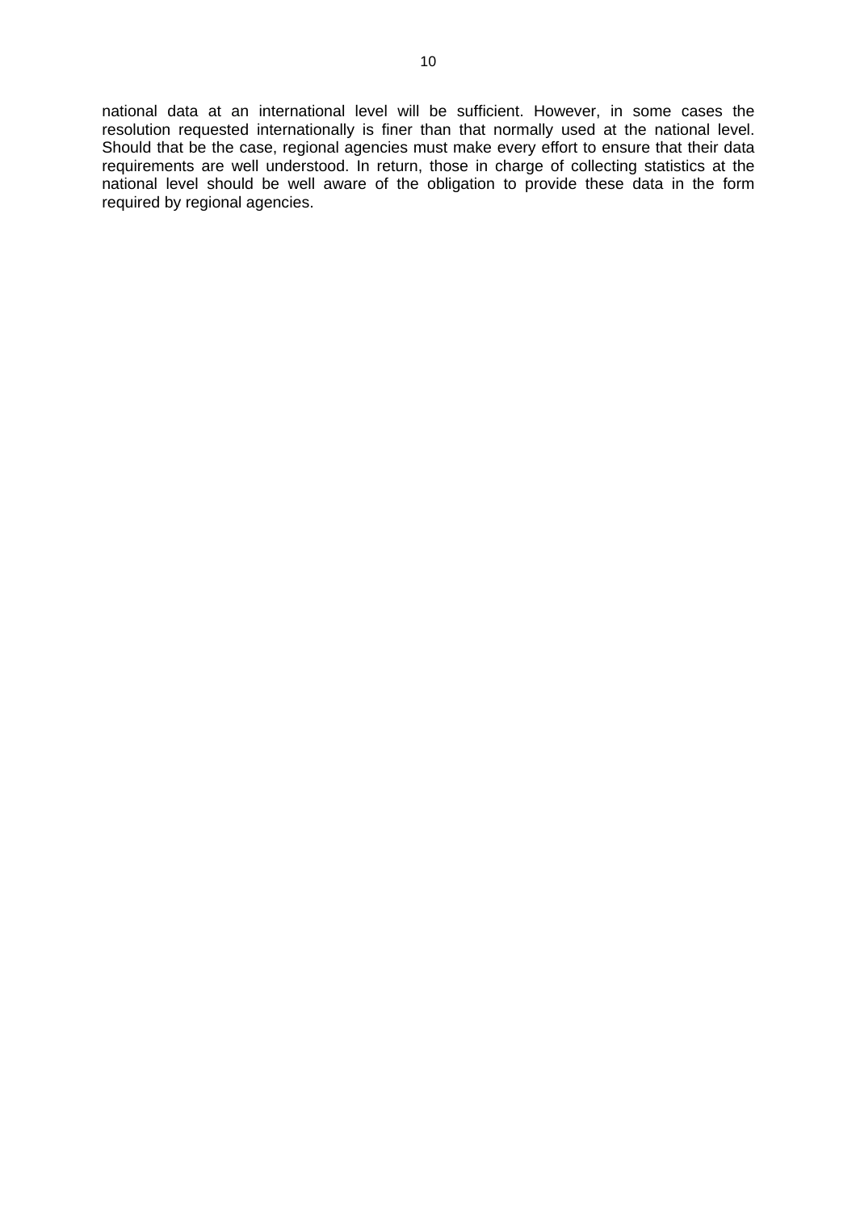national data at an international level will be sufficient. However, in some cases the resolution requested internationally is finer than that normally used at the national level. Should that be the case, regional agencies must make every effort to ensure that their data requirements are well understood. In return, those in charge of collecting statistics at the national level should be well aware of the obligation to provide these data in the form required by regional agencies.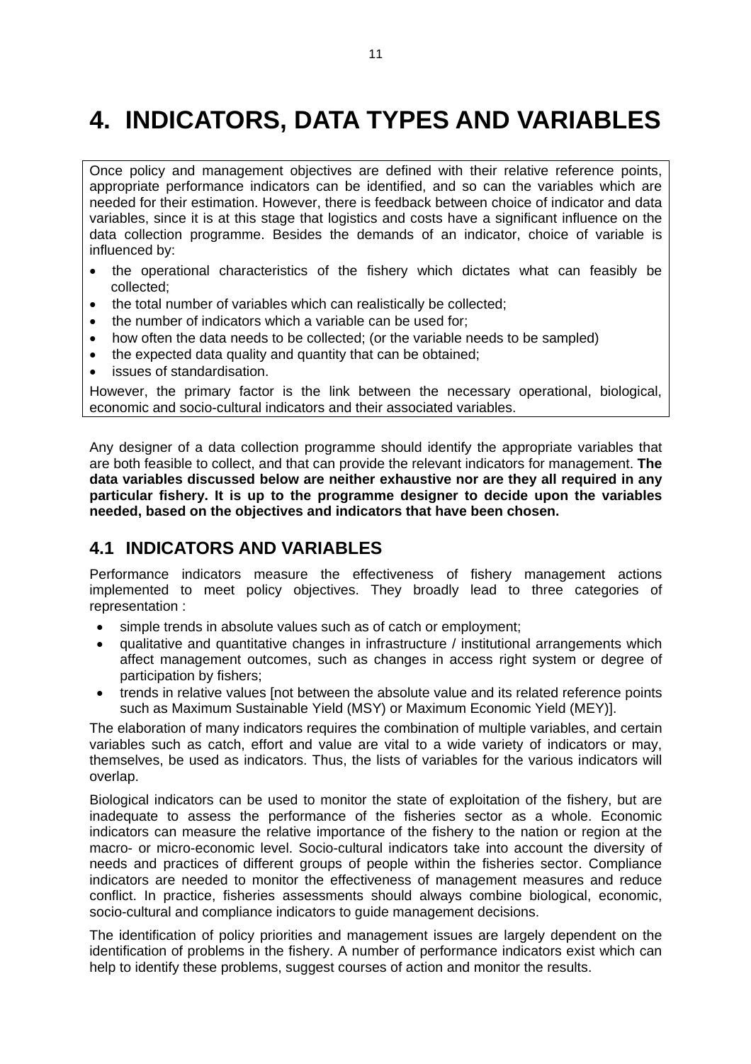# 4. INDICATORS, DATA TYPES AND VARIABLES

Once policy and management objectives are defined with their relative reference points, appropriate performance indicators can be identified, and so can the variables which are needed for their estimation. However, there is feedback between choice of indicator and data variables, since it is at this stage that logistics and costs have a significant influence on the data collection programme. Besides the demands of an indicator, choice of variable is influenced by:

- the operational characteristics of the fishery which dictates what can feasibly be collected;
- the total number of variables which can realistically be collected;
- the number of indicators which a variable can be used for;
- how often the data needs to be collected; (or the variable needs to be sampled)
- the expected data quality and quantity that can be obtained;
- issues of standardisation.

However, the primary factor is the link between the necessary operational, biological, economic and socio-cultural indicators and their associated variables.

Any designer of a data collection programme should identify the appropriate variables that are both feasible to collect, and that can provide the relevant indicators for management. **The data variables discussed below are neither exhaustive nor are they all required in any particular fishery. It is up to the programme designer to decide upon the variables needed, based on the objectives and indicators that have been chosen.**

## 4.1 INDICATORS AND VARIABLES

Performance indicators measure the effectiveness of fishery management actions implemented to meet policy objectives. They broadly lead to three categories of representation :

- simple trends in absolute values such as of catch or employment;
- qualitative and quantitative changes in infrastructure / institutional arrangements which affect management outcomes, such as changes in access right system or degree of participation by fishers;
- trends in relative values [not between the absolute value and its related reference points such as Maximum Sustainable Yield (MSY) or Maximum Economic Yield (MEY)].

The elaboration of many indicators requires the combination of multiple variables, and certain variables such as catch, effort and value are vital to a wide variety of indicators or may, themselves, be used as indicators. Thus, the lists of variables for the various indicators will overlap.

Biological indicators can be used to monitor the state of exploitation of the fishery, but are inadequate to assess the performance of the fisheries sector as a whole. Economic indicators can measure the relative importance of the fishery to the nation or region at the macro- or micro-economic level. Socio-cultural indicators take into account the diversity of needs and practices of different groups of people within the fisheries sector. Compliance indicators are needed to monitor the effectiveness of management measures and reduce conflict. In practice, fisheries assessments should always combine biological, economic, socio-cultural and compliance indicators to guide management decisions.

The identification of policy priorities and management issues are largely dependent on the identification of problems in the fishery. A number of performance indicators exist which can help to identify these problems, suggest courses of action and monitor the results.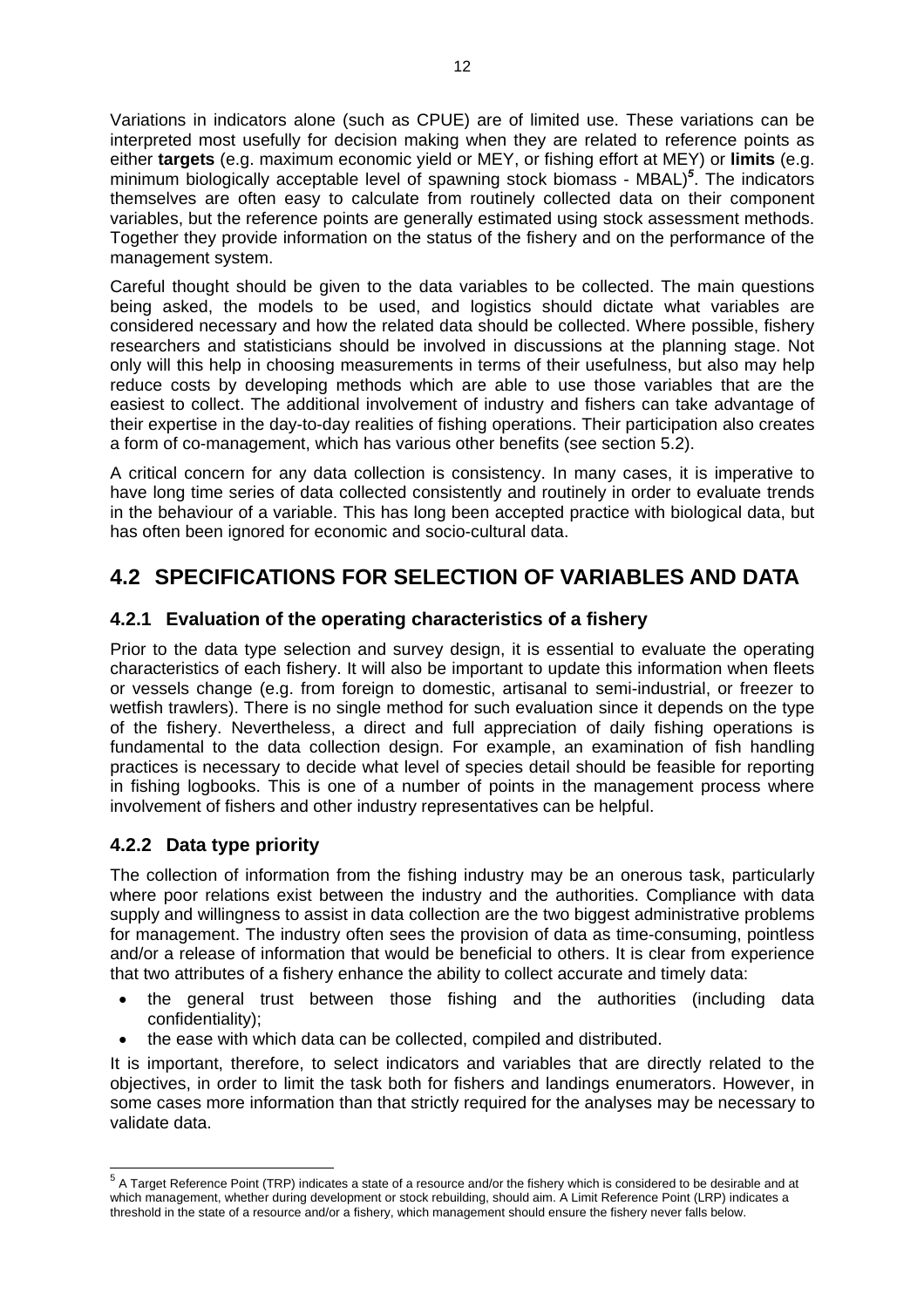Variations in indicators alone (such as CPUE) are of limited use. These variations can be interpreted most usefully for decision making when they are related to reference points as either **targets** (e.g. maximum economic yield or MEY, or fishing effort at MEY) or **limits** (e.g. minimum biologically acceptable level of spawning stock biomass - MBAL)[5]. The indicators themselves are often easy to calculate from routinely collected data on their component variables, but the reference points are generally estimated using stock assessment methods. Together they provide information on the status of the fishery and on the performance of the management system.

Careful thought should be given to the data variables to be collected. The main questions being asked, the models to be used, and logistics should dictate what variables are considered necessary and how the related data should be collected. Where possible, fishery researchers and statisticians should be involved in discussions at the planning stage. Not only will this help in choosing measurements in terms of their usefulness, but also may help reduce costs by developing methods which are able to use those variables that are the easiest to collect. The additional involvement of industry and fishers can take advantage of their expertise in the day-to-day realities of fishing operations. Their participation also creates a form of co-management, which has various other benefits (see section 5.2).

A critical concern for any data collection is consistency. In many cases, it is imperative to have long time series of data collected consistently and routinely in order to evaluate trends in the behaviour of a variable. This has long been accepted practice with biological data, but has often been ignored for economic and socio-cultural data.

## 4.2 SPECIFICATIONS FOR SELECTION OF VARIABLES AND DATA

### 4.2.1 Evaluation of the operating characteristics of a fishery

Prior to the data type selection and survey design, it is essential to evaluate the operating characteristics of each fishery. It will also be important to update this information when fleets or vessels change (e.g. from foreign to domestic, artisanal to semi-industrial, or freezer to wetfish trawlers). There is no single method for such evaluation since it depends on the type of the fishery. Nevertheless, a direct and full appreciation of daily fishing operations is fundamental to the data collection design. For example, an examination of fish handling practices is necessary to decide what level of species detail should be feasible for reporting in fishing logbooks. This is one of a number of points in the management process where involvement of fishers and other industry representatives can be helpful.

### 4.2.2 Data type priority

The collection of information from the fishing industry may be an onerous task, particularly where poor relations exist between the industry and the authorities. Compliance with data supply and willingness to assist in data collection are the two biggest administrative problems for management. The industry often sees the provision of data as time-consuming, pointless and/or a release of information that would be beneficial to others. It is clear from experience that two attributes of a fishery enhance the ability to collect accurate and timely data:

- the general trust between those fishing and the authorities (including data confidentiality);
- the ease with which data can be collected, compiled and distributed.

It is important, therefore, to select indicators and variables that are directly related to the objectives, in order to limit the task both for fishers and landings enumerators. However, in some cases more information than that strictly required for the analyses may be necessary to validate data.

---

[5] A Target Reference Point (TRP) indicates a state of a resource and/or the fishery which is considered to be desirable and at which management, whether during development or stock rebuilding, should aim. A Limit Reference Point (LRP) indicates a threshold in the state of a resource and/or a fishery, which management should ensure the fishery never falls below.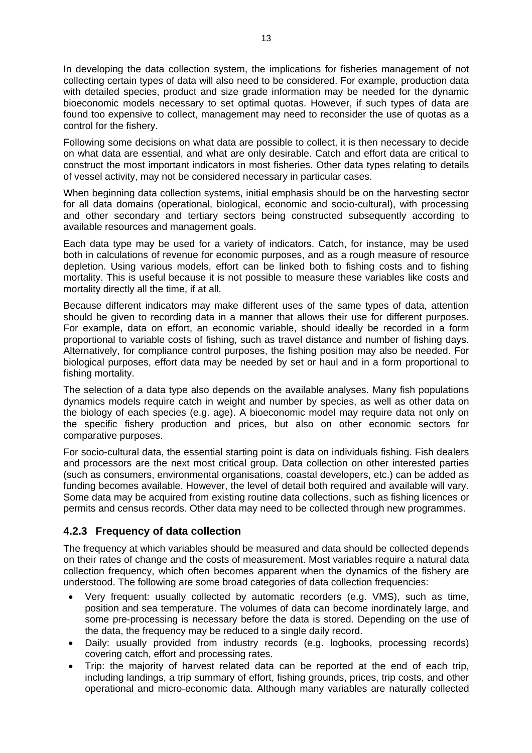In developing the data collection system, the implications for fisheries management of not collecting certain types of data will also need to be considered. For example, production data with detailed species, product and size grade information may be needed for the dynamic bioeconomic models necessary to set optimal quotas. However, if such types of data are found too expensive to collect, management may need to reconsider the use of quotas as a control for the fishery.

Following some decisions on what data are possible to collect, it is then necessary to decide on what data are essential, and what are only desirable. Catch and effort data are critical to construct the most important indicators in most fisheries. Other data types relating to details of vessel activity, may not be considered necessary in particular cases.

When beginning data collection systems, initial emphasis should be on the harvesting sector for all data domains (operational, biological, economic and socio-cultural), with processing and other secondary and tertiary sectors being constructed subsequently according to available resources and management goals.

Each data type may be used for a variety of indicators. Catch, for instance, may be used both in calculations of revenue for economic purposes, and as a rough measure of resource depletion. Using various models, effort can be linked both to fishing costs and to fishing mortality. This is useful because it is not possible to measure these variables like costs and mortality directly all the time, if at all.

Because different indicators may make different uses of the same types of data, attention should be given to recording data in a manner that allows their use for different purposes. For example, data on effort, an economic variable, should ideally be recorded in a form proportional to variable costs of fishing, such as travel distance and number of fishing days. Alternatively, for compliance control purposes, the fishing position may also be needed. For biological purposes, effort data may be needed by set or haul and in a form proportional to fishing mortality.

The selection of a data type also depends on the available analyses. Many fish populations dynamics models require catch in weight and number by species, as well as other data on the biology of each species (e.g. age). A bioeconomic model may require data not only on the specific fishery production and prices, but also on other economic sectors for comparative purposes.

For socio-cultural data, the essential starting point is data on individuals fishing. Fish dealers and processors are the next most critical group. Data collection on other interested parties (such as consumers, environmental organisations, coastal developers, etc.) can be added as funding becomes available. However, the level of detail both required and available will vary. Some data may be acquired from existing routine data collections, such as fishing licences or permits and census records. Other data may need to be collected through new programmes.

### 4.2.3 Frequency of data collection

The frequency at which variables should be measured and data should be collected depends on their rates of change and the costs of measurement. Most variables require a natural data collection frequency, which often becomes apparent when the dynamics of the fishery are understood. The following are some broad categories of data collection frequencies:

- Very frequent: usually collected by automatic recorders (e.g. VMS), such as time, position and sea temperature. The volumes of data can become inordinately large, and some pre-processing is necessary before the data is stored. Depending on the use of the data, the frequency may be reduced to a single daily record.
- Daily: usually provided from industry records (e.g. logbooks, processing records) covering catch, effort and processing rates.
- Trip: the majority of harvest related data can be reported at the end of each trip, including landings, a trip summary of effort, fishing grounds, prices, trip costs, and other operational and micro-economic data. Although many variables are naturally collected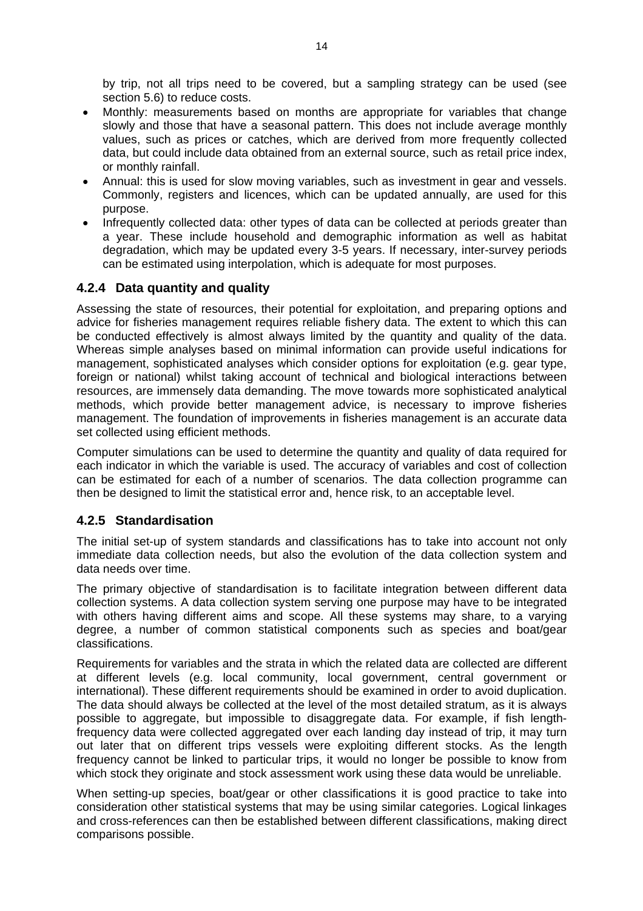by trip, not all trips need to be covered, but a sampling strategy can be used (see section 5.6) to reduce costs.

- Monthly: measurements based on months are appropriate for variables that change slowly and those that have a seasonal pattern. This does not include average monthly values, such as prices or catches, which are derived from more frequently collected data, but could include data obtained from an external source, such as retail price index, or monthly rainfall.
- Annual: this is used for slow moving variables, such as investment in gear and vessels. Commonly, registers and licences, which can be updated annually, are used for this purpose.
- Infrequently collected data: other types of data can be collected at periods greater than a year. These include household and demographic information as well as habitat degradation, which may be updated every 3-5 years. If necessary, inter-survey periods can be estimated using interpolation, which is adequate for most purposes.

### 4.2.4 Data quantity and quality

Assessing the state of resources, their potential for exploitation, and preparing options and advice for fisheries management requires reliable fishery data. The extent to which this can be conducted effectively is almost always limited by the quantity and quality of the data. Whereas simple analyses based on minimal information can provide useful indications for management, sophisticated analyses which consider options for exploitation (e.g. gear type, foreign or national) whilst taking account of technical and biological interactions between resources, are immensely data demanding. The move towards more sophisticated analytical methods, which provide better management advice, is necessary to improve fisheries management. The foundation of improvements in fisheries management is an accurate data set collected using efficient methods.

Computer simulations can be used to determine the quantity and quality of data required for each indicator in which the variable is used. The accuracy of variables and cost of collection can be estimated for each of a number of scenarios. The data collection programme can then be designed to limit the statistical error and, hence risk, to an acceptable level.

### 4.2.5 Standardisation

The initial set-up of system standards and classifications has to take into account not only immediate data collection needs, but also the evolution of the data collection system and data needs over time.

The primary objective of standardisation is to facilitate integration between different data collection systems. A data collection system serving one purpose may have to be integrated with others having different aims and scope. All these systems may share, to a varying degree, a number of common statistical components such as species and boat/gear classifications.

Requirements for variables and the strata in which the related data are collected are different at different levels (e.g. local community, local government, central government or international). These different requirements should be examined in order to avoid duplication. The data should always be collected at the level of the most detailed stratum, as it is always possible to aggregate, but impossible to disaggregate data. For example, if fish length-frequency data were collected aggregated over each landing day instead of trip, it may turn out later that on different trips vessels were exploiting different stocks. As the length frequency cannot be linked to particular trips, it would no longer be possible to know from which stock they originate and stock assessment work using these data would be unreliable.

When setting-up species, boat/gear or other classifications it is good practice to take into consideration other statistical systems that may be using similar categories. Logical linkages and cross-references can then be established between different classifications, making direct comparisons possible.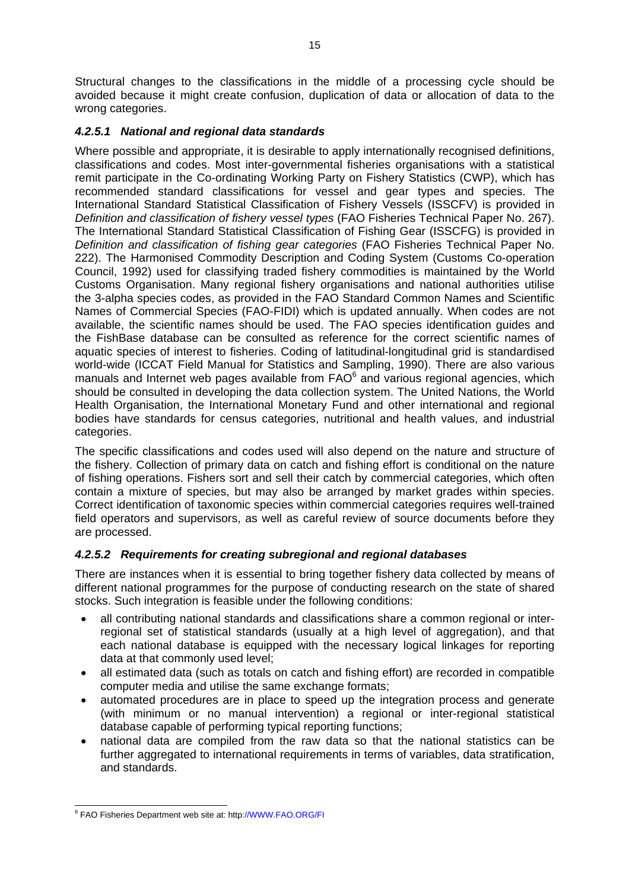Structural changes to the classifications in the middle of a processing cycle should be avoided because it might create confusion, duplication of data or allocation of data to the wrong categories.

#### *4.2.5.1 National and regional data standards*

Where possible and appropriate, it is desirable to apply internationally recognised definitions, classifications and codes. Most inter-governmental fisheries organisations with a statistical remit participate in the Co-ordinating Working Party on Fishery Statistics (CWP), which has recommended standard classifications for vessel and gear types and species. The International Standard Statistical Classification of Fishery Vessels (ISSCFV) is provided in *Definition and classification of fishery vessel types* (FAO Fisheries Technical Paper No. 267). The International Standard Statistical Classification of Fishing Gear (ISSCFG) is provided in *Definition and classification of fishing gear categories* (FAO Fisheries Technical Paper No. 222). The Harmonised Commodity Description and Coding System (Customs Co-operation Council, 1992) used for classifying traded fishery commodities is maintained by the World Customs Organisation. Many regional fishery organisations and national authorities utilise the 3-alpha species codes, as provided in the FAO Standard Common Names and Scientific Names of Commercial Species (FAO-FIDI) which is updated annually. When codes are not available, the scientific names should be used. The FAO species identification guides and the FishBase database can be consulted as reference for the correct scientific names of aquatic species of interest to fisheries. Coding of latitudinal-longitudinal grid is standardised world-wide (ICCAT Field Manual for Statistics and Sampling, 1990). There are also various manuals and Internet web pages available from FAO[6] and various regional agencies, which should be consulted in developing the data collection system. The United Nations, the World Health Organisation, the International Monetary Fund and other international and regional bodies have standards for census categories, nutritional and health values, and industrial categories.

The specific classifications and codes used will also depend on the nature and structure of the fishery. Collection of primary data on catch and fishing effort is conditional on the nature of fishing operations. Fishers sort and sell their catch by commercial categories, which often contain a mixture of species, but may also be arranged by market grades within species. Correct identification of taxonomic species within commercial categories requires well-trained field operators and supervisors, as well as careful review of source documents before they are processed.

#### *4.2.5.2 Requirements for creating subregional and regional databases*

There are instances when it is essential to bring together fishery data collected by means of different national programmes for the purpose of conducting research on the state of shared stocks. Such integration is feasible under the following conditions:

- all contributing national standards and classifications share a common regional or inter-regional set of statistical standards (usually at a high level of aggregation), and that each national database is equipped with the necessary logical linkages for reporting data at that commonly used level;
- all estimated data (such as totals on catch and fishing effort) are recorded in compatible computer media and utilise the same exchange formats;
- automated procedures are in place to speed up the integration process and generate (with minimum or no manual intervention) a regional or inter-regional statistical database capable of performing typical reporting functions;
- national data are compiled from the raw data so that the national statistics can be further aggregated to international requirements in terms of variables, data stratification, and standards.

---

[6] FAO Fisheries Department web site at: http://WWW.FAO.ORG/FI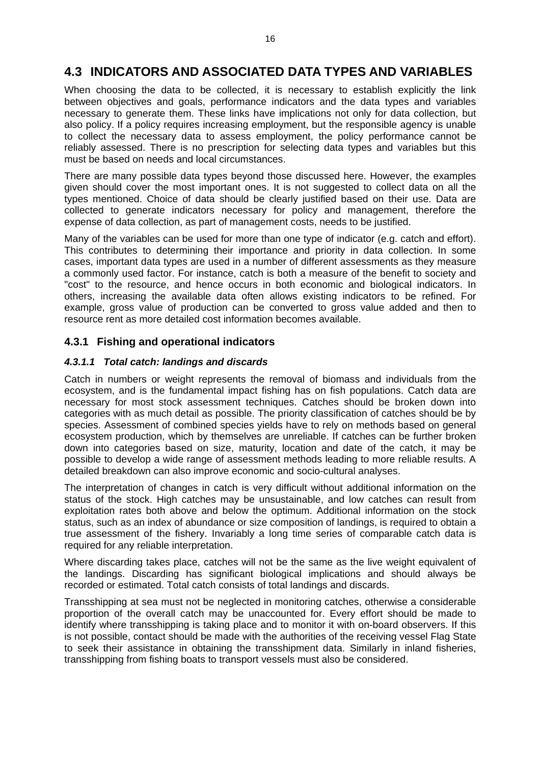## 4.3 INDICATORS AND ASSOCIATED DATA TYPES AND VARIABLES

When choosing the data to be collected, it is necessary to establish explicitly the link between objectives and goals, performance indicators and the data types and variables necessary to generate them. These links have implications not only for data collection, but also policy. If a policy requires increasing employment, but the responsible agency is unable to collect the necessary data to assess employment, the policy performance cannot be reliably assessed. There is no prescription for selecting data types and variables but this must be based on needs and local circumstances.

There are many possible data types beyond those discussed here. However, the examples given should cover the most important ones. It is not suggested to collect data on all the types mentioned. Choice of data should be clearly justified based on their use. Data are collected to generate indicators necessary for policy and management, therefore the expense of data collection, as part of management costs, needs to be justified.

Many of the variables can be used for more than one type of indicator (e.g. catch and effort). This contributes to determining their importance and priority in data collection. In some cases, important data types are used in a number of different assessments as they measure a commonly used factor. For instance, catch is both a measure of the benefit to society and "cost" to the resource, and hence occurs in both economic and biological indicators. In others, increasing the available data often allows existing indicators to be refined. For example, gross value of production can be converted to gross value added and then to resource rent as more detailed cost information becomes available.

### 4.3.1 Fishing and operational indicators

#### *4.3.1.1 Total catch: landings and discards*

Catch in numbers or weight represents the removal of biomass and individuals from the ecosystem, and is the fundamental impact fishing has on fish populations. Catch data are necessary for most stock assessment techniques. Catches should be broken down into categories with as much detail as possible. The priority classification of catches should be by species. Assessment of combined species yields have to rely on methods based on general ecosystem production, which by themselves are unreliable. If catches can be further broken down into categories based on size, maturity, location and date of the catch, it may be possible to develop a wide range of assessment methods leading to more reliable results. A detailed breakdown can also improve economic and socio-cultural analyses.

The interpretation of changes in catch is very difficult without additional information on the status of the stock. High catches may be unsustainable, and low catches can result from exploitation rates both above and below the optimum. Additional information on the stock status, such as an index of abundance or size composition of landings, is required to obtain a true assessment of the fishery. Invariably a long time series of comparable catch data is required for any reliable interpretation.

Where discarding takes place, catches will not be the same as the live weight equivalent of the landings. Discarding has significant biological implications and should always be recorded or estimated. Total catch consists of total landings and discards.

Transshipping at sea must not be neglected in monitoring catches, otherwise a considerable proportion of the overall catch may be unaccounted for. Every effort should be made to identify where transshipping is taking place and to monitor it with on-board observers. If this is not possible, contact should be made with the authorities of the receiving vessel Flag State to seek their assistance in obtaining the transshipment data. Similarly in inland fisheries, transshipping from fishing boats to transport vessels must also be considered.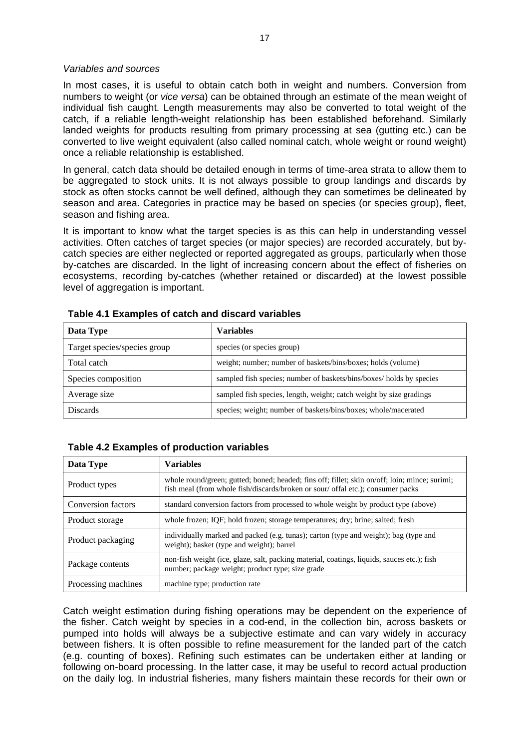*Variables and sources*

In most cases, it is useful to obtain catch both in weight and numbers. Conversion from numbers to weight (or *vice versa*) can be obtained through an estimate of the mean weight of individual fish caught. Length measurements may also be converted to total weight of the catch, if a reliable length-weight relationship has been established beforehand. Similarly landed weights for products resulting from primary processing at sea (gutting etc.) can be converted to live weight equivalent (also called nominal catch, whole weight or round weight) once a reliable relationship is established.

In general, catch data should be detailed enough in terms of time-area strata to allow them to be aggregated to stock units. It is not always possible to group landings and discards by stock as often stocks cannot be well defined, although they can sometimes be delineated by season and area. Categories in practice may be based on species (or species group), fleet, season and fishing area.

It is important to know what the target species is as this can help in understanding vessel activities. Often catches of target species (or major species) are recorded accurately, but by-catch species are either neglected or reported aggregated as groups, particularly when those by-catches are discarded. In the light of increasing concern about the effect of fisheries on ecosystems, recording by-catches (whether retained or discarded) at the lowest possible level of aggregation is important.

**Table 4.1 Examples of catch and discard variables**

| Data Type | Variables |
|---|---|
| Target species/species group | species (or species group) |
| Total catch | weight; number; number of baskets/bins/boxes; holds (volume) |
| Species composition | sampled fish species; number of baskets/bins/boxes/ holds by species |
| Average size | sampled fish species, length, weight; catch weight by size gradings |
| Discards | species; weight; number of baskets/bins/boxes; whole/macerated |

**Table 4.2 Examples of production variables**

| Data Type | Variables |
|---|---|
| Product types | whole round/green; gutted; boned; headed; fins off; fillet; skin on/off; loin; mince; surimi; fish meal (from whole fish/discards/broken or sour/ offal etc.); consumer packs |
| Conversion factors | standard conversion factors from processed to whole weight by product type (above) |
| Product storage | whole frozen; IQF; hold frozen; storage temperatures; dry; brine; salted; fresh |
| Product packaging | individually marked and packed (e.g. tunas); carton (type and weight); bag (type and weight); basket (type and weight); barrel |
| Package contents | non-fish weight (ice, glaze, salt, packing material, coatings, liquids, sauces etc.); fish number; package weight; product type; size grade |
| Processing machines | machine type; production rate |

Catch weight estimation during fishing operations may be dependent on the experience of the fisher. Catch weight by species in a cod-end, in the collection bin, across baskets or pumped into holds will always be a subjective estimate and can vary widely in accuracy between fishers. It is often possible to refine measurement for the landed part of the catch (e.g. counting of boxes). Refining such estimates can be undertaken either at landing or following on-board processing. In the latter case, it may be useful to record actual production on the daily log. In industrial fisheries, many fishers maintain these records for their own or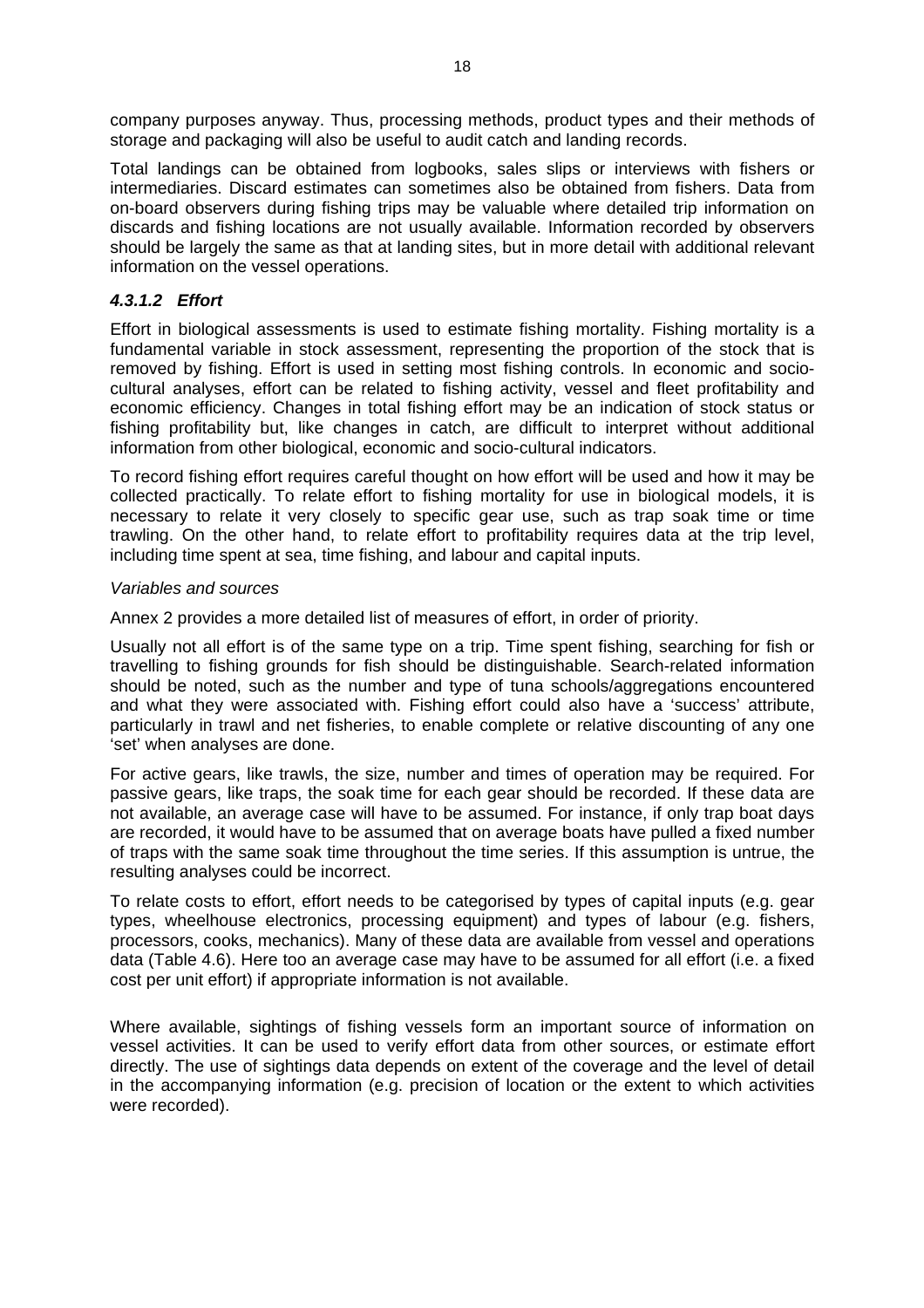company purposes anyway. Thus, processing methods, product types and their methods of storage and packaging will also be useful to audit catch and landing records.

Total landings can be obtained from logbooks, sales slips or interviews with fishers or intermediaries. Discard estimates can sometimes also be obtained from fishers. Data from on-board observers during fishing trips may be valuable where detailed trip information on discards and fishing locations are not usually available. Information recorded by observers should be largely the same as that at landing sites, but in more detail with additional relevant information on the vessel operations.

#### *4.3.1.2 Effort*

Effort in biological assessments is used to estimate fishing mortality. Fishing mortality is a fundamental variable in stock assessment, representing the proportion of the stock that is removed by fishing. Effort is used in setting most fishing controls. In economic and socio-cultural analyses, effort can be related to fishing activity, vessel and fleet profitability and economic efficiency. Changes in total fishing effort may be an indication of stock status or fishing profitability but, like changes in catch, are difficult to interpret without additional information from other biological, economic and socio-cultural indicators.

To record fishing effort requires careful thought on how effort will be used and how it may be collected practically. To relate effort to fishing mortality for use in biological models, it is necessary to relate it very closely to specific gear use, such as trap soak time or time trawling. On the other hand, to relate effort to profitability requires data at the trip level, including time spent at sea, time fishing, and labour and capital inputs.

*Variables and sources*

Annex 2 provides a more detailed list of measures of effort, in order of priority.

Usually not all effort is of the same type on a trip. Time spent fishing, searching for fish or travelling to fishing grounds for fish should be distinguishable. Search-related information should be noted, such as the number and type of tuna schools/aggregations encountered and what they were associated with. Fishing effort could also have a 'success' attribute, particularly in trawl and net fisheries, to enable complete or relative discounting of any one 'set' when analyses are done.

For active gears, like trawls, the size, number and times of operation may be required. For passive gears, like traps, the soak time for each gear should be recorded. If these data are not available, an average case will have to be assumed. For instance, if only trap boat days are recorded, it would have to be assumed that on average boats have pulled a fixed number of traps with the same soak time throughout the time series. If this assumption is untrue, the resulting analyses could be incorrect.

To relate costs to effort, effort needs to be categorised by types of capital inputs (e.g. gear types, wheelhouse electronics, processing equipment) and types of labour (e.g. fishers, processors, cooks, mechanics). Many of these data are available from vessel and operations data (Table 4.6). Here too an average case may have to be assumed for all effort (i.e. a fixed cost per unit effort) if appropriate information is not available.

Where available, sightings of fishing vessels form an important source of information on vessel activities. It can be used to verify effort data from other sources, or estimate effort directly. The use of sightings data depends on extent of the coverage and the level of detail in the accompanying information (e.g. precision of location or the extent to which activities were recorded).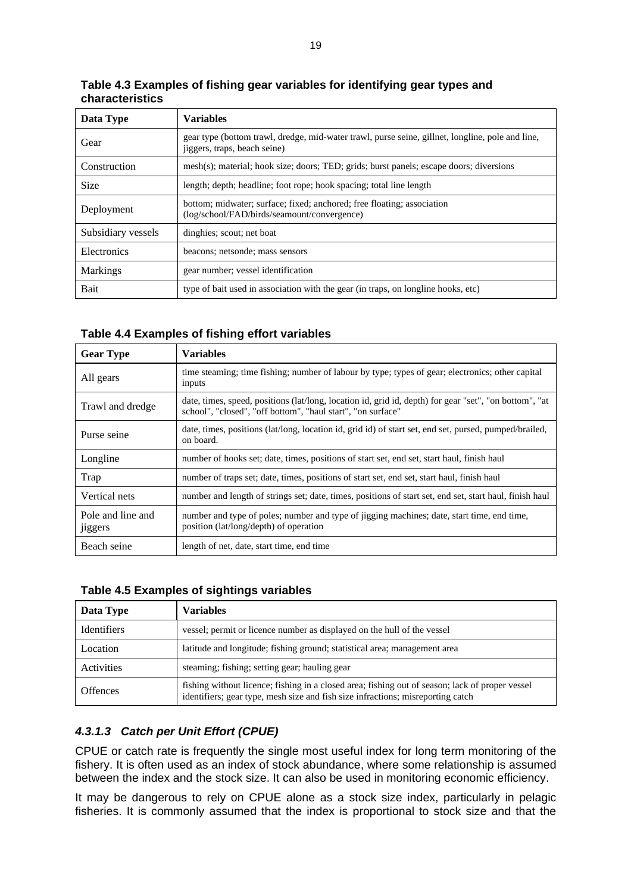**Table 4.3 Examples of fishing gear variables for identifying gear types and characteristics**

| Data Type | Variables |
| --- | --- |
| Gear | gear type (bottom trawl, dredge, mid-water trawl, purse seine, gillnet, longline, pole and line, jiggers, traps, beach seine) |
| Construction | mesh(s); material; hook size; doors; TED; grids; burst panels; escape doors; diversions |
| Size | length; depth; headline; foot rope; hook spacing; total line length |
| Deployment | bottom; midwater; surface; fixed; anchored; free floating; association (log/school/FAD/birds/seamount/convergence) |
| Subsidiary vessels | dinghies; scout; net boat |
| Electronics | beacons; netsonde; mass sensors |
| Markings | gear number; vessel identification |
| Bait | type of bait used in association with the gear (in traps, on longline hooks, etc) |

**Table 4.4 Examples of fishing effort variables**

| Gear Type | Variables |
| --- | --- |
| All gears | time steaming; time fishing; number of labour by type; types of gear; electronics; other capital inputs |
| Trawl and dredge | date, times, speed, positions (lat/long, location id, grid id, depth) for gear "set", "on bottom", "at school", "closed", "off bottom", "haul start", "on surface" |
| Purse seine | date, times, positions (lat/long, location id, grid id) of start set, end set, pursed, pumped/brailed, on board. |
| Longline | number of hooks set; date, times, positions of start set, end set, start haul, finish haul |
| Trap | number of traps set; date, times, positions of start set, end set, start haul, finish haul |
| Vertical nets | number and length of strings set; date, times, positions of start set, end set, start haul, finish haul |
| Pole and line and jiggers | number and type of poles; number and type of jigging machines; date, start time, end time, position (lat/long/depth) of operation |
| Beach seine | length of net, date, start time, end time |

**Table 4.5 Examples of sightings variables**

| Data Type | Variables |
| --- | --- |
| Identifiers | vessel; permit or licence number as displayed on the hull of the vessel |
| Location | latitude and longitude; fishing ground; statistical area; management area |
| Activities | steaming; fishing; setting gear; hauling gear |
| Offences | fishing without licence; fishing in a closed area; fishing out of season; lack of proper vessel identifiers; gear type, mesh size and fish size infractions; misreporting catch |

#### *4.3.1.3 Catch per Unit Effort (CPUE)*

CPUE or catch rate is frequently the single most useful index for long term monitoring of the fishery. It is often used as an index of stock abundance, where some relationship is assumed between the index and the stock size. It can also be used in monitoring economic efficiency.

It may be dangerous to rely on CPUE alone as a stock size index, particularly in pelagic fisheries. It is commonly assumed that the index is proportional to stock size and that the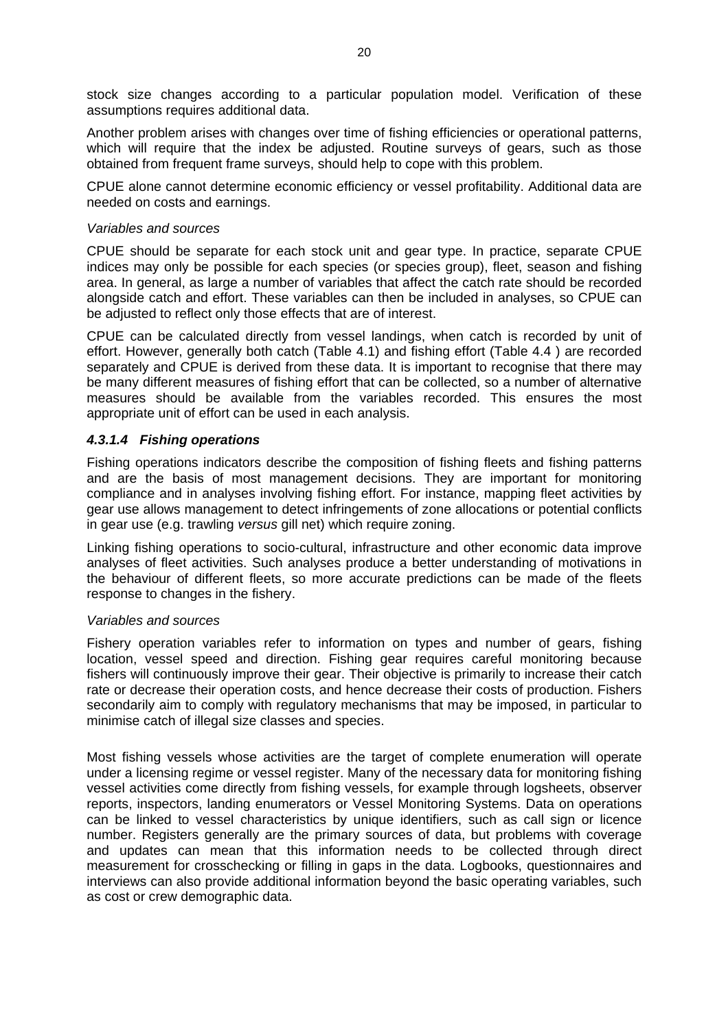stock size changes according to a particular population model. Verification of these assumptions requires additional data.

Another problem arises with changes over time of fishing efficiencies or operational patterns, which will require that the index be adjusted. Routine surveys of gears, such as those obtained from frequent frame surveys, should help to cope with this problem.

CPUE alone cannot determine economic efficiency or vessel profitability. Additional data are needed on costs and earnings.

*Variables and sources*

CPUE should be separate for each stock unit and gear type. In practice, separate CPUE indices may only be possible for each species (or species group), fleet, season and fishing area. In general, as large a number of variables that affect the catch rate should be recorded alongside catch and effort. These variables can then be included in analyses, so CPUE can be adjusted to reflect only those effects that are of interest.

CPUE can be calculated directly from vessel landings, when catch is recorded by unit of effort. However, generally both catch (Table 4.1) and fishing effort (Table 4.4 ) are recorded separately and CPUE is derived from these data. It is important to recognise that there may be many different measures of fishing effort that can be collected, so a number of alternative measures should be available from the variables recorded. This ensures the most appropriate unit of effort can be used in each analysis.

#### *4.3.1.4 Fishing operations*

Fishing operations indicators describe the composition of fishing fleets and fishing patterns and are the basis of most management decisions. They are important for monitoring compliance and in analyses involving fishing effort. For instance, mapping fleet activities by gear use allows management to detect infringements of zone allocations or potential conflicts in gear use (e.g. trawling *versus* gill net) which require zoning.

Linking fishing operations to socio-cultural, infrastructure and other economic data improve analyses of fleet activities. Such analyses produce a better understanding of motivations in the behaviour of different fleets, so more accurate predictions can be made of the fleets response to changes in the fishery.

*Variables and sources*

Fishery operation variables refer to information on types and number of gears, fishing location, vessel speed and direction. Fishing gear requires careful monitoring because fishers will continuously improve their gear. Their objective is primarily to increase their catch rate or decrease their operation costs, and hence decrease their costs of production. Fishers secondarily aim to comply with regulatory mechanisms that may be imposed, in particular to minimise catch of illegal size classes and species.

Most fishing vessels whose activities are the target of complete enumeration will operate under a licensing regime or vessel register. Many of the necessary data for monitoring fishing vessel activities come directly from fishing vessels, for example through logsheets, observer reports, inspectors, landing enumerators or Vessel Monitoring Systems. Data on operations can be linked to vessel characteristics by unique identifiers, such as call sign or licence number. Registers generally are the primary sources of data, but problems with coverage and updates can mean that this information needs to be collected through direct measurement for crosschecking or filling in gaps in the data. Logbooks, questionnaires and interviews can also provide additional information beyond the basic operating variables, such as cost or crew demographic data.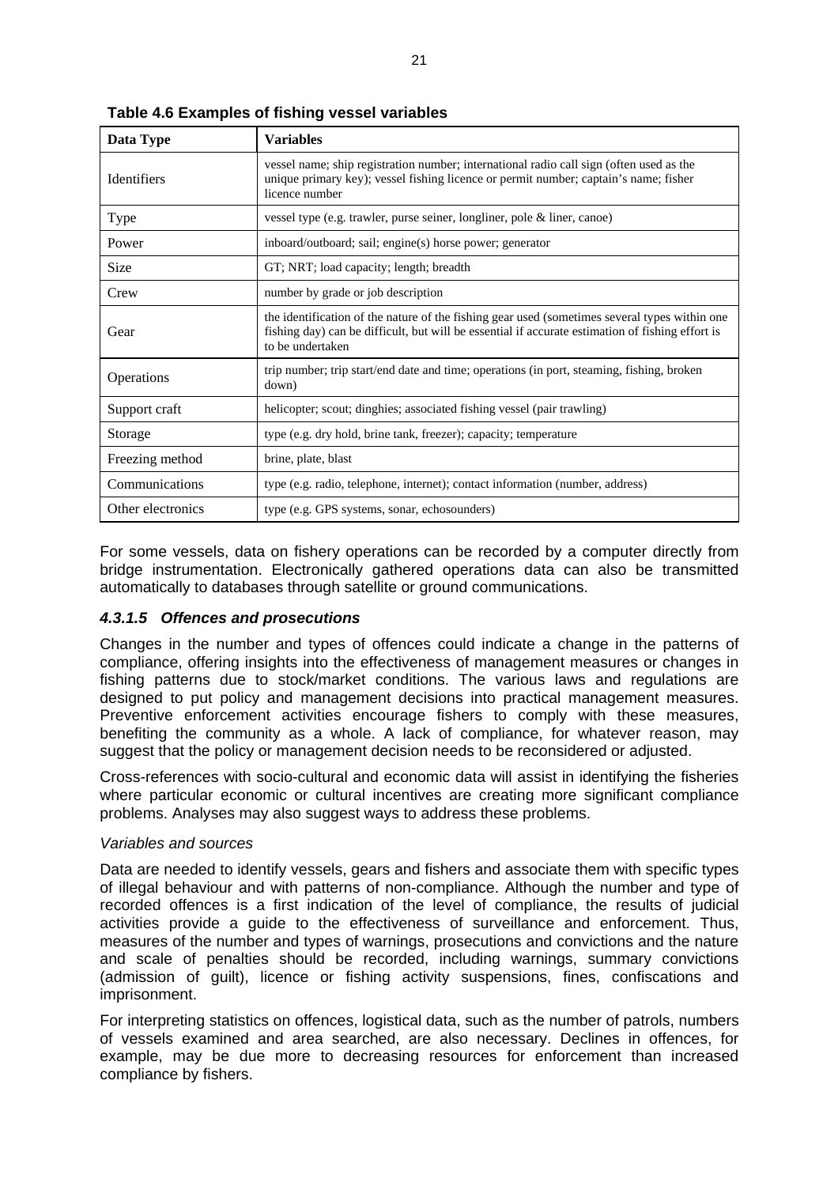**Table 4.6 Examples of fishing vessel variables**

| Data Type | Variables |
|---|---|
| Identifiers | vessel name; ship registration number; international radio call sign (often used as the unique primary key); vessel fishing licence or permit number; captain's name; fisher licence number |
| Type | vessel type (e.g. trawler, purse seiner, longliner, pole & liner, canoe) |
| Power | inboard/outboard; sail; engine(s) horse power; generator |
| Size | GT; NRT; load capacity; length; breadth |
| Crew | number by grade or job description |
| Gear | the identification of the nature of the fishing gear used (sometimes several types within one fishing day) can be difficult, but will be essential if accurate estimation of fishing effort is to be undertaken |
| Operations | trip number; trip start/end date and time; operations (in port, steaming, fishing, broken down) |
| Support craft | helicopter; scout; dinghies; associated fishing vessel (pair trawling) |
| Storage | type (e.g. dry hold, brine tank, freezer); capacity; temperature |
| Freezing method | brine, plate, blast |
| Communications | type (e.g. radio, telephone, internet); contact information (number, address) |
| Other electronics | type (e.g. GPS systems, sonar, echosounders) |

For some vessels, data on fishery operations can be recorded by a computer directly from bridge instrumentation. Electronically gathered operations data can also be transmitted automatically to databases through satellite or ground communications.

#### *4.3.1.5 Offences and prosecutions*

Changes in the number and types of offences could indicate a change in the patterns of compliance, offering insights into the effectiveness of management measures or changes in fishing patterns due to stock/market conditions. The various laws and regulations are designed to put policy and management decisions into practical management measures. Preventive enforcement activities encourage fishers to comply with these measures, benefiting the community as a whole. A lack of compliance, for whatever reason, may suggest that the policy or management decision needs to be reconsidered or adjusted.

Cross-references with socio-cultural and economic data will assist in identifying the fisheries where particular economic or cultural incentives are creating more significant compliance problems. Analyses may also suggest ways to address these problems.

*Variables and sources*

Data are needed to identify vessels, gears and fishers and associate them with specific types of illegal behaviour and with patterns of non-compliance. Although the number and type of recorded offences is a first indication of the level of compliance, the results of judicial activities provide a guide to the effectiveness of surveillance and enforcement. Thus, measures of the number and types of warnings, prosecutions and convictions and the nature and scale of penalties should be recorded, including warnings, summary convictions (admission of guilt), licence or fishing activity suspensions, fines, confiscations and imprisonment.

For interpreting statistics on offences, logistical data, such as the number of patrols, numbers of vessels examined and area searched, are also necessary. Declines in offences, for example, may be due more to decreasing resources for enforcement than increased compliance by fishers.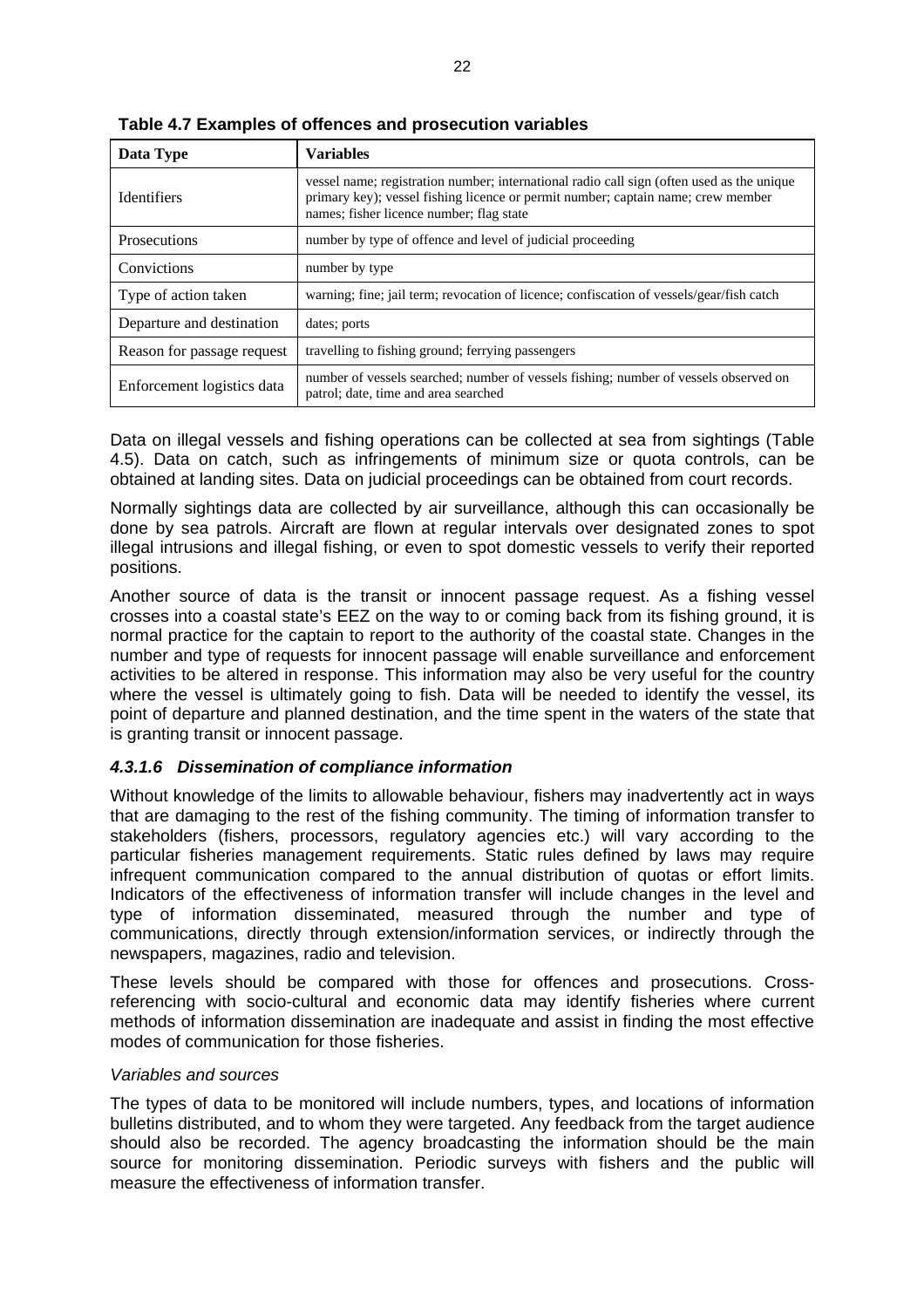**Table 4.7 Examples of offences and prosecution variables**

| Data Type | Variables |
|---|---|
| Identifiers | vessel name; registration number; international radio call sign (often used as the unique primary key); vessel fishing licence or permit number; captain name; crew member names; fisher licence number; flag state |
| Prosecutions | number by type of offence and level of judicial proceeding |
| Convictions | number by type |
| Type of action taken | warning; fine; jail term; revocation of licence; confiscation of vessels/gear/fish catch |
| Departure and destination | dates; ports |
| Reason for passage request | travelling to fishing ground; ferrying passengers |
| Enforcement logistics data | number of vessels searched; number of vessels fishing; number of vessels observed on patrol; date, time and area searched |

Data on illegal vessels and fishing operations can be collected at sea from sightings (Table 4.5). Data on catch, such as infringements of minimum size or quota controls, can be obtained at landing sites. Data on judicial proceedings can be obtained from court records.

Normally sightings data are collected by air surveillance, although this can occasionally be done by sea patrols. Aircraft are flown at regular intervals over designated zones to spot illegal intrusions and illegal fishing, or even to spot domestic vessels to verify their reported positions.

Another source of data is the transit or innocent passage request. As a fishing vessel crosses into a coastal state's EEZ on the way to or coming back from its fishing ground, it is normal practice for the captain to report to the authority of the coastal state. Changes in the number and type of requests for innocent passage will enable surveillance and enforcement activities to be altered in response. This information may also be very useful for the country where the vessel is ultimately going to fish. Data will be needed to identify the vessel, its point of departure and planned destination, and the time spent in the waters of the state that is granting transit or innocent passage.

#### *4.3.1.6 Dissemination of compliance information*

Without knowledge of the limits to allowable behaviour, fishers may inadvertently act in ways that are damaging to the rest of the fishing community. The timing of information transfer to stakeholders (fishers, processors, regulatory agencies etc.) will vary according to the particular fisheries management requirements. Static rules defined by laws may require infrequent communication compared to the annual distribution of quotas or effort limits. Indicators of the effectiveness of information transfer will include changes in the level and type of information disseminated, measured through the number and type of communications, directly through extension/information services, or indirectly through the newspapers, magazines, radio and television.

These levels should be compared with those for offences and prosecutions. Cross-referencing with socio-cultural and economic data may identify fisheries where current methods of information dissemination are inadequate and assist in finding the most effective modes of communication for those fisheries.

*Variables and sources*

The types of data to be monitored will include numbers, types, and locations of information bulletins distributed, and to whom they were targeted. Any feedback from the target audience should also be recorded. The agency broadcasting the information should be the main source for monitoring dissemination. Periodic surveys with fishers and the public will measure the effectiveness of information transfer.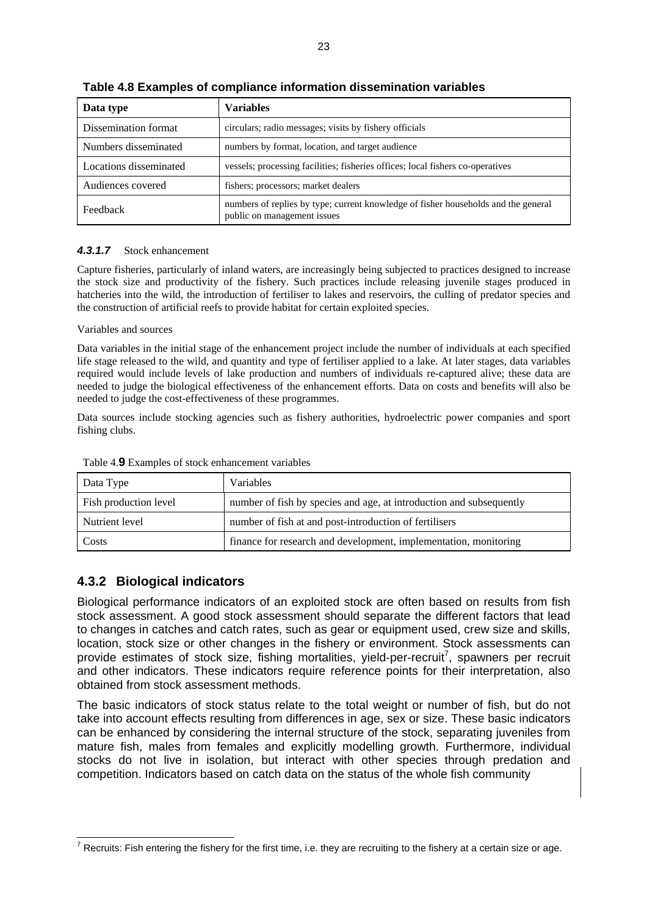**Table 4.8 Examples of compliance information dissemination variables**

| Data type | Variables |
|---|---|
| Dissemination format | circulars; radio messages; visits by fishery officials |
| Numbers disseminated | numbers by format, location, and target audience |
| Locations disseminated | vessels; processing facilities; fisheries offices; local fishers co-operatives |
| Audiences covered | fishers; processors; market dealers |
| Feedback | numbers of replies by type; current knowledge of fisher households and the general public on management issues |

#### *4.3.1.7* Stock enhancement

Capture fisheries, particularly of inland waters, are increasingly being subjected to practices designed to increase the stock size and productivity of the fishery. Such practices include releasing juvenile stages produced in hatcheries into the wild, the introduction of fertiliser to lakes and reservoirs, the culling of predator species and the construction of artificial reefs to provide habitat for certain exploited species.

Variables and sources

Data variables in the initial stage of the enhancement project include the number of individuals at each specified life stage released to the wild, and quantity and type of fertiliser applied to a lake. At later stages, data variables required would include levels of lake production and numbers of individuals re-captured alive; these data are needed to judge the biological effectiveness of the enhancement efforts. Data on costs and benefits will also be needed to judge the cost-effectiveness of these programmes.

Data sources include stocking agencies such as fishery authorities, hydroelectric power companies and sport fishing clubs.

Table 4.**9** Examples of stock enhancement variables

| Data Type | Variables |
|---|---|
| Fish production level | number of fish by species and age, at introduction and subsequently |
| Nutrient level | number of fish at and post-introduction of fertilisers |
| Costs | finance for research and development, implementation, monitoring |

### 4.3.2 Biological indicators

Biological performance indicators of an exploited stock are often based on results from fish stock assessment. A good stock assessment should separate the different factors that lead to changes in catches and catch rates, such as gear or equipment used, crew size and skills, location, stock size or other changes in the fishery or environment. Stock assessments can provide estimates of stock size, fishing mortalities, yield-per-recruit[7], spawners per recruit and other indicators. These indicators require reference points for their interpretation, also obtained from stock assessment methods.

The basic indicators of stock status relate to the total weight or number of fish, but do not take into account effects resulting from differences in age, sex or size. These basic indicators can be enhanced by considering the internal structure of the stock, separating juveniles from mature fish, males from females and explicitly modelling growth. Furthermore, individual stocks do not live in isolation, but interact with other species through predation and competition. Indicators based on catch data on the status of the whole fish community

[7] Recruits: Fish entering the fishery for the first time, i.e. they are recruiting to the fishery at a certain size or age.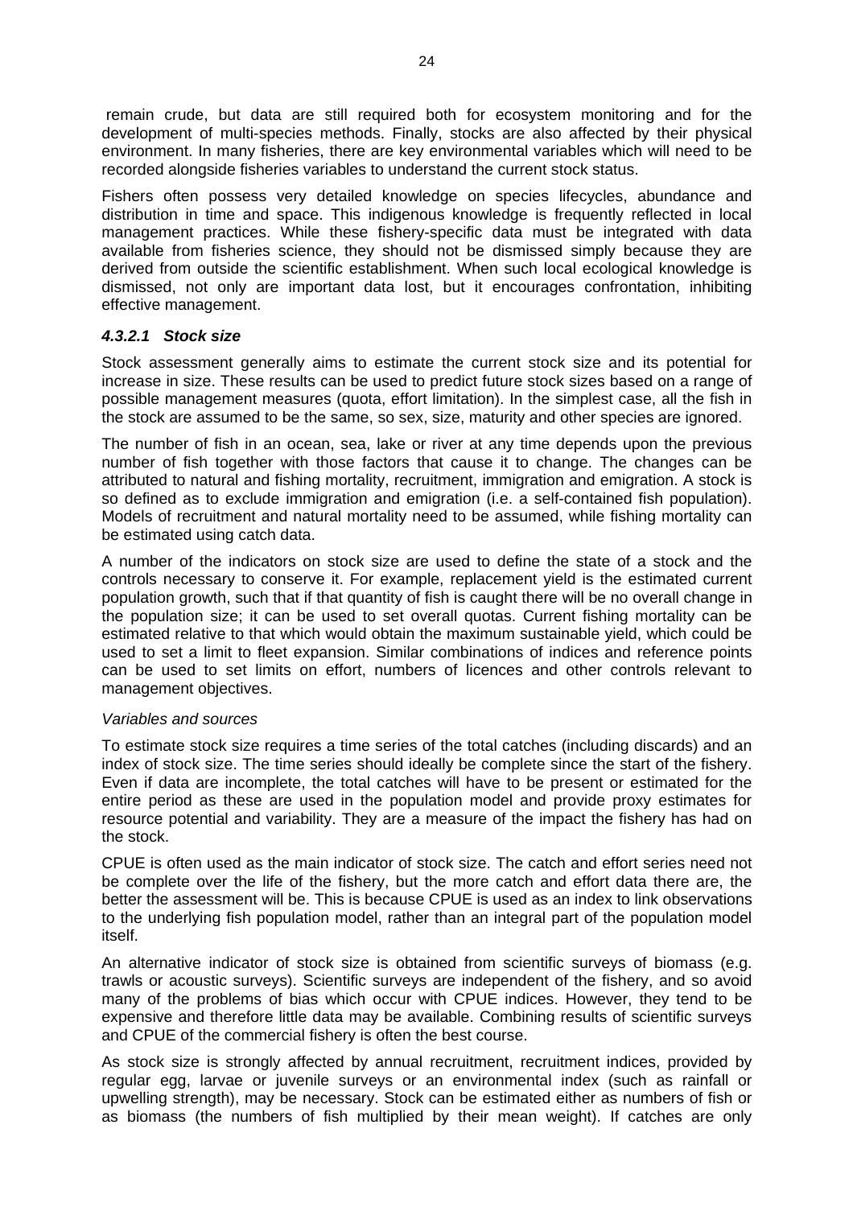remain crude, but data are still required both for ecosystem monitoring and for the development of multi-species methods. Finally, stocks are also affected by their physical environment. In many fisheries, there are key environmental variables which will need to be recorded alongside fisheries variables to understand the current stock status.

Fishers often possess very detailed knowledge on species lifecycles, abundance and distribution in time and space. This indigenous knowledge is frequently reflected in local management practices. While these fishery-specific data must be integrated with data available from fisheries science, they should not be dismissed simply because they are derived from outside the scientific establishment. When such local ecological knowledge is dismissed, not only are important data lost, but it encourages confrontation, inhibiting effective management.

#### *4.3.2.1 Stock size*

Stock assessment generally aims to estimate the current stock size and its potential for increase in size. These results can be used to predict future stock sizes based on a range of possible management measures (quota, effort limitation). In the simplest case, all the fish in the stock are assumed to be the same, so sex, size, maturity and other species are ignored.

The number of fish in an ocean, sea, lake or river at any time depends upon the previous number of fish together with those factors that cause it to change. The changes can be attributed to natural and fishing mortality, recruitment, immigration and emigration. A stock is so defined as to exclude immigration and emigration (i.e. a self-contained fish population). Models of recruitment and natural mortality need to be assumed, while fishing mortality can be estimated using catch data.

A number of the indicators on stock size are used to define the state of a stock and the controls necessary to conserve it. For example, replacement yield is the estimated current population growth, such that if that quantity of fish is caught there will be no overall change in the population size; it can be used to set overall quotas. Current fishing mortality can be estimated relative to that which would obtain the maximum sustainable yield, which could be used to set a limit to fleet expansion. Similar combinations of indices and reference points can be used to set limits on effort, numbers of licences and other controls relevant to management objectives.

*Variables and sources*

To estimate stock size requires a time series of the total catches (including discards) and an index of stock size. The time series should ideally be complete since the start of the fishery. Even if data are incomplete, the total catches will have to be present or estimated for the entire period as these are used in the population model and provide proxy estimates for resource potential and variability. They are a measure of the impact the fishery has had on the stock.

CPUE is often used as the main indicator of stock size. The catch and effort series need not be complete over the life of the fishery, but the more catch and effort data there are, the better the assessment will be. This is because CPUE is used as an index to link observations to the underlying fish population model, rather than an integral part of the population model itself.

An alternative indicator of stock size is obtained from scientific surveys of biomass (e.g. trawls or acoustic surveys). Scientific surveys are independent of the fishery, and so avoid many of the problems of bias which occur with CPUE indices. However, they tend to be expensive and therefore little data may be available. Combining results of scientific surveys and CPUE of the commercial fishery is often the best course.

As stock size is strongly affected by annual recruitment, recruitment indices, provided by regular egg, larvae or juvenile surveys or an environmental index (such as rainfall or upwelling strength), may be necessary. Stock can be estimated either as numbers of fish or as biomass (the numbers of fish multiplied by their mean weight). If catches are only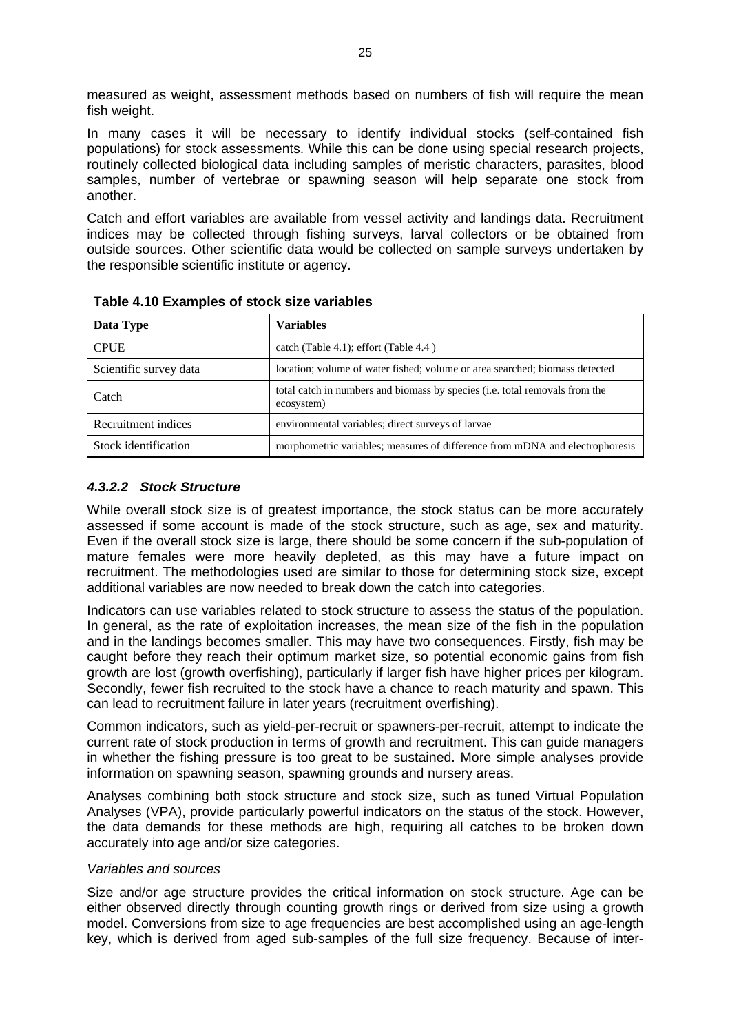measured as weight, assessment methods based on numbers of fish will require the mean fish weight.

In many cases it will be necessary to identify individual stocks (self-contained fish populations) for stock assessments. While this can be done using special research projects, routinely collected biological data including samples of meristic characters, parasites, blood samples, number of vertebrae or spawning season will help separate one stock from another.

Catch and effort variables are available from vessel activity and landings data. Recruitment indices may be collected through fishing surveys, larval collectors or be obtained from outside sources. Other scientific data would be collected on sample surveys undertaken by the responsible scientific institute or agency.

**Table 4.10 Examples of stock size variables**

| Data Type | Variables |
|---|---|
| CPUE | catch (Table 4.1); effort (Table 4.4 ) |
| Scientific survey data | location; volume of water fished; volume or area searched; biomass detected |
| Catch | total catch in numbers and biomass by species (i.e. total removals from the ecosystem) |
| Recruitment indices | environmental variables; direct surveys of larvae |
| Stock identification | morphometric variables; measures of difference from mDNA and electrophoresis |

#### *4.3.2.2 Stock Structure*

While overall stock size is of greatest importance, the stock status can be more accurately assessed if some account is made of the stock structure, such as age, sex and maturity. Even if the overall stock size is large, there should be some concern if the sub-population of mature females were more heavily depleted, as this may have a future impact on recruitment. The methodologies used are similar to those for determining stock size, except additional variables are now needed to break down the catch into categories.

Indicators can use variables related to stock structure to assess the status of the population. In general, as the rate of exploitation increases, the mean size of the fish in the population and in the landings becomes smaller. This may have two consequences. Firstly, fish may be caught before they reach their optimum market size, so potential economic gains from fish growth are lost (growth overfishing), particularly if larger fish have higher prices per kilogram. Secondly, fewer fish recruited to the stock have a chance to reach maturity and spawn. This can lead to recruitment failure in later years (recruitment overfishing).

Common indicators, such as yield-per-recruit or spawners-per-recruit, attempt to indicate the current rate of stock production in terms of growth and recruitment. This can guide managers in whether the fishing pressure is too great to be sustained. More simple analyses provide information on spawning season, spawning grounds and nursery areas.

Analyses combining both stock structure and stock size, such as tuned Virtual Population Analyses (VPA), provide particularly powerful indicators on the status of the stock. However, the data demands for these methods are high, requiring all catches to be broken down accurately into age and/or size categories.

*Variables and sources*

Size and/or age structure provides the critical information on stock structure. Age can be either observed directly through counting growth rings or derived from size using a growth model. Conversions from size to age frequencies are best accomplished using an age-length key, which is derived from aged sub-samples of the full size frequency. Because of inter-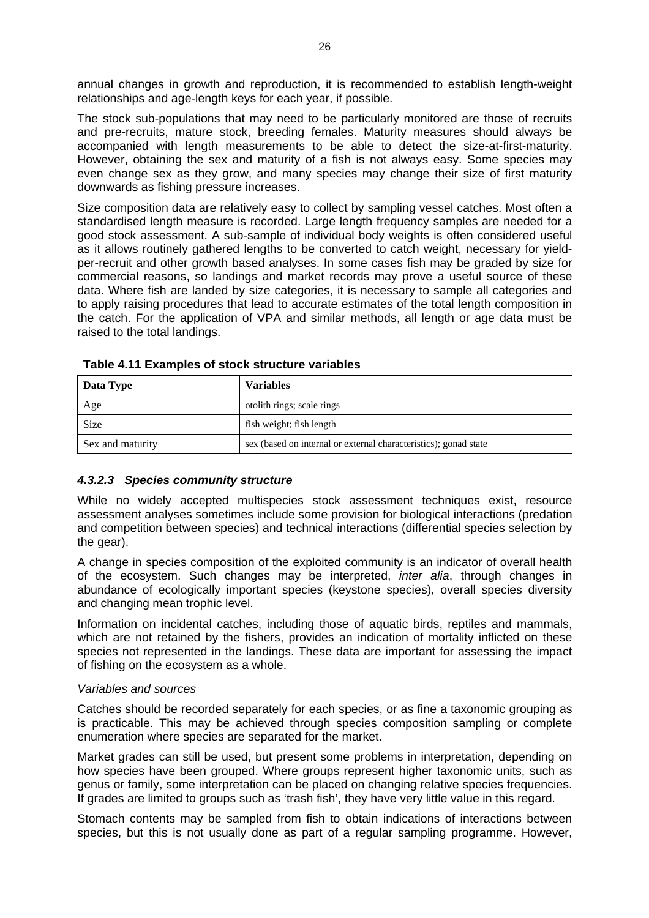annual changes in growth and reproduction, it is recommended to establish length-weight relationships and age-length keys for each year, if possible.

The stock sub-populations that may need to be particularly monitored are those of recruits and pre-recruits, mature stock, breeding females. Maturity measures should always be accompanied with length measurements to be able to detect the size-at-first-maturity. However, obtaining the sex and maturity of a fish is not always easy. Some species may even change sex as they grow, and many species may change their size of first maturity downwards as fishing pressure increases.

Size composition data are relatively easy to collect by sampling vessel catches. Most often a standardised length measure is recorded. Large length frequency samples are needed for a good stock assessment. A sub-sample of individual body weights is often considered useful as it allows routinely gathered lengths to be converted to catch weight, necessary for yield-per-recruit and other growth based analyses. In some cases fish may be graded by size for commercial reasons, so landings and market records may prove a useful source of these data. Where fish are landed by size categories, it is necessary to sample all categories and to apply raising procedures that lead to accurate estimates of the total length composition in the catch. For the application of VPA and similar methods, all length or age data must be raised to the total landings.

**Table 4.11 Examples of stock structure variables**

| Data Type | Variables |
|---|---|
| Age | otolith rings; scale rings |
| Size | fish weight; fish length |
| Sex and maturity | sex (based on internal or external characteristics); gonad state |

#### *4.3.2.3 Species community structure*

While no widely accepted multispecies stock assessment techniques exist, resource assessment analyses sometimes include some provision for biological interactions (predation and competition between species) and technical interactions (differential species selection by the gear).

A change in species composition of the exploited community is an indicator of overall health of the ecosystem. Such changes may be interpreted, *inter alia*, through changes in abundance of ecologically important species (keystone species), overall species diversity and changing mean trophic level.

Information on incidental catches, including those of aquatic birds, reptiles and mammals, which are not retained by the fishers, provides an indication of mortality inflicted on these species not represented in the landings. These data are important for assessing the impact of fishing on the ecosystem as a whole.

*Variables and sources*

Catches should be recorded separately for each species, or as fine a taxonomic grouping as is practicable. This may be achieved through species composition sampling or complete enumeration where species are separated for the market.

Market grades can still be used, but present some problems in interpretation, depending on how species have been grouped. Where groups represent higher taxonomic units, such as genus or family, some interpretation can be placed on changing relative species frequencies. If grades are limited to groups such as 'trash fish', they have very little value in this regard.

Stomach contents may be sampled from fish to obtain indications of interactions between species, but this is not usually done as part of a regular sampling programme. However,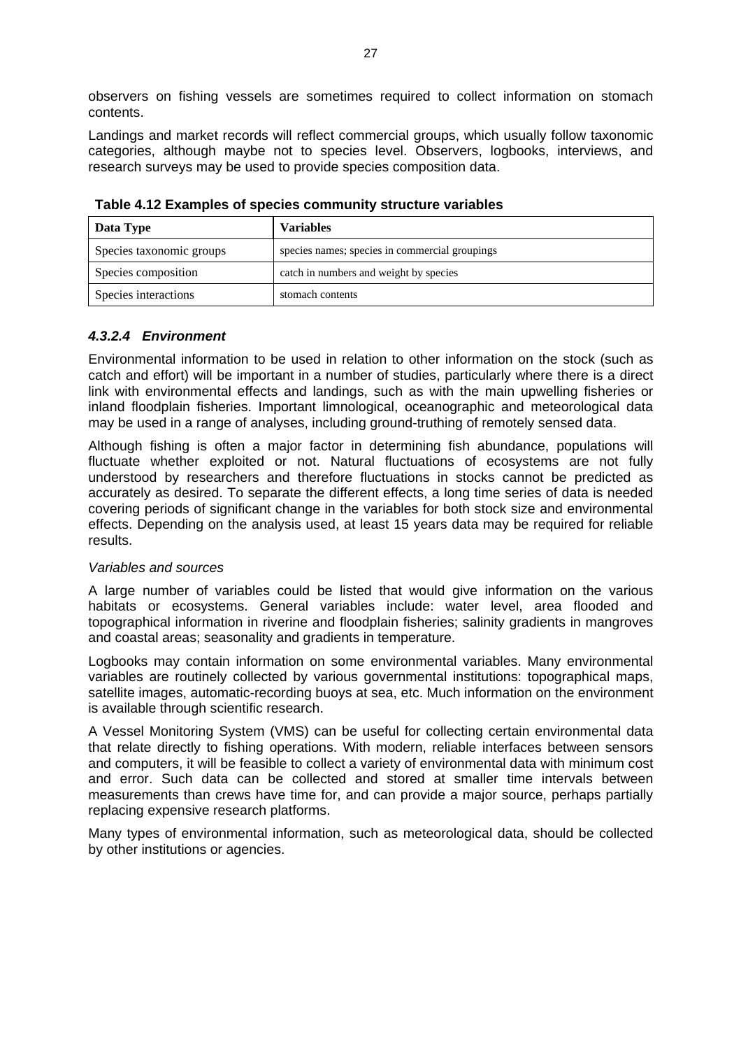observers on fishing vessels are sometimes required to collect information on stomach contents.

Landings and market records will reflect commercial groups, which usually follow taxonomic categories, although maybe not to species level. Observers, logbooks, interviews, and research surveys may be used to provide species composition data.

**Table 4.12 Examples of species community structure variables**

| Data Type | Variables |
|---|---|
| Species taxonomic groups | species names; species in commercial groupings |
| Species composition | catch in numbers and weight by species |
| Species interactions | stomach contents |

#### *4.3.2.4 Environment*

Environmental information to be used in relation to other information on the stock (such as catch and effort) will be important in a number of studies, particularly where there is a direct link with environmental effects and landings, such as with the main upwelling fisheries or inland floodplain fisheries. Important limnological, oceanographic and meteorological data may be used in a range of analyses, including ground-truthing of remotely sensed data.

Although fishing is often a major factor in determining fish abundance, populations will fluctuate whether exploited or not. Natural fluctuations of ecosystems are not fully understood by researchers and therefore fluctuations in stocks cannot be predicted as accurately as desired. To separate the different effects, a long time series of data is needed covering periods of significant change in the variables for both stock size and environmental effects. Depending on the analysis used, at least 15 years data may be required for reliable results.

*Variables and sources*

A large number of variables could be listed that would give information on the various habitats or ecosystems. General variables include: water level, area flooded and topographical information in riverine and floodplain fisheries; salinity gradients in mangroves and coastal areas; seasonality and gradients in temperature.

Logbooks may contain information on some environmental variables. Many environmental variables are routinely collected by various governmental institutions: topographical maps, satellite images, automatic-recording buoys at sea, etc. Much information on the environment is available through scientific research.

A Vessel Monitoring System (VMS) can be useful for collecting certain environmental data that relate directly to fishing operations. With modern, reliable interfaces between sensors and computers, it will be feasible to collect a variety of environmental data with minimum cost and error. Such data can be collected and stored at smaller time intervals between measurements than crews have time for, and can provide a major source, perhaps partially replacing expensive research platforms.

Many types of environmental information, such as meteorological data, should be collected by other institutions or agencies.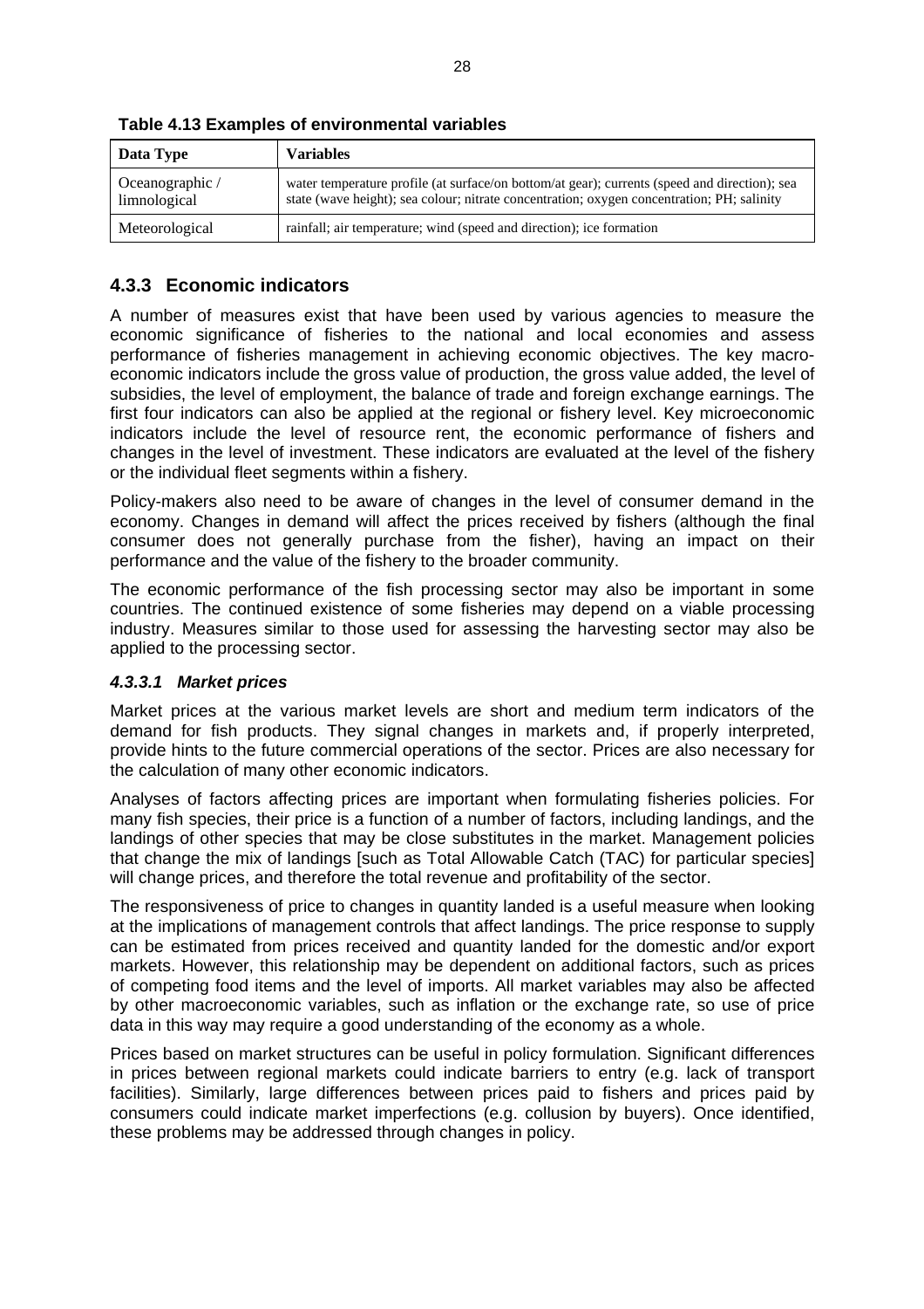**Table 4.13 Examples of environmental variables**

| Data Type | Variables |
| --- | --- |
| Oceanographic / limnological | water temperature profile (at surface/on bottom/at gear); currents (speed and direction); sea state (wave height); sea colour; nitrate concentration; oxygen concentration; PH; salinity |
| Meteorological | rainfall; air temperature; wind (speed and direction); ice formation |

### 4.3.3 Economic indicators

A number of measures exist that have been used by various agencies to measure the economic significance of fisheries to the national and local economies and assess performance of fisheries management in achieving economic objectives. The key macro-economic indicators include the gross value of production, the gross value added, the level of subsidies, the level of employment, the balance of trade and foreign exchange earnings. The first four indicators can also be applied at the regional or fishery level. Key microeconomic indicators include the level of resource rent, the economic performance of fishers and changes in the level of investment. These indicators are evaluated at the level of the fishery or the individual fleet segments within a fishery.

Policy-makers also need to be aware of changes in the level of consumer demand in the economy. Changes in demand will affect the prices received by fishers (although the final consumer does not generally purchase from the fisher), having an impact on their performance and the value of the fishery to the broader community.

The economic performance of the fish processing sector may also be important in some countries. The continued existence of some fisheries may depend on a viable processing industry. Measures similar to those used for assessing the harvesting sector may also be applied to the processing sector.

#### *4.3.3.1 Market prices*

Market prices at the various market levels are short and medium term indicators of the demand for fish products. They signal changes in markets and, if properly interpreted, provide hints to the future commercial operations of the sector. Prices are also necessary for the calculation of many other economic indicators.

Analyses of factors affecting prices are important when formulating fisheries policies. For many fish species, their price is a function of a number of factors, including landings, and the landings of other species that may be close substitutes in the market. Management policies that change the mix of landings [such as Total Allowable Catch (TAC) for particular species] will change prices, and therefore the total revenue and profitability of the sector.

The responsiveness of price to changes in quantity landed is a useful measure when looking at the implications of management controls that affect landings. The price response to supply can be estimated from prices received and quantity landed for the domestic and/or export markets. However, this relationship may be dependent on additional factors, such as prices of competing food items and the level of imports. All market variables may also be affected by other macroeconomic variables, such as inflation or the exchange rate, so use of price data in this way may require a good understanding of the economy as a whole.

Prices based on market structures can be useful in policy formulation. Significant differences in prices between regional markets could indicate barriers to entry (e.g. lack of transport facilities). Similarly, large differences between prices paid to fishers and prices paid by consumers could indicate market imperfections (e.g. collusion by buyers). Once identified, these problems may be addressed through changes in policy.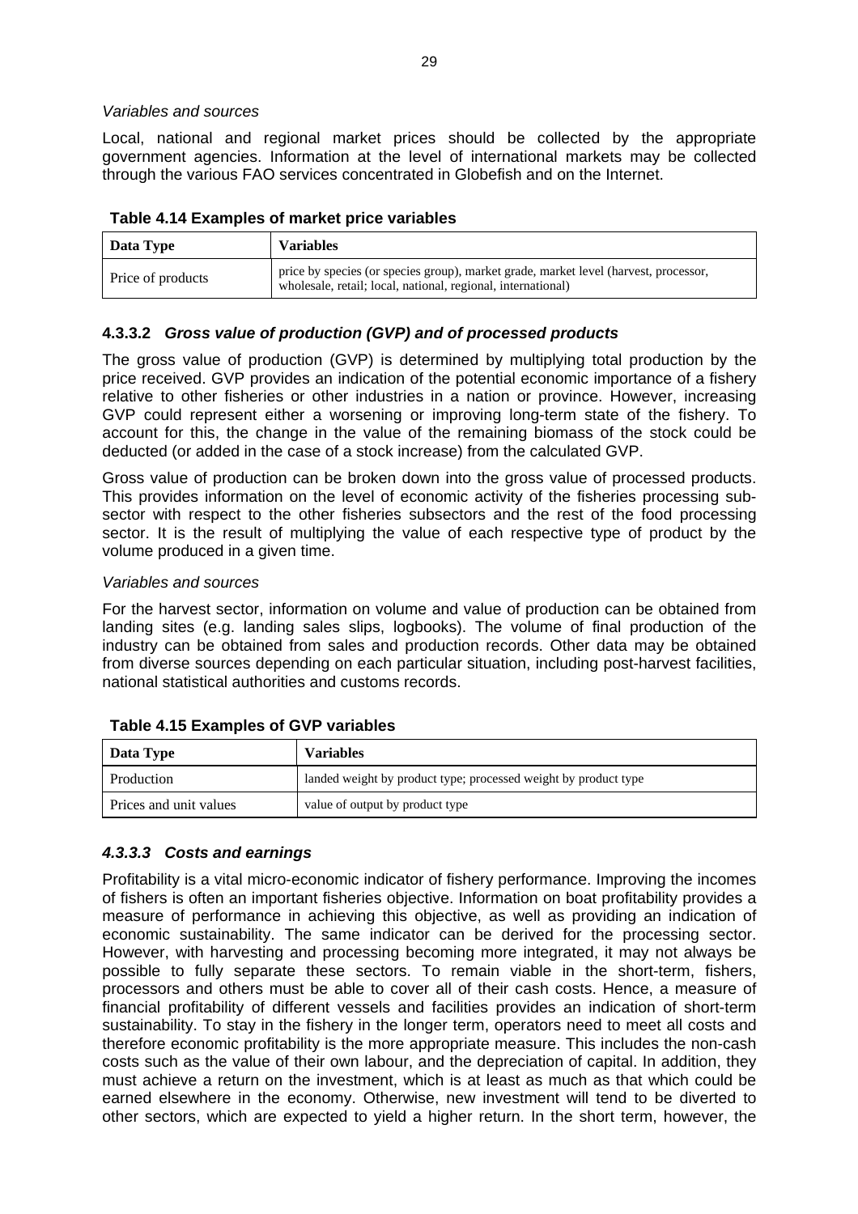*Variables and sources*

Local, national and regional market prices should be collected by the appropriate government agencies. Information at the level of international markets may be collected through the various FAO services concentrated in Globefish and on the Internet.

**Table 4.14 Examples of market price variables**

| Data Type | Variables |
|---|---|
| Price of products | price by species (or species group), market grade, market level (harvest, processor, wholesale, retail; local, national, regional, international) |

### 4.3.3.2 *Gross value of production (GVP) and of processed products*

The gross value of production (GVP) is determined by multiplying total production by the price received. GVP provides an indication of the potential economic importance of a fishery relative to other fisheries or other industries in a nation or province. However, increasing GVP could represent either a worsening or improving long-term state of the fishery. To account for this, the change in the value of the remaining biomass of the stock could be deducted (or added in the case of a stock increase) from the calculated GVP.

Gross value of production can be broken down into the gross value of processed products. This provides information on the level of economic activity of the fisheries processing subsector with respect to the other fisheries subsectors and the rest of the food processing sector. It is the result of multiplying the value of each respective type of product by the volume produced in a given time.

*Variables and sources*

For the harvest sector, information on volume and value of production can be obtained from landing sites (e.g. landing sales slips, logbooks). The volume of final production of the industry can be obtained from sales and production records. Other data may be obtained from diverse sources depending on each particular situation, including post-harvest facilities, national statistical authorities and customs records.

**Table 4.15 Examples of GVP variables**

| Data Type | Variables |
|---|---|
| Production | landed weight by product type; processed weight by product type |
| Prices and unit values | value of output by product type |

### *4.3.3.3 Costs and earnings*

Profitability is a vital micro-economic indicator of fishery performance. Improving the incomes of fishers is often an important fisheries objective. Information on boat profitability provides a measure of performance in achieving this objective, as well as providing an indication of economic sustainability. The same indicator can be derived for the processing sector. However, with harvesting and processing becoming more integrated, it may not always be possible to fully separate these sectors. To remain viable in the short-term, fishers, processors and others must be able to cover all of their cash costs. Hence, a measure of financial profitability of different vessels and facilities provides an indication of short-term sustainability. To stay in the fishery in the longer term, operators need to meet all costs and therefore economic profitability is the more appropriate measure. This includes the non-cash costs such as the value of their own labour, and the depreciation of capital. In addition, they must achieve a return on the investment, which is at least as much as that which could be earned elsewhere in the economy. Otherwise, new investment will tend to be diverted to other sectors, which are expected to yield a higher return. In the short term, however, the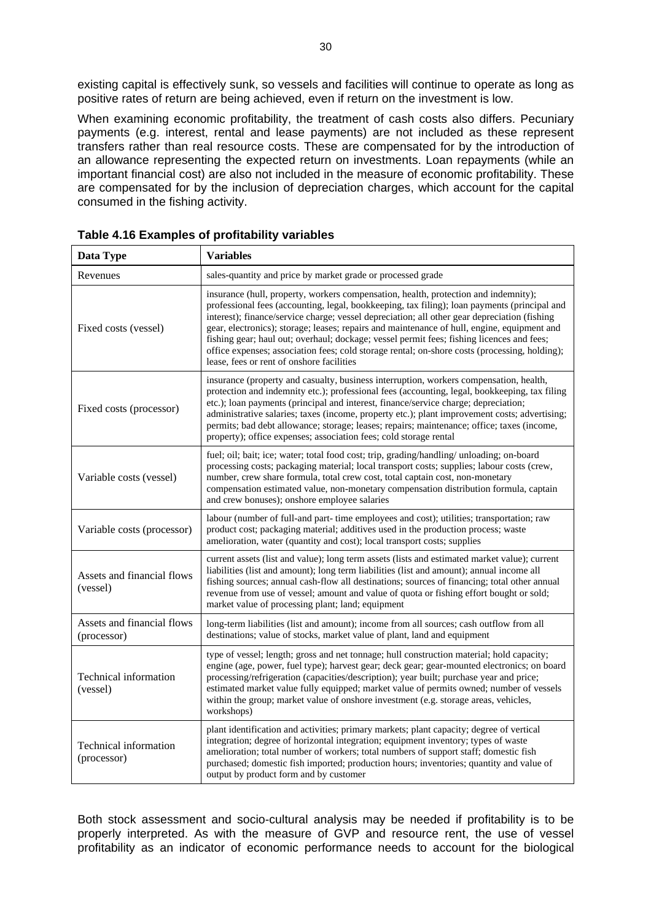existing capital is effectively sunk, so vessels and facilities will continue to operate as long as positive rates of return are being achieved, even if return on the investment is low.

When examining economic profitability, the treatment of cash costs also differs. Pecuniary payments (e.g. interest, rental and lease payments) are not included as these represent transfers rather than real resource costs. These are compensated for by the introduction of an allowance representing the expected return on investments. Loan repayments (while an important financial cost) are also not included in the measure of economic profitability. These are compensated for by the inclusion of depreciation charges, which account for the capital consumed in the fishing activity.

**Table 4.16 Examples of profitability variables**

| Data Type | Variables |
|---|---|
| Revenues | sales-quantity and price by market grade or processed grade |
| Fixed costs (vessel) | insurance (hull, property, workers compensation, health, protection and indemnity); professional fees (accounting, legal, bookkeeping, tax filing); loan payments (principal and interest); finance/service charge; vessel depreciation; all other gear depreciation (fishing gear, electronics); storage; leases; repairs and maintenance of hull, engine, equipment and fishing gear; haul out; overhaul; dockage; vessel permit fees; fishing licences and fees; office expenses; association fees; cold storage rental; on-shore costs (processing, holding); lease, fees or rent of onshore facilities |
| Fixed costs (processor) | insurance (property and casualty, business interruption, workers compensation, health, protection and indemnity etc.); professional fees (accounting, legal, bookkeeping, tax filing etc.); loan payments (principal and interest, finance/service charge; depreciation; administrative salaries; taxes (income, property etc.); plant improvement costs; advertising; permits; bad debt allowance; storage; leases; repairs; maintenance; office; taxes (income, property); office expenses; association fees; cold storage rental |
| Variable costs (vessel) | fuel; oil; bait; ice; water; total food cost; trip, grading/handling/ unloading; on-board processing costs; packaging material; local transport costs; supplies; labour costs (crew, number, crew share formula, total crew cost, total captain cost, non-monetary compensation estimated value, non-monetary compensation distribution formula, captain and crew bonuses); onshore employee salaries |
| Variable costs (processor) | labour (number of full-and part- time employees and cost); utilities; transportation; raw product cost; packaging material; additives used in the production process; waste amelioration, water (quantity and cost); local transport costs; supplies |
| Assets and financial flows (vessel) | current assets (list and value); long term assets (lists and estimated market value); current liabilities (list and amount); long term liabilities (list and amount); annual income all fishing sources; annual cash-flow all destinations; sources of financing; total other annual revenue from use of vessel; amount and value of quota or fishing effort bought or sold; market value of processing plant; land; equipment |
| Assets and financial flows (processor) | long-term liabilities (list and amount); income from all sources; cash outflow from all destinations; value of stocks, market value of plant, land and equipment |
| Technical information (vessel) | type of vessel; length; gross and net tonnage; hull construction material; hold capacity; engine (age, power, fuel type); harvest gear; deck gear; gear-mounted electronics; on board processing/refrigeration (capacities/description); year built; purchase year and price; estimated market value fully equipped; market value of permits owned; number of vessels within the group; market value of onshore investment (e.g. storage areas, vehicles, workshops) |
| Technical information (processor) | plant identification and activities; primary markets; plant capacity; degree of vertical integration; degree of horizontal integration; equipment inventory; types of waste amelioration; total number of workers; total numbers of support staff; domestic fish purchased; domestic fish imported; production hours; inventories; quantity and value of output by product form and by customer |

Both stock assessment and socio-cultural analysis may be needed if profitability is to be properly interpreted. As with the measure of GVP and resource rent, the use of vessel profitability as an indicator of economic performance needs to account for the biological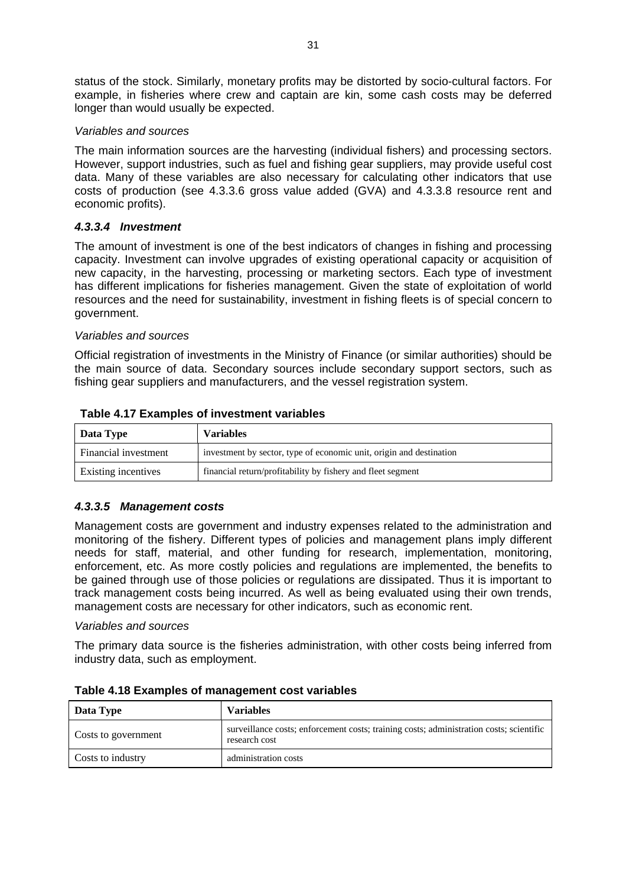status of the stock. Similarly, monetary profits may be distorted by socio-cultural factors. For example, in fisheries where crew and captain are kin, some cash costs may be deferred longer than would usually be expected.

*Variables and sources*

The main information sources are the harvesting (individual fishers) and processing sectors. However, support industries, such as fuel and fishing gear suppliers, may provide useful cost data. Many of these variables are also necessary for calculating other indicators that use costs of production (see 4.3.3.6 gross value added (GVA) and 4.3.3.8 resource rent and economic profits).

#### *4.3.3.4 Investment*

The amount of investment is one of the best indicators of changes in fishing and processing capacity. Investment can involve upgrades of existing operational capacity or acquisition of new capacity, in the harvesting, processing or marketing sectors. Each type of investment has different implications for fisheries management. Given the state of exploitation of world resources and the need for sustainability, investment in fishing fleets is of special concern to government.

*Variables and sources*

Official registration of investments in the Ministry of Finance (or similar authorities) should be the main source of data. Secondary sources include secondary support sectors, such as fishing gear suppliers and manufacturers, and the vessel registration system.

**Table 4.17 Examples of investment variables**

| Data Type | Variables |
|---|---|
| Financial investment | investment by sector, type of economic unit, origin and destination |
| Existing incentives | financial return/profitability by fishery and fleet segment |

#### *4.3.3.5 Management costs*

Management costs are government and industry expenses related to the administration and monitoring of the fishery. Different types of policies and management plans imply different needs for staff, material, and other funding for research, implementation, monitoring, enforcement, etc. As more costly policies and regulations are implemented, the benefits to be gained through use of those policies or regulations are dissipated. Thus it is important to track management costs being incurred. As well as being evaluated using their own trends, management costs are necessary for other indicators, such as economic rent.

*Variables and sources*

The primary data source is the fisheries administration, with other costs being inferred from industry data, such as employment.

**Table 4.18 Examples of management cost variables**

| Data Type | Variables |
|---|---|
| Costs to government | surveillance costs; enforcement costs; training costs; administration costs; scientific research cost |
| Costs to industry | administration costs |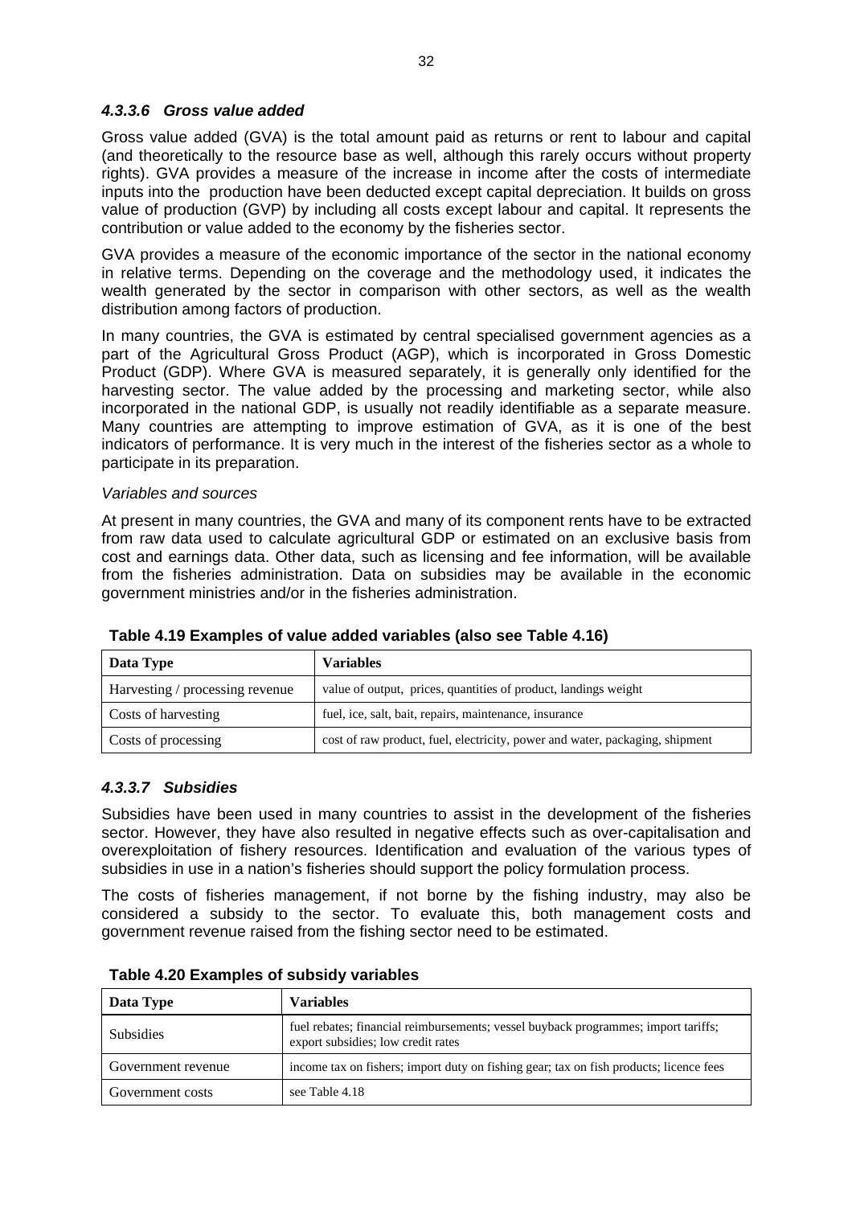#### *4.3.3.6 Gross value added*

Gross value added (GVA) is the total amount paid as returns or rent to labour and capital (and theoretically to the resource base as well, although this rarely occurs without property rights). GVA provides a measure of the increase in income after the costs of intermediate inputs into the production have been deducted except capital depreciation. It builds on gross value of production (GVP) by including all costs except labour and capital. It represents the contribution or value added to the economy by the fisheries sector.

GVA provides a measure of the economic importance of the sector in the national economy in relative terms. Depending on the coverage and the methodology used, it indicates the wealth generated by the sector in comparison with other sectors, as well as the wealth distribution among factors of production.

In many countries, the GVA is estimated by central specialised government agencies as a part of the Agricultural Gross Product (AGP), which is incorporated in Gross Domestic Product (GDP). Where GVA is measured separately, it is generally only identified for the harvesting sector. The value added by the processing and marketing sector, while also incorporated in the national GDP, is usually not readily identifiable as a separate measure. Many countries are attempting to improve estimation of GVA, as it is one of the best indicators of performance. It is very much in the interest of the fisheries sector as a whole to participate in its preparation.

*Variables and sources*

At present in many countries, the GVA and many of its component rents have to be extracted from raw data used to calculate agricultural GDP or estimated on an exclusive basis from cost and earnings data. Other data, such as licensing and fee information, will be available from the fisheries administration. Data on subsidies may be available in the economic government ministries and/or in the fisheries administration.

**Table 4.19 Examples of value added variables (also see Table 4.16)**

| Data Type | Variables |
|---|---|
| Harvesting / processing revenue | value of output, prices, quantities of product, landings weight |
| Costs of harvesting | fuel, ice, salt, bait, repairs, maintenance, insurance |
| Costs of processing | cost of raw product, fuel, electricity, power and water, packaging, shipment |

#### *4.3.3.7 Subsidies*

Subsidies have been used in many countries to assist in the development of the fisheries sector. However, they have also resulted in negative effects such as over-capitalisation and overexploitation of fishery resources. Identification and evaluation of the various types of subsidies in use in a nation's fisheries should support the policy formulation process.

The costs of fisheries management, if not borne by the fishing industry, may also be considered a subsidy to the sector. To evaluate this, both management costs and government revenue raised from the fishing sector need to be estimated.

**Table 4.20 Examples of subsidy variables**

| Data Type | Variables |
|---|---|
| Subsidies | fuel rebates; financial reimbursements; vessel buyback programmes; import tariffs; export subsidies; low credit rates |
| Government revenue | income tax on fishers; import duty on fishing gear; tax on fish products; licence fees |
| Government costs | see Table 4.18 |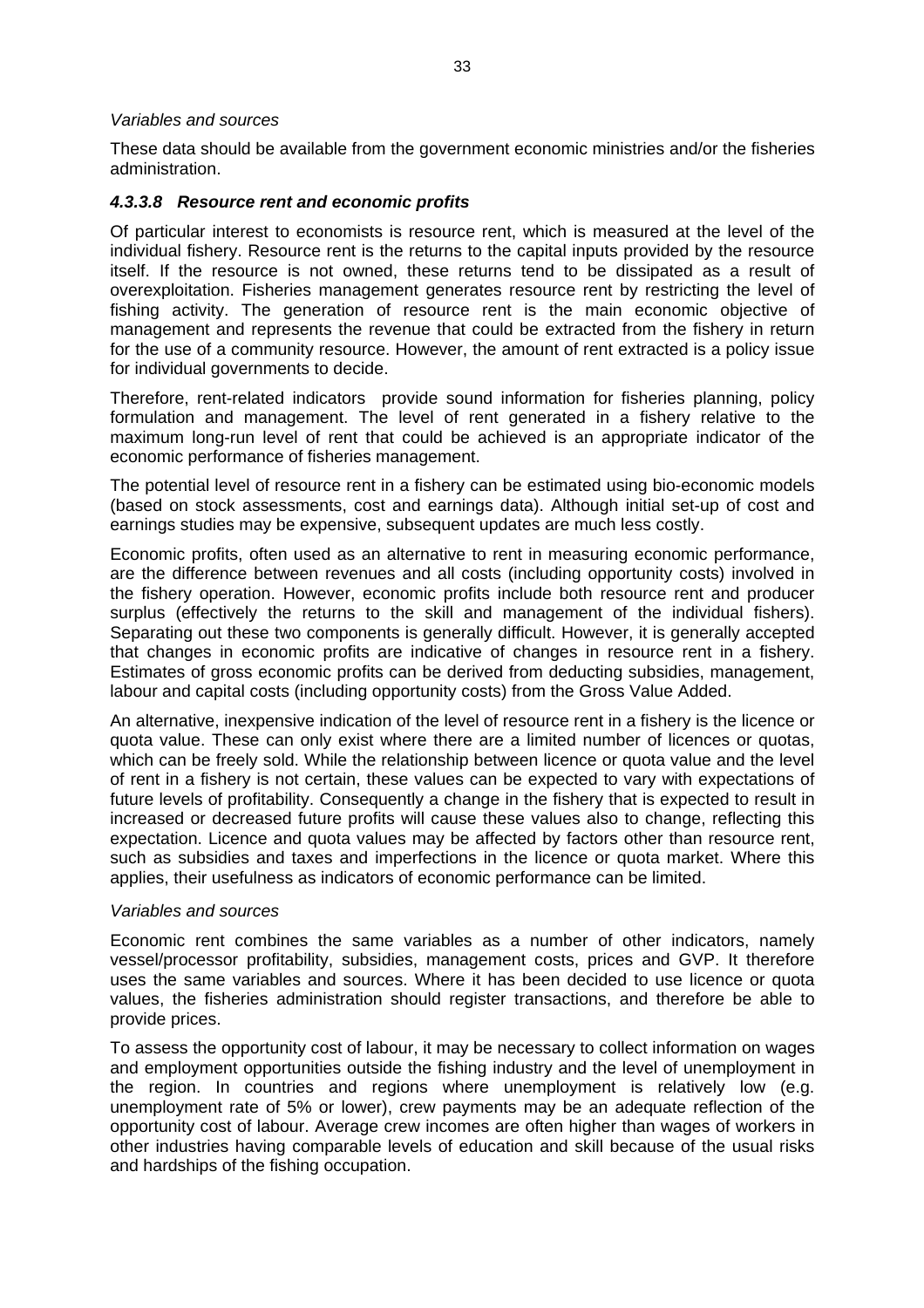*Variables and sources*

These data should be available from the government economic ministries and/or the fisheries administration.

#### *4.3.3.8 Resource rent and economic profits*

Of particular interest to economists is resource rent, which is measured at the level of the individual fishery. Resource rent is the returns to the capital inputs provided by the resource itself. If the resource is not owned, these returns tend to be dissipated as a result of overexploitation. Fisheries management generates resource rent by restricting the level of fishing activity. The generation of resource rent is the main economic objective of management and represents the revenue that could be extracted from the fishery in return for the use of a community resource. However, the amount of rent extracted is a policy issue for individual governments to decide.

Therefore, rent-related indicators provide sound information for fisheries planning, policy formulation and management. The level of rent generated in a fishery relative to the maximum long-run level of rent that could be achieved is an appropriate indicator of the economic performance of fisheries management.

The potential level of resource rent in a fishery can be estimated using bio-economic models (based on stock assessments, cost and earnings data). Although initial set-up of cost and earnings studies may be expensive, subsequent updates are much less costly.

Economic profits, often used as an alternative to rent in measuring economic performance, are the difference between revenues and all costs (including opportunity costs) involved in the fishery operation. However, economic profits include both resource rent and producer surplus (effectively the returns to the skill and management of the individual fishers). Separating out these two components is generally difficult. However, it is generally accepted that changes in economic profits are indicative of changes in resource rent in a fishery. Estimates of gross economic profits can be derived from deducting subsidies, management, labour and capital costs (including opportunity costs) from the Gross Value Added.

An alternative, inexpensive indication of the level of resource rent in a fishery is the licence or quota value. These can only exist where there are a limited number of licences or quotas, which can be freely sold. While the relationship between licence or quota value and the level of rent in a fishery is not certain, these values can be expected to vary with expectations of future levels of profitability. Consequently a change in the fishery that is expected to result in increased or decreased future profits will cause these values also to change, reflecting this expectation. Licence and quota values may be affected by factors other than resource rent, such as subsidies and taxes and imperfections in the licence or quota market. Where this applies, their usefulness as indicators of economic performance can be limited.

*Variables and sources*

Economic rent combines the same variables as a number of other indicators, namely vessel/processor profitability, subsidies, management costs, prices and GVP. It therefore uses the same variables and sources. Where it has been decided to use licence or quota values, the fisheries administration should register transactions, and therefore be able to provide prices.

To assess the opportunity cost of labour, it may be necessary to collect information on wages and employment opportunities outside the fishing industry and the level of unemployment in the region. In countries and regions where unemployment is relatively low (e.g. unemployment rate of 5% or lower), crew payments may be an adequate reflection of the opportunity cost of labour. Average crew incomes are often higher than wages of workers in other industries having comparable levels of education and skill because of the usual risks and hardships of the fishing occupation.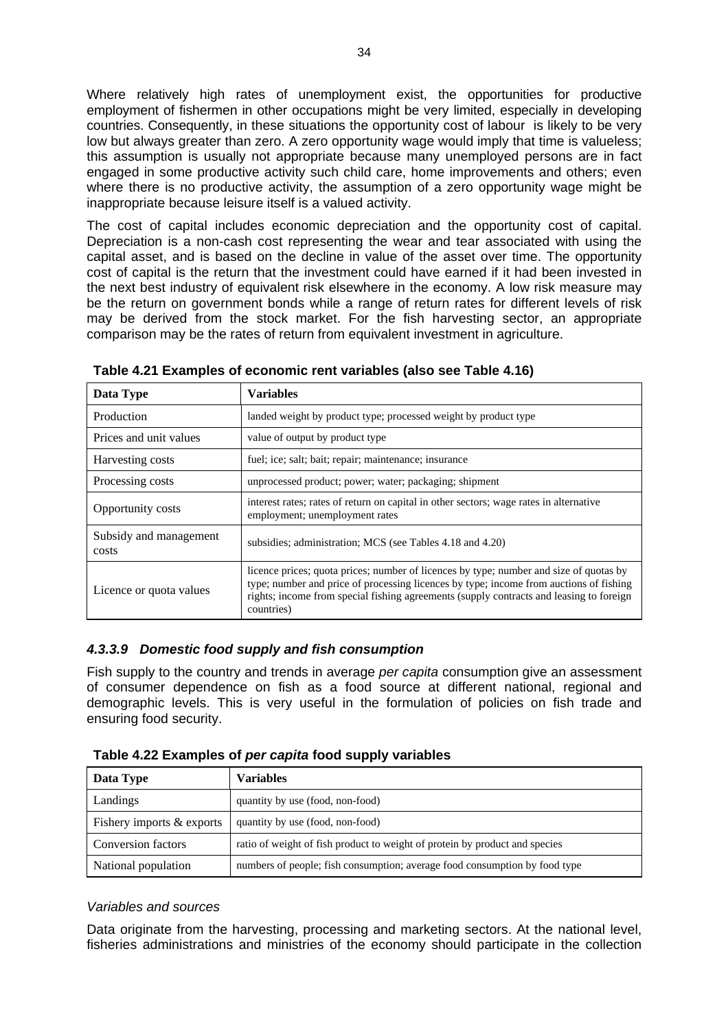Where relatively high rates of unemployment exist, the opportunities for productive employment of fishermen in other occupations might be very limited, especially in developing countries. Consequently, in these situations the opportunity cost of labour is likely to be very low but always greater than zero. A zero opportunity wage would imply that time is valueless; this assumption is usually not appropriate because many unemployed persons are in fact engaged in some productive activity such child care, home improvements and others; even where there is no productive activity, the assumption of a zero opportunity wage might be inappropriate because leisure itself is a valued activity.

The cost of capital includes economic depreciation and the opportunity cost of capital. Depreciation is a non-cash cost representing the wear and tear associated with using the capital asset, and is based on the decline in value of the asset over time. The opportunity cost of capital is the return that the investment could have earned if it had been invested in the next best industry of equivalent risk elsewhere in the economy. A low risk measure may be the return on government bonds while a range of return rates for different levels of risk may be derived from the stock market. For the fish harvesting sector, an appropriate comparison may be the rates of return from equivalent investment in agriculture.

**Table 4.21 Examples of economic rent variables (also see Table 4.16)**

| Data Type | Variables |
|---|---|
| Production | landed weight by product type; processed weight by product type |
| Prices and unit values | value of output by product type |
| Harvesting costs | fuel; ice; salt; bait; repair; maintenance; insurance |
| Processing costs | unprocessed product; power; water; packaging; shipment |
| Opportunity costs | interest rates; rates of return on capital in other sectors; wage rates in alternative employment; unemployment rates |
| Subsidy and management costs | subsidies; administration; MCS (see Tables 4.18 and 4.20) |
| Licence or quota values | licence prices; quota prices; number of licences by type; number and size of quotas by type; number and price of processing licences by type; income from auctions of fishing rights; income from special fishing agreements (supply contracts and leasing to foreign countries) |

#### *4.3.3.9 Domestic food supply and fish consumption*

Fish supply to the country and trends in average *per capita* consumption give an assessment of consumer dependence on fish as a food source at different national, regional and demographic levels. This is very useful in the formulation of policies on fish trade and ensuring food security.

**Table 4.22 Examples of *per capita* food supply variables**

| Data Type | Variables |
|---|---|
| Landings | quantity by use (food, non-food) |
| Fishery imports & exports | quantity by use (food, non-food) |
| Conversion factors | ratio of weight of fish product to weight of protein by product and species |
| National population | numbers of people; fish consumption; average food consumption by food type |

*Variables and sources*

Data originate from the harvesting, processing and marketing sectors. At the national level, fisheries administrations and ministries of the economy should participate in the collection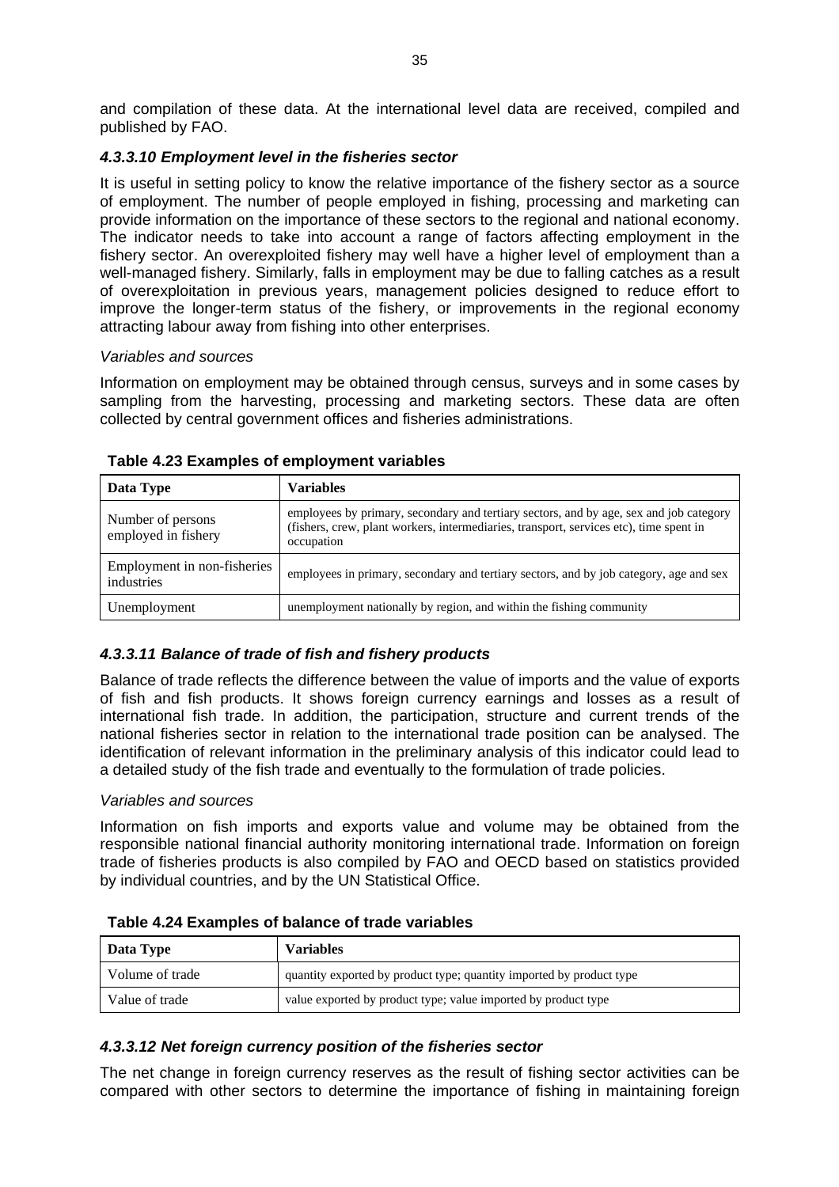and compilation of these data. At the international level data are received, compiled and published by FAO.

#### *4.3.3.10 Employment level in the fisheries sector*

It is useful in setting policy to know the relative importance of the fishery sector as a source of employment. The number of people employed in fishing, processing and marketing can provide information on the importance of these sectors to the regional and national economy. The indicator needs to take into account a range of factors affecting employment in the fishery sector. An overexploited fishery may well have a higher level of employment than a well-managed fishery. Similarly, falls in employment may be due to falling catches as a result of overexploitation in previous years, management policies designed to reduce effort to improve the longer-term status of the fishery, or improvements in the regional economy attracting labour away from fishing into other enterprises.

*Variables and sources*

Information on employment may be obtained through census, surveys and in some cases by sampling from the harvesting, processing and marketing sectors. These data are often collected by central government offices and fisheries administrations.

**Table 4.23 Examples of employment variables**

| Data Type | Variables |
|---|---|
| Number of persons employed in fishery | employees by primary, secondary and tertiary sectors, and by age, sex and job category (fishers, crew, plant workers, intermediaries, transport, services etc), time spent in occupation |
| Employment in non-fisheries industries | employees in primary, secondary and tertiary sectors, and by job category, age and sex |
| Unemployment | unemployment nationally by region, and within the fishing community |

#### *4.3.3.11 Balance of trade of fish and fishery products*

Balance of trade reflects the difference between the value of imports and the value of exports of fish and fish products. It shows foreign currency earnings and losses as a result of international fish trade. In addition, the participation, structure and current trends of the national fisheries sector in relation to the international trade position can be analysed. The identification of relevant information in the preliminary analysis of this indicator could lead to a detailed study of the fish trade and eventually to the formulation of trade policies.

*Variables and sources*

Information on fish imports and exports value and volume may be obtained from the responsible national financial authority monitoring international trade. Information on foreign trade of fisheries products is also compiled by FAO and OECD based on statistics provided by individual countries, and by the UN Statistical Office.

**Table 4.24 Examples of balance of trade variables**

| Data Type | Variables |
|---|---|
| Volume of trade | quantity exported by product type; quantity imported by product type |
| Value of trade | value exported by product type; value imported by product type |

#### *4.3.3.12 Net foreign currency position of the fisheries sector*

The net change in foreign currency reserves as the result of fishing sector activities can be compared with other sectors to determine the importance of fishing in maintaining foreign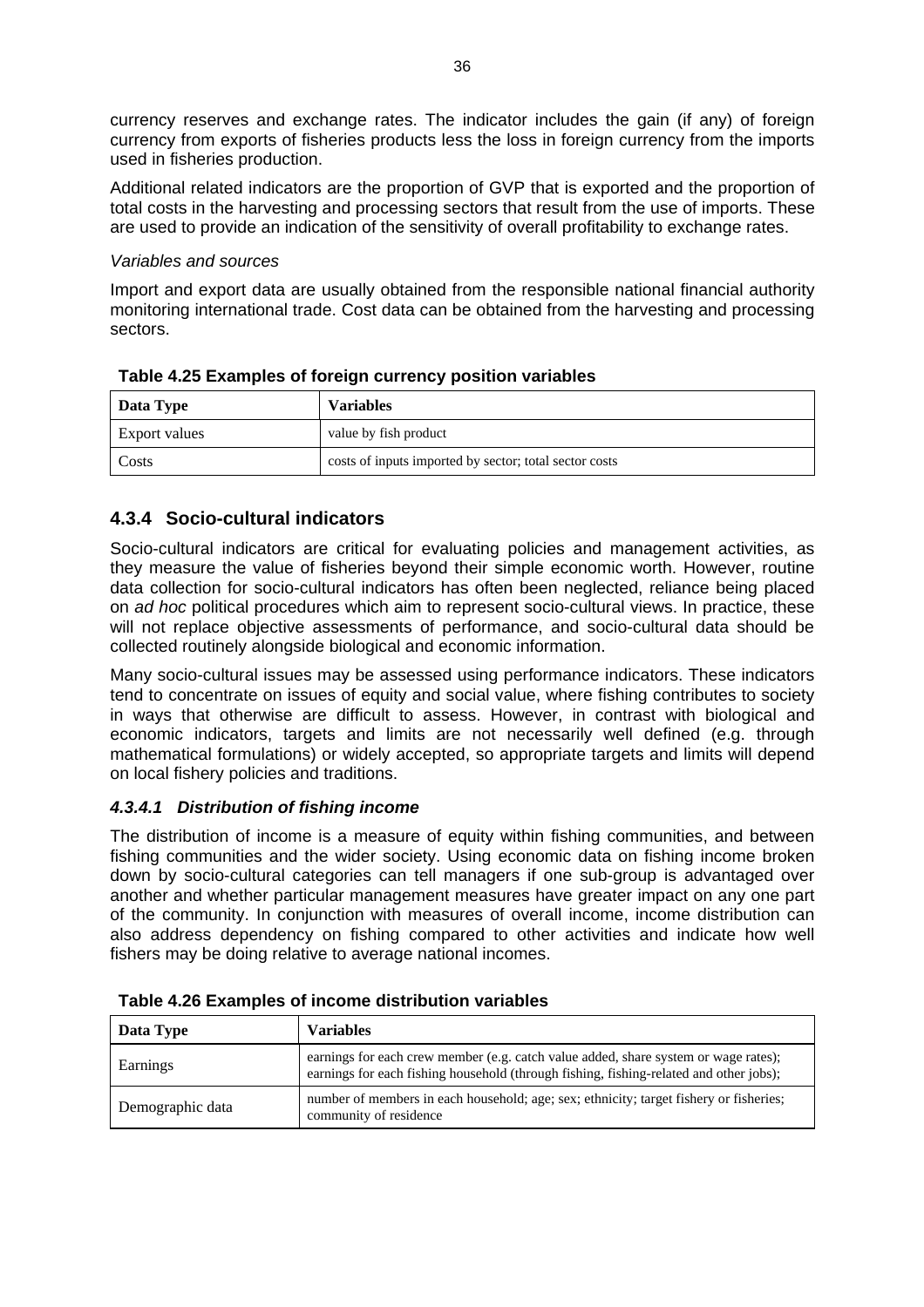currency reserves and exchange rates. The indicator includes the gain (if any) of foreign currency from exports of fisheries products less the loss in foreign currency from the imports used in fisheries production.

Additional related indicators are the proportion of GVP that is exported and the proportion of total costs in the harvesting and processing sectors that result from the use of imports. These are used to provide an indication of the sensitivity of overall profitability to exchange rates.

*Variables and sources*

Import and export data are usually obtained from the responsible national financial authority monitoring international trade. Cost data can be obtained from the harvesting and processing sectors.

**Table 4.25 Examples of foreign currency position variables**

| Data Type | Variables |
|---|---|
| Export values | value by fish product |
| Costs | costs of inputs imported by sector; total sector costs |

### 4.3.4 Socio-cultural indicators

Socio-cultural indicators are critical for evaluating policies and management activities, as they measure the value of fisheries beyond their simple economic worth. However, routine data collection for socio-cultural indicators has often been neglected, reliance being placed on *ad hoc* political procedures which aim to represent socio-cultural views. In practice, these will not replace objective assessments of performance, and socio-cultural data should be collected routinely alongside biological and economic information.

Many socio-cultural issues may be assessed using performance indicators. These indicators tend to concentrate on issues of equity and social value, where fishing contributes to society in ways that otherwise are difficult to assess. However, in contrast with biological and economic indicators, targets and limits are not necessarily well defined (e.g. through mathematical formulations) or widely accepted, so appropriate targets and limits will depend on local fishery policies and traditions.

#### *4.3.4.1 Distribution of fishing income*

The distribution of income is a measure of equity within fishing communities, and between fishing communities and the wider society. Using economic data on fishing income broken down by socio-cultural categories can tell managers if one sub-group is advantaged over another and whether particular management measures have greater impact on any one part of the community. In conjunction with measures of overall income, income distribution can also address dependency on fishing compared to other activities and indicate how well fishers may be doing relative to average national incomes.

**Table 4.26 Examples of income distribution variables**

| Data Type | Variables |
|---|---|
| Earnings | earnings for each crew member (e.g. catch value added, share system or wage rates); earnings for each fishing household (through fishing, fishing-related and other jobs); |
| Demographic data | number of members in each household; age; sex; ethnicity; target fishery or fisheries; community of residence |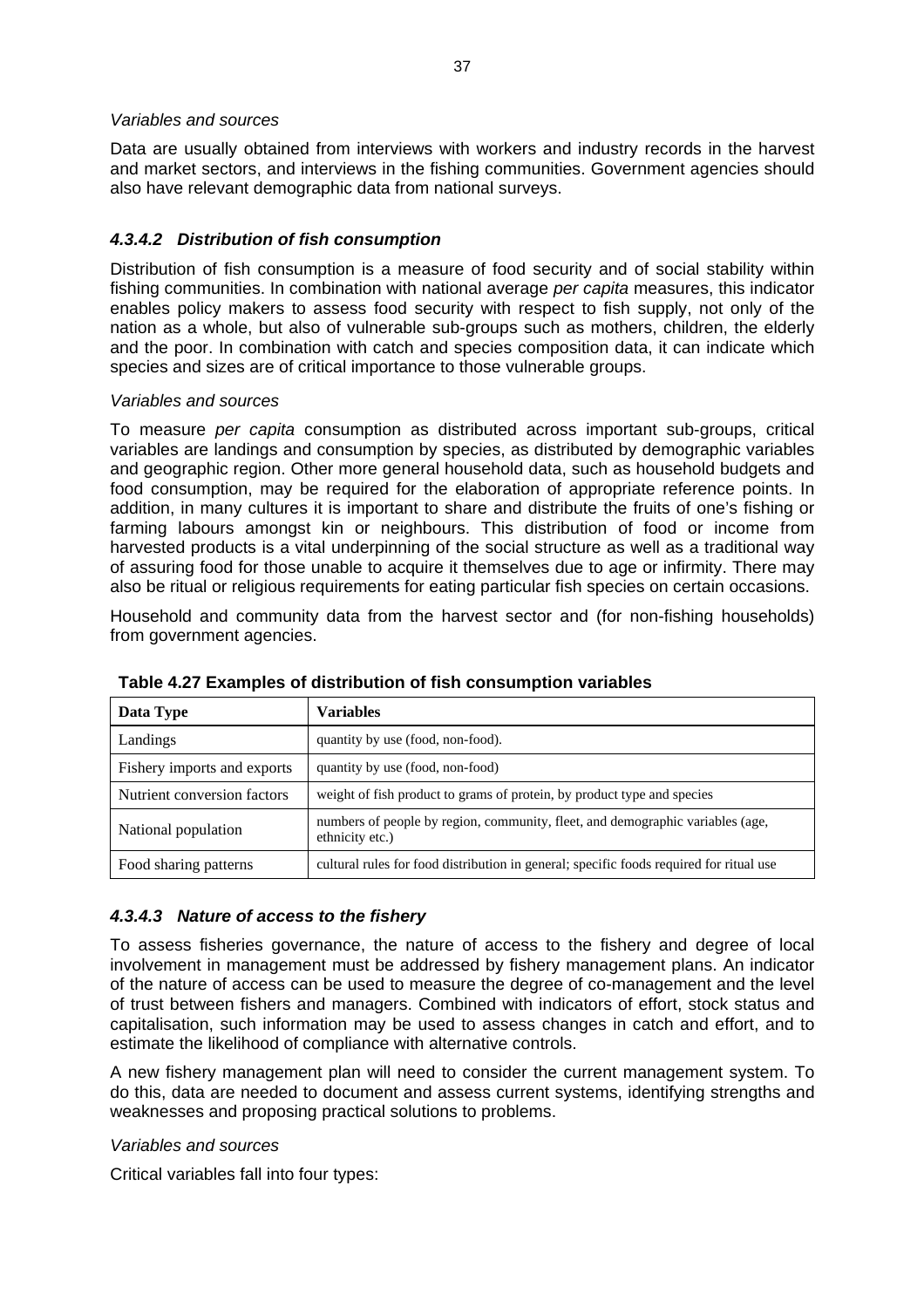*Variables and sources*

Data are usually obtained from interviews with workers and industry records in the harvest and market sectors, and interviews in the fishing communities. Government agencies should also have relevant demographic data from national surveys.

#### *4.3.4.2 Distribution of fish consumption*

Distribution of fish consumption is a measure of food security and of social stability within fishing communities. In combination with national average *per capita* measures, this indicator enables policy makers to assess food security with respect to fish supply, not only of the nation as a whole, but also of vulnerable sub-groups such as mothers, children, the elderly and the poor. In combination with catch and species composition data, it can indicate which species and sizes are of critical importance to those vulnerable groups.

*Variables and sources*

To measure *per capita* consumption as distributed across important sub-groups, critical variables are landings and consumption by species, as distributed by demographic variables and geographic region. Other more general household data, such as household budgets and food consumption, may be required for the elaboration of appropriate reference points. In addition, in many cultures it is important to share and distribute the fruits of one's fishing or farming labours amongst kin or neighbours. This distribution of food or income from harvested products is a vital underpinning of the social structure as well as a traditional way of assuring food for those unable to acquire it themselves due to age or infirmity. There may also be ritual or religious requirements for eating particular fish species on certain occasions.

Household and community data from the harvest sector and (for non-fishing households) from government agencies.

**Table 4.27 Examples of distribution of fish consumption variables**

| Data Type | Variables |
|---|---|
| Landings | quantity by use (food, non-food). |
| Fishery imports and exports | quantity by use (food, non-food) |
| Nutrient conversion factors | weight of fish product to grams of protein, by product type and species |
| National population | numbers of people by region, community, fleet, and demographic variables (age, ethnicity etc.) |
| Food sharing patterns | cultural rules for food distribution in general; specific foods required for ritual use |

#### *4.3.4.3 Nature of access to the fishery*

To assess fisheries governance, the nature of access to the fishery and degree of local involvement in management must be addressed by fishery management plans. An indicator of the nature of access can be used to measure the degree of co-management and the level of trust between fishers and managers. Combined with indicators of effort, stock status and capitalisation, such information may be used to assess changes in catch and effort, and to estimate the likelihood of compliance with alternative controls.

A new fishery management plan will need to consider the current management system. To do this, data are needed to document and assess current systems, identifying strengths and weaknesses and proposing practical solutions to problems.

*Variables and sources*

Critical variables fall into four types: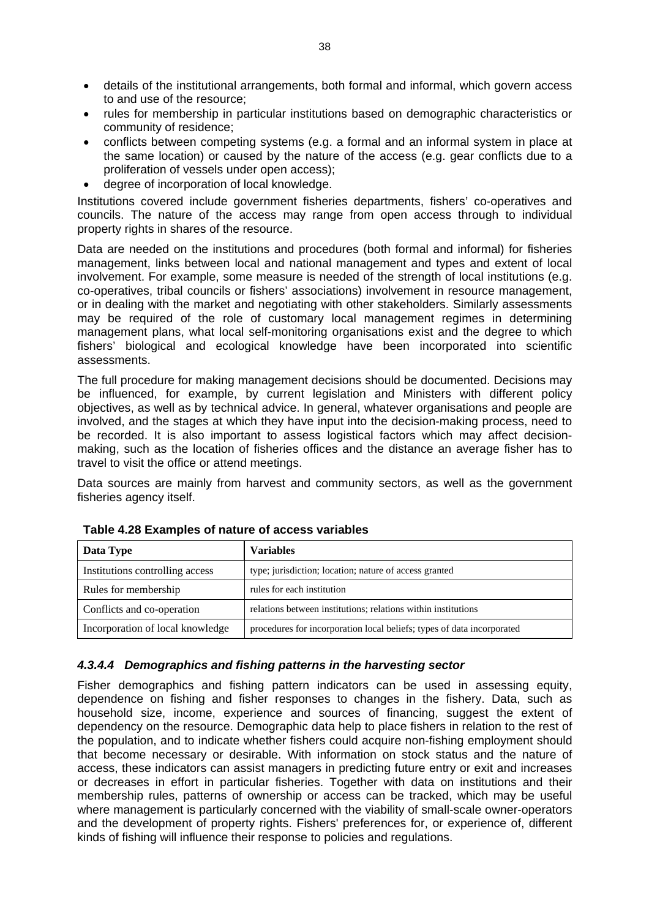- details of the institutional arrangements, both formal and informal, which govern access to and use of the resource;
- rules for membership in particular institutions based on demographic characteristics or community of residence;
- conflicts between competing systems (e.g. a formal and an informal system in place at the same location) or caused by the nature of the access (e.g. gear conflicts due to a proliferation of vessels under open access);
- degree of incorporation of local knowledge.

Institutions covered include government fisheries departments, fishers' co-operatives and councils. The nature of the access may range from open access through to individual property rights in shares of the resource.

Data are needed on the institutions and procedures (both formal and informal) for fisheries management, links between local and national management and types and extent of local involvement. For example, some measure is needed of the strength of local institutions (e.g. co-operatives, tribal councils or fishers' associations) involvement in resource management, or in dealing with the market and negotiating with other stakeholders. Similarly assessments may be required of the role of customary local management regimes in determining management plans, what local self-monitoring organisations exist and the degree to which fishers' biological and ecological knowledge have been incorporated into scientific assessments.

The full procedure for making management decisions should be documented. Decisions may be influenced, for example, by current legislation and Ministers with different policy objectives, as well as by technical advice. In general, whatever organisations and people are involved, and the stages at which they have input into the decision-making process, need to be recorded. It is also important to assess logistical factors which may affect decision-making, such as the location of fisheries offices and the distance an average fisher has to travel to visit the office or attend meetings.

Data sources are mainly from harvest and community sectors, as well as the government fisheries agency itself.

**Table 4.28 Examples of nature of access variables**

| Data Type | Variables |
|---|---|
| Institutions controlling access | type; jurisdiction; location; nature of access granted |
| Rules for membership | rules for each institution |
| Conflicts and co-operation | relations between institutions; relations within institutions |
| Incorporation of local knowledge | procedures for incorporation local beliefs; types of data incorporated |

#### *4.3.4.4 Demographics and fishing patterns in the harvesting sector*

Fisher demographics and fishing pattern indicators can be used in assessing equity, dependence on fishing and fisher responses to changes in the fishery. Data, such as household size, income, experience and sources of financing, suggest the extent of dependency on the resource. Demographic data help to place fishers in relation to the rest of the population, and to indicate whether fishers could acquire non-fishing employment should that become necessary or desirable. With information on stock status and the nature of access, these indicators can assist managers in predicting future entry or exit and increases or decreases in effort in particular fisheries. Together with data on institutions and their membership rules, patterns of ownership or access can be tracked, which may be useful where management is particularly concerned with the viability of small-scale owner-operators and the development of property rights. Fishers' preferences for, or experience of, different kinds of fishing will influence their response to policies and regulations.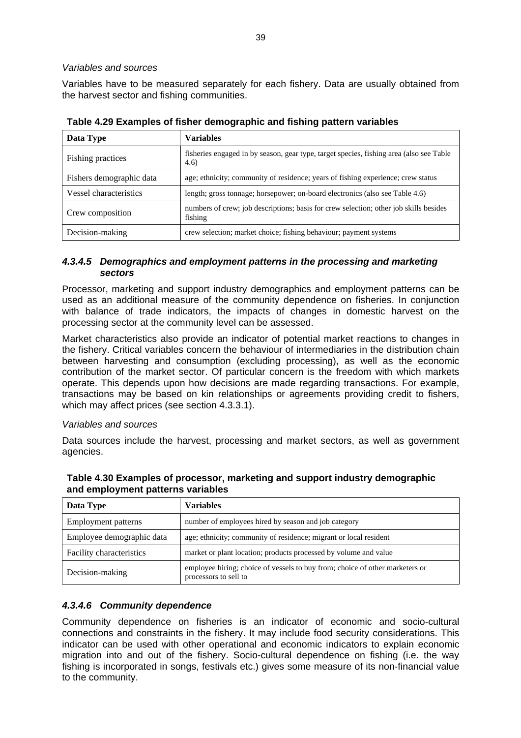*Variables and sources*

Variables have to be measured separately for each fishery. Data are usually obtained from the harvest sector and fishing communities.

**Table 4.29 Examples of fisher demographic and fishing pattern variables**

| Data Type | Variables |
|---|---|
| Fishing practices | fisheries engaged in by season, gear type, target species, fishing area (also see Table 4.6) |
| Fishers demographic data | age; ethnicity; community of residence; years of fishing experience; crew status |
| Vessel characteristics | length; gross tonnage; horsepower; on-board electronics (also see Table 4.6) |
| Crew composition | numbers of crew; job descriptions; basis for crew selection; other job skills besides fishing |
| Decision-making | crew selection; market choice; fishing behaviour; payment systems |

#### *4.3.4.5 Demographics and employment patterns in the processing and marketing sectors*

Processor, marketing and support industry demographics and employment patterns can be used as an additional measure of the community dependence on fisheries. In conjunction with balance of trade indicators, the impacts of changes in domestic harvest on the processing sector at the community level can be assessed.

Market characteristics also provide an indicator of potential market reactions to changes in the fishery. Critical variables concern the behaviour of intermediaries in the distribution chain between harvesting and consumption (excluding processing), as well as the economic contribution of the market sector. Of particular concern is the freedom with which markets operate. This depends upon how decisions are made regarding transactions. For example, transactions may be based on kin relationships or agreements providing credit to fishers, which may affect prices (see section 4.3.3.1).

*Variables and sources*

Data sources include the harvest, processing and market sectors, as well as government agencies.

**Table 4.30 Examples of processor, marketing and support industry demographic and employment patterns variables**

| Data Type | Variables |
|---|---|
| Employment patterns | number of employees hired by season and job category |
| Employee demographic data | age; ethnicity; community of residence; migrant or local resident |
| Facility characteristics | market or plant location; products processed by volume and value |
| Decision-making | employee hiring; choice of vessels to buy from; choice of other marketers or processors to sell to |

#### *4.3.4.6 Community dependence*

Community dependence on fisheries is an indicator of economic and socio-cultural connections and constraints in the fishery. It may include food security considerations. This indicator can be used with other operational and economic indicators to explain economic migration into and out of the fishery. Socio-cultural dependence on fishing (i.e. the way fishing is incorporated in songs, festivals etc.) gives some measure of its non-financial value to the community.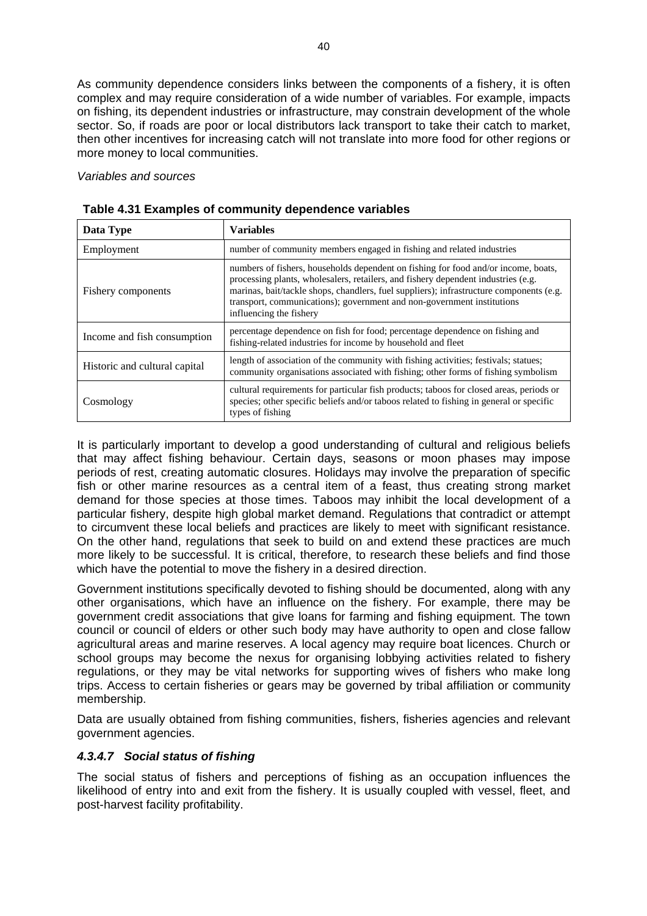As community dependence considers links between the components of a fishery, it is often complex and may require consideration of a wide number of variables. For example, impacts on fishing, its dependent industries or infrastructure, may constrain development of the whole sector. So, if roads are poor or local distributors lack transport to take their catch to market, then other incentives for increasing catch will not translate into more food for other regions or more money to local communities.

*Variables and sources*

**Table 4.31 Examples of community dependence variables**

| Data Type | Variables |
|---|---|
| Employment | number of community members engaged in fishing and related industries |
| Fishery components | numbers of fishers, households dependent on fishing for food and/or income, boats, processing plants, wholesalers, retailers, and fishery dependent industries (e.g. marinas, bait/tackle shops, chandlers, fuel suppliers); infrastructure components (e.g. transport, communications); government and non-government institutions influencing the fishery |
| Income and fish consumption | percentage dependence on fish for food; percentage dependence on fishing and fishing-related industries for income by household and fleet |
| Historic and cultural capital | length of association of the community with fishing activities; festivals; statues; community organisations associated with fishing; other forms of fishing symbolism |
| Cosmology | cultural requirements for particular fish products; taboos for closed areas, periods or species; other specific beliefs and/or taboos related to fishing in general or specific types of fishing |

It is particularly important to develop a good understanding of cultural and religious beliefs that may affect fishing behaviour. Certain days, seasons or moon phases may impose periods of rest, creating automatic closures. Holidays may involve the preparation of specific fish or other marine resources as a central item of a feast, thus creating strong market demand for those species at those times. Taboos may inhibit the local development of a particular fishery, despite high global market demand. Regulations that contradict or attempt to circumvent these local beliefs and practices are likely to meet with significant resistance. On the other hand, regulations that seek to build on and extend these practices are much more likely to be successful. It is critical, therefore, to research these beliefs and find those which have the potential to move the fishery in a desired direction.

Government institutions specifically devoted to fishing should be documented, along with any other organisations, which have an influence on the fishery. For example, there may be government credit associations that give loans for farming and fishing equipment. The town council or council of elders or other such body may have authority to open and close fallow agricultural areas and marine reserves. A local agency may require boat licences. Church or school groups may become the nexus for organising lobbying activities related to fishery regulations, or they may be vital networks for supporting wives of fishers who make long trips. Access to certain fisheries or gears may be governed by tribal affiliation or community membership.

Data are usually obtained from fishing communities, fishers, fisheries agencies and relevant government agencies.

#### *4.3.4.7 Social status of fishing*

The social status of fishers and perceptions of fishing as an occupation influences the likelihood of entry into and exit from the fishery. It is usually coupled with vessel, fleet, and post-harvest facility profitability.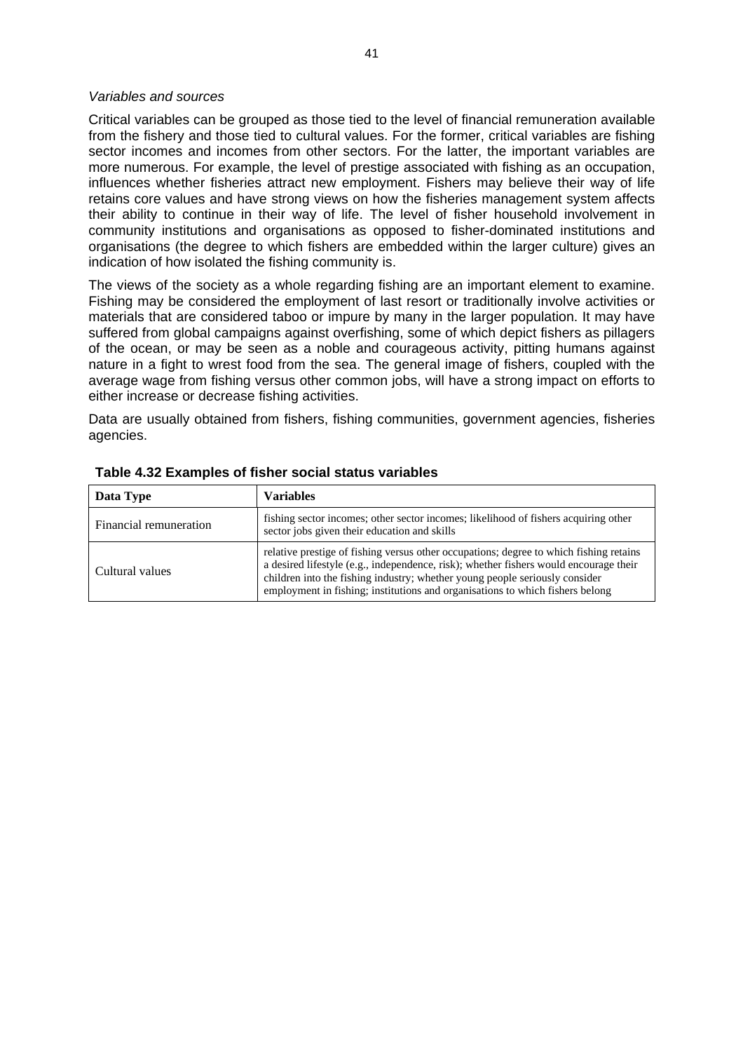*Variables and sources*

Critical variables can be grouped as those tied to the level of financial remuneration available from the fishery and those tied to cultural values. For the former, critical variables are fishing sector incomes and incomes from other sectors. For the latter, the important variables are more numerous. For example, the level of prestige associated with fishing as an occupation, influences whether fisheries attract new employment. Fishers may believe their way of life retains core values and have strong views on how the fisheries management system affects their ability to continue in their way of life. The level of fisher household involvement in community institutions and organisations as opposed to fisher-dominated institutions and organisations (the degree to which fishers are embedded within the larger culture) gives an indication of how isolated the fishing community is.

The views of the society as a whole regarding fishing are an important element to examine. Fishing may be considered the employment of last resort or traditionally involve activities or materials that are considered taboo or impure by many in the larger population. It may have suffered from global campaigns against overfishing, some of which depict fishers as pillagers of the ocean, or may be seen as a noble and courageous activity, pitting humans against nature in a fight to wrest food from the sea. The general image of fishers, coupled with the average wage from fishing versus other common jobs, will have a strong impact on efforts to either increase or decrease fishing activities.

Data are usually obtained from fishers, fishing communities, government agencies, fisheries agencies.

**Table 4.32 Examples of fisher social status variables**

| Data Type | Variables |
|---|---|
| Financial remuneration | fishing sector incomes; other sector incomes; likelihood of fishers acquiring other sector jobs given their education and skills |
| Cultural values | relative prestige of fishing versus other occupations; degree to which fishing retains a desired lifestyle (e.g., independence, risk); whether fishers would encourage their children into the fishing industry; whether young people seriously consider employment in fishing; institutions and organisations to which fishers belong |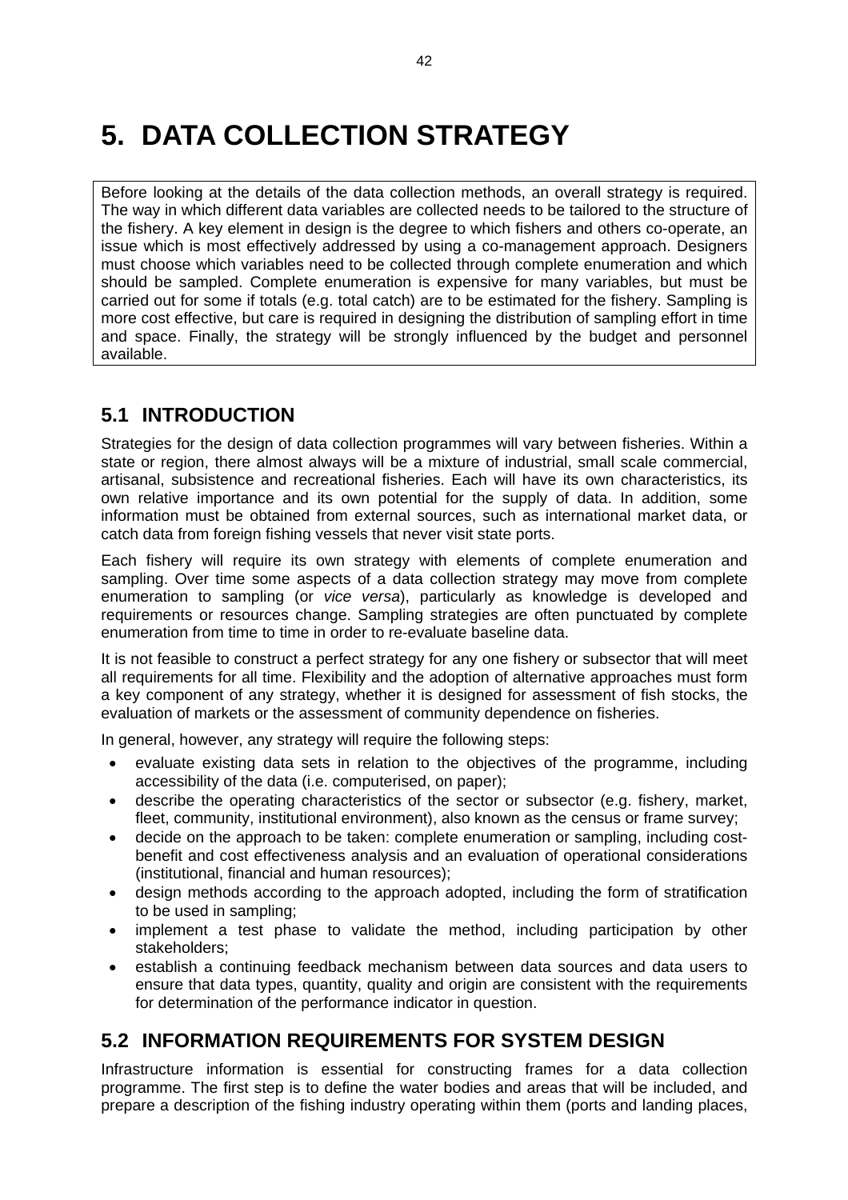# 5. DATA COLLECTION STRATEGY

Before looking at the details of the data collection methods, an overall strategy is required. The way in which different data variables are collected needs to be tailored to the structure of the fishery. A key element in design is the degree to which fishers and others co-operate, an issue which is most effectively addressed by using a co-management approach. Designers must choose which variables need to be collected through complete enumeration and which should be sampled. Complete enumeration is expensive for many variables, but must be carried out for some if totals (e.g. total catch) are to be estimated for the fishery. Sampling is more cost effective, but care is required in designing the distribution of sampling effort in time and space. Finally, the strategy will be strongly influenced by the budget and personnel available.

## 5.1 INTRODUCTION

Strategies for the design of data collection programmes will vary between fisheries. Within a state or region, there almost always will be a mixture of industrial, small scale commercial, artisanal, subsistence and recreational fisheries. Each will have its own characteristics, its own relative importance and its own potential for the supply of data. In addition, some information must be obtained from external sources, such as international market data, or catch data from foreign fishing vessels that never visit state ports.

Each fishery will require its own strategy with elements of complete enumeration and sampling. Over time some aspects of a data collection strategy may move from complete enumeration to sampling (or *vice versa*), particularly as knowledge is developed and requirements or resources change. Sampling strategies are often punctuated by complete enumeration from time to time in order to re-evaluate baseline data.

It is not feasible to construct a perfect strategy for any one fishery or subsector that will meet all requirements for all time. Flexibility and the adoption of alternative approaches must form a key component of any strategy, whether it is designed for assessment of fish stocks, the evaluation of markets or the assessment of community dependence on fisheries.

In general, however, any strategy will require the following steps:

- evaluate existing data sets in relation to the objectives of the programme, including accessibility of the data (i.e. computerised, on paper);
- describe the operating characteristics of the sector or subsector (e.g. fishery, market, fleet, community, institutional environment), also known as the census or frame survey;
- decide on the approach to be taken: complete enumeration or sampling, including cost-benefit and cost effectiveness analysis and an evaluation of operational considerations (institutional, financial and human resources);
- design methods according to the approach adopted, including the form of stratification to be used in sampling;
- implement a test phase to validate the method, including participation by other stakeholders;
- establish a continuing feedback mechanism between data sources and data users to ensure that data types, quantity, quality and origin are consistent with the requirements for determination of the performance indicator in question.

## 5.2 INFORMATION REQUIREMENTS FOR SYSTEM DESIGN

Infrastructure information is essential for constructing frames for a data collection programme. The first step is to define the water bodies and areas that will be included, and prepare a description of the fishing industry operating within them (ports and landing places,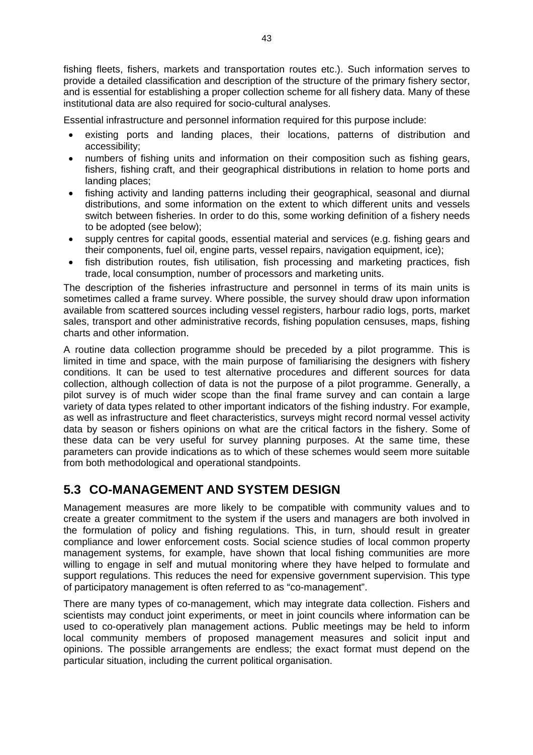fishing fleets, fishers, markets and transportation routes etc.). Such information serves to provide a detailed classification and description of the structure of the primary fishery sector, and is essential for establishing a proper collection scheme for all fishery data. Many of these institutional data are also required for socio-cultural analyses.

Essential infrastructure and personnel information required for this purpose include:

- existing ports and landing places, their locations, patterns of distribution and accessibility;
- numbers of fishing units and information on their composition such as fishing gears, fishers, fishing craft, and their geographical distributions in relation to home ports and landing places;
- fishing activity and landing patterns including their geographical, seasonal and diurnal distributions, and some information on the extent to which different units and vessels switch between fisheries. In order to do this, some working definition of a fishery needs to be adopted (see below);
- supply centres for capital goods, essential material and services (e.g. fishing gears and their components, fuel oil, engine parts, vessel repairs, navigation equipment, ice);
- fish distribution routes, fish utilisation, fish processing and marketing practices, fish trade, local consumption, number of processors and marketing units.

The description of the fisheries infrastructure and personnel in terms of its main units is sometimes called a frame survey. Where possible, the survey should draw upon information available from scattered sources including vessel registers, harbour radio logs, ports, market sales, transport and other administrative records, fishing population censuses, maps, fishing charts and other information.

A routine data collection programme should be preceded by a pilot programme. This is limited in time and space, with the main purpose of familiarising the designers with fishery conditions. It can be used to test alternative procedures and different sources for data collection, although collection of data is not the purpose of a pilot programme. Generally, a pilot survey is of much wider scope than the final frame survey and can contain a large variety of data types related to other important indicators of the fishing industry. For example, as well as infrastructure and fleet characteristics, surveys might record normal vessel activity data by season or fishers opinions on what are the critical factors in the fishery. Some of these data can be very useful for survey planning purposes. At the same time, these parameters can provide indications as to which of these schemes would seem more suitable from both methodological and operational standpoints.

## 5.3 CO-MANAGEMENT AND SYSTEM DESIGN

Management measures are more likely to be compatible with community values and to create a greater commitment to the system if the users and managers are both involved in the formulation of policy and fishing regulations. This, in turn, should result in greater compliance and lower enforcement costs. Social science studies of local common property management systems, for example, have shown that local fishing communities are more willing to engage in self and mutual monitoring where they have helped to formulate and support regulations. This reduces the need for expensive government supervision. This type of participatory management is often referred to as "co-management".

There are many types of co-management, which may integrate data collection. Fishers and scientists may conduct joint experiments, or meet in joint councils where information can be used to co-operatively plan management actions. Public meetings may be held to inform local community members of proposed management measures and solicit input and opinions. The possible arrangements are endless; the exact format must depend on the particular situation, including the current political organisation.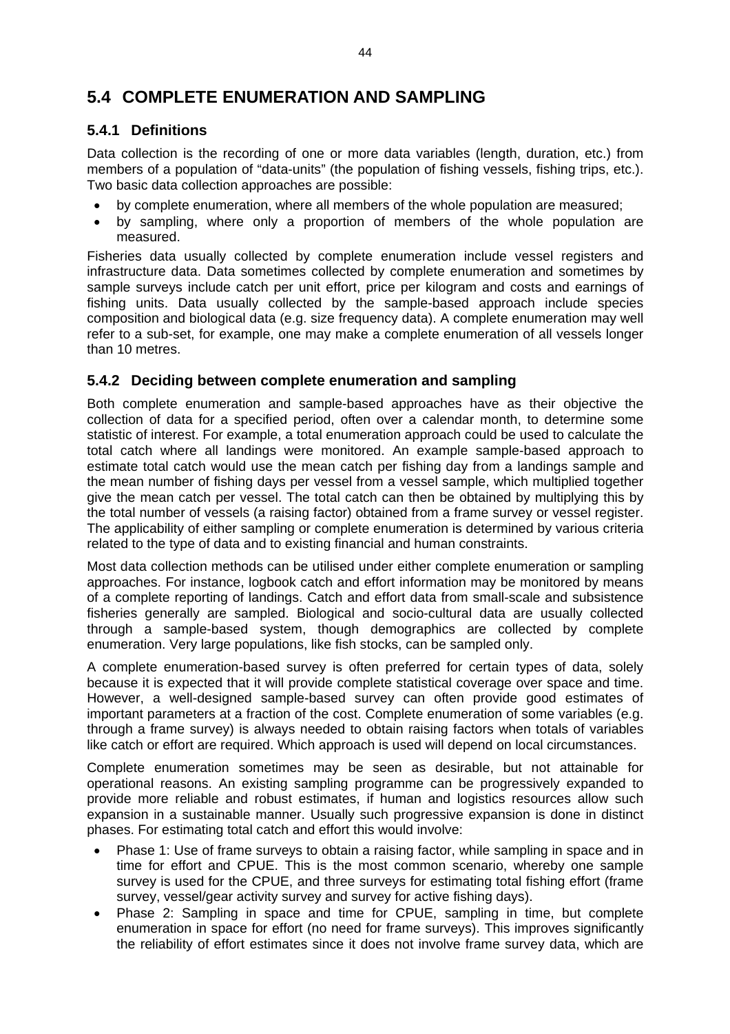## 5.4 COMPLETE ENUMERATION AND SAMPLING

### 5.4.1 Definitions

Data collection is the recording of one or more data variables (length, duration, etc.) from members of a population of "data-units" (the population of fishing vessels, fishing trips, etc.). Two basic data collection approaches are possible:

- by complete enumeration, where all members of the whole population are measured;
- by sampling, where only a proportion of members of the whole population are measured.

Fisheries data usually collected by complete enumeration include vessel registers and infrastructure data. Data sometimes collected by complete enumeration and sometimes by sample surveys include catch per unit effort, price per kilogram and costs and earnings of fishing units. Data usually collected by the sample-based approach include species composition and biological data (e.g. size frequency data). A complete enumeration may well refer to a sub-set, for example, one may make a complete enumeration of all vessels longer than 10 metres.

### 5.4.2 Deciding between complete enumeration and sampling

Both complete enumeration and sample-based approaches have as their objective the collection of data for a specified period, often over a calendar month, to determine some statistic of interest. For example, a total enumeration approach could be used to calculate the total catch where all landings were monitored. An example sample-based approach to estimate total catch would use the mean catch per fishing day from a landings sample and the mean number of fishing days per vessel from a vessel sample, which multiplied together give the mean catch per vessel. The total catch can then be obtained by multiplying this by the total number of vessels (a raising factor) obtained from a frame survey or vessel register. The applicability of either sampling or complete enumeration is determined by various criteria related to the type of data and to existing financial and human constraints.

Most data collection methods can be utilised under either complete enumeration or sampling approaches. For instance, logbook catch and effort information may be monitored by means of a complete reporting of landings. Catch and effort data from small-scale and subsistence fisheries generally are sampled. Biological and socio-cultural data are usually collected through a sample-based system, though demographics are collected by complete enumeration. Very large populations, like fish stocks, can be sampled only.

A complete enumeration-based survey is often preferred for certain types of data, solely because it is expected that it will provide complete statistical coverage over space and time. However, a well-designed sample-based survey can often provide good estimates of important parameters at a fraction of the cost. Complete enumeration of some variables (e.g. through a frame survey) is always needed to obtain raising factors when totals of variables like catch or effort are required. Which approach is used will depend on local circumstances.

Complete enumeration sometimes may be seen as desirable, but not attainable for operational reasons. An existing sampling programme can be progressively expanded to provide more reliable and robust estimates, if human and logistics resources allow such expansion in a sustainable manner. Usually such progressive expansion is done in distinct phases. For estimating total catch and effort this would involve:

- Phase 1: Use of frame surveys to obtain a raising factor, while sampling in space and in time for effort and CPUE. This is the most common scenario, whereby one sample survey is used for the CPUE, and three surveys for estimating total fishing effort (frame survey, vessel/gear activity survey and survey for active fishing days).
- Phase 2: Sampling in space and time for CPUE, sampling in time, but complete enumeration in space for effort (no need for frame surveys). This improves significantly the reliability of effort estimates since it does not involve frame survey data, which are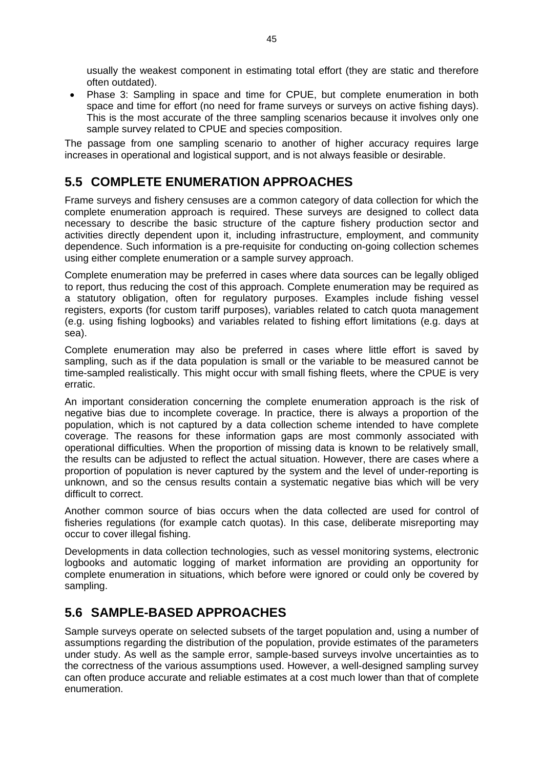usually the weakest component in estimating total effort (they are static and therefore often outdated).

- Phase 3: Sampling in space and time for CPUE, but complete enumeration in both space and time for effort (no need for frame surveys or surveys on active fishing days). This is the most accurate of the three sampling scenarios because it involves only one sample survey related to CPUE and species composition.

The passage from one sampling scenario to another of higher accuracy requires large increases in operational and logistical support, and is not always feasible or desirable.

## 5.5 COMPLETE ENUMERATION APPROACHES

Frame surveys and fishery censuses are a common category of data collection for which the complete enumeration approach is required. These surveys are designed to collect data necessary to describe the basic structure of the capture fishery production sector and activities directly dependent upon it, including infrastructure, employment, and community dependence. Such information is a pre-requisite for conducting on-going collection schemes using either complete enumeration or a sample survey approach.

Complete enumeration may be preferred in cases where data sources can be legally obliged to report, thus reducing the cost of this approach. Complete enumeration may be required as a statutory obligation, often for regulatory purposes. Examples include fishing vessel registers, exports (for custom tariff purposes), variables related to catch quota management (e.g. using fishing logbooks) and variables related to fishing effort limitations (e.g. days at sea).

Complete enumeration may also be preferred in cases where little effort is saved by sampling, such as if the data population is small or the variable to be measured cannot be time-sampled realistically. This might occur with small fishing fleets, where the CPUE is very erratic.

An important consideration concerning the complete enumeration approach is the risk of negative bias due to incomplete coverage. In practice, there is always a proportion of the population, which is not captured by a data collection scheme intended to have complete coverage. The reasons for these information gaps are most commonly associated with operational difficulties. When the proportion of missing data is known to be relatively small, the results can be adjusted to reflect the actual situation. However, there are cases where a proportion of population is never captured by the system and the level of under-reporting is unknown, and so the census results contain a systematic negative bias which will be very difficult to correct.

Another common source of bias occurs when the data collected are used for control of fisheries regulations (for example catch quotas). In this case, deliberate misreporting may occur to cover illegal fishing.

Developments in data collection technologies, such as vessel monitoring systems, electronic logbooks and automatic logging of market information are providing an opportunity for complete enumeration in situations, which before were ignored or could only be covered by sampling.

## 5.6 SAMPLE-BASED APPROACHES

Sample surveys operate on selected subsets of the target population and, using a number of assumptions regarding the distribution of the population, provide estimates of the parameters under study. As well as the sample error, sample-based surveys involve uncertainties as to the correctness of the various assumptions used. However, a well-designed sampling survey can often produce accurate and reliable estimates at a cost much lower than that of complete enumeration.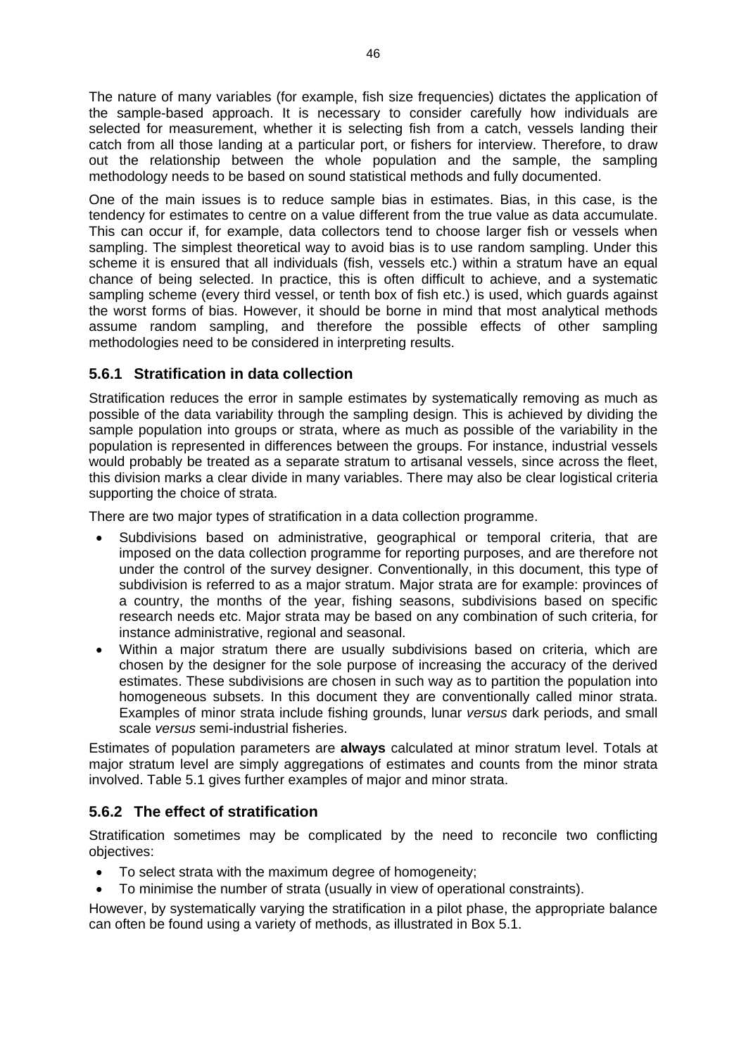The nature of many variables (for example, fish size frequencies) dictates the application of the sample-based approach. It is necessary to consider carefully how individuals are selected for measurement, whether it is selecting fish from a catch, vessels landing their catch from all those landing at a particular port, or fishers for interview. Therefore, to draw out the relationship between the whole population and the sample, the sampling methodology needs to be based on sound statistical methods and fully documented.

One of the main issues is to reduce sample bias in estimates. Bias, in this case, is the tendency for estimates to centre on a value different from the true value as data accumulate. This can occur if, for example, data collectors tend to choose larger fish or vessels when sampling. The simplest theoretical way to avoid bias is to use random sampling. Under this scheme it is ensured that all individuals (fish, vessels etc.) within a stratum have an equal chance of being selected. In practice, this is often difficult to achieve, and a systematic sampling scheme (every third vessel, or tenth box of fish etc.) is used, which guards against the worst forms of bias. However, it should be borne in mind that most analytical methods assume random sampling, and therefore the possible effects of other sampling methodologies need to be considered in interpreting results.

### 5.6.1 Stratification in data collection

Stratification reduces the error in sample estimates by systematically removing as much as possible of the data variability through the sampling design. This is achieved by dividing the sample population into groups or strata, where as much as possible of the variability in the population is represented in differences between the groups. For instance, industrial vessels would probably be treated as a separate stratum to artisanal vessels, since across the fleet, this division marks a clear divide in many variables. There may also be clear logistical criteria supporting the choice of strata.

There are two major types of stratification in a data collection programme.

- Subdivisions based on administrative, geographical or temporal criteria, that are imposed on the data collection programme for reporting purposes, and are therefore not under the control of the survey designer. Conventionally, in this document, this type of subdivision is referred to as a major stratum. Major strata are for example: provinces of a country, the months of the year, fishing seasons, subdivisions based on specific research needs etc. Major strata may be based on any combination of such criteria, for instance administrative, regional and seasonal.
- Within a major stratum there are usually subdivisions based on criteria, which are chosen by the designer for the sole purpose of increasing the accuracy of the derived estimates. These subdivisions are chosen in such way as to partition the population into homogeneous subsets. In this document they are conventionally called minor strata. Examples of minor strata include fishing grounds, lunar *versus* dark periods, and small scale *versus* semi-industrial fisheries.

Estimates of population parameters are **always** calculated at minor stratum level. Totals at major stratum level are simply aggregations of estimates and counts from the minor strata involved. Table 5.1 gives further examples of major and minor strata.

### 5.6.2 The effect of stratification

Stratification sometimes may be complicated by the need to reconcile two conflicting objectives:

- To select strata with the maximum degree of homogeneity;
- To minimise the number of strata (usually in view of operational constraints).

However, by systematically varying the stratification in a pilot phase, the appropriate balance can often be found using a variety of methods, as illustrated in Box 5.1.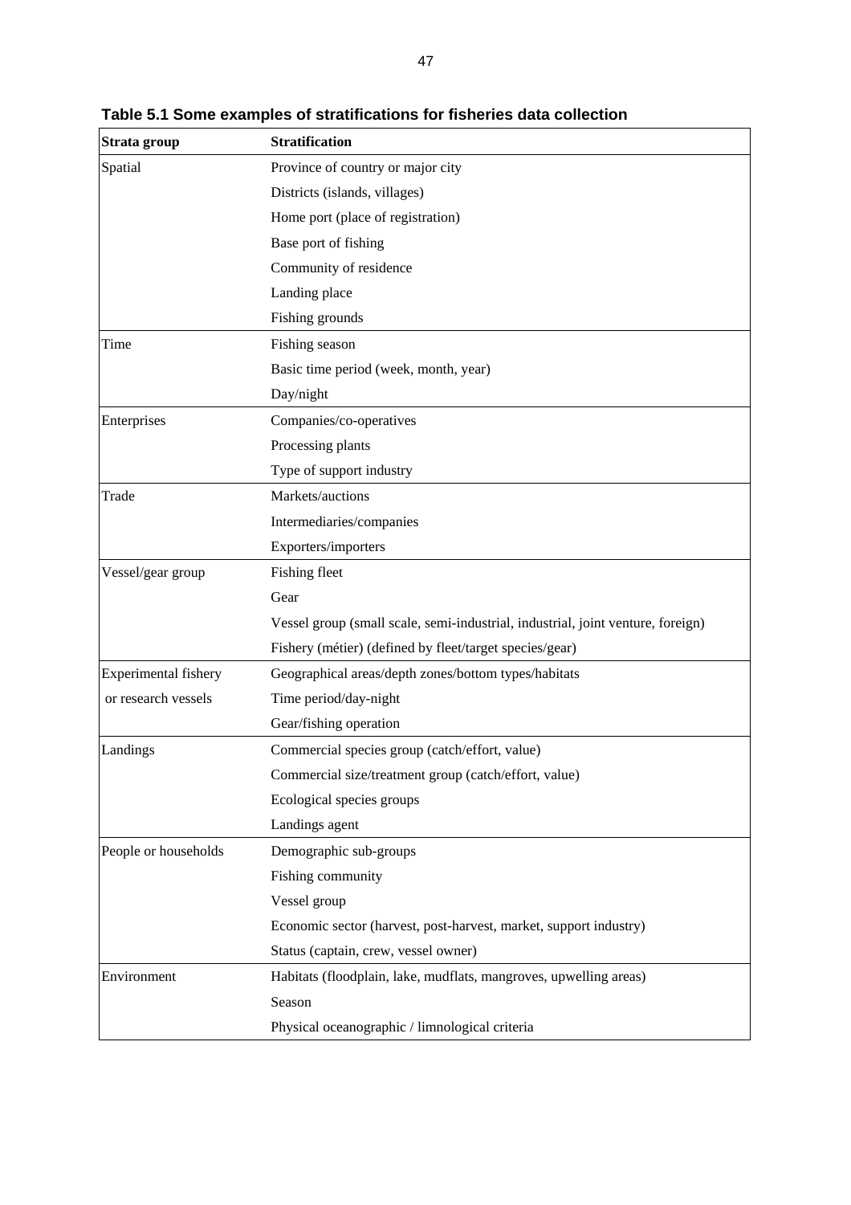**Table 5.1 Some examples of stratifications for fisheries data collection**

| Strata group | Stratification |
|---|---|
| Spatial | Province of country or major city |
| | Districts (islands, villages) |
| | Home port (place of registration) |
| | Base port of fishing |
| | Community of residence |
| | Landing place |
| | Fishing grounds |
| Time | Fishing season |
| | Basic time period (week, month, year) |
| | Day/night |
| Enterprises | Companies/co-operatives |
| | Processing plants |
| | Type of support industry |
| Trade | Markets/auctions |
| | Intermediaries/companies |
| | Exporters/importers |
| Vessel/gear group | Fishing fleet |
| | Gear |
| | Vessel group (small scale, semi-industrial, industrial, joint venture, foreign) |
| | Fishery (métier) (defined by fleet/target species/gear) |
| Experimental fishery or research vessels | Geographical areas/depth zones/bottom types/habitats |
| | Time period/day-night |
| | Gear/fishing operation |
| Landings | Commercial species group (catch/effort, value) |
| | Commercial size/treatment group (catch/effort, value) |
| | Ecological species groups |
| | Landings agent |
| People or households | Demographic sub-groups |
| | Fishing community |
| | Vessel group |
| | Economic sector (harvest, post-harvest, market, support industry) |
| | Status (captain, crew, vessel owner) |
| Environment | Habitats (floodplain, lake, mudflats, mangroves, upwelling areas) |
| | Season |
| | Physical oceanographic / limnological criteria |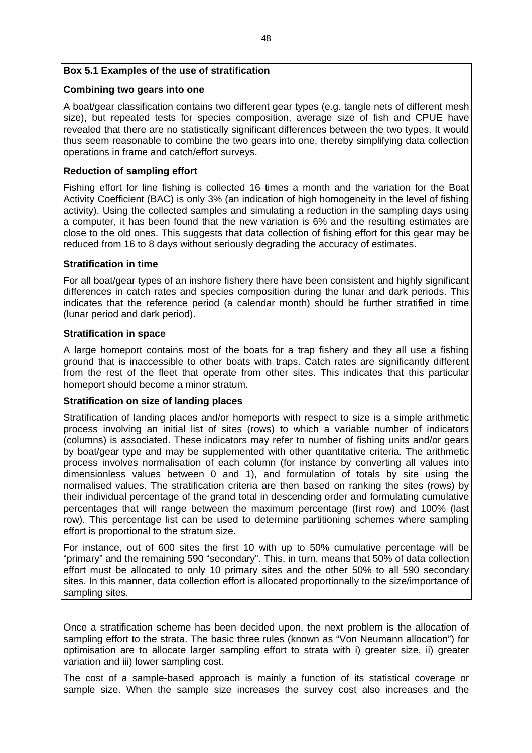**Box 5.1 Examples of the use of stratification**

**Combining two gears into one**

A boat/gear classification contains two different gear types (e.g. tangle nets of different mesh size), but repeated tests for species composition, average size of fish and CPUE have revealed that there are no statistically significant differences between the two types. It would thus seem reasonable to combine the two gears into one, thereby simplifying data collection operations in frame and catch/effort surveys.

**Reduction of sampling effort**

Fishing effort for line fishing is collected 16 times a month and the variation for the Boat Activity Coefficient (BAC) is only 3% (an indication of high homogeneity in the level of fishing activity). Using the collected samples and simulating a reduction in the sampling days using a computer, it has been found that the new variation is 6% and the resulting estimates are close to the old ones. This suggests that data collection of fishing effort for this gear may be reduced from 16 to 8 days without seriously degrading the accuracy of estimates.

**Stratification in time**

For all boat/gear types of an inshore fishery there have been consistent and highly significant differences in catch rates and species composition during the lunar and dark periods. This indicates that the reference period (a calendar month) should be further stratified in time (lunar period and dark period).

**Stratification in space**

A large homeport contains most of the boats for a trap fishery and they all use a fishing ground that is inaccessible to other boats with traps. Catch rates are significantly different from the rest of the fleet that operate from other sites. This indicates that this particular homeport should become a minor stratum.

**Stratification on size of landing places**

Stratification of landing places and/or homeports with respect to size is a simple arithmetic process involving an initial list of sites (rows) to which a variable number of indicators (columns) is associated. These indicators may refer to number of fishing units and/or gears by boat/gear type and may be supplemented with other quantitative criteria. The arithmetic process involves normalisation of each column (for instance by converting all values into dimensionless values between 0 and 1), and formulation of totals by site using the normalised values. The stratification criteria are then based on ranking the sites (rows) by their individual percentage of the grand total in descending order and formulating cumulative percentages that will range between the maximum percentage (first row) and 100% (last row). This percentage list can be used to determine partitioning schemes where sampling effort is proportional to the stratum size.

For instance, out of 600 sites the first 10 with up to 50% cumulative percentage will be "primary" and the remaining 590 "secondary". This, in turn, means that 50% of data collection effort must be allocated to only 10 primary sites and the other 50% to all 590 secondary sites. In this manner, data collection effort is allocated proportionally to the size/importance of sampling sites.

Once a stratification scheme has been decided upon, the next problem is the allocation of sampling effort to the strata. The basic three rules (known as "Von Neumann allocation") for optimisation are to allocate larger sampling effort to strata with i) greater size, ii) greater variation and iii) lower sampling cost.

The cost of a sample-based approach is mainly a function of its statistical coverage or sample size. When the sample size increases the survey cost also increases and the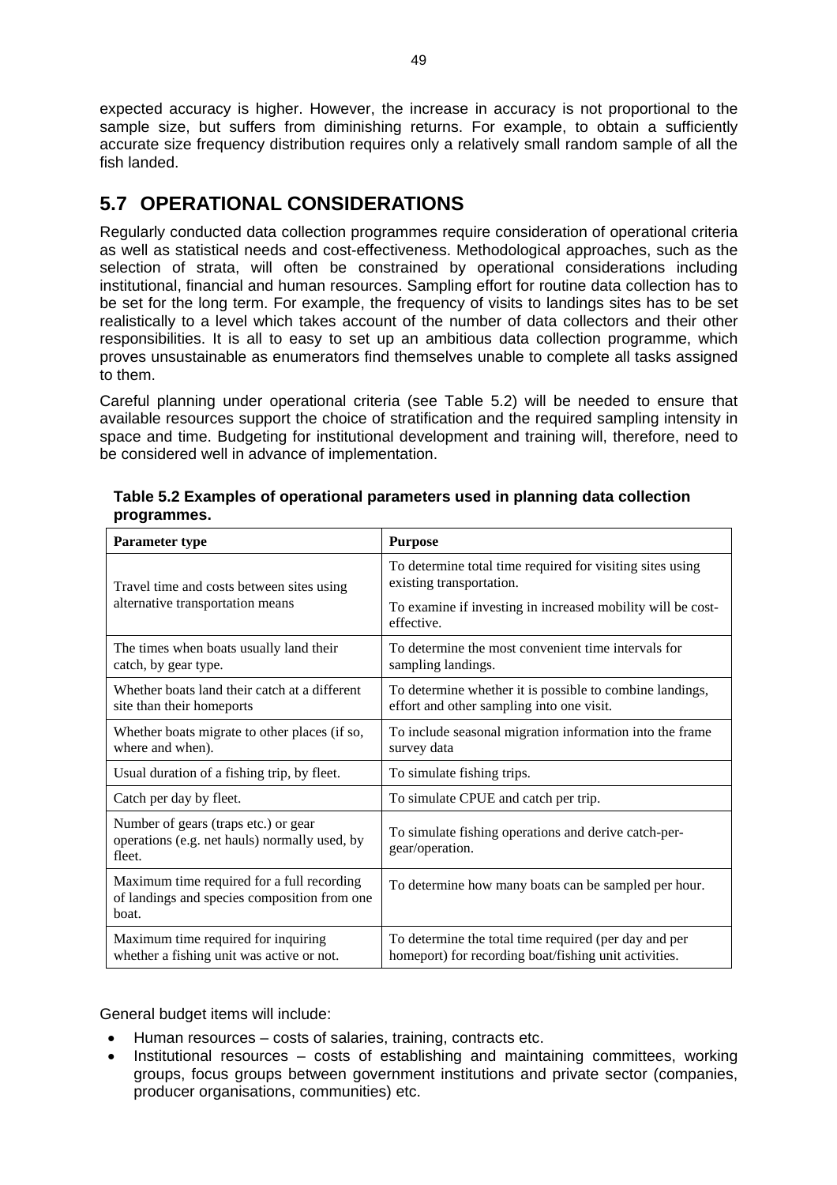expected accuracy is higher. However, the increase in accuracy is not proportional to the sample size, but suffers from diminishing returns. For example, to obtain a sufficiently accurate size frequency distribution requires only a relatively small random sample of all the fish landed.

## 5.7 OPERATIONAL CONSIDERATIONS

Regularly conducted data collection programmes require consideration of operational criteria as well as statistical needs and cost-effectiveness. Methodological approaches, such as the selection of strata, will often be constrained by operational considerations including institutional, financial and human resources. Sampling effort for routine data collection has to be set for the long term. For example, the frequency of visits to landings sites has to be set realistically to a level which takes account of the number of data collectors and their other responsibilities. It is all to easy to set up an ambitious data collection programme, which proves unsustainable as enumerators find themselves unable to complete all tasks assigned to them.

Careful planning under operational criteria (see Table 5.2) will be needed to ensure that available resources support the choice of stratification and the required sampling intensity in space and time. Budgeting for institutional development and training will, therefore, need to be considered well in advance of implementation.

**Table 5.2 Examples of operational parameters used in planning data collection programmes.**

| Parameter type | Purpose |
|---|---|
| Travel time and costs between sites using alternative transportation means | To determine total time required for visiting sites using existing transportation.<br>To examine if investing in increased mobility will be cost-effective. |
| The times when boats usually land their catch, by gear type. | To determine the most convenient time intervals for sampling landings. |
| Whether boats land their catch at a different site than their homeports | To determine whether it is possible to combine landings, effort and other sampling into one visit. |
| Whether boats migrate to other places (if so, where and when). | To include seasonal migration information into the frame survey data |
| Usual duration of a fishing trip, by fleet. | To simulate fishing trips. |
| Catch per day by fleet. | To simulate CPUE and catch per trip. |
| Number of gears (traps etc.) or gear operations (e.g. net hauls) normally used, by fleet. | To simulate fishing operations and derive catch-per-gear/operation. |
| Maximum time required for a full recording of landings and species composition from one boat. | To determine how many boats can be sampled per hour. |
| Maximum time required for inquiring whether a fishing unit was active or not. | To determine the total time required (per day and per homeport) for recording boat/fishing unit activities. |

General budget items will include:

- Human resources – costs of salaries, training, contracts etc.
- Institutional resources – costs of establishing and maintaining committees, working groups, focus groups between government institutions and private sector (companies, producer organisations, communities) etc.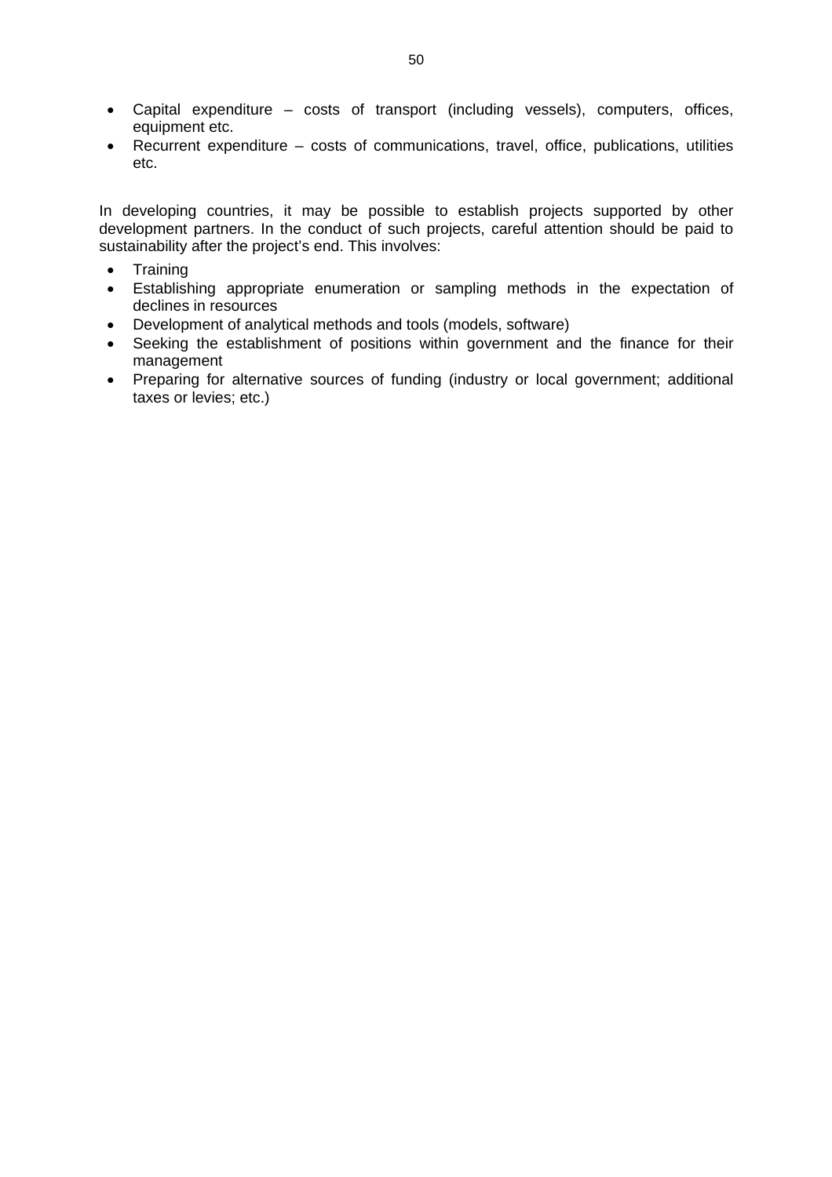- Capital expenditure – costs of transport (including vessels), computers, offices, equipment etc.
- Recurrent expenditure – costs of communications, travel, office, publications, utilities etc.

In developing countries, it may be possible to establish projects supported by other development partners. In the conduct of such projects, careful attention should be paid to sustainability after the project's end. This involves:

- Training
- Establishing appropriate enumeration or sampling methods in the expectation of declines in resources
- Development of analytical methods and tools (models, software)
- Seeking the establishment of positions within government and the finance for their management
- Preparing for alternative sources of funding (industry or local government; additional taxes or levies; etc.)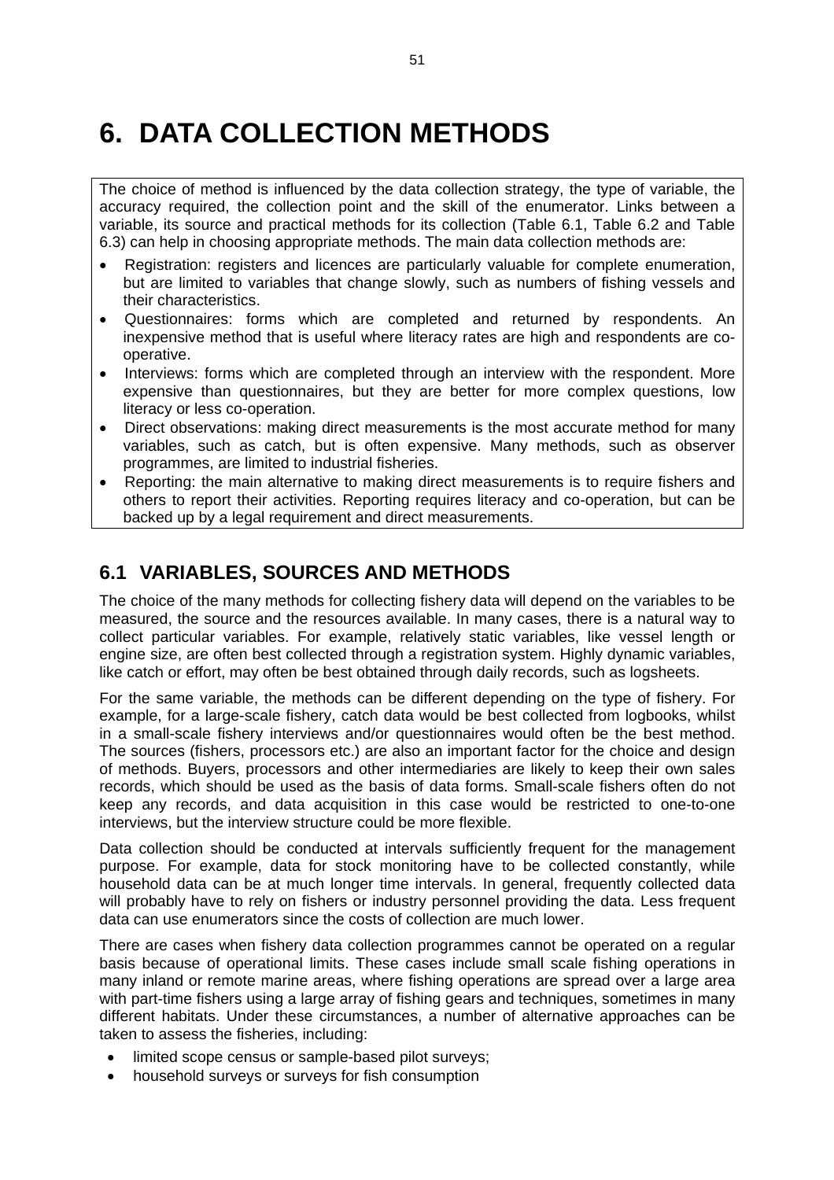# 6. DATA COLLECTION METHODS

The choice of method is influenced by the data collection strategy, the type of variable, the accuracy required, the collection point and the skill of the enumerator. Links between a variable, its source and practical methods for its collection (Table 6.1, Table 6.2 and Table 6.3) can help in choosing appropriate methods. The main data collection methods are:

- Registration: registers and licences are particularly valuable for complete enumeration, but are limited to variables that change slowly, such as numbers of fishing vessels and their characteristics.
- Questionnaires: forms which are completed and returned by respondents. An inexpensive method that is useful where literacy rates are high and respondents are co-operative.
- Interviews: forms which are completed through an interview with the respondent. More expensive than questionnaires, but they are better for more complex questions, low literacy or less co-operation.
- Direct observations: making direct measurements is the most accurate method for many variables, such as catch, but is often expensive. Many methods, such as observer programmes, are limited to industrial fisheries.
- Reporting: the main alternative to making direct measurements is to require fishers and others to report their activities. Reporting requires literacy and co-operation, but can be backed up by a legal requirement and direct measurements.

## 6.1 VARIABLES, SOURCES AND METHODS

The choice of the many methods for collecting fishery data will depend on the variables to be measured, the source and the resources available. In many cases, there is a natural way to collect particular variables. For example, relatively static variables, like vessel length or engine size, are often best collected through a registration system. Highly dynamic variables, like catch or effort, may often be best obtained through daily records, such as logsheets.

For the same variable, the methods can be different depending on the type of fishery. For example, for a large-scale fishery, catch data would be best collected from logbooks, whilst in a small-scale fishery interviews and/or questionnaires would often be the best method. The sources (fishers, processors etc.) are also an important factor for the choice and design of methods. Buyers, processors and other intermediaries are likely to keep their own sales records, which should be used as the basis of data forms. Small-scale fishers often do not keep any records, and data acquisition in this case would be restricted to one-to-one interviews, but the interview structure could be more flexible.

Data collection should be conducted at intervals sufficiently frequent for the management purpose. For example, data for stock monitoring have to be collected constantly, while household data can be at much longer time intervals. In general, frequently collected data will probably have to rely on fishers or industry personnel providing the data. Less frequent data can use enumerators since the costs of collection are much lower.

There are cases when fishery data collection programmes cannot be operated on a regular basis because of operational limits. These cases include small scale fishing operations in many inland or remote marine areas, where fishing operations are spread over a large area with part-time fishers using a large array of fishing gears and techniques, sometimes in many different habitats. Under these circumstances, a number of alternative approaches can be taken to assess the fisheries, including:

- limited scope census or sample-based pilot surveys;
- household surveys or surveys for fish consumption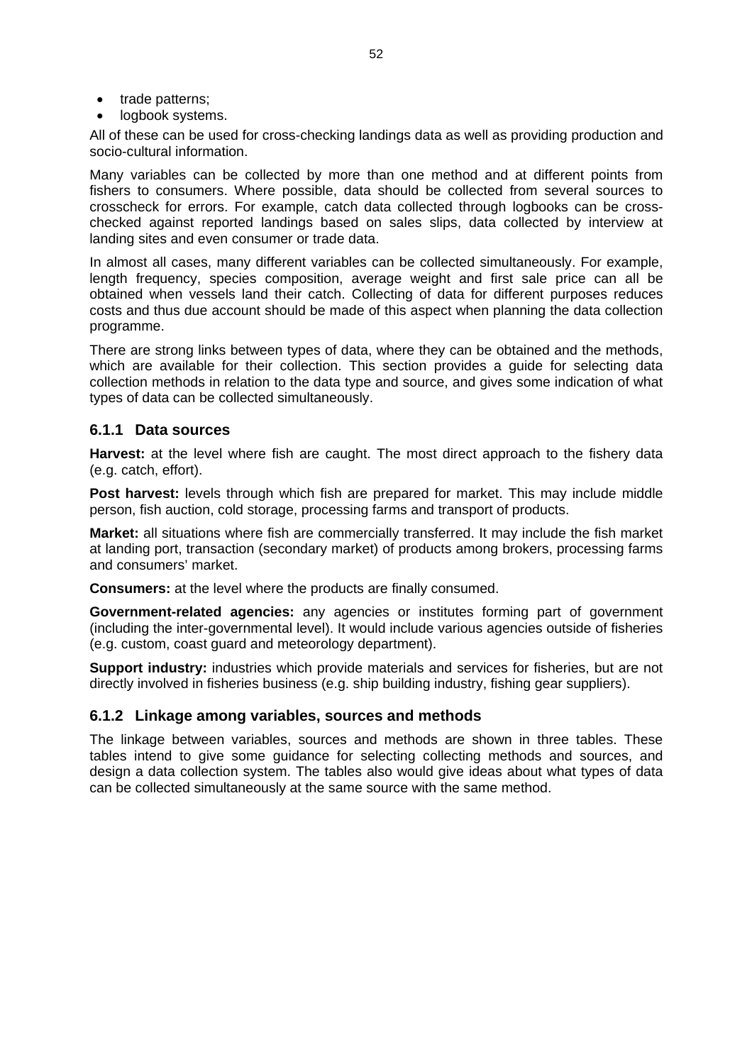- trade patterns;
- logbook systems.

All of these can be used for cross-checking landings data as well as providing production and socio-cultural information.

Many variables can be collected by more than one method and at different points from fishers to consumers. Where possible, data should be collected from several sources to crosscheck for errors. For example, catch data collected through logbooks can be cross-checked against reported landings based on sales slips, data collected by interview at landing sites and even consumer or trade data.

In almost all cases, many different variables can be collected simultaneously. For example, length frequency, species composition, average weight and first sale price can all be obtained when vessels land their catch. Collecting of data for different purposes reduces costs and thus due account should be made of this aspect when planning the data collection programme.

There are strong links between types of data, where they can be obtained and the methods, which are available for their collection. This section provides a guide for selecting data collection methods in relation to the data type and source, and gives some indication of what types of data can be collected simultaneously.

### 6.1.1 Data sources

**Harvest:** at the level where fish are caught. The most direct approach to the fishery data (e.g. catch, effort).

**Post harvest:** levels through which fish are prepared for market. This may include middle person, fish auction, cold storage, processing farms and transport of products.

**Market:** all situations where fish are commercially transferred. It may include the fish market at landing port, transaction (secondary market) of products among brokers, processing farms and consumers' market.

**Consumers:** at the level where the products are finally consumed.

**Government-related agencies:** any agencies or institutes forming part of government (including the inter-governmental level). It would include various agencies outside of fisheries (e.g. custom, coast guard and meteorology department).

**Support industry:** industries which provide materials and services for fisheries, but are not directly involved in fisheries business (e.g. ship building industry, fishing gear suppliers).

### 6.1.2 Linkage among variables, sources and methods

The linkage between variables, sources and methods are shown in three tables. These tables intend to give some guidance for selecting collecting methods and sources, and design a data collection system. The tables also would give ideas about what types of data can be collected simultaneously at the same source with the same method.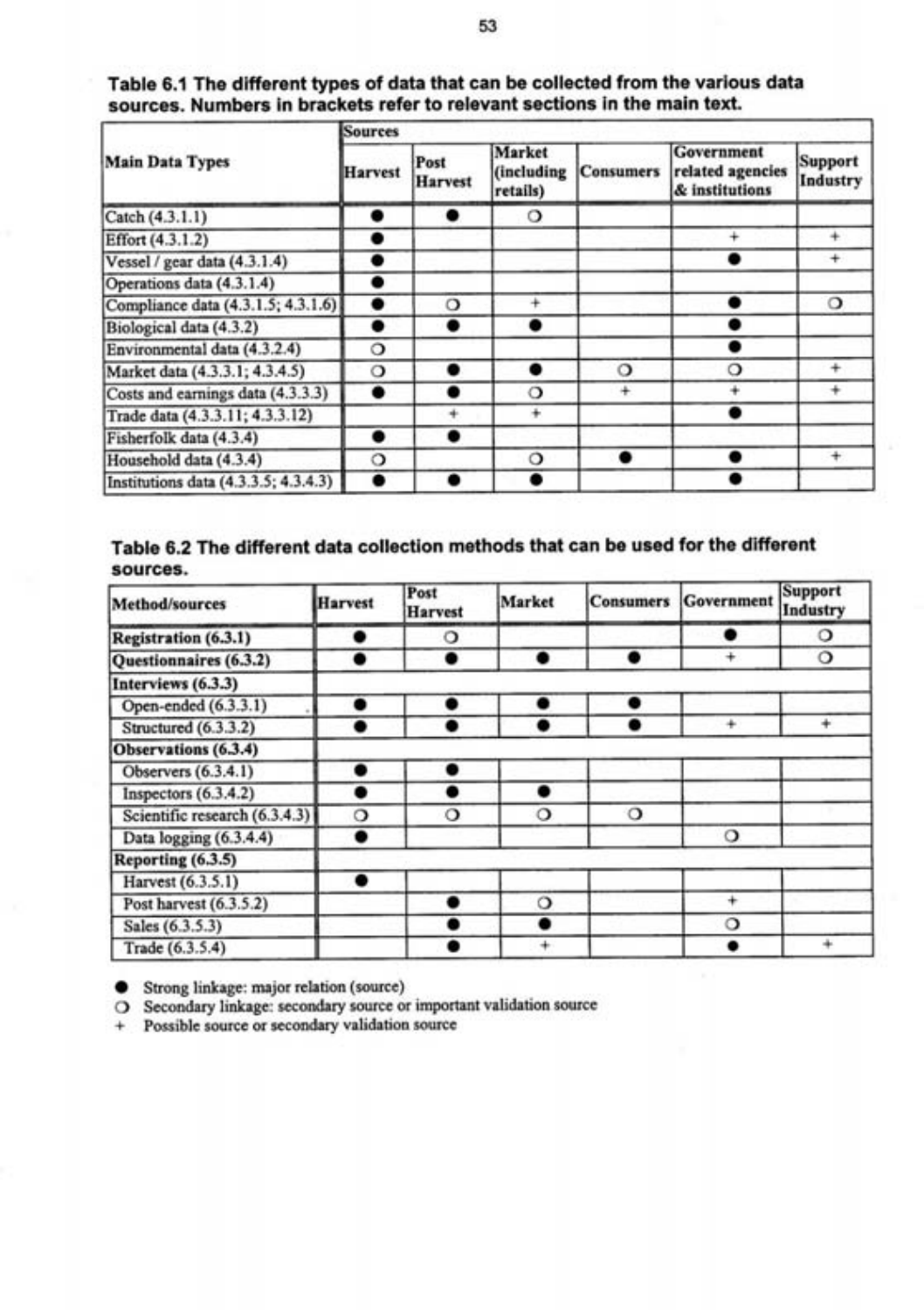**Table 6.1 The different types of data that can be collected from the various data sources. Numbers in brackets refer to relevant sections in the main text.**

| Main Data Types | Sources | | | | | |
|---|---|---|---|---|---|---|
| | Harvest | Post Harvest | Market (including retails) | Consumers | Government related agencies & institutions | Support Industry |
| Catch (4.3.1.1) | ● | ● | ❍ | | | |
| Effort (4.3.1.2) | ● | | | | + | + |
| Vessel / gear data (4.3.1.4) | ● | | | | ● | + |
| Operations data (4.3.1.4) | ● | | | | | |
| Compliance data (4.3.1.5; 4.3.1.6) | ● | ❍ | + | | ● | ❍ |
| Biological data (4.3.2) | ● | ● | ● | | ● | |
| Environmental data (4.3.2.4) | ❍ | | | | ● | |
| Market data (4.3.3.1; 4.3.4.5) | ❍ | ● | ● | ❍ | ❍ | + |
| Costs and earnings data (4.3.3.3) | ● | ● | ❍ | + | + | + |
| Trade data (4.3.3.11; 4.3.3.12) | | + | + | | ● | |
| Fisherfolk data (4.3.4) | ● | ● | | | | |
| Household data (4.3.4) | ❍ | | ❍ | ● | ● | + |
| Institutions data (4.3.3.5; 4.3.4.3) | ● | ● | ● | | ● | |

**Table 6.2 The different data collection methods that can be used for the different sources.**

| Method/sources | Harvest | Post Harvest | Market | Consumers | Government | Support Industry |
|---|---|---|---|---|---|---|
| **Registration (6.3.1)** | ● | ❍ | | | ● | ❍ |
| **Questionnaires (6.3.2)** | ● | ● | ● | ● | + | ❍ |
| **Interviews (6.3.3)** | | | | | | |
| Open-ended (6.3.3.1) | ● | ● | ● | ● | | |
| Structured (6.3.3.2) | ● | ● | ● | ● | + | + |
| **Observations (6.3.4)** | | | | | | |
| Observers (6.3.4.1) | ● | ● | | | | |
| Inspectors (6.3.4.2) | ● | ● | ● | | | |
| Scientific research (6.3.4.3) | ❍ | ❍ | ❍ | ❍ | | |
| Data logging (6.3.4.4) | ● | | | | ❍ | |
| **Reporting (6.3.5)** | | | | | | |
| Harvest (6.3.5.1) | ● | | | | | |
| Post harvest (6.3.5.2) | | ● | ❍ | | + | |
| Sales (6.3.5.3) | | ● | ● | | ❍ | |
| Trade (6.3.5.4) | | ● | + | | ● | + |

● Strong linkage: major relation (source)
❍ Secondary linkage: secondary source or important validation source
\+ Possible source or secondary validation source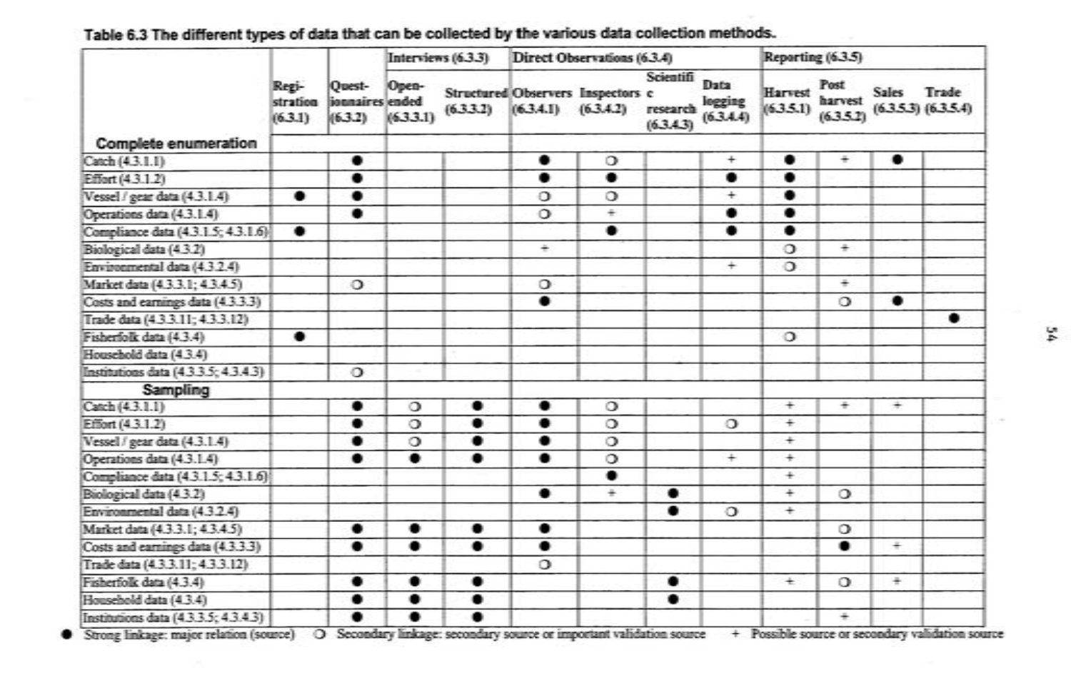**Table 6.3 The different types of data that can be collected by the various data collection methods.**

| | Registration (6.3.1) | Questionnaires (6.3.2) | Interviews (6.3.3) | | Direct Observations (6.3.4) | | | | Reporting (6.3.5) | | | |
|---|---|---|---|---|---|---|---|---|---|---|---|---|
| | | | Open-ended (6.3.3.1) | Structured (6.3.3.2) | Observers (6.3.4.1) | Inspectors (6.3.4.2) | Scientific research (6.3.4.3) | Data logging (6.3.4.4) | Harvest (6.3.5.1) | Post harvest (6.3.5.2) | Sales (6.3.5.3) | Trade (6.3.5.4) |
| **Complete enumeration** | | | | | | | | | | | | |
| Catch (4.3.1.1) | | ● | | | ● | ❍ | | + | ● | + | ● | |
| Effort (4.3.1.2) | | ● | | | ● | ● | | ● | ● | | | |
| Vessel / gear data (4.3.1.4) | ● | ● | | | ❍ | ❍ | | + | ● | | | |
| Operations data (4.3.1.4) | | ● | | | ❍ | + | | ● | ● | | | |
| Compliance data (4.3.1.5; 4.3.1.6) | ● | | | | | ● | | ● | ● | | | |
| Biological data (4.3.2) | | | | | + | | | | ❍ | + | | |
| Environmental data (4.3.2.4) | | | | | | | | + | ❍ | | | |
| Market data (4.3.3.1; 4.3.4.5) | | ❍ | | | ❍ | | | | | + | | |
| Costs and earnings data (4.3.3.3) | | | | | ● | | | | | ❍ | ● | |
| Trade data (4.3.3.11; 4.3.3.12) | | | | | | | | | | | | ● |
| Fisherfolk data (4.3.4) | ● | | | | | | | | ❍ | | | |
| Household data (4.3.4) | | | | | | | | | | | | |
| Institutions data (4.3.3.5; 4.3.4.3) | | ❍ | | | | | | | | | | |
| **Sampling** | | | | | | | | | | | | |
| Catch (4.3.1.1) | | ● | ❍ | ● | ● | ❍ | | | + | + | + | |
| Effort (4.3.1.2) | | ● | ❍ | ● | ● | ❍ | | ❍ | + | | | |
| Vessel / gear data (4.3.1.4) | | ● | ❍ | ● | ● | ❍ | | | + | | | |
| Operations data (4.3.1.4) | | ● | ● | ● | ● | ❍ | | + | + | | | |
| Compliance data (4.3.1.5; 4.3.1.6) | | | | | | ● | | | + | | | |
| Biological data (4.3.2) | | | | | ● | + | ● | | + | ❍ | | |
| Environmental data (4.3.2.4) | | | | | | | ● | ❍ | + | | | |
| Market data (4.3.3.1; 4.3.4.5) | | ● | ● | ● | ● | | | | | ❍ | | |
| Costs and earnings data (4.3.3.3) | | ● | ● | ● | ● | | | | | ● | + | |
| Trade data (4.3.3.11; 4.3.3.12) | | | | | ❍ | | | | | | | |
| Fisherfolk data (4.3.4) | | ● | ● | ● | | | ● | | + | ❍ | + | |
| Household data (4.3.4) | | ● | ● | ● | | | ● | | | | | |
| Institutions data (4.3.3.5; 4.3.4.3) | | ● | ● | ● | | | | | | + | | |

● Strong linkage: major relation (source) ❍ Secondary linkage: secondary source or important validation source + Possible source or secondary validation source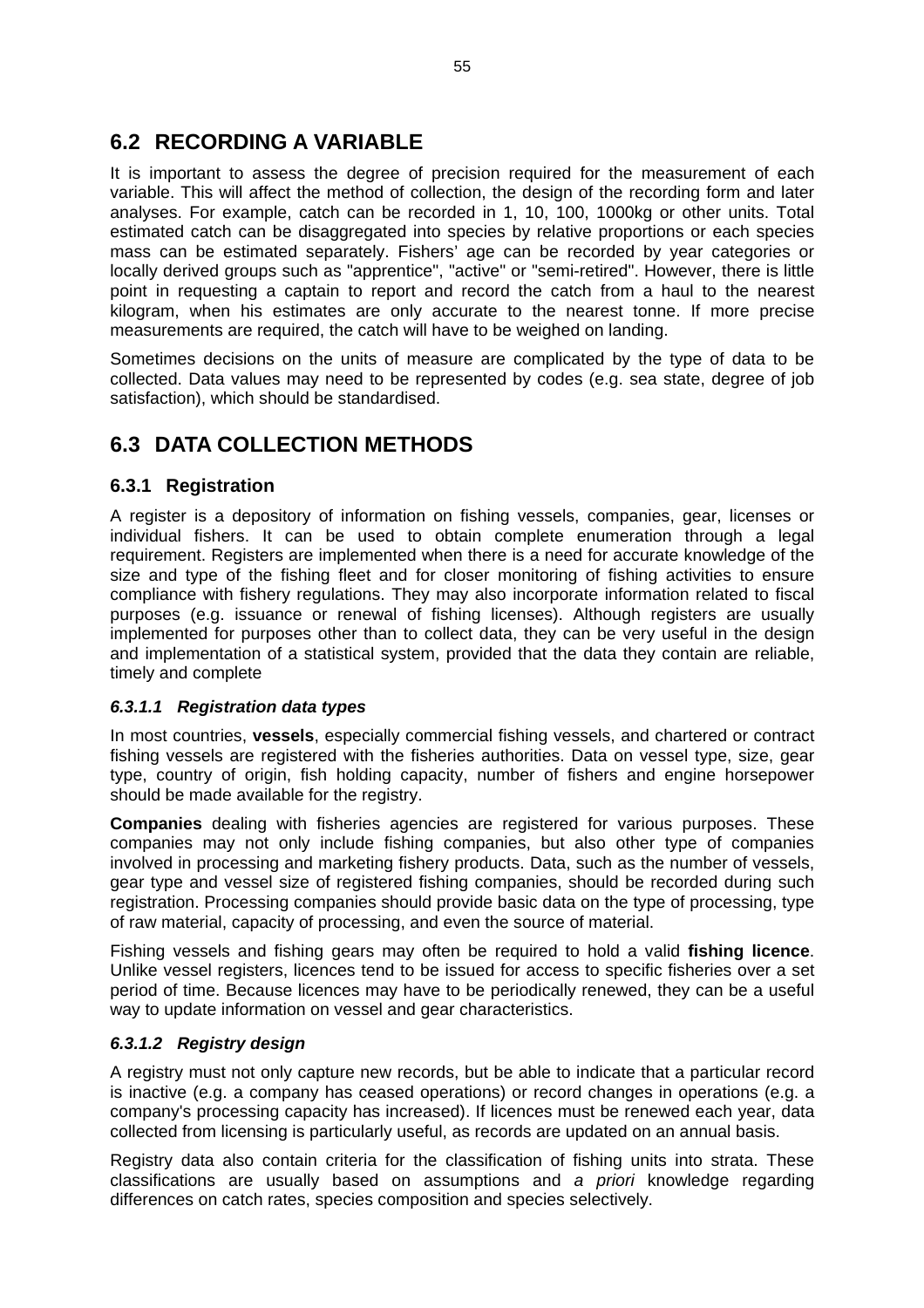## 6.2 RECORDING A VARIABLE

It is important to assess the degree of precision required for the measurement of each variable. This will affect the method of collection, the design of the recording form and later analyses. For example, catch can be recorded in 1, 10, 100, 1000kg or other units. Total estimated catch can be disaggregated into species by relative proportions or each species mass can be estimated separately. Fishers' age can be recorded by year categories or locally derived groups such as "apprentice", "active" or "semi-retired". However, there is little point in requesting a captain to report and record the catch from a haul to the nearest kilogram, when his estimates are only accurate to the nearest tonne. If more precise measurements are required, the catch will have to be weighed on landing.

Sometimes decisions on the units of measure are complicated by the type of data to be collected. Data values may need to be represented by codes (e.g. sea state, degree of job satisfaction), which should be standardised.

## 6.3 DATA COLLECTION METHODS

### 6.3.1 Registration

A register is a depository of information on fishing vessels, companies, gear, licenses or individual fishers. It can be used to obtain complete enumeration through a legal requirement. Registers are implemented when there is a need for accurate knowledge of the size and type of the fishing fleet and for closer monitoring of fishing activities to ensure compliance with fishery regulations. They may also incorporate information related to fiscal purposes (e.g. issuance or renewal of fishing licenses). Although registers are usually implemented for purposes other than to collect data, they can be very useful in the design and implementation of a statistical system, provided that the data they contain are reliable, timely and complete

#### *6.3.1.1 Registration data types*

In most countries, **vessels**, especially commercial fishing vessels, and chartered or contract fishing vessels are registered with the fisheries authorities. Data on vessel type, size, gear type, country of origin, fish holding capacity, number of fishers and engine horsepower should be made available for the registry.

**Companies** dealing with fisheries agencies are registered for various purposes. These companies may not only include fishing companies, but also other type of companies involved in processing and marketing fishery products. Data, such as the number of vessels, gear type and vessel size of registered fishing companies, should be recorded during such registration. Processing companies should provide basic data on the type of processing, type of raw material, capacity of processing, and even the source of material.

Fishing vessels and fishing gears may often be required to hold a valid **fishing licence**. Unlike vessel registers, licences tend to be issued for access to specific fisheries over a set period of time. Because licences may have to be periodically renewed, they can be a useful way to update information on vessel and gear characteristics.

#### *6.3.1.2 Registry design*

A registry must not only capture new records, but be able to indicate that a particular record is inactive (e.g. a company has ceased operations) or record changes in operations (e.g. a company's processing capacity has increased). If licences must be renewed each year, data collected from licensing is particularly useful, as records are updated on an annual basis.

Registry data also contain criteria for the classification of fishing units into strata. These classifications are usually based on assumptions and *a priori* knowledge regarding differences on catch rates, species composition and species selectively.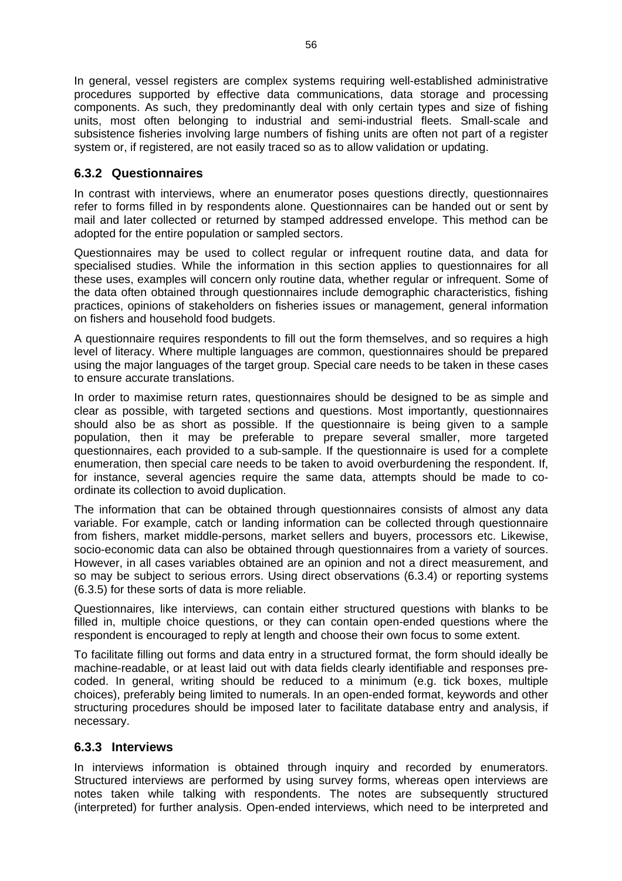In general, vessel registers are complex systems requiring well-established administrative procedures supported by effective data communications, data storage and processing components. As such, they predominantly deal with only certain types and size of fishing units, most often belonging to industrial and semi-industrial fleets. Small-scale and subsistence fisheries involving large numbers of fishing units are often not part of a register system or, if registered, are not easily traced so as to allow validation or updating.

### 6.3.2 Questionnaires

In contrast with interviews, where an enumerator poses questions directly, questionnaires refer to forms filled in by respondents alone. Questionnaires can be handed out or sent by mail and later collected or returned by stamped addressed envelope. This method can be adopted for the entire population or sampled sectors.

Questionnaires may be used to collect regular or infrequent routine data, and data for specialised studies. While the information in this section applies to questionnaires for all these uses, examples will concern only routine data, whether regular or infrequent. Some of the data often obtained through questionnaires include demographic characteristics, fishing practices, opinions of stakeholders on fisheries issues or management, general information on fishers and household food budgets.

A questionnaire requires respondents to fill out the form themselves, and so requires a high level of literacy. Where multiple languages are common, questionnaires should be prepared using the major languages of the target group. Special care needs to be taken in these cases to ensure accurate translations.

In order to maximise return rates, questionnaires should be designed to be as simple and clear as possible, with targeted sections and questions. Most importantly, questionnaires should also be as short as possible. If the questionnaire is being given to a sample population, then it may be preferable to prepare several smaller, more targeted questionnaires, each provided to a sub-sample. If the questionnaire is used for a complete enumeration, then special care needs to be taken to avoid overburdening the respondent. If, for instance, several agencies require the same data, attempts should be made to co-ordinate its collection to avoid duplication.

The information that can be obtained through questionnaires consists of almost any data variable. For example, catch or landing information can be collected through questionnaire from fishers, market middle-persons, market sellers and buyers, processors etc. Likewise, socio-economic data can also be obtained through questionnaires from a variety of sources. However, in all cases variables obtained are an opinion and not a direct measurement, and so may be subject to serious errors. Using direct observations (6.3.4) or reporting systems (6.3.5) for these sorts of data is more reliable.

Questionnaires, like interviews, can contain either structured questions with blanks to be filled in, multiple choice questions, or they can contain open-ended questions where the respondent is encouraged to reply at length and choose their own focus to some extent.

To facilitate filling out forms and data entry in a structured format, the form should ideally be machine-readable, or at least laid out with data fields clearly identifiable and responses pre-coded. In general, writing should be reduced to a minimum (e.g. tick boxes, multiple choices), preferably being limited to numerals. In an open-ended format, keywords and other structuring procedures should be imposed later to facilitate database entry and analysis, if necessary.

### 6.3.3 Interviews

In interviews information is obtained through inquiry and recorded by enumerators. Structured interviews are performed by using survey forms, whereas open interviews are notes taken while talking with respondents. The notes are subsequently structured (interpreted) for further analysis. Open-ended interviews, which need to be interpreted and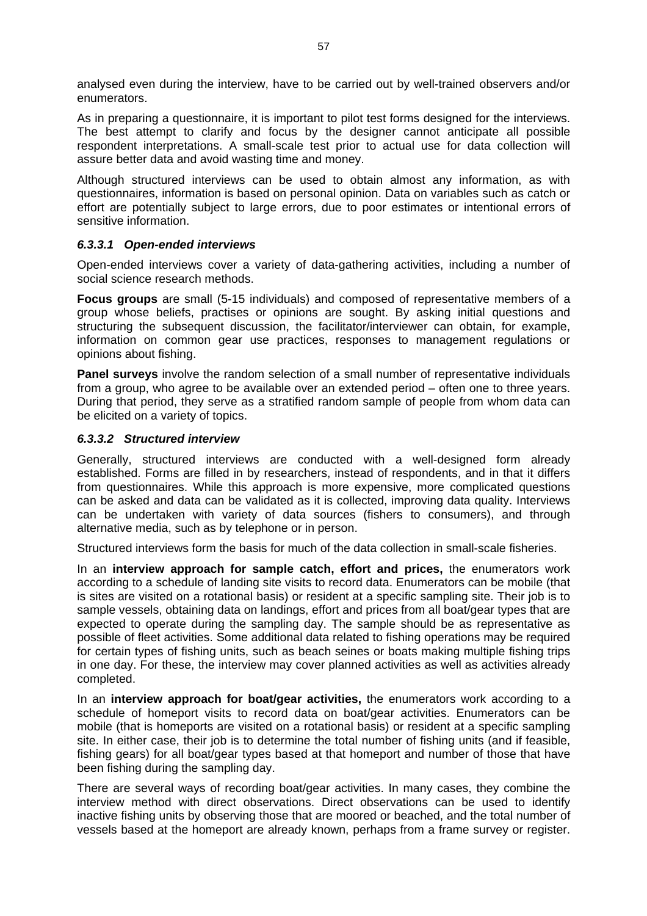analysed even during the interview, have to be carried out by well-trained observers and/or enumerators.

As in preparing a questionnaire, it is important to pilot test forms designed for the interviews. The best attempt to clarify and focus by the designer cannot anticipate all possible respondent interpretations. A small-scale test prior to actual use for data collection will assure better data and avoid wasting time and money.

Although structured interviews can be used to obtain almost any information, as with questionnaires, information is based on personal opinion. Data on variables such as catch or effort are potentially subject to large errors, due to poor estimates or intentional errors of sensitive information.

#### *6.3.3.1 Open-ended interviews*

Open-ended interviews cover a variety of data-gathering activities, including a number of social science research methods.

**Focus groups** are small (5-15 individuals) and composed of representative members of a group whose beliefs, practises or opinions are sought. By asking initial questions and structuring the subsequent discussion, the facilitator/interviewer can obtain, for example, information on common gear use practices, responses to management regulations or opinions about fishing.

**Panel surveys** involve the random selection of a small number of representative individuals from a group, who agree to be available over an extended period – often one to three years. During that period, they serve as a stratified random sample of people from whom data can be elicited on a variety of topics.

#### *6.3.3.2 Structured interview*

Generally, structured interviews are conducted with a well-designed form already established. Forms are filled in by researchers, instead of respondents, and in that it differs from questionnaires. While this approach is more expensive, more complicated questions can be asked and data can be validated as it is collected, improving data quality. Interviews can be undertaken with variety of data sources (fishers to consumers), and through alternative media, such as by telephone or in person.

Structured interviews form the basis for much of the data collection in small-scale fisheries.

In an **interview approach for sample catch, effort and prices,** the enumerators work according to a schedule of landing site visits to record data. Enumerators can be mobile (that is sites are visited on a rotational basis) or resident at a specific sampling site. Their job is to sample vessels, obtaining data on landings, effort and prices from all boat/gear types that are expected to operate during the sampling day. The sample should be as representative as possible of fleet activities. Some additional data related to fishing operations may be required for certain types of fishing units, such as beach seines or boats making multiple fishing trips in one day. For these, the interview may cover planned activities as well as activities already completed.

In an **interview approach for boat/gear activities,** the enumerators work according to a schedule of homeport visits to record data on boat/gear activities. Enumerators can be mobile (that is homeports are visited on a rotational basis) or resident at a specific sampling site. In either case, their job is to determine the total number of fishing units (and if feasible, fishing gears) for all boat/gear types based at that homeport and number of those that have been fishing during the sampling day.

There are several ways of recording boat/gear activities. In many cases, they combine the interview method with direct observations. Direct observations can be used to identify inactive fishing units by observing those that are moored or beached, and the total number of vessels based at the homeport are already known, perhaps from a frame survey or register.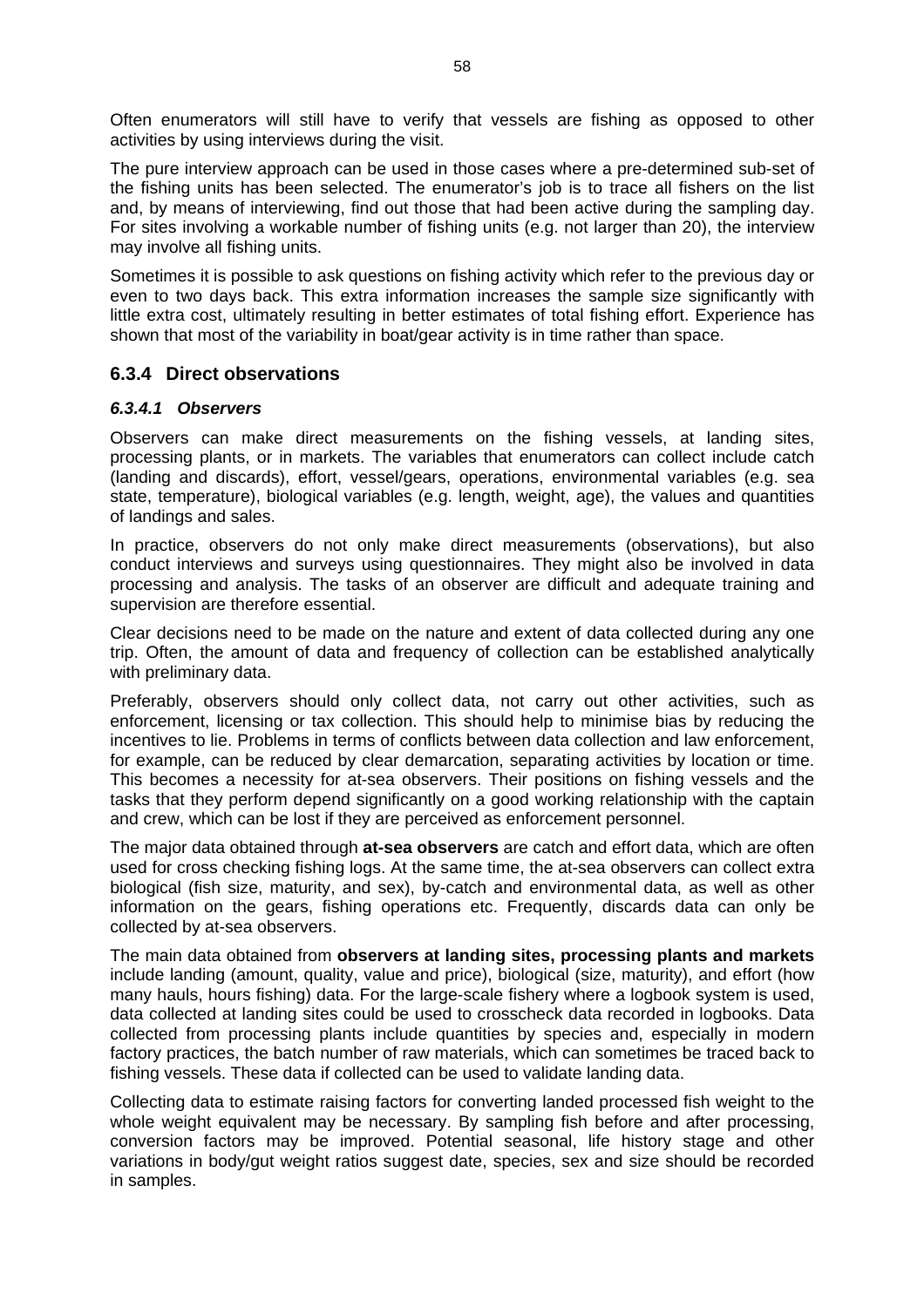Often enumerators will still have to verify that vessels are fishing as opposed to other activities by using interviews during the visit.

The pure interview approach can be used in those cases where a pre-determined sub-set of the fishing units has been selected. The enumerator's job is to trace all fishers on the list and, by means of interviewing, find out those that had been active during the sampling day. For sites involving a workable number of fishing units (e.g. not larger than 20), the interview may involve all fishing units.

Sometimes it is possible to ask questions on fishing activity which refer to the previous day or even to two days back. This extra information increases the sample size significantly with little extra cost, ultimately resulting in better estimates of total fishing effort. Experience has shown that most of the variability in boat/gear activity is in time rather than space.

### 6.3.4 Direct observations

#### *6.3.4.1 Observers*

Observers can make direct measurements on the fishing vessels, at landing sites, processing plants, or in markets. The variables that enumerators can collect include catch (landing and discards), effort, vessel/gears, operations, environmental variables (e.g. sea state, temperature), biological variables (e.g. length, weight, age), the values and quantities of landings and sales.

In practice, observers do not only make direct measurements (observations), but also conduct interviews and surveys using questionnaires. They might also be involved in data processing and analysis. The tasks of an observer are difficult and adequate training and supervision are therefore essential.

Clear decisions need to be made on the nature and extent of data collected during any one trip. Often, the amount of data and frequency of collection can be established analytically with preliminary data.

Preferably, observers should only collect data, not carry out other activities, such as enforcement, licensing or tax collection. This should help to minimise bias by reducing the incentives to lie. Problems in terms of conflicts between data collection and law enforcement, for example, can be reduced by clear demarcation, separating activities by location or time. This becomes a necessity for at-sea observers. Their positions on fishing vessels and the tasks that they perform depend significantly on a good working relationship with the captain and crew, which can be lost if they are perceived as enforcement personnel.

The major data obtained through **at-sea observers** are catch and effort data, which are often used for cross checking fishing logs. At the same time, the at-sea observers can collect extra biological (fish size, maturity, and sex), by-catch and environmental data, as well as other information on the gears, fishing operations etc. Frequently, discards data can only be collected by at-sea observers.

The main data obtained from **observers at landing sites, processing plants and markets** include landing (amount, quality, value and price), biological (size, maturity), and effort (how many hauls, hours fishing) data. For the large-scale fishery where a logbook system is used, data collected at landing sites could be used to crosscheck data recorded in logbooks. Data collected from processing plants include quantities by species and, especially in modern factory practices, the batch number of raw materials, which can sometimes be traced back to fishing vessels. These data if collected can be used to validate landing data.

Collecting data to estimate raising factors for converting landed processed fish weight to the whole weight equivalent may be necessary. By sampling fish before and after processing, conversion factors may be improved. Potential seasonal, life history stage and other variations in body/gut weight ratios suggest date, species, sex and size should be recorded in samples.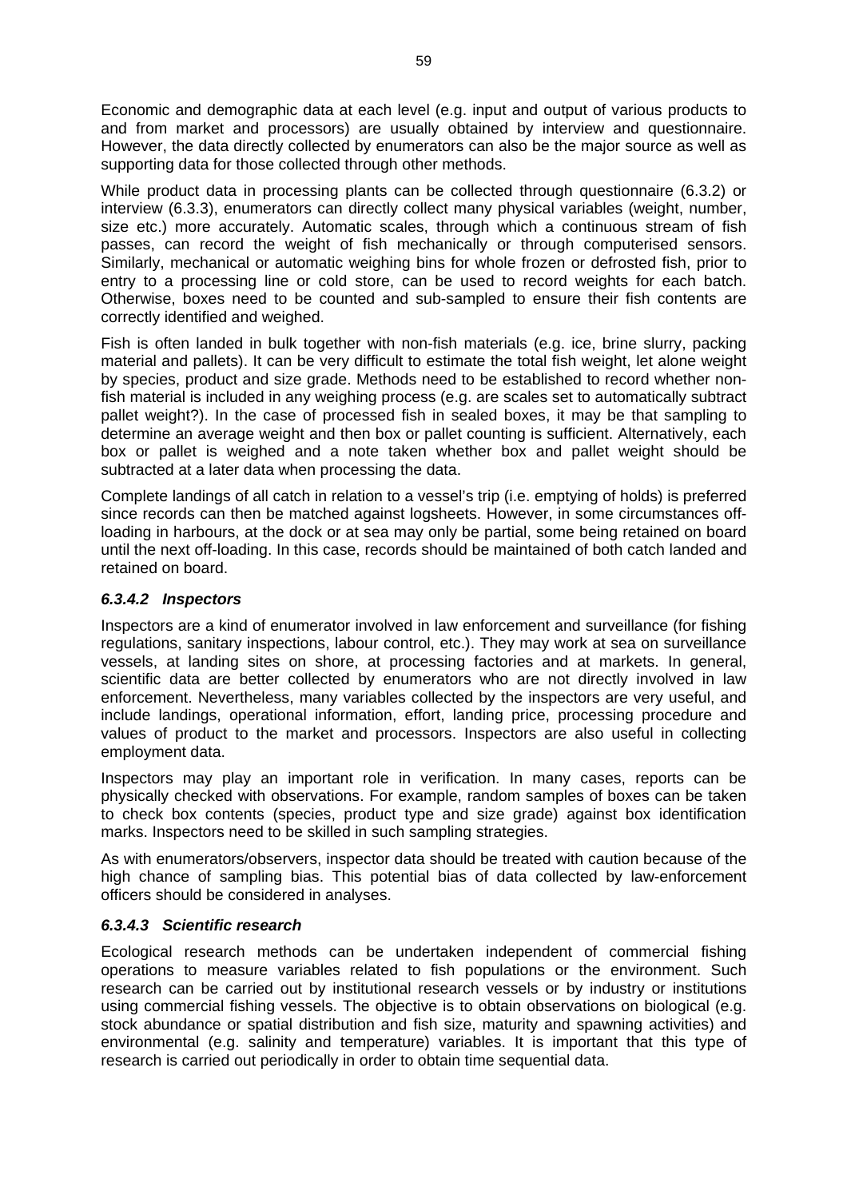Economic and demographic data at each level (e.g. input and output of various products to and from market and processors) are usually obtained by interview and questionnaire. However, the data directly collected by enumerators can also be the major source as well as supporting data for those collected through other methods.

While product data in processing plants can be collected through questionnaire (6.3.2) or interview (6.3.3), enumerators can directly collect many physical variables (weight, number, size etc.) more accurately. Automatic scales, through which a continuous stream of fish passes, can record the weight of fish mechanically or through computerised sensors. Similarly, mechanical or automatic weighing bins for whole frozen or defrosted fish, prior to entry to a processing line or cold store, can be used to record weights for each batch. Otherwise, boxes need to be counted and sub-sampled to ensure their fish contents are correctly identified and weighed.

Fish is often landed in bulk together with non-fish materials (e.g. ice, brine slurry, packing material and pallets). It can be very difficult to estimate the total fish weight, let alone weight by species, product and size grade. Methods need to be established to record whether non-fish material is included in any weighing process (e.g. are scales set to automatically subtract pallet weight?). In the case of processed fish in sealed boxes, it may be that sampling to determine an average weight and then box or pallet counting is sufficient. Alternatively, each box or pallet is weighed and a note taken whether box and pallet weight should be subtracted at a later data when processing the data.

Complete landings of all catch in relation to a vessel's trip (i.e. emptying of holds) is preferred since records can then be matched against logsheets. However, in some circumstances off-loading in harbours, at the dock or at sea may only be partial, some being retained on board until the next off-loading. In this case, records should be maintained of both catch landed and retained on board.

#### *6.3.4.2 Inspectors*

Inspectors are a kind of enumerator involved in law enforcement and surveillance (for fishing regulations, sanitary inspections, labour control, etc.). They may work at sea on surveillance vessels, at landing sites on shore, at processing factories and at markets. In general, scientific data are better collected by enumerators who are not directly involved in law enforcement. Nevertheless, many variables collected by the inspectors are very useful, and include landings, operational information, effort, landing price, processing procedure and values of product to the market and processors. Inspectors are also useful in collecting employment data.

Inspectors may play an important role in verification. In many cases, reports can be physically checked with observations. For example, random samples of boxes can be taken to check box contents (species, product type and size grade) against box identification marks. Inspectors need to be skilled in such sampling strategies.

As with enumerators/observers, inspector data should be treated with caution because of the high chance of sampling bias. This potential bias of data collected by law-enforcement officers should be considered in analyses.

#### *6.3.4.3 Scientific research*

Ecological research methods can be undertaken independent of commercial fishing operations to measure variables related to fish populations or the environment. Such research can be carried out by institutional research vessels or by industry or institutions using commercial fishing vessels. The objective is to obtain observations on biological (e.g. stock abundance or spatial distribution and fish size, maturity and spawning activities) and environmental (e.g. salinity and temperature) variables. It is important that this type of research is carried out periodically in order to obtain time sequential data.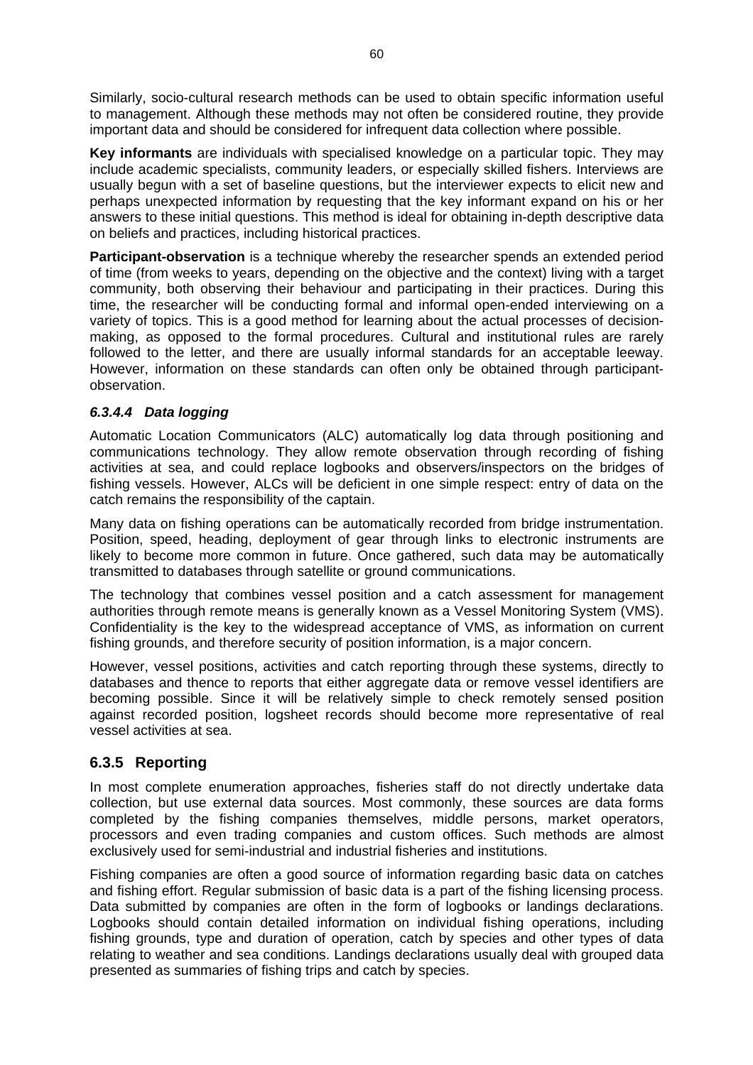Similarly, socio-cultural research methods can be used to obtain specific information useful to management. Although these methods may not often be considered routine, they provide important data and should be considered for infrequent data collection where possible.

**Key informants** are individuals with specialised knowledge on a particular topic. They may include academic specialists, community leaders, or especially skilled fishers. Interviews are usually begun with a set of baseline questions, but the interviewer expects to elicit new and perhaps unexpected information by requesting that the key informant expand on his or her answers to these initial questions. This method is ideal for obtaining in-depth descriptive data on beliefs and practices, including historical practices.

**Participant-observation** is a technique whereby the researcher spends an extended period of time (from weeks to years, depending on the objective and the context) living with a target community, both observing their behaviour and participating in their practices. During this time, the researcher will be conducting formal and informal open-ended interviewing on a variety of topics. This is a good method for learning about the actual processes of decision-making, as opposed to the formal procedures. Cultural and institutional rules are rarely followed to the letter, and there are usually informal standards for an acceptable leeway. However, information on these standards can often only be obtained through participant-observation.

#### *6.3.4.4 Data logging*

Automatic Location Communicators (ALC) automatically log data through positioning and communications technology. They allow remote observation through recording of fishing activities at sea, and could replace logbooks and observers/inspectors on the bridges of fishing vessels. However, ALCs will be deficient in one simple respect: entry of data on the catch remains the responsibility of the captain.

Many data on fishing operations can be automatically recorded from bridge instrumentation. Position, speed, heading, deployment of gear through links to electronic instruments are likely to become more common in future. Once gathered, such data may be automatically transmitted to databases through satellite or ground communications.

The technology that combines vessel position and a catch assessment for management authorities through remote means is generally known as a Vessel Monitoring System (VMS). Confidentiality is the key to the widespread acceptance of VMS, as information on current fishing grounds, and therefore security of position information, is a major concern.

However, vessel positions, activities and catch reporting through these systems, directly to databases and thence to reports that either aggregate data or remove vessel identifiers are becoming possible. Since it will be relatively simple to check remotely sensed position against recorded position, logsheet records should become more representative of real vessel activities at sea.

### 6.3.5 Reporting

In most complete enumeration approaches, fisheries staff do not directly undertake data collection, but use external data sources. Most commonly, these sources are data forms completed by the fishing companies themselves, middle persons, market operators, processors and even trading companies and custom offices. Such methods are almost exclusively used for semi-industrial and industrial fisheries and institutions.

Fishing companies are often a good source of information regarding basic data on catches and fishing effort. Regular submission of basic data is a part of the fishing licensing process. Data submitted by companies are often in the form of logbooks or landings declarations. Logbooks should contain detailed information on individual fishing operations, including fishing grounds, type and duration of operation, catch by species and other types of data relating to weather and sea conditions. Landings declarations usually deal with grouped data presented as summaries of fishing trips and catch by species.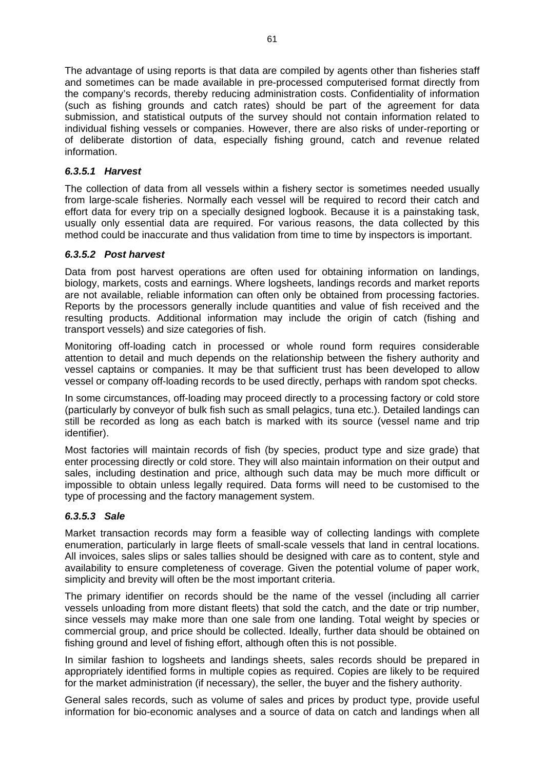The advantage of using reports is that data are compiled by agents other than fisheries staff and sometimes can be made available in pre-processed computerised format directly from the company's records, thereby reducing administration costs. Confidentiality of information (such as fishing grounds and catch rates) should be part of the agreement for data submission, and statistical outputs of the survey should not contain information related to individual fishing vessels or companies. However, there are also risks of under-reporting or of deliberate distortion of data, especially fishing ground, catch and revenue related information.

#### *6.3.5.1 Harvest*

The collection of data from all vessels within a fishery sector is sometimes needed usually from large-scale fisheries. Normally each vessel will be required to record their catch and effort data for every trip on a specially designed logbook. Because it is a painstaking task, usually only essential data are required. For various reasons, the data collected by this method could be inaccurate and thus validation from time to time by inspectors is important.

#### *6.3.5.2 Post harvest*

Data from post harvest operations are often used for obtaining information on landings, biology, markets, costs and earnings. Where logsheets, landings records and market reports are not available, reliable information can often only be obtained from processing factories. Reports by the processors generally include quantities and value of fish received and the resulting products. Additional information may include the origin of catch (fishing and transport vessels) and size categories of fish.

Monitoring off-loading catch in processed or whole round form requires considerable attention to detail and much depends on the relationship between the fishery authority and vessel captains or companies. It may be that sufficient trust has been developed to allow vessel or company off-loading records to be used directly, perhaps with random spot checks.

In some circumstances, off-loading may proceed directly to a processing factory or cold store (particularly by conveyor of bulk fish such as small pelagics, tuna etc.). Detailed landings can still be recorded as long as each batch is marked with its source (vessel name and trip identifier).

Most factories will maintain records of fish (by species, product type and size grade) that enter processing directly or cold store. They will also maintain information on their output and sales, including destination and price, although such data may be much more difficult or impossible to obtain unless legally required. Data forms will need to be customised to the type of processing and the factory management system.

#### *6.3.5.3 Sale*

Market transaction records may form a feasible way of collecting landings with complete enumeration, particularly in large fleets of small-scale vessels that land in central locations. All invoices, sales slips or sales tallies should be designed with care as to content, style and availability to ensure completeness of coverage. Given the potential volume of paper work, simplicity and brevity will often be the most important criteria.

The primary identifier on records should be the name of the vessel (including all carrier vessels unloading from more distant fleets) that sold the catch, and the date or trip number, since vessels may make more than one sale from one landing. Total weight by species or commercial group, and price should be collected. Ideally, further data should be obtained on fishing ground and level of fishing effort, although often this is not possible.

In similar fashion to logsheets and landings sheets, sales records should be prepared in appropriately identified forms in multiple copies as required. Copies are likely to be required for the market administration (if necessary), the seller, the buyer and the fishery authority.

General sales records, such as volume of sales and prices by product type, provide useful information for bio-economic analyses and a source of data on catch and landings when all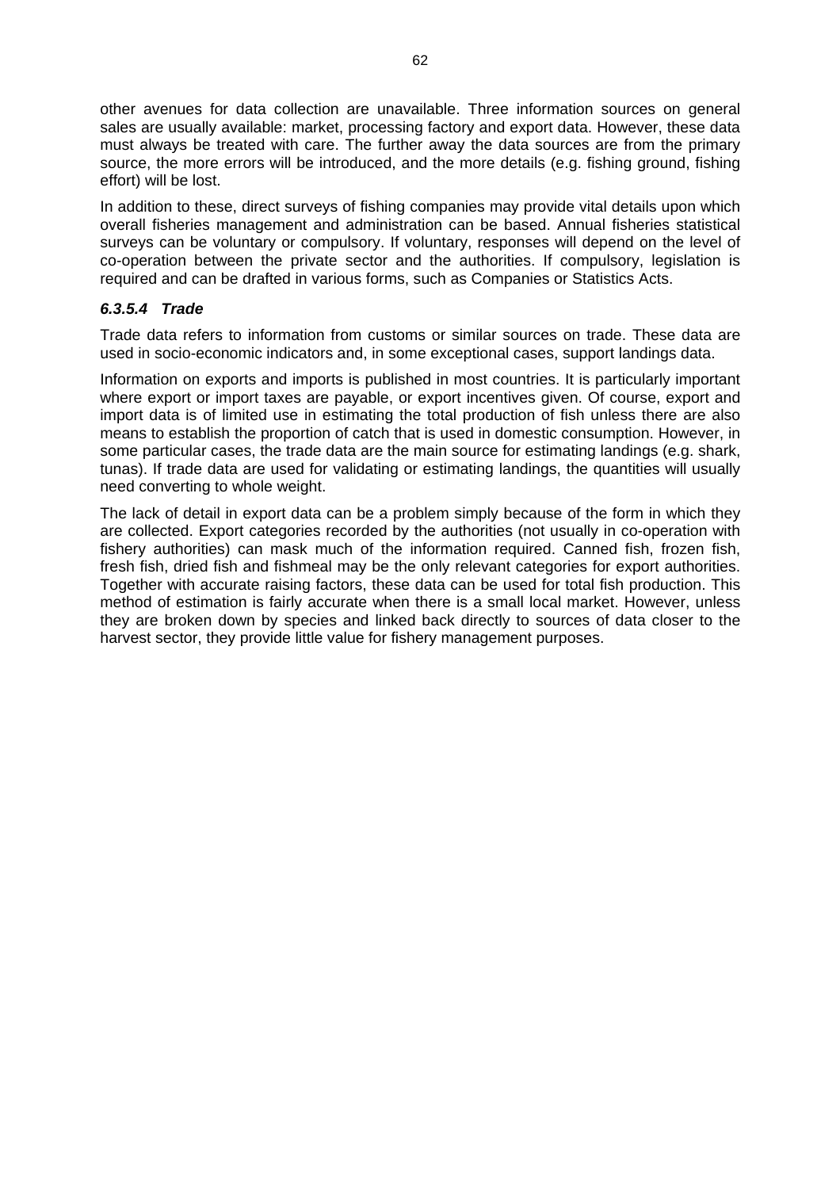other avenues for data collection are unavailable. Three information sources on general sales are usually available: market, processing factory and export data. However, these data must always be treated with care. The further away the data sources are from the primary source, the more errors will be introduced, and the more details (e.g. fishing ground, fishing effort) will be lost.

In addition to these, direct surveys of fishing companies may provide vital details upon which overall fisheries management and administration can be based. Annual fisheries statistical surveys can be voluntary or compulsory. If voluntary, responses will depend on the level of co-operation between the private sector and the authorities. If compulsory, legislation is required and can be drafted in various forms, such as Companies or Statistics Acts.

#### *6.3.5.4 Trade*

Trade data refers to information from customs or similar sources on trade. These data are used in socio-economic indicators and, in some exceptional cases, support landings data.

Information on exports and imports is published in most countries. It is particularly important where export or import taxes are payable, or export incentives given. Of course, export and import data is of limited use in estimating the total production of fish unless there are also means to establish the proportion of catch that is used in domestic consumption. However, in some particular cases, the trade data are the main source for estimating landings (e.g. shark, tunas). If trade data are used for validating or estimating landings, the quantities will usually need converting to whole weight.

The lack of detail in export data can be a problem simply because of the form in which they are collected. Export categories recorded by the authorities (not usually in co-operation with fishery authorities) can mask much of the information required. Canned fish, frozen fish, fresh fish, dried fish and fishmeal may be the only relevant categories for export authorities. Together with accurate raising factors, these data can be used for total fish production. This method of estimation is fairly accurate when there is a small local market. However, unless they are broken down by species and linked back directly to sources of data closer to the harvest sector, they provide little value for fishery management purposes.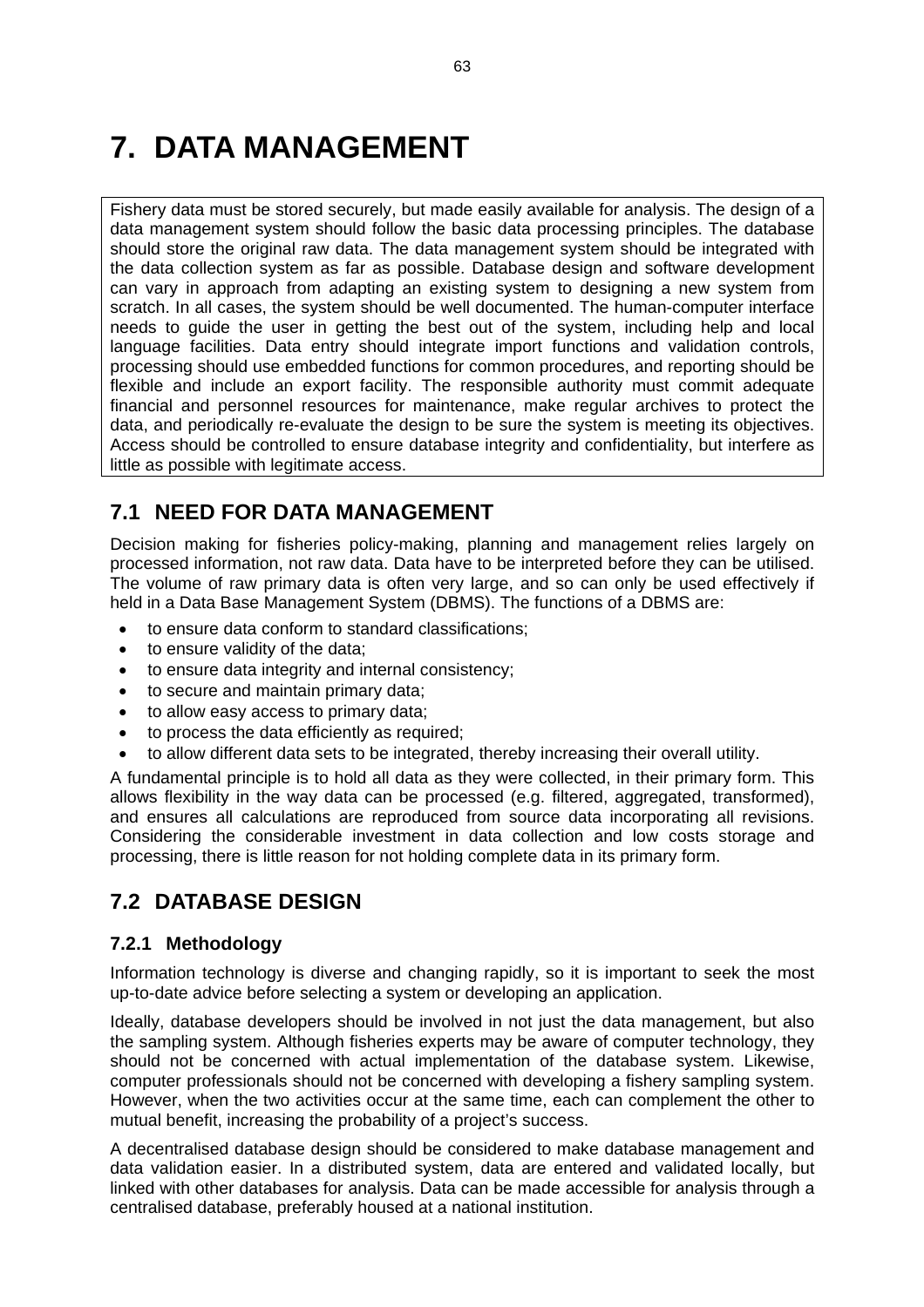# 7. DATA MANAGEMENT

Fishery data must be stored securely, but made easily available for analysis. The design of a data management system should follow the basic data processing principles. The database should store the original raw data. The data management system should be integrated with the data collection system as far as possible. Database design and software development can vary in approach from adapting an existing system to designing a new system from scratch. In all cases, the system should be well documented. The human-computer interface needs to guide the user in getting the best out of the system, including help and local language facilities. Data entry should integrate import functions and validation controls, processing should use embedded functions for common procedures, and reporting should be flexible and include an export facility. The responsible authority must commit adequate financial and personnel resources for maintenance, make regular archives to protect the data, and periodically re-evaluate the design to be sure the system is meeting its objectives. Access should be controlled to ensure database integrity and confidentiality, but interfere as little as possible with legitimate access.

## 7.1 NEED FOR DATA MANAGEMENT

Decision making for fisheries policy-making, planning and management relies largely on processed information, not raw data. Data have to be interpreted before they can be utilised. The volume of raw primary data is often very large, and so can only be used effectively if held in a Data Base Management System (DBMS). The functions of a DBMS are:

- to ensure data conform to standard classifications;
- to ensure validity of the data;
- to ensure data integrity and internal consistency;
- to secure and maintain primary data;
- to allow easy access to primary data;
- to process the data efficiently as required;
- to allow different data sets to be integrated, thereby increasing their overall utility.

A fundamental principle is to hold all data as they were collected, in their primary form. This allows flexibility in the way data can be processed (e.g. filtered, aggregated, transformed), and ensures all calculations are reproduced from source data incorporating all revisions. Considering the considerable investment in data collection and low costs storage and processing, there is little reason for not holding complete data in its primary form.

## 7.2 DATABASE DESIGN

### 7.2.1 Methodology

Information technology is diverse and changing rapidly, so it is important to seek the most up-to-date advice before selecting a system or developing an application.

Ideally, database developers should be involved in not just the data management, but also the sampling system. Although fisheries experts may be aware of computer technology, they should not be concerned with actual implementation of the database system. Likewise, computer professionals should not be concerned with developing a fishery sampling system. However, when the two activities occur at the same time, each can complement the other to mutual benefit, increasing the probability of a project's success.

A decentralised database design should be considered to make database management and data validation easier. In a distributed system, data are entered and validated locally, but linked with other databases for analysis. Data can be made accessible for analysis through a centralised database, preferably housed at a national institution.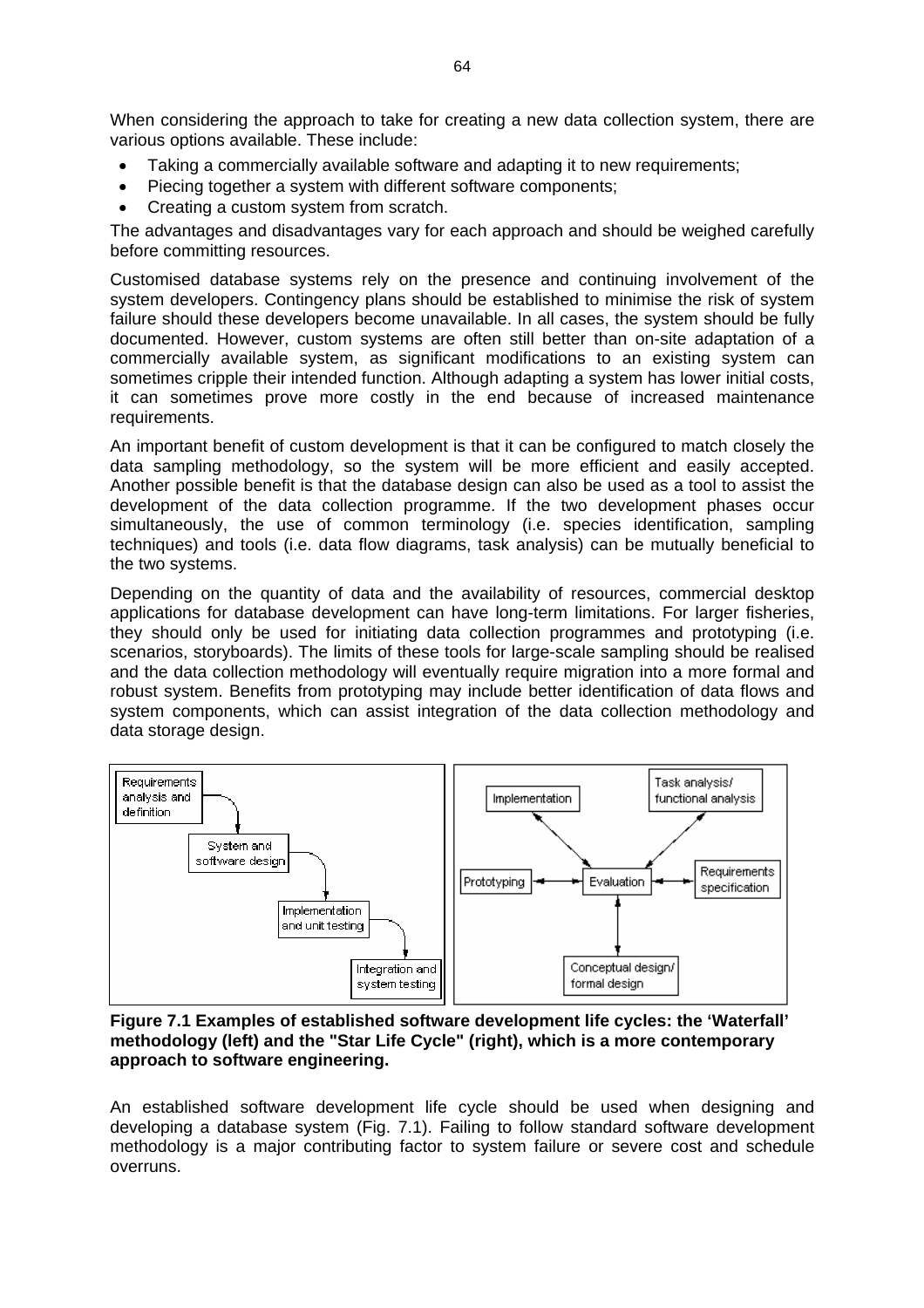When considering the approach to take for creating a new data collection system, there are various options available. These include:

- Taking a commercially available software and adapting it to new requirements;
- Piecing together a system with different software components;
- Creating a custom system from scratch.

The advantages and disadvantages vary for each approach and should be weighed carefully before committing resources.

Customised database systems rely on the presence and continuing involvement of the system developers. Contingency plans should be established to minimise the risk of system failure should these developers become unavailable. In all cases, the system should be fully documented. However, custom systems are often still better than on-site adaptation of a commercially available system, as significant modifications to an existing system can sometimes cripple their intended function. Although adapting a system has lower initial costs, it can sometimes prove more costly in the end because of increased maintenance requirements.

An important benefit of custom development is that it can be configured to match closely the data sampling methodology, so the system will be more efficient and easily accepted. Another possible benefit is that the database design can also be used as a tool to assist the development of the data collection programme. If the two development phases occur simultaneously, the use of common terminology (i.e. species identification, sampling techniques) and tools (i.e. data flow diagrams, task analysis) can be mutually beneficial to the two systems.

Depending on the quantity of data and the availability of resources, commercial desktop applications for database development can have long-term limitations. For larger fisheries, they should only be used for initiating data collection programmes and prototyping (i.e. scenarios, storyboards). The limits of these tools for large-scale sampling should be realised and the data collection methodology will eventually require migration into a more formal and robust system. Benefits from prototyping may include better identification of data flows and system components, which can assist integration of the data collection methodology and data storage design.

Requirements analysis and definition → System and software design → Implementation and unit testing → Integration and system testing

Implementation; Task analysis/ functional analysis; Prototyping; Evaluation; Requirements specification; Conceptual design/ formal design

**Figure 7.1 Examples of established software development life cycles: the 'Waterfall' methodology (left) and the "Star Life Cycle" (right), which is a more contemporary approach to software engineering.**

An established software development life cycle should be used when designing and developing a database system (Fig. 7.1). Failing to follow standard software development methodology is a major contributing factor to system failure or severe cost and schedule overruns.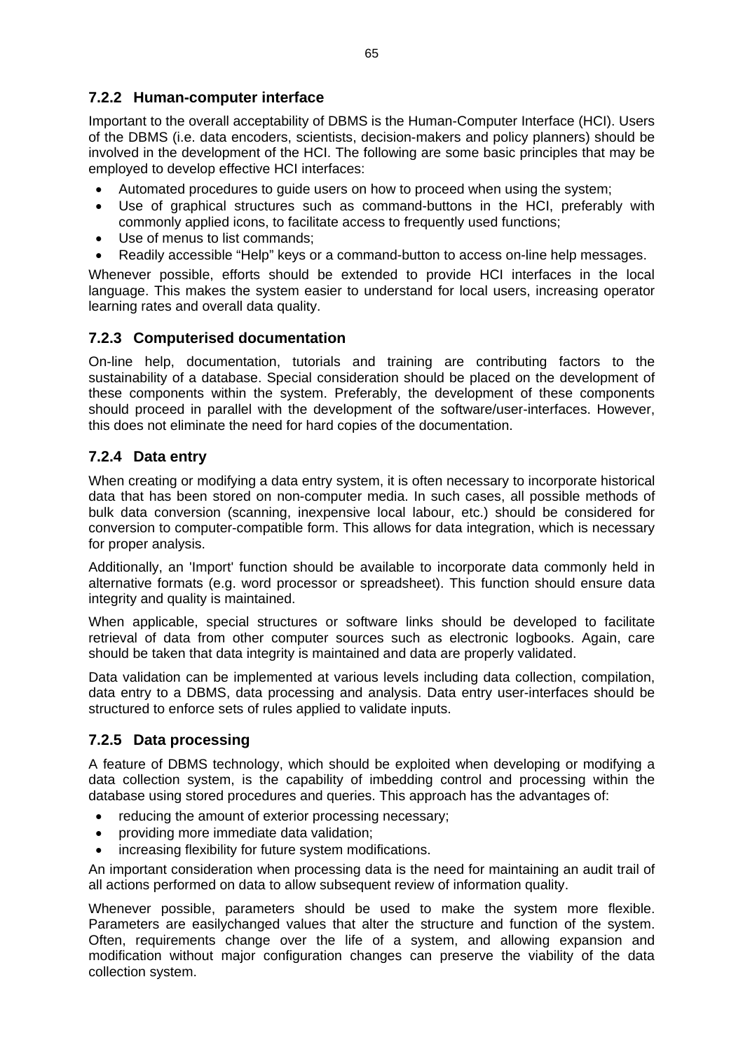### 7.2.2 Human-computer interface

Important to the overall acceptability of DBMS is the Human-Computer Interface (HCI). Users of the DBMS (i.e. data encoders, scientists, decision-makers and policy planners) should be involved in the development of the HCI. The following are some basic principles that may be employed to develop effective HCI interfaces:

- Automated procedures to guide users on how to proceed when using the system;
- Use of graphical structures such as command-buttons in the HCI, preferably with commonly applied icons, to facilitate access to frequently used functions;
- Use of menus to list commands;
- Readily accessible "Help" keys or a command-button to access on-line help messages.

Whenever possible, efforts should be extended to provide HCI interfaces in the local language. This makes the system easier to understand for local users, increasing operator learning rates and overall data quality.

### 7.2.3 Computerised documentation

On-line help, documentation, tutorials and training are contributing factors to the sustainability of a database. Special consideration should be placed on the development of these components within the system. Preferably, the development of these components should proceed in parallel with the development of the software/user-interfaces. However, this does not eliminate the need for hard copies of the documentation.

### 7.2.4 Data entry

When creating or modifying a data entry system, it is often necessary to incorporate historical data that has been stored on non-computer media. In such cases, all possible methods of bulk data conversion (scanning, inexpensive local labour, etc.) should be considered for conversion to computer-compatible form. This allows for data integration, which is necessary for proper analysis.

Additionally, an 'Import' function should be available to incorporate data commonly held in alternative formats (e.g. word processor or spreadsheet). This function should ensure data integrity and quality is maintained.

When applicable, special structures or software links should be developed to facilitate retrieval of data from other computer sources such as electronic logbooks. Again, care should be taken that data integrity is maintained and data are properly validated.

Data validation can be implemented at various levels including data collection, compilation, data entry to a DBMS, data processing and analysis. Data entry user-interfaces should be structured to enforce sets of rules applied to validate inputs.

### 7.2.5 Data processing

A feature of DBMS technology, which should be exploited when developing or modifying a data collection system, is the capability of imbedding control and processing within the database using stored procedures and queries. This approach has the advantages of:

- reducing the amount of exterior processing necessary;
- providing more immediate data validation;
- increasing flexibility for future system modifications.

An important consideration when processing data is the need for maintaining an audit trail of all actions performed on data to allow subsequent review of information quality.

Whenever possible, parameters should be used to make the system more flexible. Parameters are easilychanged values that alter the structure and function of the system. Often, requirements change over the life of a system, and allowing expansion and modification without major configuration changes can preserve the viability of the data collection system.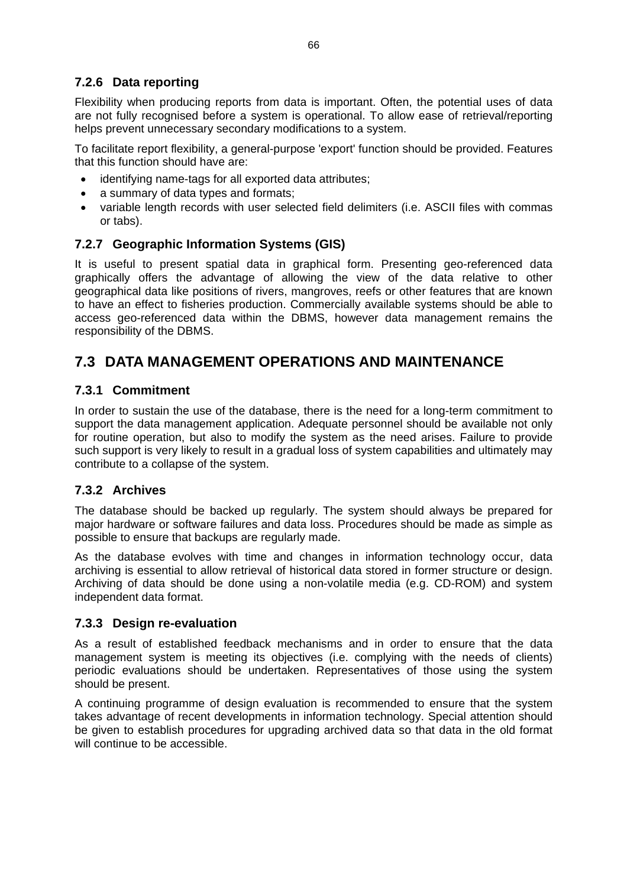### 7.2.6 Data reporting

Flexibility when producing reports from data is important. Often, the potential uses of data are not fully recognised before a system is operational. To allow ease of retrieval/reporting helps prevent unnecessary secondary modifications to a system.

To facilitate report flexibility, a general-purpose 'export' function should be provided. Features that this function should have are:

- identifying name-tags for all exported data attributes;
- a summary of data types and formats;
- variable length records with user selected field delimiters (i.e. ASCII files with commas or tabs).

### 7.2.7 Geographic Information Systems (GIS)

It is useful to present spatial data in graphical form. Presenting geo-referenced data graphically offers the advantage of allowing the view of the data relative to other geographical data like positions of rivers, mangroves, reefs or other features that are known to have an effect to fisheries production. Commercially available systems should be able to access geo-referenced data within the DBMS, however data management remains the responsibility of the DBMS.

## 7.3 DATA MANAGEMENT OPERATIONS AND MAINTENANCE

### 7.3.1 Commitment

In order to sustain the use of the database, there is the need for a long-term commitment to support the data management application. Adequate personnel should be available not only for routine operation, but also to modify the system as the need arises. Failure to provide such support is very likely to result in a gradual loss of system capabilities and ultimately may contribute to a collapse of the system.

### 7.3.2 Archives

The database should be backed up regularly. The system should always be prepared for major hardware or software failures and data loss. Procedures should be made as simple as possible to ensure that backups are regularly made.

As the database evolves with time and changes in information technology occur, data archiving is essential to allow retrieval of historical data stored in former structure or design. Archiving of data should be done using a non-volatile media (e.g. CD-ROM) and system independent data format.

### 7.3.3 Design re-evaluation

As a result of established feedback mechanisms and in order to ensure that the data management system is meeting its objectives (i.e. complying with the needs of clients) periodic evaluations should be undertaken. Representatives of those using the system should be present.

A continuing programme of design evaluation is recommended to ensure that the system takes advantage of recent developments in information technology. Special attention should be given to establish procedures for upgrading archived data so that data in the old format will continue to be accessible.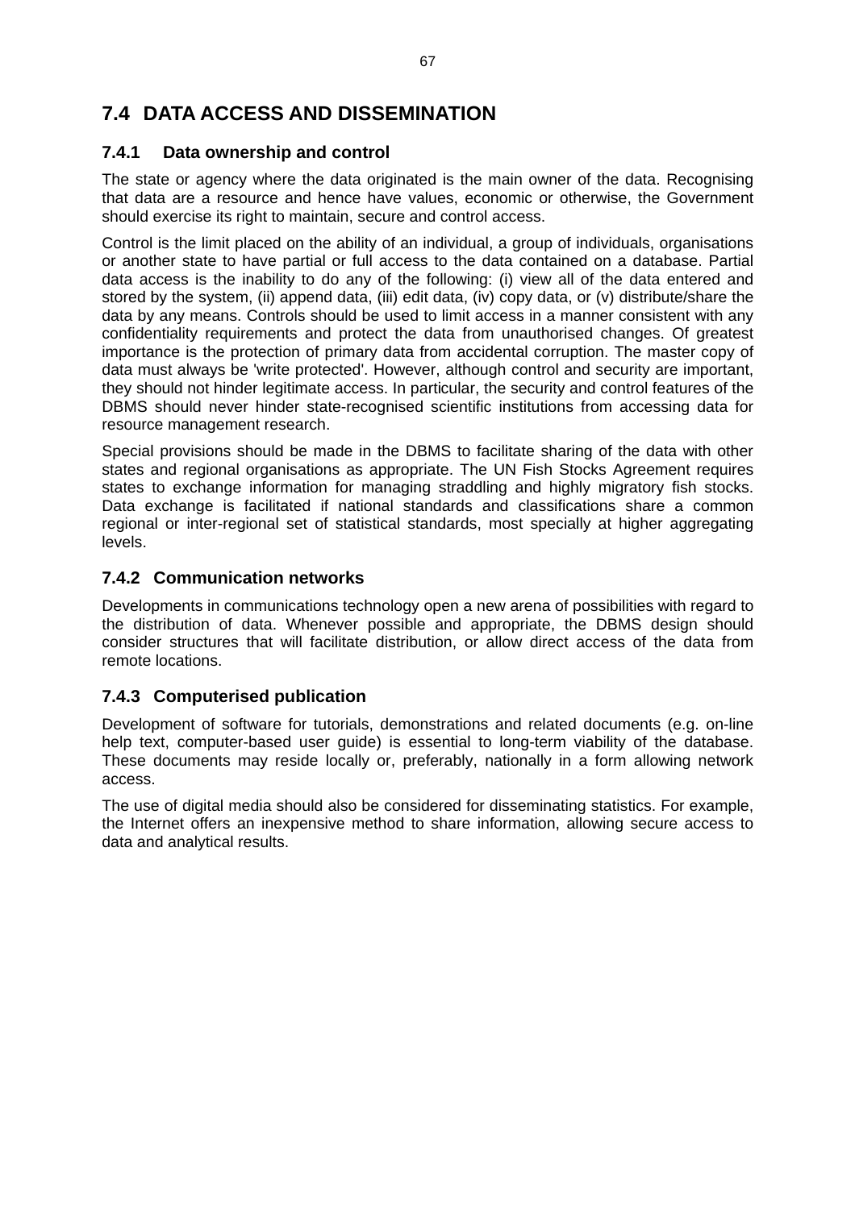## 7.4 DATA ACCESS AND DISSEMINATION

### 7.4.1 Data ownership and control

The state or agency where the data originated is the main owner of the data. Recognising that data are a resource and hence have values, economic or otherwise, the Government should exercise its right to maintain, secure and control access.

Control is the limit placed on the ability of an individual, a group of individuals, organisations or another state to have partial or full access to the data contained on a database. Partial data access is the inability to do any of the following: (i) view all of the data entered and stored by the system, (ii) append data, (iii) edit data, (iv) copy data, or (v) distribute/share the data by any means. Controls should be used to limit access in a manner consistent with any confidentiality requirements and protect the data from unauthorised changes. Of greatest importance is the protection of primary data from accidental corruption. The master copy of data must always be 'write protected'. However, although control and security are important, they should not hinder legitimate access. In particular, the security and control features of the DBMS should never hinder state-recognised scientific institutions from accessing data for resource management research.

Special provisions should be made in the DBMS to facilitate sharing of the data with other states and regional organisations as appropriate. The UN Fish Stocks Agreement requires states to exchange information for managing straddling and highly migratory fish stocks. Data exchange is facilitated if national standards and classifications share a common regional or inter-regional set of statistical standards, most specially at higher aggregating levels.

### 7.4.2 Communication networks

Developments in communications technology open a new arena of possibilities with regard to the distribution of data. Whenever possible and appropriate, the DBMS design should consider structures that will facilitate distribution, or allow direct access of the data from remote locations.

### 7.4.3 Computerised publication

Development of software for tutorials, demonstrations and related documents (e.g. on-line help text, computer-based user guide) is essential to long-term viability of the database. These documents may reside locally or, preferably, nationally in a form allowing network access.

The use of digital media should also be considered for disseminating statistics. For example, the Internet offers an inexpensive method to share information, allowing secure access to data and analytical results.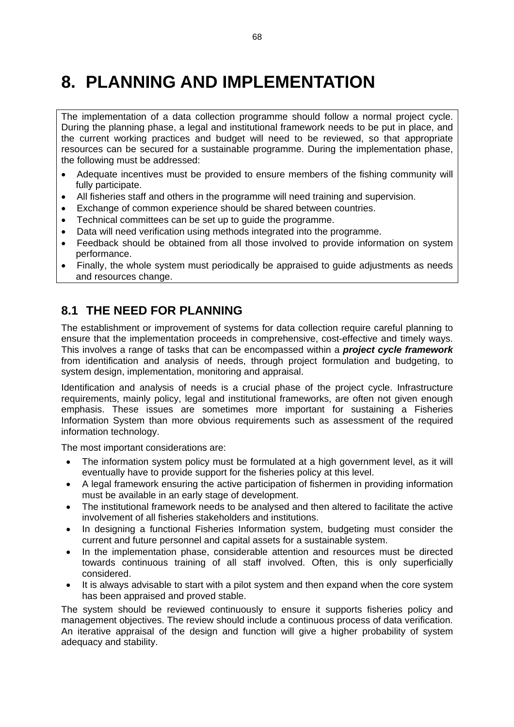# 8. PLANNING AND IMPLEMENTATION

The implementation of a data collection programme should follow a normal project cycle. During the planning phase, a legal and institutional framework needs to be put in place, and the current working practices and budget will need to be reviewed, so that appropriate resources can be secured for a sustainable programme. During the implementation phase, the following must be addressed:

- Adequate incentives must be provided to ensure members of the fishing community will fully participate.
- All fisheries staff and others in the programme will need training and supervision.
- Exchange of common experience should be shared between countries.
- Technical committees can be set up to guide the programme.
- Data will need verification using methods integrated into the programme.
- Feedback should be obtained from all those involved to provide information on system performance.
- Finally, the whole system must periodically be appraised to guide adjustments as needs and resources change.

## 8.1 THE NEED FOR PLANNING

The establishment or improvement of systems for data collection require careful planning to ensure that the implementation proceeds in comprehensive, cost-effective and timely ways. This involves a range of tasks that can be encompassed within a ***project cycle framework*** from identification and analysis of needs, through project formulation and budgeting, to system design, implementation, monitoring and appraisal.

Identification and analysis of needs is a crucial phase of the project cycle. Infrastructure requirements, mainly policy, legal and institutional frameworks, are often not given enough emphasis. These issues are sometimes more important for sustaining a Fisheries Information System than more obvious requirements such as assessment of the required information technology.

The most important considerations are:

- The information system policy must be formulated at a high government level, as it will eventually have to provide support for the fisheries policy at this level.
- A legal framework ensuring the active participation of fishermen in providing information must be available in an early stage of development.
- The institutional framework needs to be analysed and then altered to facilitate the active involvement of all fisheries stakeholders and institutions.
- In designing a functional Fisheries Information system, budgeting must consider the current and future personnel and capital assets for a sustainable system.
- In the implementation phase, considerable attention and resources must be directed towards continuous training of all staff involved. Often, this is only superficially considered.
- It is always advisable to start with a pilot system and then expand when the core system has been appraised and proved stable.

The system should be reviewed continuously to ensure it supports fisheries policy and management objectives. The review should include a continuous process of data verification. An iterative appraisal of the design and function will give a higher probability of system adequacy and stability.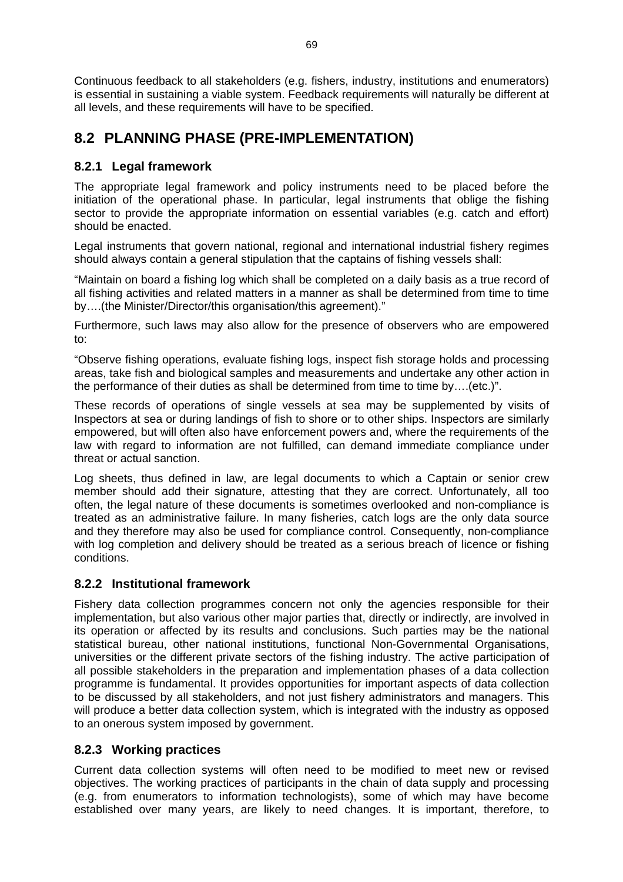Continuous feedback to all stakeholders (e.g. fishers, industry, institutions and enumerators) is essential in sustaining a viable system. Feedback requirements will naturally be different at all levels, and these requirements will have to be specified.

## 8.2 PLANNING PHASE (PRE-IMPLEMENTATION)

### 8.2.1 Legal framework

The appropriate legal framework and policy instruments need to be placed before the initiation of the operational phase. In particular, legal instruments that oblige the fishing sector to provide the appropriate information on essential variables (e.g. catch and effort) should be enacted.

Legal instruments that govern national, regional and international industrial fishery regimes should always contain a general stipulation that the captains of fishing vessels shall:

"Maintain on board a fishing log which shall be completed on a daily basis as a true record of all fishing activities and related matters in a manner as shall be determined from time to time by….(the Minister/Director/this organisation/this agreement)."

Furthermore, such laws may also allow for the presence of observers who are empowered to:

"Observe fishing operations, evaluate fishing logs, inspect fish storage holds and processing areas, take fish and biological samples and measurements and undertake any other action in the performance of their duties as shall be determined from time to time by….(etc.)".

These records of operations of single vessels at sea may be supplemented by visits of Inspectors at sea or during landings of fish to shore or to other ships. Inspectors are similarly empowered, but will often also have enforcement powers and, where the requirements of the law with regard to information are not fulfilled, can demand immediate compliance under threat or actual sanction.

Log sheets, thus defined in law, are legal documents to which a Captain or senior crew member should add their signature, attesting that they are correct. Unfortunately, all too often, the legal nature of these documents is sometimes overlooked and non-compliance is treated as an administrative failure. In many fisheries, catch logs are the only data source and they therefore may also be used for compliance control. Consequently, non-compliance with log completion and delivery should be treated as a serious breach of licence or fishing conditions.

### 8.2.2 Institutional framework

Fishery data collection programmes concern not only the agencies responsible for their implementation, but also various other major parties that, directly or indirectly, are involved in its operation or affected by its results and conclusions. Such parties may be the national statistical bureau, other national institutions, functional Non-Governmental Organisations, universities or the different private sectors of the fishing industry. The active participation of all possible stakeholders in the preparation and implementation phases of a data collection programme is fundamental. It provides opportunities for important aspects of data collection to be discussed by all stakeholders, and not just fishery administrators and managers. This will produce a better data collection system, which is integrated with the industry as opposed to an onerous system imposed by government.

### 8.2.3 Working practices

Current data collection systems will often need to be modified to meet new or revised objectives. The working practices of participants in the chain of data supply and processing (e.g. from enumerators to information technologists), some of which may have become established over many years, are likely to need changes. It is important, therefore, to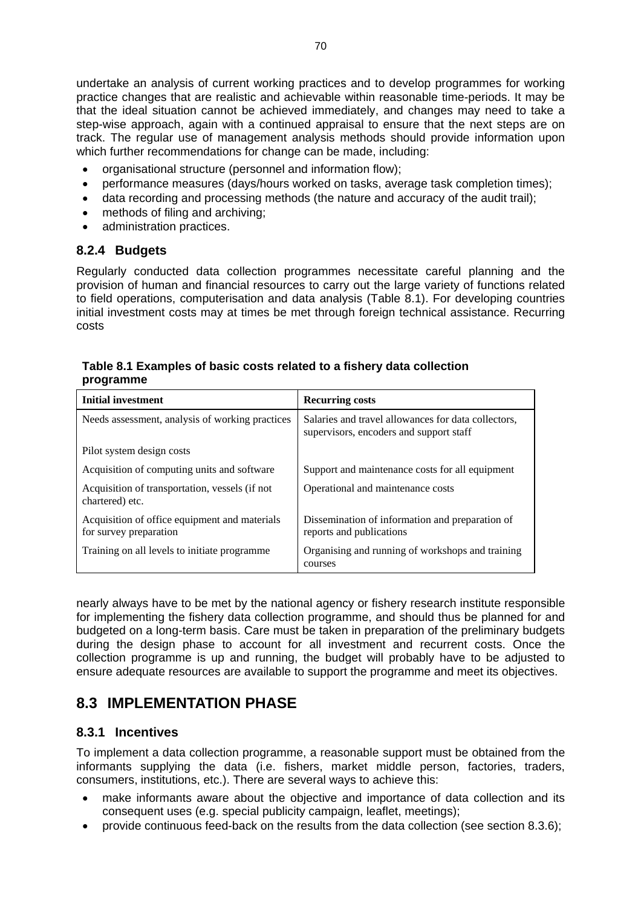undertake an analysis of current working practices and to develop programmes for working practice changes that are realistic and achievable within reasonable time-periods. It may be that the ideal situation cannot be achieved immediately, and changes may need to take a step-wise approach, again with a continued appraisal to ensure that the next steps are on track. The regular use of management analysis methods should provide information upon which further recommendations for change can be made, including:

- organisational structure (personnel and information flow);
- performance measures (days/hours worked on tasks, average task completion times);
- data recording and processing methods (the nature and accuracy of the audit trail);
- methods of filing and archiving;
- administration practices.

### 8.2.4 Budgets

Regularly conducted data collection programmes necessitate careful planning and the provision of human and financial resources to carry out the large variety of functions related to field operations, computerisation and data analysis (Table 8.1). For developing countries initial investment costs may at times be met through foreign technical assistance. Recurring costs nearly always have to be met by the national agency or fishery research institute responsible for implementing the fishery data collection programme, and should thus be planned for and budgeted on a long-term basis. Care must be taken in preparation of the preliminary budgets during the design phase to account for all investment and recurrent costs. Once the collection programme is up and running, the budget will probably have to be adjusted to ensure adequate resources are available to support the programme and meet its objectives.

**Table 8.1 Examples of basic costs related to a fishery data collection programme**

| Initial investment | Recurring costs |
|---|---|
| Needs assessment, analysis of working practices | Salaries and travel allowances for data collectors, supervisors, encoders and support staff |
| Pilot system design costs | |
| Acquisition of computing units and software | Support and maintenance costs for all equipment |
| Acquisition of transportation, vessels (if not chartered) etc. | Operational and maintenance costs |
| Acquisition of office equipment and materials for survey preparation | Dissemination of information and preparation of reports and publications |
| Training on all levels to initiate programme | Organising and running of workshops and training courses |

## 8.3 IMPLEMENTATION PHASE

### 8.3.1 Incentives

To implement a data collection programme, a reasonable support must be obtained from the informants supplying the data (i.e. fishers, market middle person, factories, traders, consumers, institutions, etc.). There are several ways to achieve this:

- make informants aware about the objective and importance of data collection and its consequent uses (e.g. special publicity campaign, leaflet, meetings);
- provide continuous feed-back on the results from the data collection (see section 8.3.6);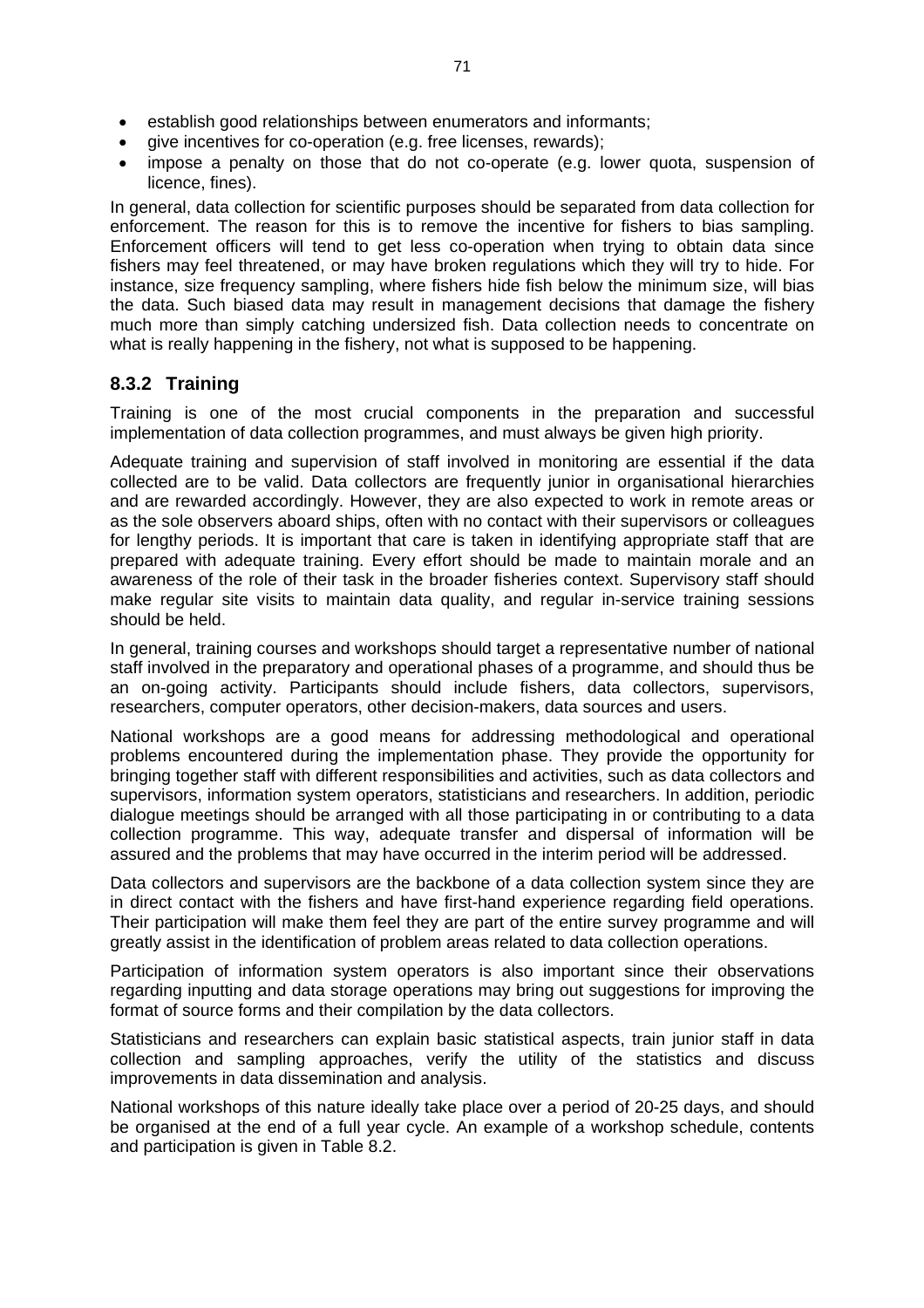- establish good relationships between enumerators and informants;
- give incentives for co-operation (e.g. free licenses, rewards);
- impose a penalty on those that do not co-operate (e.g. lower quota, suspension of licence, fines).

In general, data collection for scientific purposes should be separated from data collection for enforcement. The reason for this is to remove the incentive for fishers to bias sampling. Enforcement officers will tend to get less co-operation when trying to obtain data since fishers may feel threatened, or may have broken regulations which they will try to hide. For instance, size frequency sampling, where fishers hide fish below the minimum size, will bias the data. Such biased data may result in management decisions that damage the fishery much more than simply catching undersized fish. Data collection needs to concentrate on what is really happening in the fishery, not what is supposed to be happening.

### 8.3.2 Training

Training is one of the most crucial components in the preparation and successful implementation of data collection programmes, and must always be given high priority.

Adequate training and supervision of staff involved in monitoring are essential if the data collected are to be valid. Data collectors are frequently junior in organisational hierarchies and are rewarded accordingly. However, they are also expected to work in remote areas or as the sole observers aboard ships, often with no contact with their supervisors or colleagues for lengthy periods. It is important that care is taken in identifying appropriate staff that are prepared with adequate training. Every effort should be made to maintain morale and an awareness of the role of their task in the broader fisheries context. Supervisory staff should make regular site visits to maintain data quality, and regular in-service training sessions should be held.

In general, training courses and workshops should target a representative number of national staff involved in the preparatory and operational phases of a programme, and should thus be an on-going activity. Participants should include fishers, data collectors, supervisors, researchers, computer operators, other decision-makers, data sources and users.

National workshops are a good means for addressing methodological and operational problems encountered during the implementation phase. They provide the opportunity for bringing together staff with different responsibilities and activities, such as data collectors and supervisors, information system operators, statisticians and researchers. In addition, periodic dialogue meetings should be arranged with all those participating in or contributing to a data collection programme. This way, adequate transfer and dispersal of information will be assured and the problems that may have occurred in the interim period will be addressed.

Data collectors and supervisors are the backbone of a data collection system since they are in direct contact with the fishers and have first-hand experience regarding field operations. Their participation will make them feel they are part of the entire survey programme and will greatly assist in the identification of problem areas related to data collection operations.

Participation of information system operators is also important since their observations regarding inputting and data storage operations may bring out suggestions for improving the format of source forms and their compilation by the data collectors.

Statisticians and researchers can explain basic statistical aspects, train junior staff in data collection and sampling approaches, verify the utility of the statistics and discuss improvements in data dissemination and analysis.

National workshops of this nature ideally take place over a period of 20-25 days, and should be organised at the end of a full year cycle. An example of a workshop schedule, contents and participation is given in Table 8.2.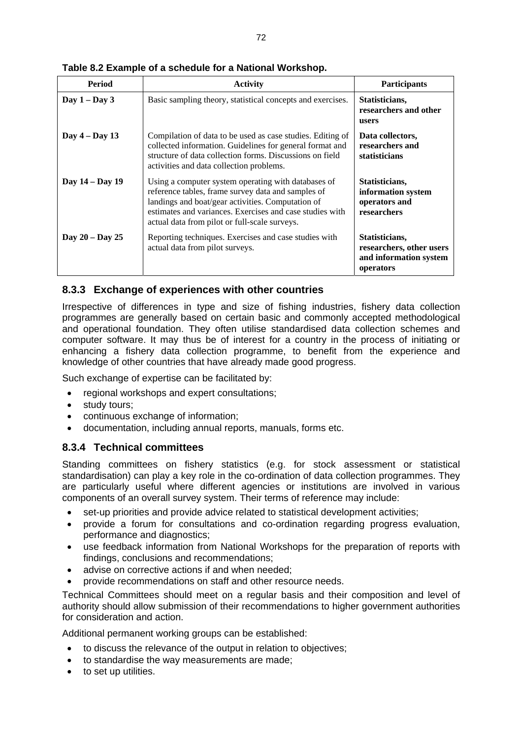**Table 8.2 Example of a schedule for a National Workshop.**

| Period | Activity | Participants |
| --- | --- | --- |
| **Day 1 – Day 3** | Basic sampling theory, statistical concepts and exercises. | **Statisticians, researchers and other users** |
| **Day 4 – Day 13** | Compilation of data to be used as case studies. Editing of collected information. Guidelines for general format and structure of data collection forms. Discussions on field activities and data collection problems. | **Data collectors, researchers and statisticians** |
| **Day 14 – Day 19** | Using a computer system operating with databases of reference tables, frame survey data and samples of landings and boat/gear activities. Computation of estimates and variances. Exercises and case studies with actual data from pilot or full-scale surveys. | **Statisticians, information system operators and researchers** |
| **Day 20 – Day 25** | Reporting techniques. Exercises and case studies with actual data from pilot surveys. | **Statisticians, researchers, other users and information system operators** |

### 8.3.3 Exchange of experiences with other countries

Irrespective of differences in type and size of fishing industries, fishery data collection programmes are generally based on certain basic and commonly accepted methodological and operational foundation. They often utilise standardised data collection schemes and computer software. It may thus be of interest for a country in the process of initiating or enhancing a fishery data collection programme, to benefit from the experience and knowledge of other countries that have already made good progress.

Such exchange of expertise can be facilitated by:

- regional workshops and expert consultations;
- study tours;
- continuous exchange of information;
- documentation, including annual reports, manuals, forms etc.

### 8.3.4 Technical committees

Standing committees on fishery statistics (e.g. for stock assessment or statistical standardisation) can play a key role in the co-ordination of data collection programmes. They are particularly useful where different agencies or institutions are involved in various components of an overall survey system. Their terms of reference may include:

- set-up priorities and provide advice related to statistical development activities;
- provide a forum for consultations and co-ordination regarding progress evaluation, performance and diagnostics;
- use feedback information from National Workshops for the preparation of reports with findings, conclusions and recommendations;
- advise on corrective actions if and when needed;
- provide recommendations on staff and other resource needs.

Technical Committees should meet on a regular basis and their composition and level of authority should allow submission of their recommendations to higher government authorities for consideration and action.

Additional permanent working groups can be established:

- to discuss the relevance of the output in relation to objectives;
- to standardise the way measurements are made;
- to set up utilities.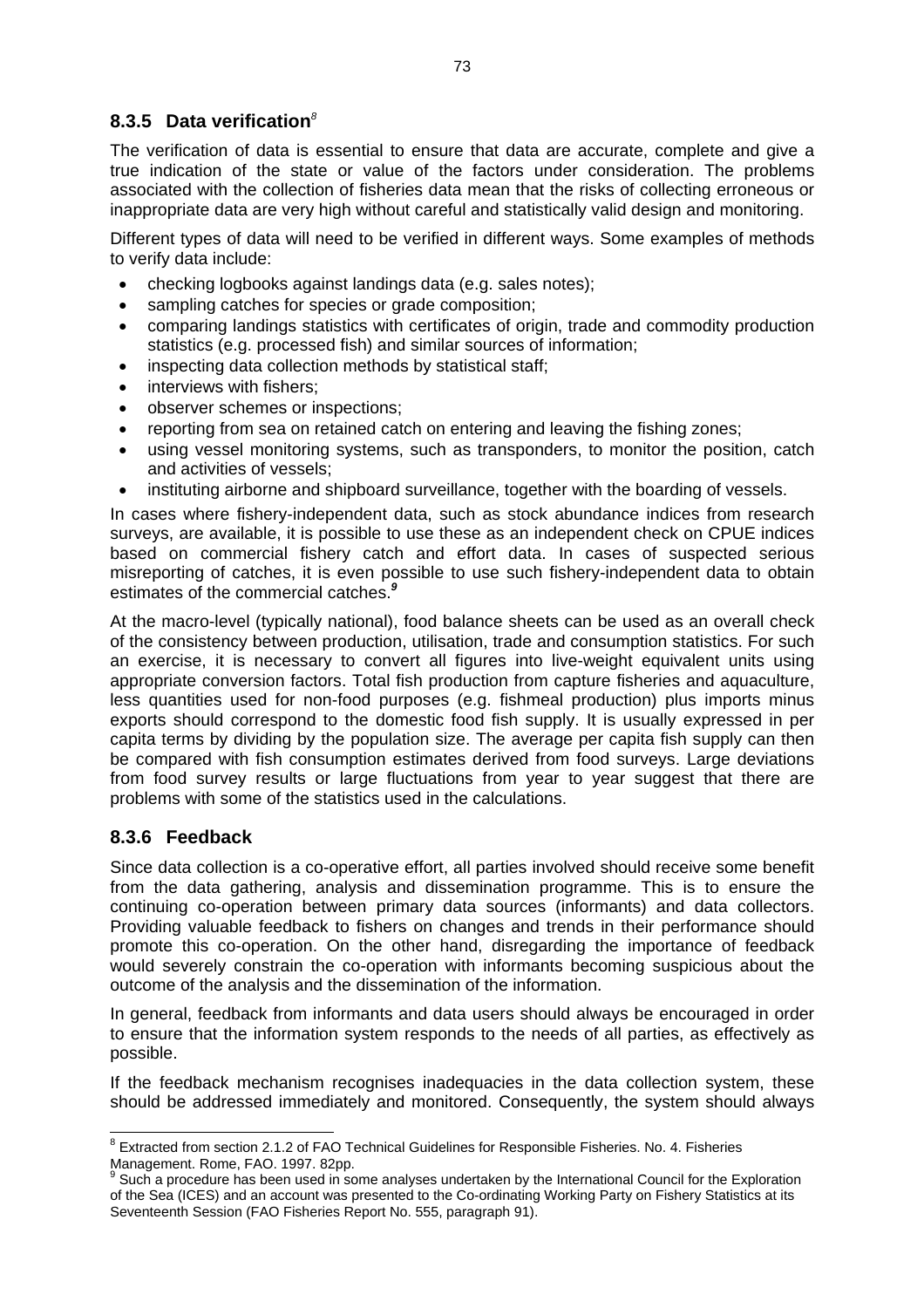### 8.3.5 Data verification[8]

The verification of data is essential to ensure that data are accurate, complete and give a true indication of the state or value of the factors under consideration. The problems associated with the collection of fisheries data mean that the risks of collecting erroneous or inappropriate data are very high without careful and statistically valid design and monitoring.

Different types of data will need to be verified in different ways. Some examples of methods to verify data include:

- checking logbooks against landings data (e.g. sales notes);
- sampling catches for species or grade composition;
- comparing landings statistics with certificates of origin, trade and commodity production statistics (e.g. processed fish) and similar sources of information;
- inspecting data collection methods by statistical staff;
- interviews with fishers;
- observer schemes or inspections;
- reporting from sea on retained catch on entering and leaving the fishing zones;
- using vessel monitoring systems, such as transponders, to monitor the position, catch and activities of vessels;
- instituting airborne and shipboard surveillance, together with the boarding of vessels.

In cases where fishery-independent data, such as stock abundance indices from research surveys, are available, it is possible to use these as an independent check on CPUE indices based on commercial fishery catch and effort data. In cases of suspected serious misreporting of catches, it is even possible to use such fishery-independent data to obtain estimates of the commercial catches.[9]

At the macro-level (typically national), food balance sheets can be used as an overall check of the consistency between production, utilisation, trade and consumption statistics. For such an exercise, it is necessary to convert all figures into live-weight equivalent units using appropriate conversion factors. Total fish production from capture fisheries and aquaculture, less quantities used for non-food purposes (e.g. fishmeal production) plus imports minus exports should correspond to the domestic food fish supply. It is usually expressed in per capita terms by dividing by the population size. The average per capita fish supply can then be compared with fish consumption estimates derived from food surveys. Large deviations from food survey results or large fluctuations from year to year suggest that there are problems with some of the statistics used in the calculations.

### 8.3.6 Feedback

Since data collection is a co-operative effort, all parties involved should receive some benefit from the data gathering, analysis and dissemination programme. This is to ensure the continuing co-operation between primary data sources (informants) and data collectors. Providing valuable feedback to fishers on changes and trends in their performance should promote this co-operation. On the other hand, disregarding the importance of feedback would severely constrain the co-operation with informants becoming suspicious about the outcome of the analysis and the dissemination of the information.

In general, feedback from informants and data users should always be encouraged in order to ensure that the information system responds to the needs of all parties, as effectively as possible.

If the feedback mechanism recognises inadequacies in the data collection system, these should be addressed immediately and monitored. Consequently, the system should always

---

[8] Extracted from section 2.1.2 of FAO Technical Guidelines for Responsible Fisheries. No. 4. Fisheries Management. Rome, FAO. 1997. 82pp.

[9] Such a procedure has been used in some analyses undertaken by the International Council for the Exploration of the Sea (ICES) and an account was presented to the Co-ordinating Working Party on Fishery Statistics at its Seventeenth Session (FAO Fisheries Report No. 555, paragraph 91).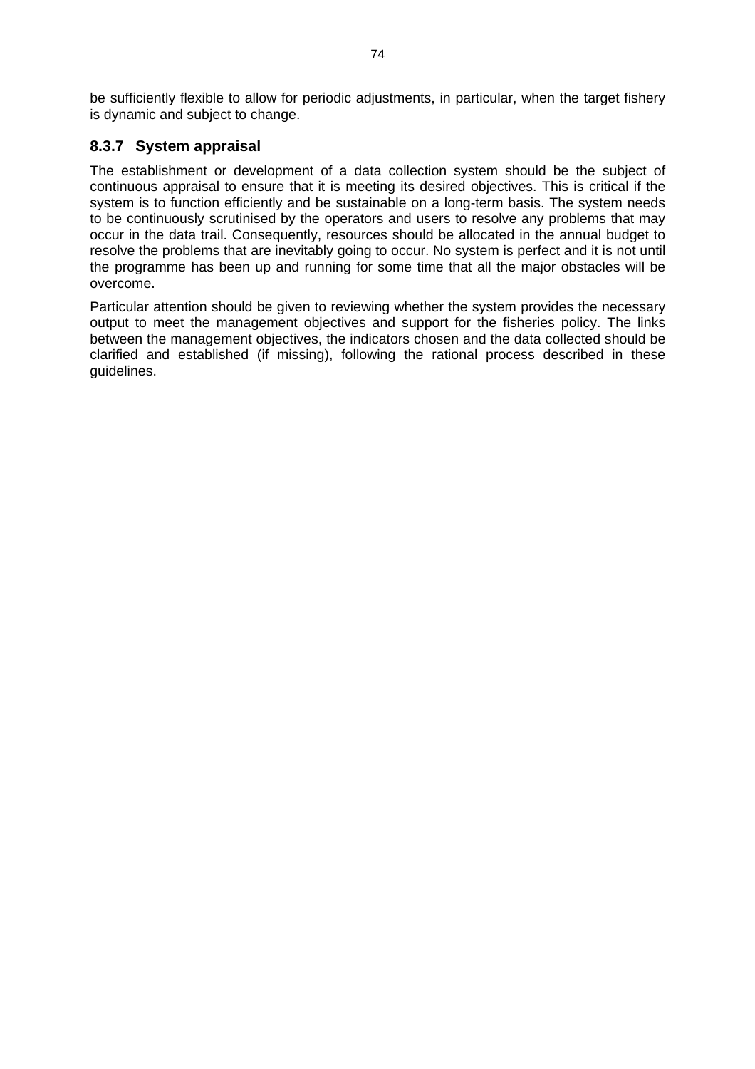be sufficiently flexible to allow for periodic adjustments, in particular, when the target fishery is dynamic and subject to change.

### 8.3.7 System appraisal

The establishment or development of a data collection system should be the subject of continuous appraisal to ensure that it is meeting its desired objectives. This is critical if the system is to function efficiently and be sustainable on a long-term basis. The system needs to be continuously scrutinised by the operators and users to resolve any problems that may occur in the data trail. Consequently, resources should be allocated in the annual budget to resolve the problems that are inevitably going to occur. No system is perfect and it is not until the programme has been up and running for some time that all the major obstacles will be overcome.

Particular attention should be given to reviewing whether the system provides the necessary output to meet the management objectives and support for the fisheries policy. The links between the management objectives, the indicators chosen and the data collected should be clarified and established (if missing), following the rational process described in these guidelines.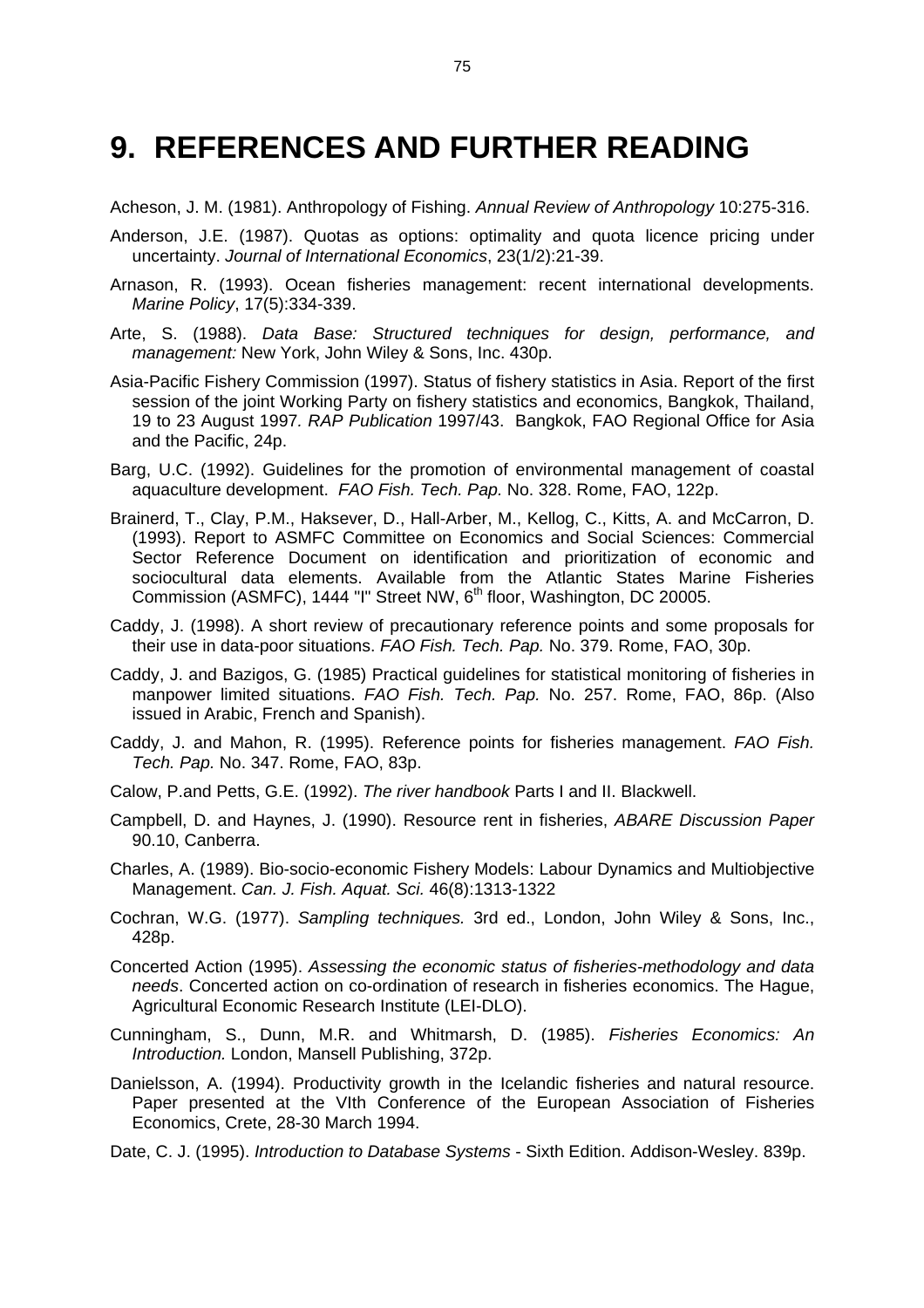# 9. REFERENCES AND FURTHER READING

Acheson, J. M. (1981). Anthropology of Fishing. *Annual Review of Anthropology* 10:275-316.

Anderson, J.E. (1987). Quotas as options: optimality and quota licence pricing under uncertainty. *Journal of International Economics*, 23(1/2):21-39.

Arnason, R. (1993). Ocean fisheries management: recent international developments. *Marine Policy*, 17(5):334-339.

Arte, S. (1988). *Data Base: Structured techniques for design, performance, and management:* New York, John Wiley & Sons, Inc. 430p.

Asia-Pacific Fishery Commission (1997). Status of fishery statistics in Asia. Report of the first session of the joint Working Party on fishery statistics and economics, Bangkok, Thailand, 19 to 23 August 1997*. RAP Publication* 1997/43. Bangkok, FAO Regional Office for Asia and the Pacific, 24p.

Barg, U.C. (1992). Guidelines for the promotion of environmental management of coastal aquaculture development. *FAO Fish. Tech. Pap.* No. 328. Rome, FAO, 122p.

Brainerd, T., Clay, P.M., Haksever, D., Hall-Arber, M., Kellog, C., Kitts, A. and McCarron, D. (1993). Report to ASMFC Committee on Economics and Social Sciences: Commercial Sector Reference Document on identification and prioritization of economic and sociocultural data elements. Available from the Atlantic States Marine Fisheries Commission (ASMFC), 1444 "I" Street NW, 6th floor, Washington, DC 20005.

Caddy, J. (1998). A short review of precautionary reference points and some proposals for their use in data-poor situations. *FAO Fish. Tech. Pap.* No. 379. Rome, FAO, 30p.

Caddy, J. and Bazigos, G. (1985) Practical guidelines for statistical monitoring of fisheries in manpower limited situations. *FAO Fish. Tech. Pap.* No. 257. Rome, FAO, 86p. (Also issued in Arabic, French and Spanish).

Caddy, J. and Mahon, R. (1995). Reference points for fisheries management. *FAO Fish. Tech. Pap.* No. 347. Rome, FAO, 83p.

Calow, P.and Petts, G.E. (1992). *The river handbook* Parts I and II. Blackwell.

Campbell, D. and Haynes, J. (1990). Resource rent in fisheries, *ABARE Discussion Paper* 90.10, Canberra.

Charles, A. (1989). Bio-socio-economic Fishery Models: Labour Dynamics and Multiobjective Management. *Can. J. Fish. Aquat. Sci.* 46(8):1313-1322

Cochran, W.G. (1977). *Sampling techniques.* 3rd ed., London, John Wiley & Sons, Inc., 428p.

Concerted Action (1995). *Assessing the economic status of fisheries-methodology and data needs*. Concerted action on co-ordination of research in fisheries economics. The Hague, Agricultural Economic Research Institute (LEI-DLO).

Cunningham, S., Dunn, M.R. and Whitmarsh, D. (1985). *Fisheries Economics: An Introduction.* London, Mansell Publishing, 372p.

Danielsson, A. (1994). Productivity growth in the Icelandic fisheries and natural resource. Paper presented at the VIth Conference of the European Association of Fisheries Economics, Crete, 28-30 March 1994.

Date, C. J. (1995). *Introduction to Database Systems* - Sixth Edition. Addison-Wesley. 839p.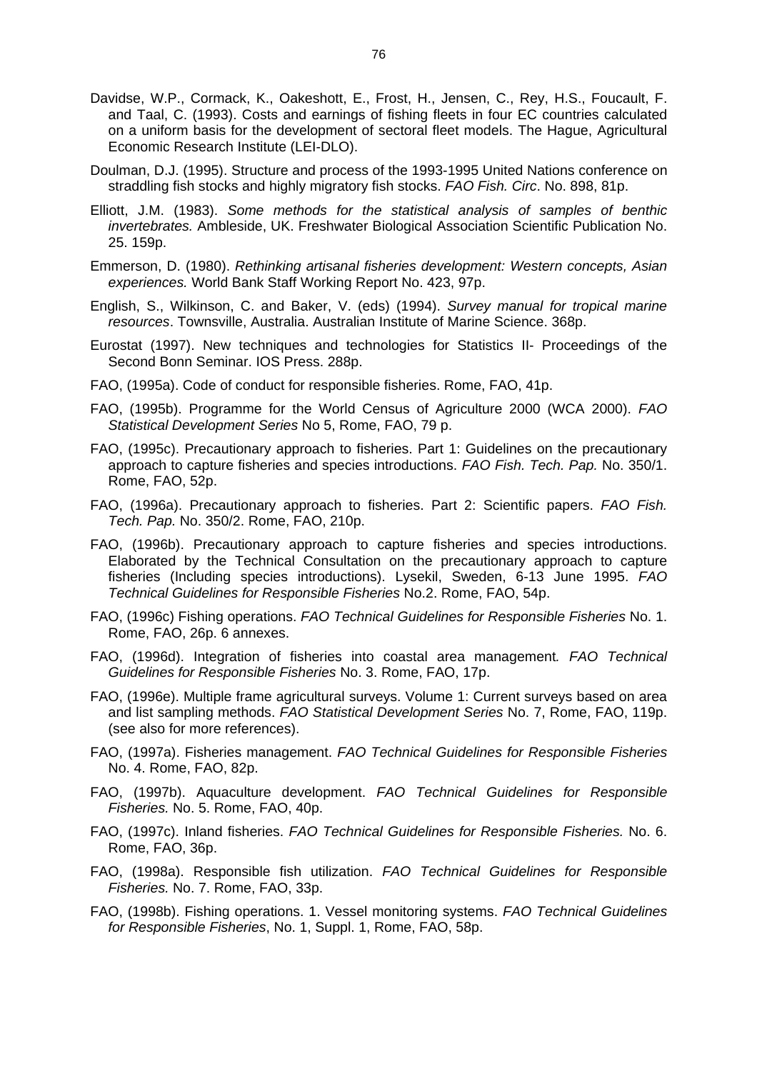Davidse, W.P., Cormack, K., Oakeshott, E., Frost, H., Jensen, C., Rey, H.S., Foucault, F. and Taal, C. (1993). Costs and earnings of fishing fleets in four EC countries calculated on a uniform basis for the development of sectoral fleet models. The Hague, Agricultural Economic Research Institute (LEI-DLO).

Doulman, D.J. (1995). Structure and process of the 1993-1995 United Nations conference on straddling fish stocks and highly migratory fish stocks. *FAO Fish. Circ*. No. 898, 81p.

Elliott, J.M. (1983). *Some methods for the statistical analysis of samples of benthic invertebrates.* Ambleside, UK. Freshwater Biological Association Scientific Publication No. 25. 159p.

Emmerson, D. (1980). *Rethinking artisanal fisheries development: Western concepts, Asian experiences.* World Bank Staff Working Report No. 423, 97p.

English, S., Wilkinson, C. and Baker, V. (eds) (1994). *Survey manual for tropical marine resources*. Townsville, Australia. Australian Institute of Marine Science. 368p.

Eurostat (1997). New techniques and technologies for Statistics II- Proceedings of the Second Bonn Seminar. IOS Press. 288p.

FAO, (1995a). Code of conduct for responsible fisheries. Rome, FAO, 41p.

FAO, (1995b). Programme for the World Census of Agriculture 2000 (WCA 2000). *FAO Statistical Development Series* No 5, Rome, FAO, 79 p.

FAO, (1995c). Precautionary approach to fisheries. Part 1: Guidelines on the precautionary approach to capture fisheries and species introductions. *FAO Fish. Tech. Pap.* No. 350/1. Rome, FAO, 52p.

FAO, (1996a). Precautionary approach to fisheries. Part 2: Scientific papers. *FAO Fish. Tech. Pap.* No. 350/2. Rome, FAO, 210p.

FAO, (1996b). Precautionary approach to capture fisheries and species introductions. Elaborated by the Technical Consultation on the precautionary approach to capture fisheries (Including species introductions). Lysekil, Sweden, 6-13 June 1995. *FAO Technical Guidelines for Responsible Fisheries* No.2. Rome, FAO, 54p.

FAO, (1996c) Fishing operations. *FAO Technical Guidelines for Responsible Fisheries* No. 1. Rome, FAO, 26p. 6 annexes.

FAO, (1996d). Integration of fisheries into coastal area management*. FAO Technical Guidelines for Responsible Fisheries* No. 3. Rome, FAO, 17p.

FAO, (1996e). Multiple frame agricultural surveys. Volume 1: Current surveys based on area and list sampling methods. *FAO Statistical Development Series* No. 7, Rome, FAO, 119p. (see also for more references).

FAO, (1997a). Fisheries management. *FAO Technical Guidelines for Responsible Fisheries* No. 4. Rome, FAO, 82p.

FAO, (1997b). Aquaculture development. *FAO Technical Guidelines for Responsible Fisheries.* No. 5. Rome, FAO, 40p.

FAO, (1997c). Inland fisheries. *FAO Technical Guidelines for Responsible Fisheries.* No. 6. Rome, FAO, 36p.

FAO, (1998a). Responsible fish utilization. *FAO Technical Guidelines for Responsible Fisheries.* No. 7. Rome, FAO, 33p.

FAO, (1998b). Fishing operations. 1. Vessel monitoring systems. *FAO Technical Guidelines for Responsible Fisheries*, No. 1, Suppl. 1, Rome, FAO, 58p.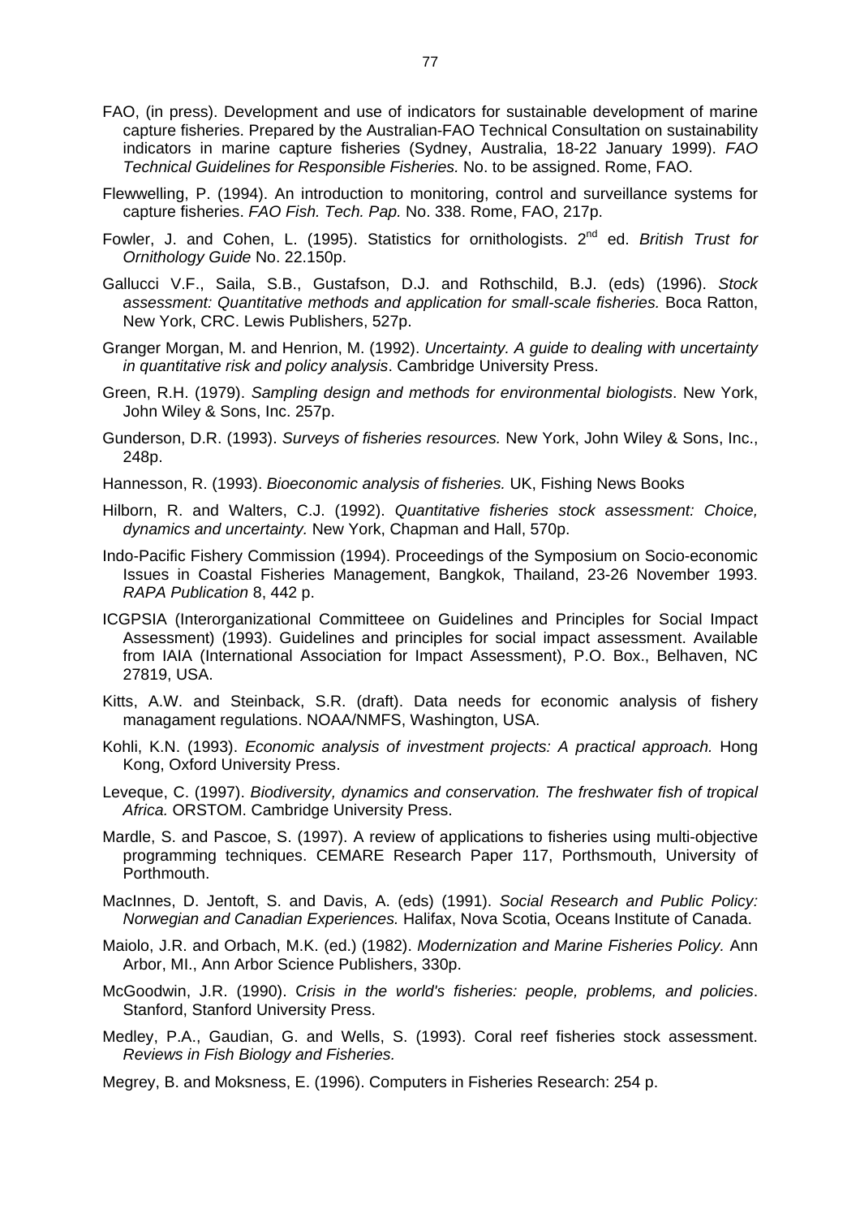FAO, (in press). Development and use of indicators for sustainable development of marine capture fisheries. Prepared by the Australian-FAO Technical Consultation on sustainability indicators in marine capture fisheries (Sydney, Australia, 18-22 January 1999). *FAO Technical Guidelines for Responsible Fisheries.* No. to be assigned. Rome, FAO.

Flewwelling, P. (1994). An introduction to monitoring, control and surveillance systems for capture fisheries. *FAO Fish. Tech. Pap.* No. 338. Rome, FAO, 217p.

Fowler, J. and Cohen, L. (1995). Statistics for ornithologists. 2nd ed. *British Trust for Ornithology Guide* No. 22.150p.

Gallucci V.F., Saila, S.B., Gustafson, D.J. and Rothschild, B.J. (eds) (1996). *Stock assessment: Quantitative methods and application for small-scale fisheries.* Boca Ratton, New York, CRC. Lewis Publishers, 527p.

Granger Morgan, M. and Henrion, M. (1992). *Uncertainty. A guide to dealing with uncertainty in quantitative risk and policy analysis*. Cambridge University Press.

Green, R.H. (1979). *Sampling design and methods for environmental biologists*. New York, John Wiley & Sons, Inc. 257p.

Gunderson, D.R. (1993). *Surveys of fisheries resources.* New York, John Wiley & Sons, Inc., 248p.

Hannesson, R. (1993). *Bioeconomic analysis of fisheries.* UK, Fishing News Books

Hilborn, R. and Walters, C.J. (1992). *Quantitative fisheries stock assessment: Choice, dynamics and uncertainty.* New York, Chapman and Hall, 570p.

Indo-Pacific Fishery Commission (1994). Proceedings of the Symposium on Socio-economic Issues in Coastal Fisheries Management, Bangkok, Thailand, 23-26 November 1993. *RAPA Publication* 8, 442 p.

ICGPSIA (Interorganizational Committeee on Guidelines and Principles for Social Impact Assessment) (1993). Guidelines and principles for social impact assessment. Available from IAIA (International Association for Impact Assessment), P.O. Box., Belhaven, NC 27819, USA.

Kitts, A.W. and Steinback, S.R. (draft). Data needs for economic analysis of fishery managament regulations. NOAA/NMFS, Washington, USA.

Kohli, K.N. (1993). *Economic analysis of investment projects: A practical approach.* Hong Kong, Oxford University Press.

Leveque, C. (1997). *Biodiversity, dynamics and conservation. The freshwater fish of tropical Africa.* ORSTOM. Cambridge University Press.

Mardle, S. and Pascoe, S. (1997). A review of applications to fisheries using multi-objective programming techniques. CEMARE Research Paper 117, Porthsmouth, University of Porthmouth.

MacInnes, D. Jentoft, S. and Davis, A. (eds) (1991). *Social Research and Public Policy: Norwegian and Canadian Experiences.* Halifax, Nova Scotia, Oceans Institute of Canada.

Maiolo, J.R. and Orbach, M.K. (ed.) (1982). *Modernization and Marine Fisheries Policy.* Ann Arbor, MI., Ann Arbor Science Publishers, 330p.

McGoodwin, J.R. (1990). C*risis in the world's fisheries: people, problems, and policies*. Stanford, Stanford University Press.

Medley, P.A., Gaudian, G. and Wells, S. (1993). Coral reef fisheries stock assessment. *Reviews in Fish Biology and Fisheries.*

Megrey, B. and Moksness, E. (1996). Computers in Fisheries Research: 254 p.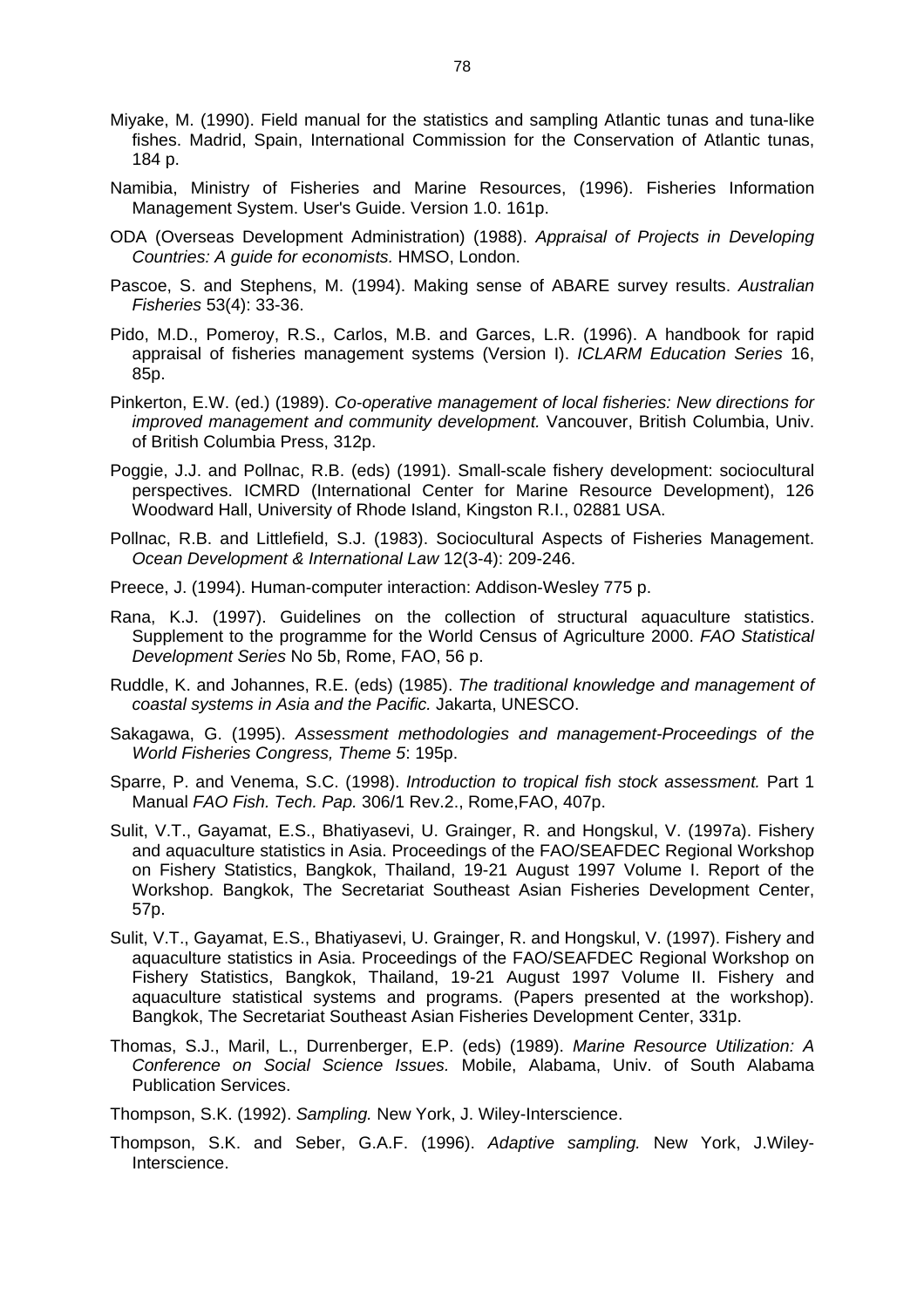Miyake, M. (1990). Field manual for the statistics and sampling Atlantic tunas and tuna-like fishes. Madrid, Spain, International Commission for the Conservation of Atlantic tunas, 184 p.

Namibia, Ministry of Fisheries and Marine Resources, (1996). Fisheries Information Management System. User's Guide. Version 1.0. 161p.

ODA (Overseas Development Administration) (1988). *Appraisal of Projects in Developing Countries: A guide for economists.* HMSO, London.

Pascoe, S. and Stephens, M. (1994). Making sense of ABARE survey results. *Australian Fisheries* 53(4): 33-36.

Pido, M.D., Pomeroy, R.S., Carlos, M.B. and Garces, L.R. (1996). A handbook for rapid appraisal of fisheries management systems (Version I). *ICLARM Education Series* 16, 85p.

Pinkerton, E.W. (ed.) (1989). *Co-operative management of local fisheries: New directions for improved management and community development.* Vancouver, British Columbia, Univ. of British Columbia Press, 312p.

Poggie, J.J. and Pollnac, R.B. (eds) (1991). Small-scale fishery development: sociocultural perspectives. ICMRD (International Center for Marine Resource Development), 126 Woodward Hall, University of Rhode Island, Kingston R.I., 02881 USA.

Pollnac, R.B. and Littlefield, S.J. (1983). Sociocultural Aspects of Fisheries Management. *Ocean Development & International Law* 12(3-4): 209-246.

Preece, J. (1994). Human-computer interaction: Addison-Wesley 775 p.

Rana, K.J. (1997). Guidelines on the collection of structural aquaculture statistics. Supplement to the programme for the World Census of Agriculture 2000. *FAO Statistical Development Series* No 5b, Rome, FAO, 56 p.

Ruddle, K. and Johannes, R.E. (eds) (1985). *The traditional knowledge and management of coastal systems in Asia and the Pacific.* Jakarta, UNESCO.

Sakagawa, G. (1995). *Assessment methodologies and management-Proceedings of the World Fisheries Congress, Theme 5*: 195p.

Sparre, P. and Venema, S.C. (1998). *Introduction to tropical fish stock assessment.* Part 1 Manual *FAO Fish. Tech. Pap.* 306/1 Rev.2., Rome,FAO, 407p.

Sulit, V.T., Gayamat, E.S., Bhatiyasevi, U. Grainger, R. and Hongskul, V. (1997a). Fishery and aquaculture statistics in Asia. Proceedings of the FAO/SEAFDEC Regional Workshop on Fishery Statistics, Bangkok, Thailand, 19-21 August 1997 Volume I. Report of the Workshop. Bangkok, The Secretariat Southeast Asian Fisheries Development Center, 57p.

Sulit, V.T., Gayamat, E.S., Bhatiyasevi, U. Grainger, R. and Hongskul, V. (1997). Fishery and aquaculture statistics in Asia. Proceedings of the FAO/SEAFDEC Regional Workshop on Fishery Statistics, Bangkok, Thailand, 19-21 August 1997 Volume II. Fishery and aquaculture statistical systems and programs. (Papers presented at the workshop). Bangkok, The Secretariat Southeast Asian Fisheries Development Center, 331p.

Thomas, S.J., Maril, L., Durrenberger, E.P. (eds) (1989). *Marine Resource Utilization: A Conference on Social Science Issues.* Mobile, Alabama, Univ. of South Alabama Publication Services.

Thompson, S.K. (1992). *Sampling.* New York, J. Wiley-Interscience.

Thompson, S.K. and Seber, G.A.F. (1996). *Adaptive sampling.* New York, J.Wiley-Interscience.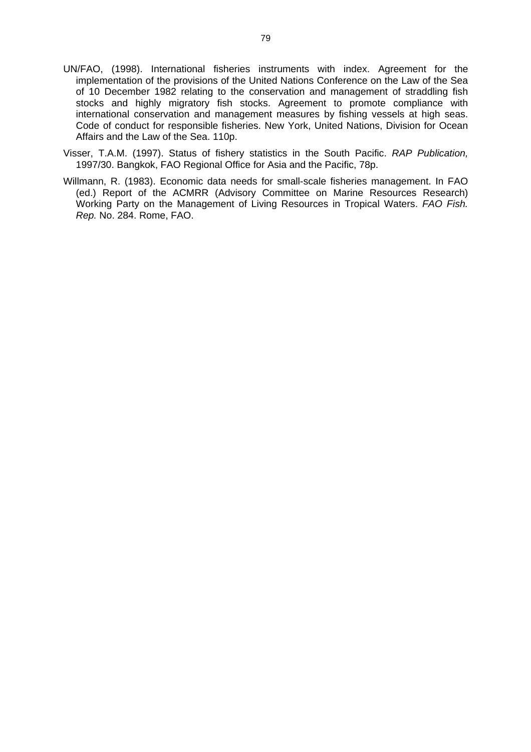UN/FAO, (1998). International fisheries instruments with index. Agreement for the implementation of the provisions of the United Nations Conference on the Law of the Sea of 10 December 1982 relating to the conservation and management of straddling fish stocks and highly migratory fish stocks. Agreement to promote compliance with international conservation and management measures by fishing vessels at high seas. Code of conduct for responsible fisheries. New York, United Nations, Division for Ocean Affairs and the Law of the Sea. 110p.

Visser, T.A.M. (1997). Status of fishery statistics in the South Pacific. *RAP Publication,* 1997/30. Bangkok, FAO Regional Office for Asia and the Pacific, 78p.

Willmann, R. (1983). Economic data needs for small-scale fisheries management. In FAO (ed.) Report of the ACMRR (Advisory Committee on Marine Resources Research) Working Party on the Management of Living Resources in Tropical Waters. *FAO Fish. Rep.* No. 284. Rome, FAO.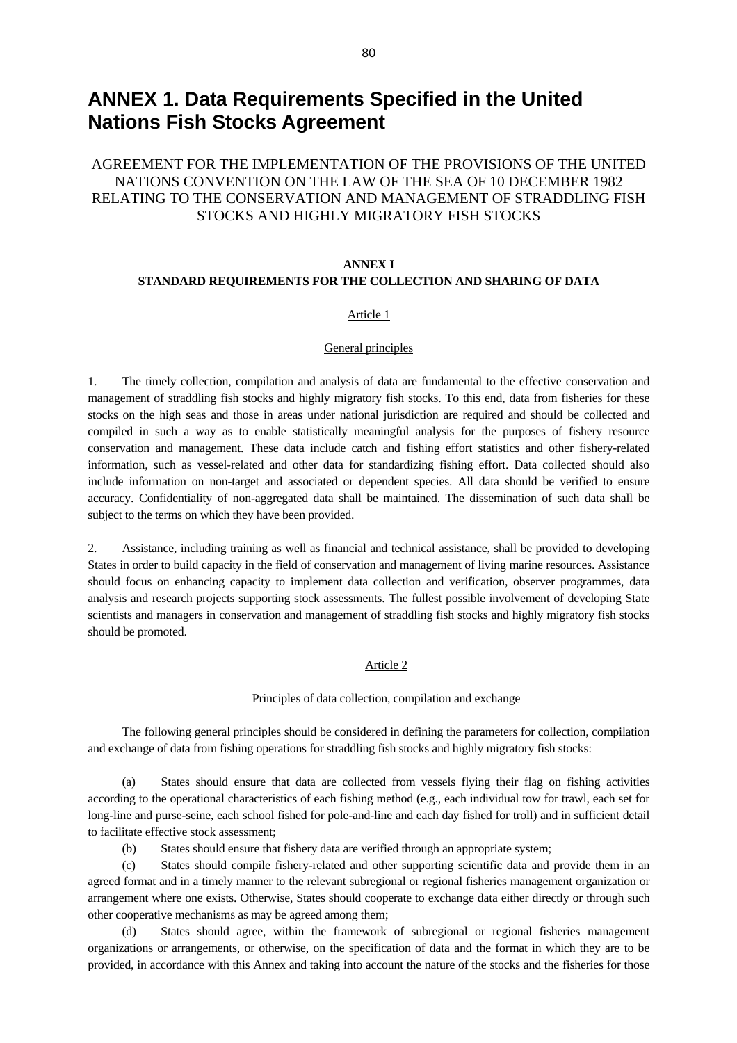# ANNEX 1. Data Requirements Specified in the United Nations Fish Stocks Agreement

AGREEMENT FOR THE IMPLEMENTATION OF THE PROVISIONS OF THE UNITED NATIONS CONVENTION ON THE LAW OF THE SEA OF 10 DECEMBER 1982 RELATING TO THE CONSERVATION AND MANAGEMENT OF STRADDLING FISH STOCKS AND HIGHLY MIGRATORY FISH STOCKS

**ANNEX I**

**STANDARD REQUIREMENTS FOR THE COLLECTION AND SHARING OF DATA**

Article 1

General principles

1. The timely collection, compilation and analysis of data are fundamental to the effective conservation and management of straddling fish stocks and highly migratory fish stocks. To this end, data from fisheries for these stocks on the high seas and those in areas under national jurisdiction are required and should be collected and compiled in such a way as to enable statistically meaningful analysis for the purposes of fishery resource conservation and management. These data include catch and fishing effort statistics and other fishery-related information, such as vessel-related and other data for standardizing fishing effort. Data collected should also include information on non-target and associated or dependent species. All data should be verified to ensure accuracy. Confidentiality of non-aggregated data shall be maintained. The dissemination of such data shall be subject to the terms on which they have been provided.

2. Assistance, including training as well as financial and technical assistance, shall be provided to developing States in order to build capacity in the field of conservation and management of living marine resources. Assistance should focus on enhancing capacity to implement data collection and verification, observer programmes, data analysis and research projects supporting stock assessments. The fullest possible involvement of developing State scientists and managers in conservation and management of straddling fish stocks and highly migratory fish stocks should be promoted.

Article 2

Principles of data collection, compilation and exchange

The following general principles should be considered in defining the parameters for collection, compilation and exchange of data from fishing operations for straddling fish stocks and highly migratory fish stocks:

(a) States should ensure that data are collected from vessels flying their flag on fishing activities according to the operational characteristics of each fishing method (e.g., each individual tow for trawl, each set for long-line and purse-seine, each school fished for pole-and-line and each day fished for troll) and in sufficient detail to facilitate effective stock assessment;

(b) States should ensure that fishery data are verified through an appropriate system;

(c) States should compile fishery-related and other supporting scientific data and provide them in an agreed format and in a timely manner to the relevant subregional or regional fisheries management organization or arrangement where one exists. Otherwise, States should cooperate to exchange data either directly or through such other cooperative mechanisms as may be agreed among them;

(d) States should agree, within the framework of subregional or regional fisheries management organizations or arrangements, or otherwise, on the specification of data and the format in which they are to be provided, in accordance with this Annex and taking into account the nature of the stocks and the fisheries for those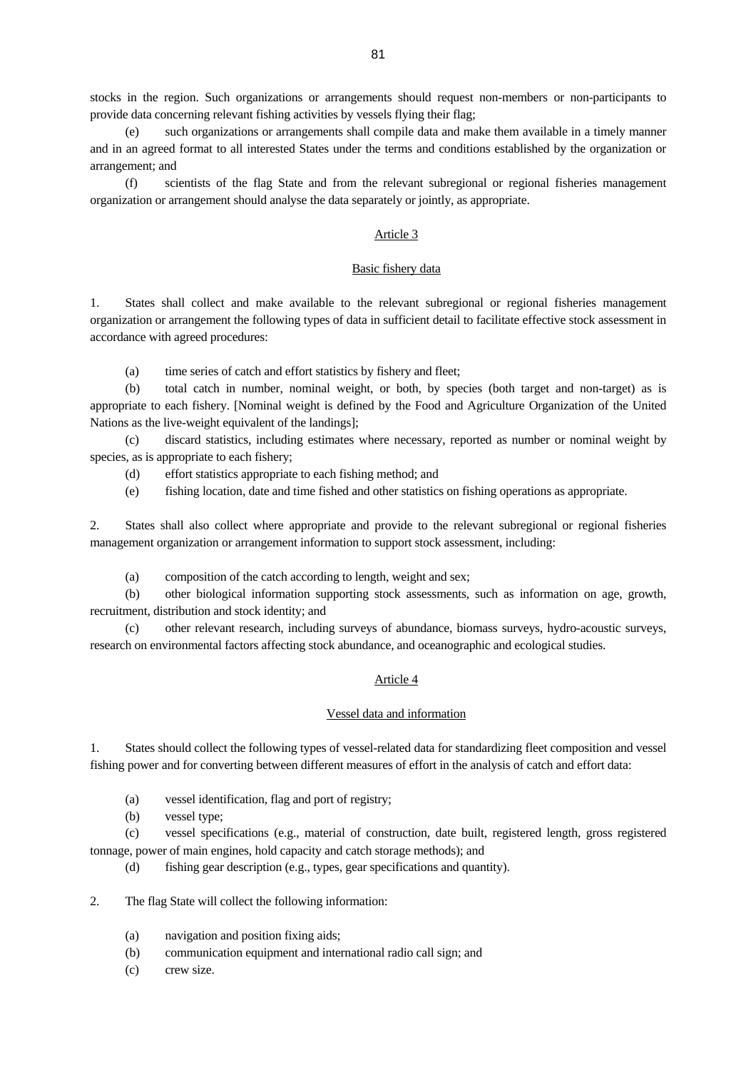stocks in the region. Such organizations or arrangements should request non-members or non-participants to provide data concerning relevant fishing activities by vessels flying their flag;

(e) such organizations or arrangements shall compile data and make them available in a timely manner and in an agreed format to all interested States under the terms and conditions established by the organization or arrangement; and

(f) scientists of the flag State and from the relevant subregional or regional fisheries management organization or arrangement should analyse the data separately or jointly, as appropriate.

## Article 3

### Basic fishery data

1. States shall collect and make available to the relevant subregional or regional fisheries management organization or arrangement the following types of data in sufficient detail to facilitate effective stock assessment in accordance with agreed procedures:

(a) time series of catch and effort statistics by fishery and fleet;

(b) total catch in number, nominal weight, or both, by species (both target and non-target) as is appropriate to each fishery. [Nominal weight is defined by the Food and Agriculture Organization of the United Nations as the live-weight equivalent of the landings];

(c) discard statistics, including estimates where necessary, reported as number or nominal weight by species, as is appropriate to each fishery;

(d) effort statistics appropriate to each fishing method; and

(e) fishing location, date and time fished and other statistics on fishing operations as appropriate.

2. States shall also collect where appropriate and provide to the relevant subregional or regional fisheries management organization or arrangement information to support stock assessment, including:

(a) composition of the catch according to length, weight and sex;

(b) other biological information supporting stock assessments, such as information on age, growth, recruitment, distribution and stock identity; and

(c) other relevant research, including surveys of abundance, biomass surveys, hydro-acoustic surveys, research on environmental factors affecting stock abundance, and oceanographic and ecological studies.

## Article 4

### Vessel data and information

1. States should collect the following types of vessel-related data for standardizing fleet composition and vessel fishing power and for converting between different measures of effort in the analysis of catch and effort data:

(a) vessel identification, flag and port of registry;

(b) vessel type;

(c) vessel specifications (e.g., material of construction, date built, registered length, gross registered tonnage, power of main engines, hold capacity and catch storage methods); and

(d) fishing gear description (e.g., types, gear specifications and quantity).

2. The flag State will collect the following information:

(a) navigation and position fixing aids;

(b) communication equipment and international radio call sign; and

(c) crew size.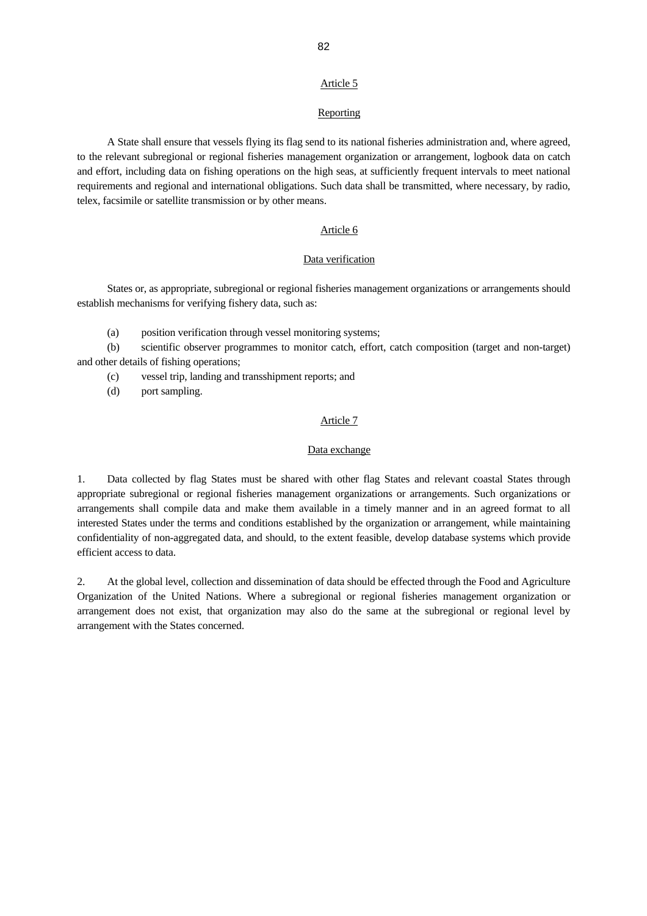## Article 5

## Reporting

A State shall ensure that vessels flying its flag send to its national fisheries administration and, where agreed, to the relevant subregional or regional fisheries management organization or arrangement, logbook data on catch and effort, including data on fishing operations on the high seas, at sufficiently frequent intervals to meet national requirements and regional and international obligations. Such data shall be transmitted, where necessary, by radio, telex, facsimile or satellite transmission or by other means.

## Article 6

## Data verification

States or, as appropriate, subregional or regional fisheries management organizations or arrangements should establish mechanisms for verifying fishery data, such as:

(a) position verification through vessel monitoring systems;

(b) scientific observer programmes to monitor catch, effort, catch composition (target and non-target) and other details of fishing operations;

(c) vessel trip, landing and transshipment reports; and

(d) port sampling.

## Article 7

## Data exchange

1. Data collected by flag States must be shared with other flag States and relevant coastal States through appropriate subregional or regional fisheries management organizations or arrangements. Such organizations or arrangements shall compile data and make them available in a timely manner and in an agreed format to all interested States under the terms and conditions established by the organization or arrangement, while maintaining confidentiality of non-aggregated data, and should, to the extent feasible, develop database systems which provide efficient access to data.

2. At the global level, collection and dissemination of data should be effected through the Food and Agriculture Organization of the United Nations. Where a subregional or regional fisheries management organization or arrangement does not exist, that organization may also do the same at the subregional or regional level by arrangement with the States concerned.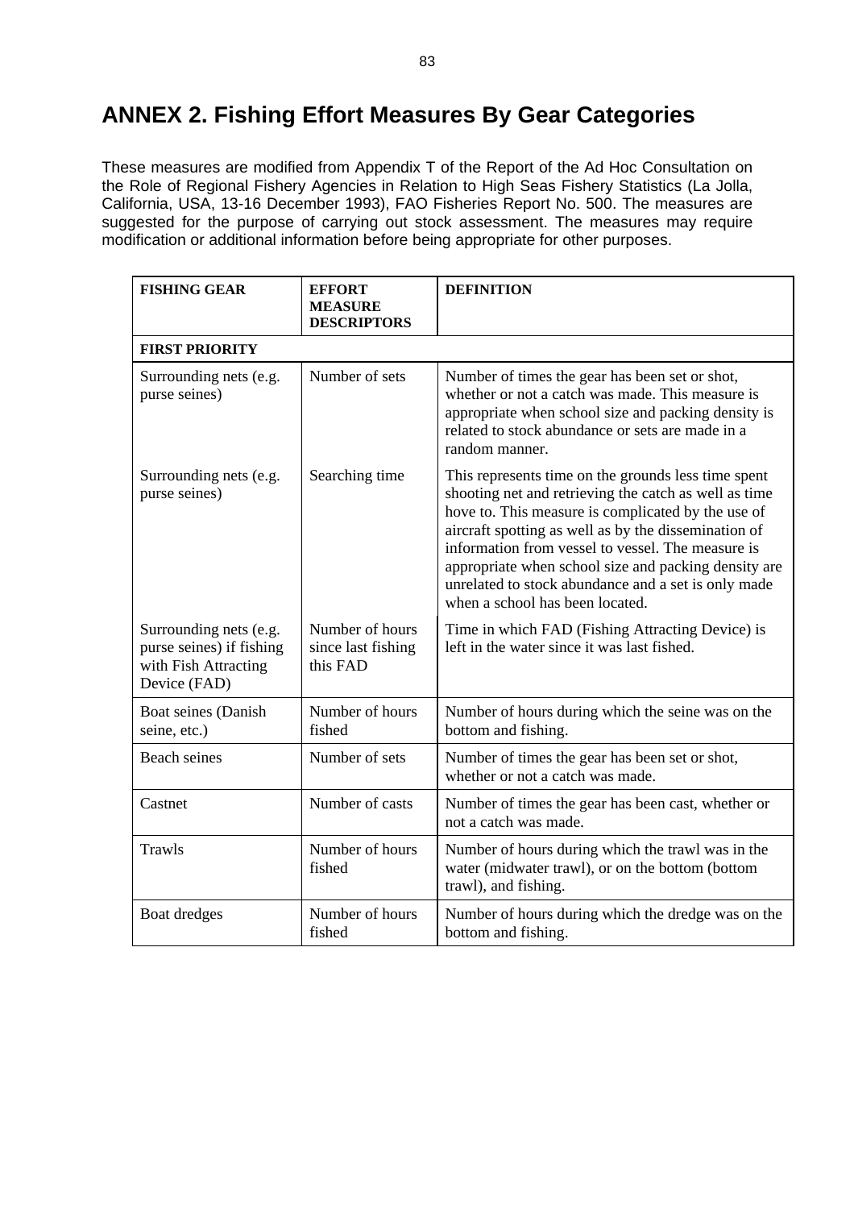# ANNEX 2. Fishing Effort Measures By Gear Categories

These measures are modified from Appendix T of the Report of the Ad Hoc Consultation on the Role of Regional Fishery Agencies in Relation to High Seas Fishery Statistics (La Jolla, California, USA, 13-16 December 1993), FAO Fisheries Report No. 500. The measures are suggested for the purpose of carrying out stock assessment. The measures may require modification or additional information before being appropriate for other purposes.

| FISHING GEAR | EFFORT MEASURE DESCRIPTORS | DEFINITION |
|---|---|---|
| **FIRST PRIORITY** | | |
| Surrounding nets (e.g. purse seines) | Number of sets | Number of times the gear has been set or shot, whether or not a catch was made. This measure is appropriate when school size and packing density is related to stock abundance or sets are made in a random manner. |
| Surrounding nets (e.g. purse seines) | Searching time | This represents time on the grounds less time spent shooting net and retrieving the catch as well as time hove to. This measure is complicated by the use of aircraft spotting as well as by the dissemination of information from vessel to vessel. The measure is appropriate when school size and packing density are unrelated to stock abundance and a set is only made when a school has been located. |
| Surrounding nets (e.g. purse seines) if fishing with Fish Attracting Device (FAD) | Number of hours since last fishing this FAD | Time in which FAD (Fishing Attracting Device) is left in the water since it was last fished. |
| Boat seines (Danish seine, etc.) | Number of hours fished | Number of hours during which the seine was on the bottom and fishing. |
| Beach seines | Number of sets | Number of times the gear has been set or shot, whether or not a catch was made. |
| Castnet | Number of casts | Number of times the gear has been cast, whether or not a catch was made. |
| Trawls | Number of hours fished | Number of hours during which the trawl was in the water (midwater trawl), or on the bottom (bottom trawl), and fishing. |
| Boat dredges | Number of hours fished | Number of hours during which the dredge was on the bottom and fishing. |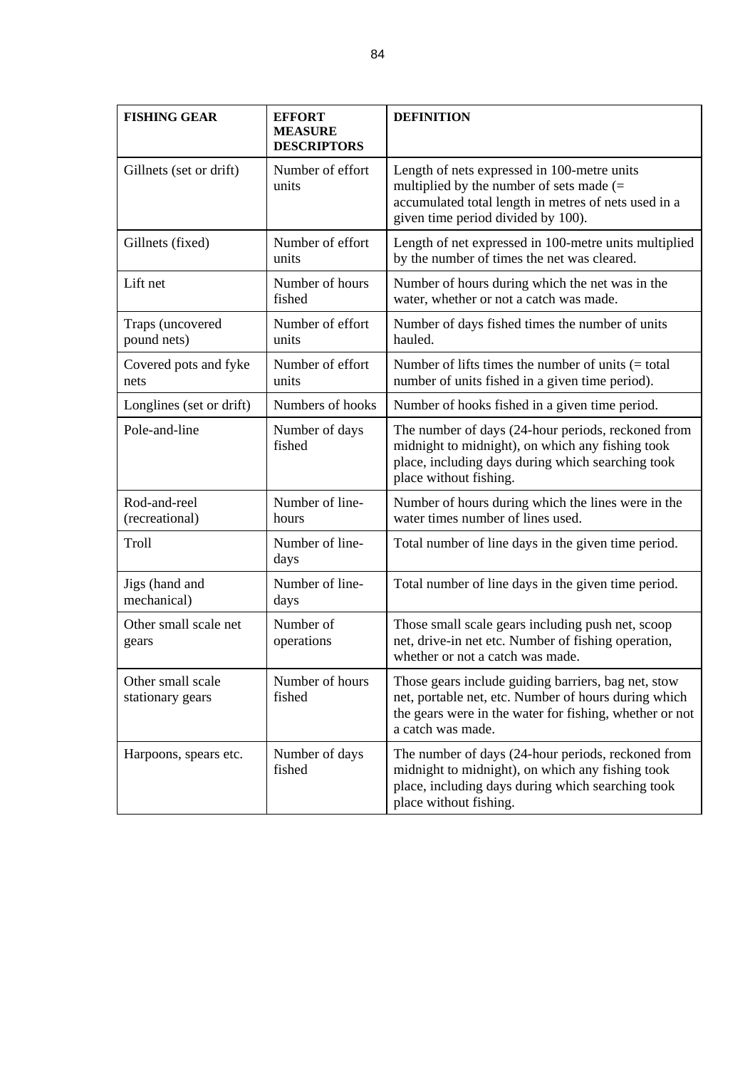| FISHING GEAR | EFFORT MEASURE DESCRIPTORS | DEFINITION |
|---|---|---|
| Gillnets (set or drift) | Number of effort units | Length of nets expressed in 100-metre units multiplied by the number of sets made (= accumulated total length in metres of nets used in a given time period divided by 100). |
| Gillnets (fixed) | Number of effort units | Length of net expressed in 100-metre units multiplied by the number of times the net was cleared. |
| Lift net | Number of hours fished | Number of hours during which the net was in the water, whether or not a catch was made. |
| Traps (uncovered pound nets) | Number of effort units | Number of days fished times the number of units hauled. |
| Covered pots and fyke nets | Number of effort units | Number of lifts times the number of units (= total number of units fished in a given time period). |
| Longlines (set or drift) | Numbers of hooks | Number of hooks fished in a given time period. |
| Pole-and-line | Number of days fished | The number of days (24-hour periods, reckoned from midnight to midnight), on which any fishing took place, including days during which searching took place without fishing. |
| Rod-and-reel (recreational) | Number of line-hours | Number of hours during which the lines were in the water times number of lines used. |
| Troll | Number of line-days | Total number of line days in the given time period. |
| Jigs (hand and mechanical) | Number of line-days | Total number of line days in the given time period. |
| Other small scale net gears | Number of operations | Those small scale gears including push net, scoop net, drive-in net etc. Number of fishing operation, whether or not a catch was made. |
| Other small scale stationary gears | Number of hours fished | Those gears include guiding barriers, bag net, stow net, portable net, etc. Number of hours during which the gears were in the water for fishing, whether or not a catch was made. |
| Harpoons, spears etc. | Number of days fished | The number of days (24-hour periods, reckoned from midnight to midnight), on which any fishing took place, including days during which searching took place without fishing. |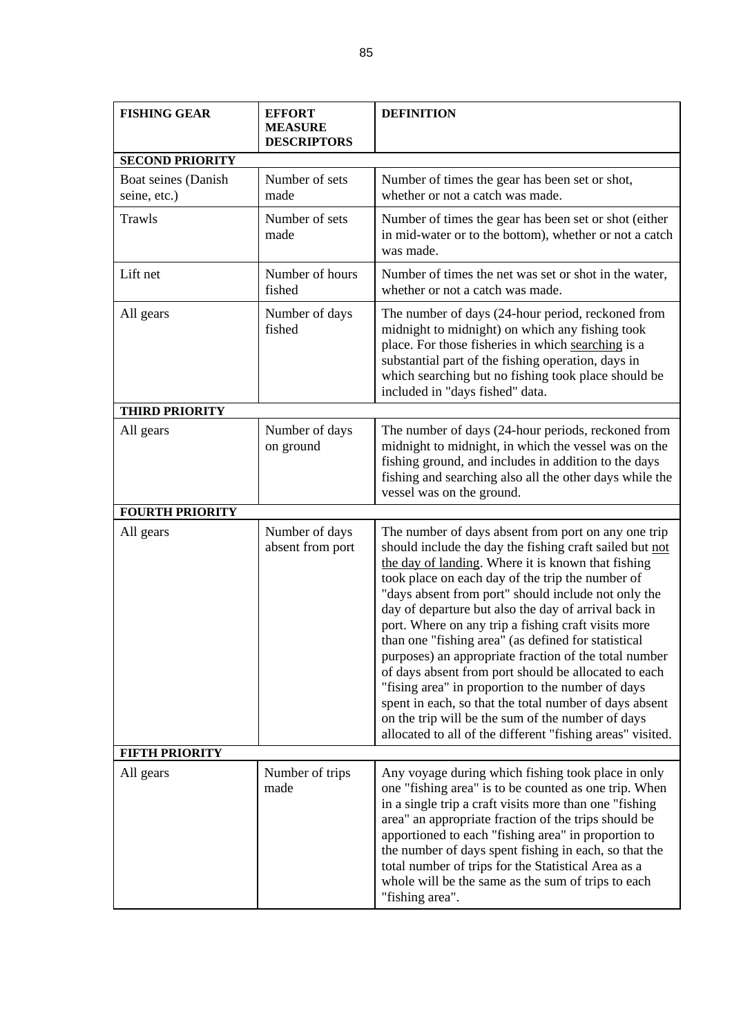| **FISHING GEAR** | **EFFORT MEASURE DESCRIPTORS** | **DEFINITION** |
|---|---|---|
| **SECOND PRIORITY** | | |
| Boat seines (Danish seine, etc.) | Number of sets made | Number of times the gear has been set or shot, whether or not a catch was made. |
| Trawls | Number of sets made | Number of times the gear has been set or shot (either in mid-water or to the bottom), whether or not a catch was made. |
| Lift net | Number of hours fished | Number of times the net was set or shot in the water, whether or not a catch was made. |
| All gears | Number of days fished | The number of days (24-hour period, reckoned from midnight to midnight) on which any fishing took place. For those fisheries in which searching is a substantial part of the fishing operation, days in which searching but no fishing took place should be included in "days fished" data. |
| **THIRD PRIORITY** | | |
| All gears | Number of days on ground | The number of days (24-hour periods, reckoned from midnight to midnight, in which the vessel was on the fishing ground, and includes in addition to the days fishing and searching also all the other days while the vessel was on the ground. |
| **FOURTH PRIORITY** | | |
| All gears | Number of days absent from port | The number of days absent from port on any one trip should include the day the fishing craft sailed but not the day of landing. Where it is known that fishing took place on each day of the trip the number of "days absent from port" should include not only the day of departure but also the day of arrival back in port. Where on any trip a fishing craft visits more than one "fishing area" (as defined for statistical purposes) an appropriate fraction of the total number of days absent from port should be allocated to each "fising area" in proportion to the number of days spent in each, so that the total number of days absent on the trip will be the sum of the number of days allocated to all of the different "fishing areas" visited. |
| **FIFTH PRIORITY** | | |
| All gears | Number of trips made | Any voyage during which fishing took place in only one "fishing area" is to be counted as one trip. When in a single trip a craft visits more than one "fishing area" an appropriate fraction of the trips should be apportioned to each "fishing area" in proportion to the number of days spent fishing in each, so that the total number of trips for the Statistical Area as a whole will be the same as the sum of trips to each "fishing area". |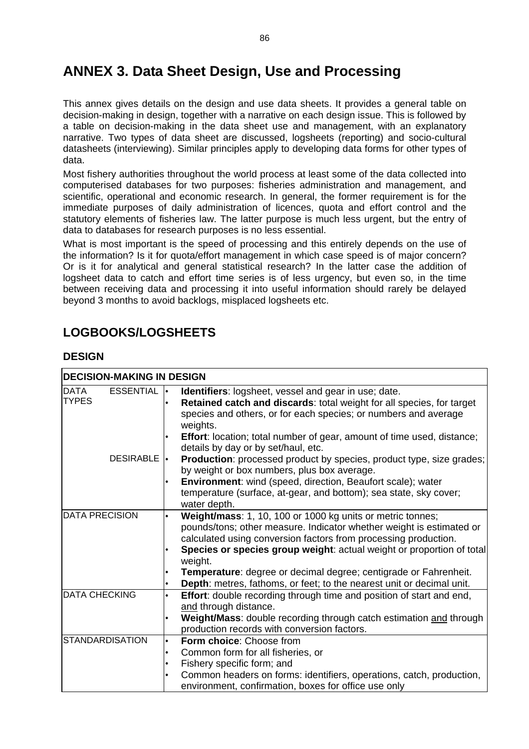# ANNEX 3. Data Sheet Design, Use and Processing

This annex gives details on the design and use data sheets. It provides a general table on decision-making in design, together with a narrative on each design issue. This is followed by a table on decision-making in the data sheet use and management, with an explanatory narrative. Two types of data sheet are discussed, logsheets (reporting) and socio-cultural datasheets (interviewing). Similar principles apply to developing data forms for other types of data.

Most fishery authorities throughout the world process at least some of the data collected into computerised databases for two purposes: fisheries administration and management, and scientific, operational and economic research. In general, the former requirement is for the immediate purposes of daily administration of licences, quota and effort control and the statutory elements of fisheries law. The latter purpose is much less urgent, but the entry of data to databases for research purposes is no less essential.

What is most important is the speed of processing and this entirely depends on the use of the information? Is it for quota/effort management in which case speed is of major concern? Or is it for analytical and general statistical research? In the latter case the addition of logsheet data to catch and effort time series is of less urgency, but even so, in the time between receiving data and processing it into useful information should rarely be delayed beyond 3 months to avoid backlogs, misplaced logsheets etc.

## LOGBOOKS/LOGSHEETS

### DESIGN

| DECISION-MAKING IN DESIGN | | |
|---|---|---|
| DATA TYPES | ESSENTIAL | • **Identifiers**: logsheet, vessel and gear in use; date.<br>• **Retained catch and discards**: total weight for all species, for target species and others, or for each species; or numbers and average weights.<br>• **Effort**: location; total number of gear, amount of time used, distance; details by day or by set/haul, etc. |
| | DESIRABLE | • **Production**: processed product by species, product type, size grades; by weight or box numbers, plus box average.<br>• **Environment**: wind (speed, direction, Beaufort scale); water temperature (surface, at-gear, and bottom); sea state, sky cover; water depth. |
| DATA PRECISION | | • **Weight/mass**: 1, 10, 100 or 1000 kg units or metric tonnes; pounds/tons; other measure. Indicator whether weight is estimated or calculated using conversion factors from processing production.<br>• **Species or species group weight**: actual weight or proportion of total weight.<br>• **Temperature**: degree or decimal degree; centigrade or Fahrenheit.<br>• **Depth**: metres, fathoms, or feet; to the nearest unit or decimal unit. |
| DATA CHECKING | | • **Effort**: double recording through time and position of start and end, <u>and</u> through distance.<br>• **Weight/Mass**: double recording through catch estimation <u>and</u> through production records with conversion factors. |
| STANDARDISATION | | • **Form choice**: Choose from<br>• Common form for all fisheries, or<br>• Fishery specific form; and<br>• Common headers on forms: identifiers, operations, catch, production, environment, confirmation, boxes for office use only |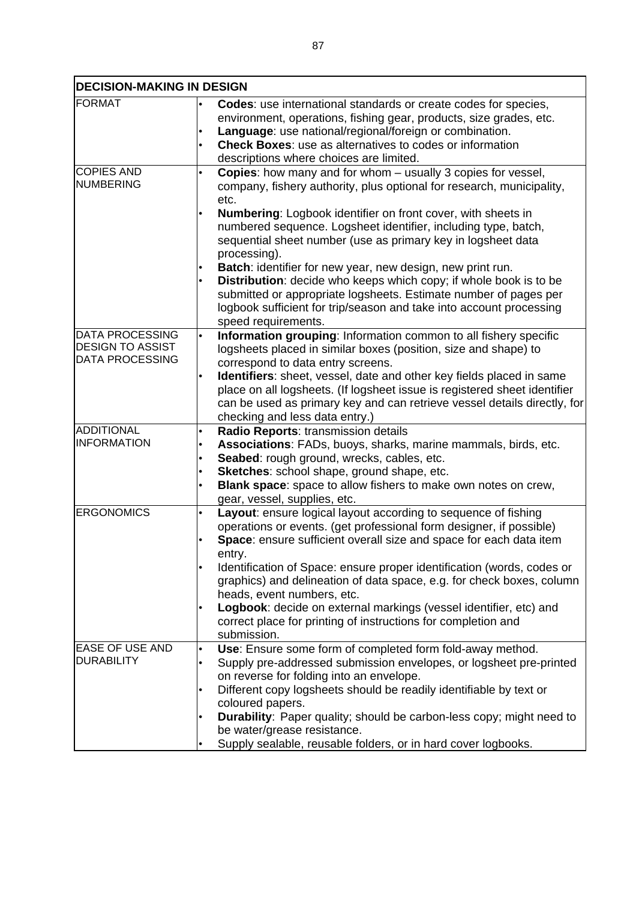| DECISION-MAKING IN DESIGN | |
|---|---|
| FORMAT | • **Codes**: use international standards or create codes for species, environment, operations, fishing gear, products, size grades, etc.<br>• **Language**: use national/regional/foreign or combination.<br>• **Check Boxes**: use as alternatives to codes or information descriptions where choices are limited. |
| COPIES AND NUMBERING | • **Copies**: how many and for whom – usually 3 copies for vessel, company, fishery authority, plus optional for research, municipality, etc.<br>• **Numbering**: Logbook identifier on front cover, with sheets in numbered sequence. Logsheet identifier, including type, batch, sequential sheet number (use as primary key in logsheet data processing).<br>• **Batch**: identifier for new year, new design, new print run.<br>• **Distribution**: decide who keeps which copy; if whole book is to be submitted or appropriate logsheets. Estimate number of pages per logbook sufficient for trip/season and take into account processing speed requirements. |
| DATA PROCESSING DESIGN TO ASSIST DATA PROCESSING | • **Information grouping**: Information common to all fishery specific logsheets placed in similar boxes (position, size and shape) to correspond to data entry screens.<br>• **Identifiers**: sheet, vessel, date and other key fields placed in same place on all logsheets. (If logsheet issue is registered sheet identifier can be used as primary key and can retrieve vessel details directly, for checking and less data entry.) |
| ADDITIONAL INFORMATION | • **Radio Reports**: transmission details<br>• **Associations**: FADs, buoys, sharks, marine mammals, birds, etc.<br>• **Seabed**: rough ground, wrecks, cables, etc.<br>• **Sketches**: school shape, ground shape, etc.<br>• **Blank space**: space to allow fishers to make own notes on crew, gear, vessel, supplies, etc. |
| ERGONOMICS | • **Layout**: ensure logical layout according to sequence of fishing operations or events. (get professional form designer, if possible)<br>• **Space**: ensure sufficient overall size and space for each data item entry.<br>• Identification of Space: ensure proper identification (words, codes or graphics) and delineation of data space, e.g. for check boxes, column heads, event numbers, etc.<br>• **Logbook**: decide on external markings (vessel identifier, etc) and correct place for printing of instructions for completion and submission. |
| EASE OF USE AND DURABILITY | • **Use**: Ensure some form of completed form fold-away method.<br>• Supply pre-addressed submission envelopes, or logsheet pre-printed on reverse for folding into an envelope.<br>• Different copy logsheets should be readily identifiable by text or coloured papers.<br>• **Durability**: Paper quality; should be carbon-less copy; might need to be water/grease resistance.<br>• Supply sealable, reusable folders, or in hard cover logbooks. |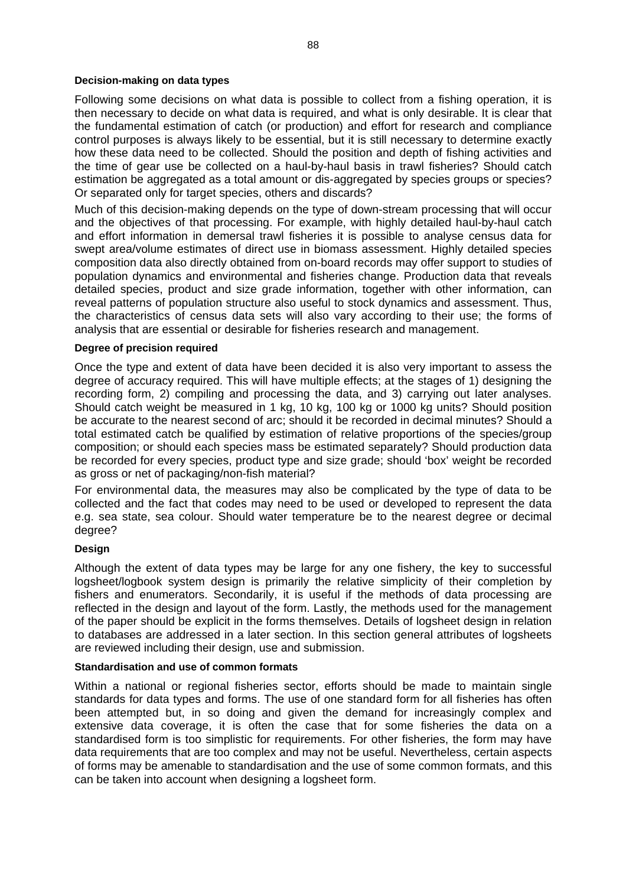**Decision-making on data types**

Following some decisions on what data is possible to collect from a fishing operation, it is then necessary to decide on what data is required, and what is only desirable. It is clear that the fundamental estimation of catch (or production) and effort for research and compliance control purposes is always likely to be essential, but it is still necessary to determine exactly how these data need to be collected. Should the position and depth of fishing activities and the time of gear use be collected on a haul-by-haul basis in trawl fisheries? Should catch estimation be aggregated as a total amount or dis-aggregated by species groups or species? Or separated only for target species, others and discards?

Much of this decision-making depends on the type of down-stream processing that will occur and the objectives of that processing. For example, with highly detailed haul-by-haul catch and effort information in demersal trawl fisheries it is possible to analyse census data for swept area/volume estimates of direct use in biomass assessment. Highly detailed species composition data also directly obtained from on-board records may offer support to studies of population dynamics and environmental and fisheries change. Production data that reveals detailed species, product and size grade information, together with other information, can reveal patterns of population structure also useful to stock dynamics and assessment. Thus, the characteristics of census data sets will also vary according to their use; the forms of analysis that are essential or desirable for fisheries research and management.

**Degree of precision required**

Once the type and extent of data have been decided it is also very important to assess the degree of accuracy required. This will have multiple effects; at the stages of 1) designing the recording form, 2) compiling and processing the data, and 3) carrying out later analyses. Should catch weight be measured in 1 kg, 10 kg, 100 kg or 1000 kg units? Should position be accurate to the nearest second of arc; should it be recorded in decimal minutes? Should a total estimated catch be qualified by estimation of relative proportions of the species/group composition; or should each species mass be estimated separately? Should production data be recorded for every species, product type and size grade; should 'box' weight be recorded as gross or net of packaging/non-fish material?

For environmental data, the measures may also be complicated by the type of data to be collected and the fact that codes may need to be used or developed to represent the data e.g. sea state, sea colour. Should water temperature be to the nearest degree or decimal degree?

**Design**

Although the extent of data types may be large for any one fishery, the key to successful logsheet/logbook system design is primarily the relative simplicity of their completion by fishers and enumerators. Secondarily, it is useful if the methods of data processing are reflected in the design and layout of the form. Lastly, the methods used for the management of the paper should be explicit in the forms themselves. Details of logsheet design in relation to databases are addressed in a later section. In this section general attributes of logsheets are reviewed including their design, use and submission.

**Standardisation and use of common formats**

Within a national or regional fisheries sector, efforts should be made to maintain single standards for data types and forms. The use of one standard form for all fisheries has often been attempted but, in so doing and given the demand for increasingly complex and extensive data coverage, it is often the case that for some fisheries the data on a standardised form is too simplistic for requirements. For other fisheries, the form may have data requirements that are too complex and may not be useful. Nevertheless, certain aspects of forms may be amenable to standardisation and the use of some common formats, and this can be taken into account when designing a logsheet form.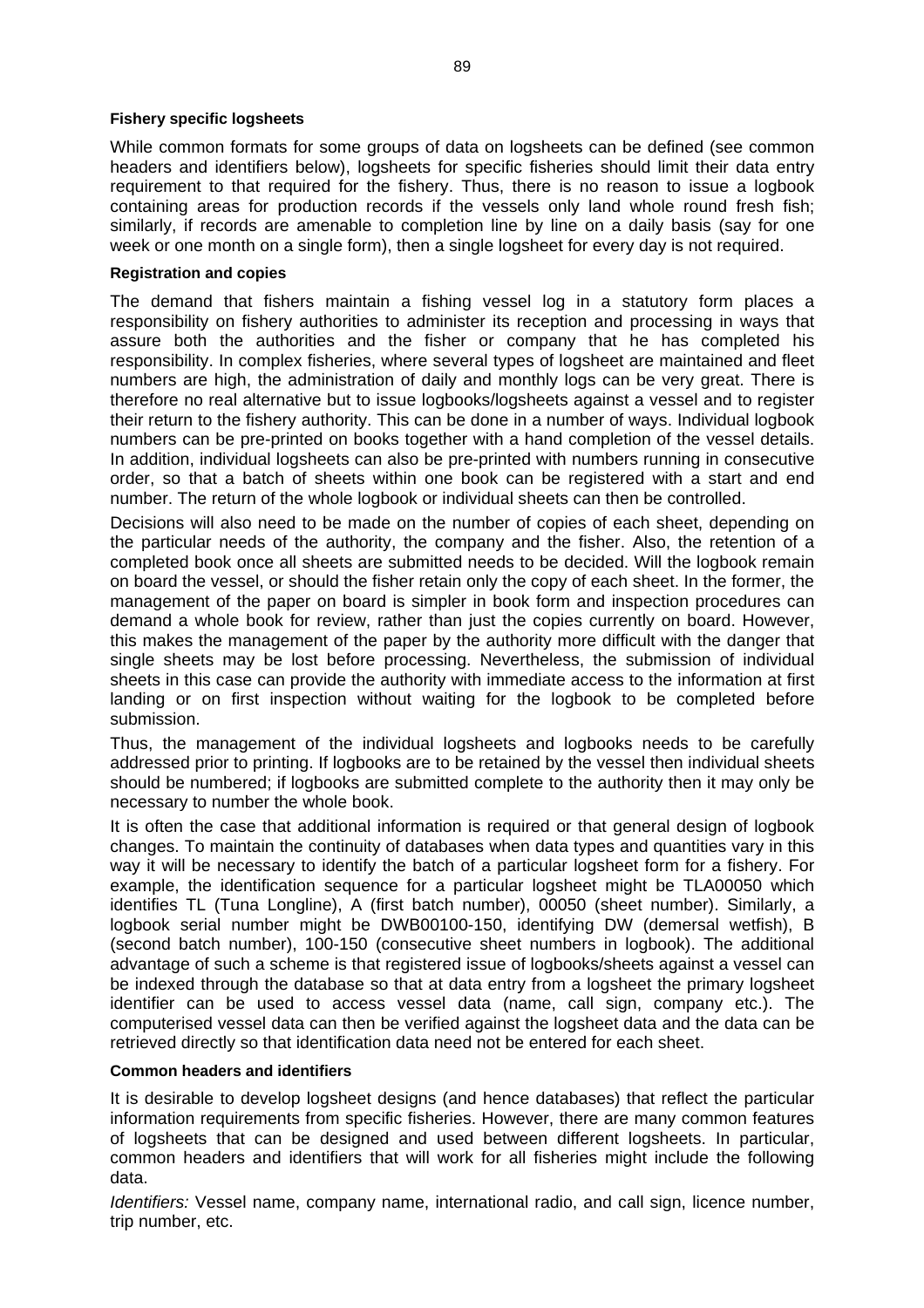#### Fishery specific logsheets

While common formats for some groups of data on logsheets can be defined (see common headers and identifiers below), logsheets for specific fisheries should limit their data entry requirement to that required for the fishery. Thus, there is no reason to issue a logbook containing areas for production records if the vessels only land whole round fresh fish; similarly, if records are amenable to completion line by line on a daily basis (say for one week or one month on a single form), then a single logsheet for every day is not required.

#### Registration and copies

The demand that fishers maintain a fishing vessel log in a statutory form places a responsibility on fishery authorities to administer its reception and processing in ways that assure both the authorities and the fisher or company that he has completed his responsibility. In complex fisheries, where several types of logsheet are maintained and fleet numbers are high, the administration of daily and monthly logs can be very great. There is therefore no real alternative but to issue logbooks/logsheets against a vessel and to register their return to the fishery authority. This can be done in a number of ways. Individual logbook numbers can be pre-printed on books together with a hand completion of the vessel details. In addition, individual logsheets can also be pre-printed with numbers running in consecutive order, so that a batch of sheets within one book can be registered with a start and end number. The return of the whole logbook or individual sheets can then be controlled.

Decisions will also need to be made on the number of copies of each sheet, depending on the particular needs of the authority, the company and the fisher. Also, the retention of a completed book once all sheets are submitted needs to be decided. Will the logbook remain on board the vessel, or should the fisher retain only the copy of each sheet. In the former, the management of the paper on board is simpler in book form and inspection procedures can demand a whole book for review, rather than just the copies currently on board. However, this makes the management of the paper by the authority more difficult with the danger that single sheets may be lost before processing. Nevertheless, the submission of individual sheets in this case can provide the authority with immediate access to the information at first landing or on first inspection without waiting for the logbook to be completed before submission.

Thus, the management of the individual logsheets and logbooks needs to be carefully addressed prior to printing. If logbooks are to be retained by the vessel then individual sheets should be numbered; if logbooks are submitted complete to the authority then it may only be necessary to number the whole book.

It is often the case that additional information is required or that general design of logbook changes. To maintain the continuity of databases when data types and quantities vary in this way it will be necessary to identify the batch of a particular logsheet form for a fishery. For example, the identification sequence for a particular logsheet might be TLA00050 which identifies TL (Tuna Longline), A (first batch number), 00050 (sheet number). Similarly, a logbook serial number might be DWB00100-150, identifying DW (demersal wetfish), B (second batch number), 100-150 (consecutive sheet numbers in logbook). The additional advantage of such a scheme is that registered issue of logbooks/sheets against a vessel can be indexed through the database so that at data entry from a logsheet the primary logsheet identifier can be used to access vessel data (name, call sign, company etc.). The computerised vessel data can then be verified against the logsheet data and the data can be retrieved directly so that identification data need not be entered for each sheet.

#### Common headers and identifiers

It is desirable to develop logsheet designs (and hence databases) that reflect the particular information requirements from specific fisheries. However, there are many common features of logsheets that can be designed and used between different logsheets. In particular, common headers and identifiers that will work for all fisheries might include the following data.

*Identifiers:* Vessel name, company name, international radio, and call sign, licence number, trip number, etc.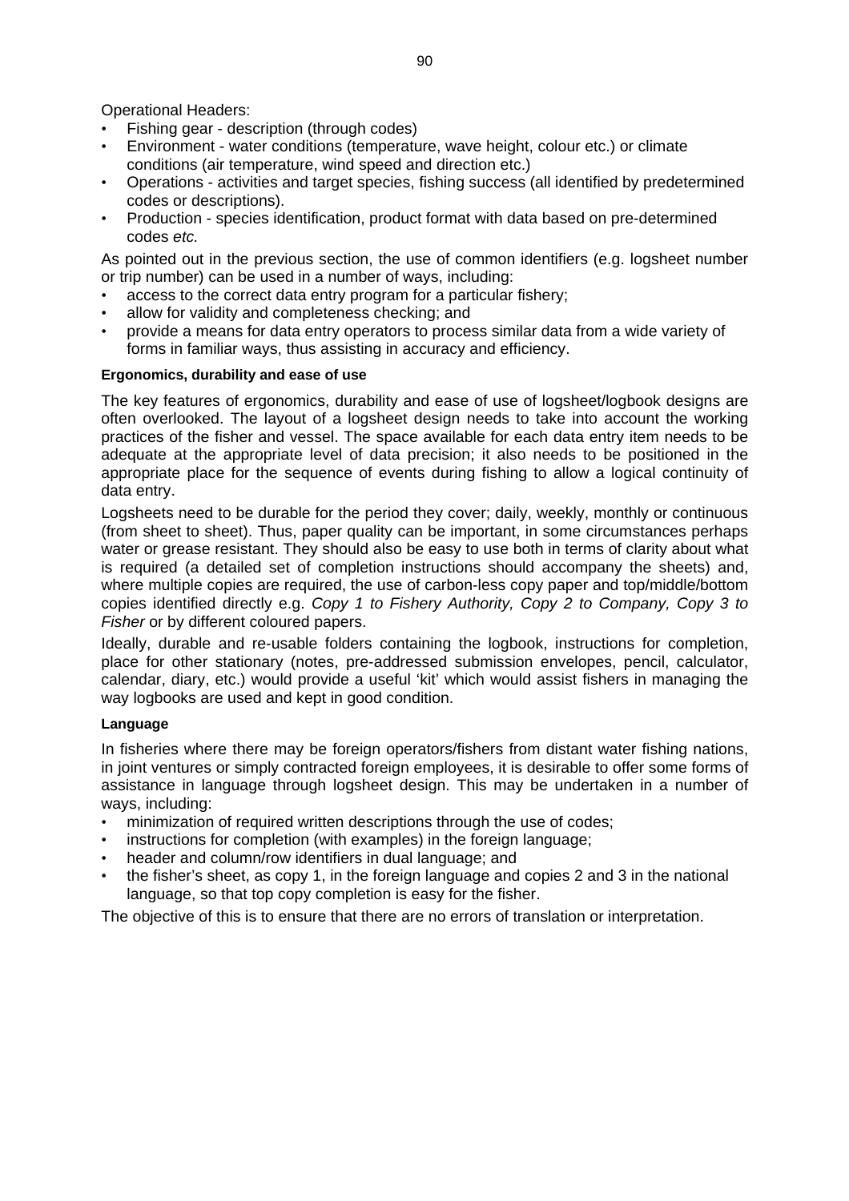Operational Headers:

- Fishing gear - description (through codes)
- Environment - water conditions (temperature, wave height, colour etc.) or climate conditions (air temperature, wind speed and direction etc.)
- Operations - activities and target species, fishing success (all identified by predetermined codes or descriptions).
- Production - species identification, product format with data based on pre-determined codes *etc.*

As pointed out in the previous section, the use of common identifiers (e.g. logsheet number or trip number) can be used in a number of ways, including:

- access to the correct data entry program for a particular fishery;
- allow for validity and completeness checking; and
- provide a means for data entry operators to process similar data from a wide variety of forms in familiar ways, thus assisting in accuracy and efficiency.

#### Ergonomics, durability and ease of use

The key features of ergonomics, durability and ease of use of logsheet/logbook designs are often overlooked. The layout of a logsheet design needs to take into account the working practices of the fisher and vessel. The space available for each data entry item needs to be adequate at the appropriate level of data precision; it also needs to be positioned in the appropriate place for the sequence of events during fishing to allow a logical continuity of data entry.

Logsheets need to be durable for the period they cover; daily, weekly, monthly or continuous (from sheet to sheet). Thus, paper quality can be important, in some circumstances perhaps water or grease resistant. They should also be easy to use both in terms of clarity about what is required (a detailed set of completion instructions should accompany the sheets) and, where multiple copies are required, the use of carbon-less copy paper and top/middle/bottom copies identified directly e.g. *Copy 1 to Fishery Authority, Copy 2 to Company, Copy 3 to Fisher* or by different coloured papers.

Ideally, durable and re-usable folders containing the logbook, instructions for completion, place for other stationary (notes, pre-addressed submission envelopes, pencil, calculator, calendar, diary, etc.) would provide a useful 'kit' which would assist fishers in managing the way logbooks are used and kept in good condition.

#### Language

In fisheries where there may be foreign operators/fishers from distant water fishing nations, in joint ventures or simply contracted foreign employees, it is desirable to offer some forms of assistance in language through logsheet design. This may be undertaken in a number of ways, including:

- minimization of required written descriptions through the use of codes;
- instructions for completion (with examples) in the foreign language;
- header and column/row identifiers in dual language; and
- the fisher's sheet, as copy 1, in the foreign language and copies 2 and 3 in the national language, so that top copy completion is easy for the fisher.

The objective of this is to ensure that there are no errors of translation or interpretation.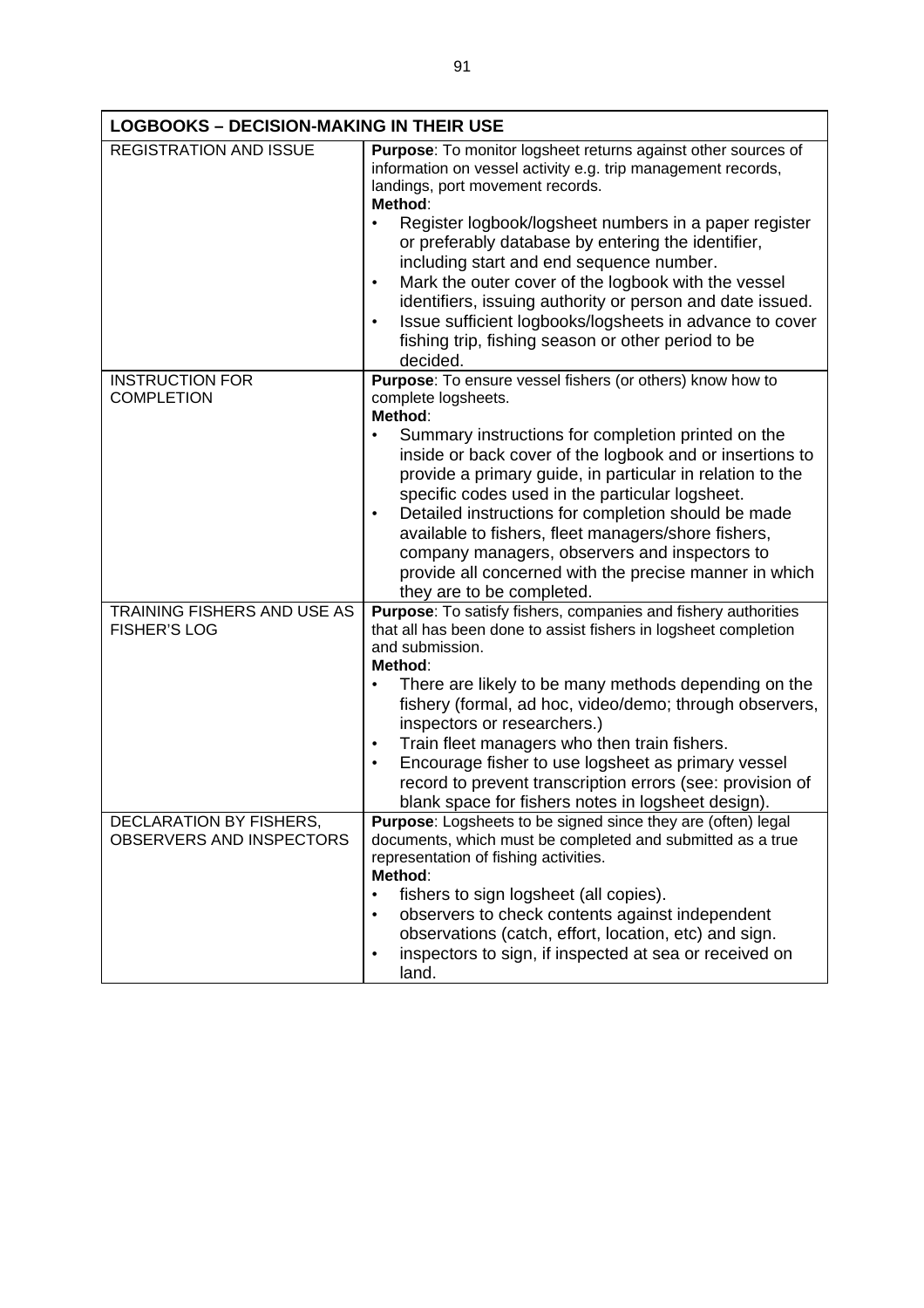| LOGBOOKS – DECISION-MAKING IN THEIR USE | |
|---|---|
| REGISTRATION AND ISSUE | **Purpose**: To monitor logsheet returns against other sources of information on vessel activity e.g. trip management records, landings, port movement records.<br>**Method**:<br>• Register logbook/logsheet numbers in a paper register or preferably database by entering the identifier, including start and end sequence number.<br>• Mark the outer cover of the logbook with the vessel identifiers, issuing authority or person and date issued.<br>• Issue sufficient logbooks/logsheets in advance to cover fishing trip, fishing season or other period to be decided. |
| INSTRUCTION FOR COMPLETION | **Purpose**: To ensure vessel fishers (or others) know how to complete logsheets.<br>**Method**:<br>• Summary instructions for completion printed on the inside or back cover of the logbook and or insertions to provide a primary guide, in particular in relation to the specific codes used in the particular logsheet.<br>• Detailed instructions for completion should be made available to fishers, fleet managers/shore fishers, company managers, observers and inspectors to provide all concerned with the precise manner in which they are to be completed. |
| TRAINING FISHERS AND USE AS FISHER'S LOG | **Purpose**: To satisfy fishers, companies and fishery authorities that all has been done to assist fishers in logsheet completion and submission.<br>**Method**:<br>• There are likely to be many methods depending on the fishery (formal, ad hoc, video/demo; through observers, inspectors or researchers.)<br>• Train fleet managers who then train fishers.<br>• Encourage fisher to use logsheet as primary vessel record to prevent transcription errors (see: provision of blank space for fishers notes in logsheet design). |
| DECLARATION BY FISHERS, OBSERVERS AND INSPECTORS | **Purpose**: Logsheets to be signed since they are (often) legal documents, which must be completed and submitted as a true representation of fishing activities.<br>**Method**:<br>• fishers to sign logsheet (all copies).<br>• observers to check contents against independent observations (catch, effort, location, etc) and sign.<br>• inspectors to sign, if inspected at sea or received on land. |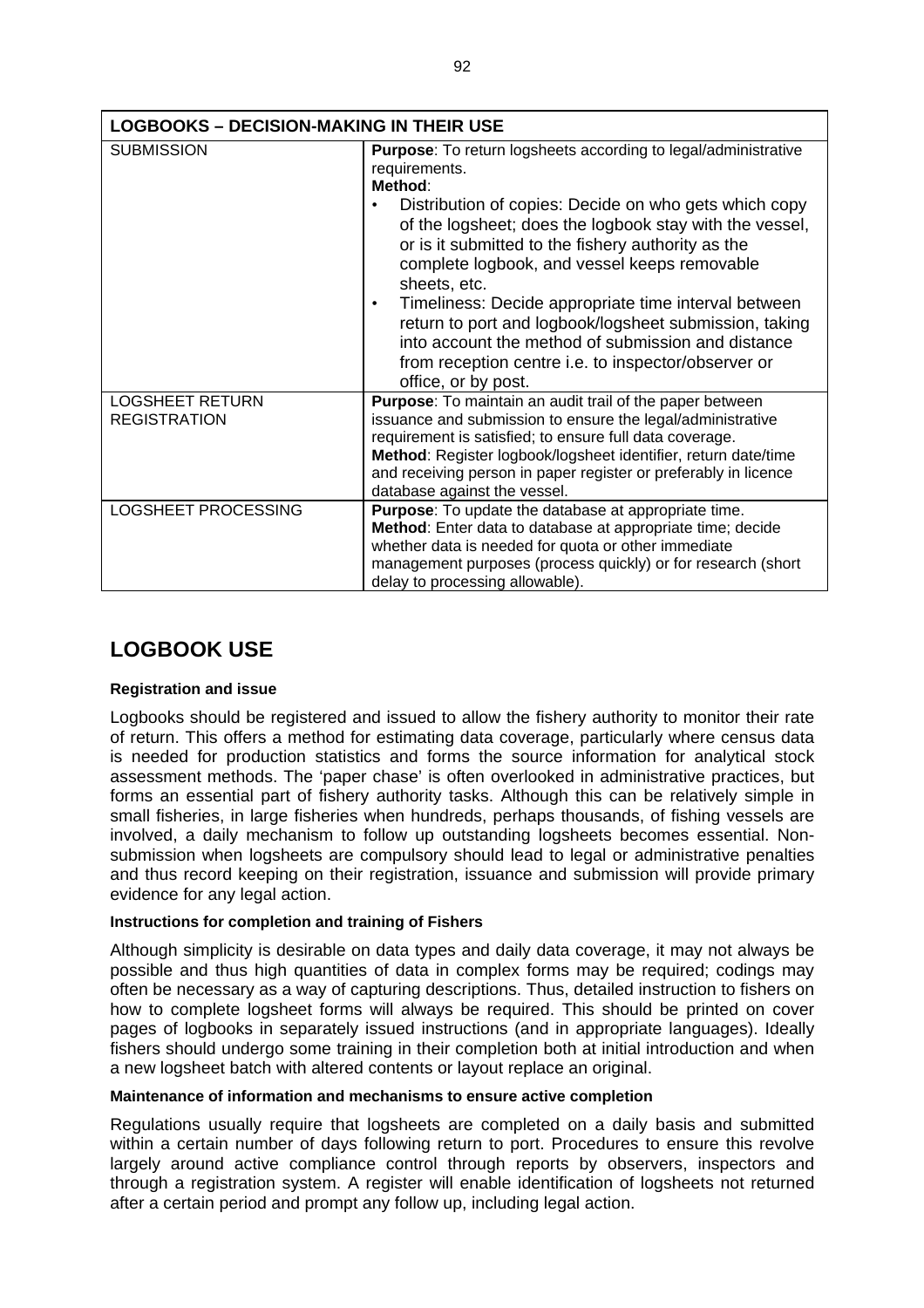| LOGBOOKS – DECISION-MAKING IN THEIR USE | |
|---|---|
| SUBMISSION | **Purpose**: To return logsheets according to legal/administrative requirements.<br>**Method**:<br>• Distribution of copies: Decide on who gets which copy of the logsheet; does the logbook stay with the vessel, or is it submitted to the fishery authority as the complete logbook, and vessel keeps removable sheets, etc.<br>• Timeliness: Decide appropriate time interval between return to port and logbook/logsheet submission, taking into account the method of submission and distance from reception centre i.e. to inspector/observer or office, or by post. |
| LOGSHEET RETURN REGISTRATION | **Purpose**: To maintain an audit trail of the paper between issuance and submission to ensure the legal/administrative requirement is satisfied; to ensure full data coverage.<br>**Method**: Register logbook/logsheet identifier, return date/time and receiving person in paper register or preferably in licence database against the vessel. |
| LOGSHEET PROCESSING | **Purpose**: To update the database at appropriate time.<br>**Method**: Enter data to database at appropriate time; decide whether data is needed for quota or other immediate management purposes (process quickly) or for research (short delay to processing allowable). |

## LOGBOOK USE

#### Registration and issue

Logbooks should be registered and issued to allow the fishery authority to monitor their rate of return. This offers a method for estimating data coverage, particularly where census data is needed for production statistics and forms the source information for analytical stock assessment methods. The 'paper chase' is often overlooked in administrative practices, but forms an essential part of fishery authority tasks. Although this can be relatively simple in small fisheries, in large fisheries when hundreds, perhaps thousands, of fishing vessels are involved, a daily mechanism to follow up outstanding logsheets becomes essential. Non-submission when logsheets are compulsory should lead to legal or administrative penalties and thus record keeping on their registration, issuance and submission will provide primary evidence for any legal action.

#### Instructions for completion and training of Fishers

Although simplicity is desirable on data types and daily data coverage, it may not always be possible and thus high quantities of data in complex forms may be required; codings may often be necessary as a way of capturing descriptions. Thus, detailed instruction to fishers on how to complete logsheet forms will always be required. This should be printed on cover pages of logbooks in separately issued instructions (and in appropriate languages). Ideally fishers should undergo some training in their completion both at initial introduction and when a new logsheet batch with altered contents or layout replace an original.

#### Maintenance of information and mechanisms to ensure active completion

Regulations usually require that logsheets are completed on a daily basis and submitted within a certain number of days following return to port. Procedures to ensure this revolve largely around active compliance control through reports by observers, inspectors and through a registration system. A register will enable identification of logsheets not returned after a certain period and prompt any follow up, including legal action.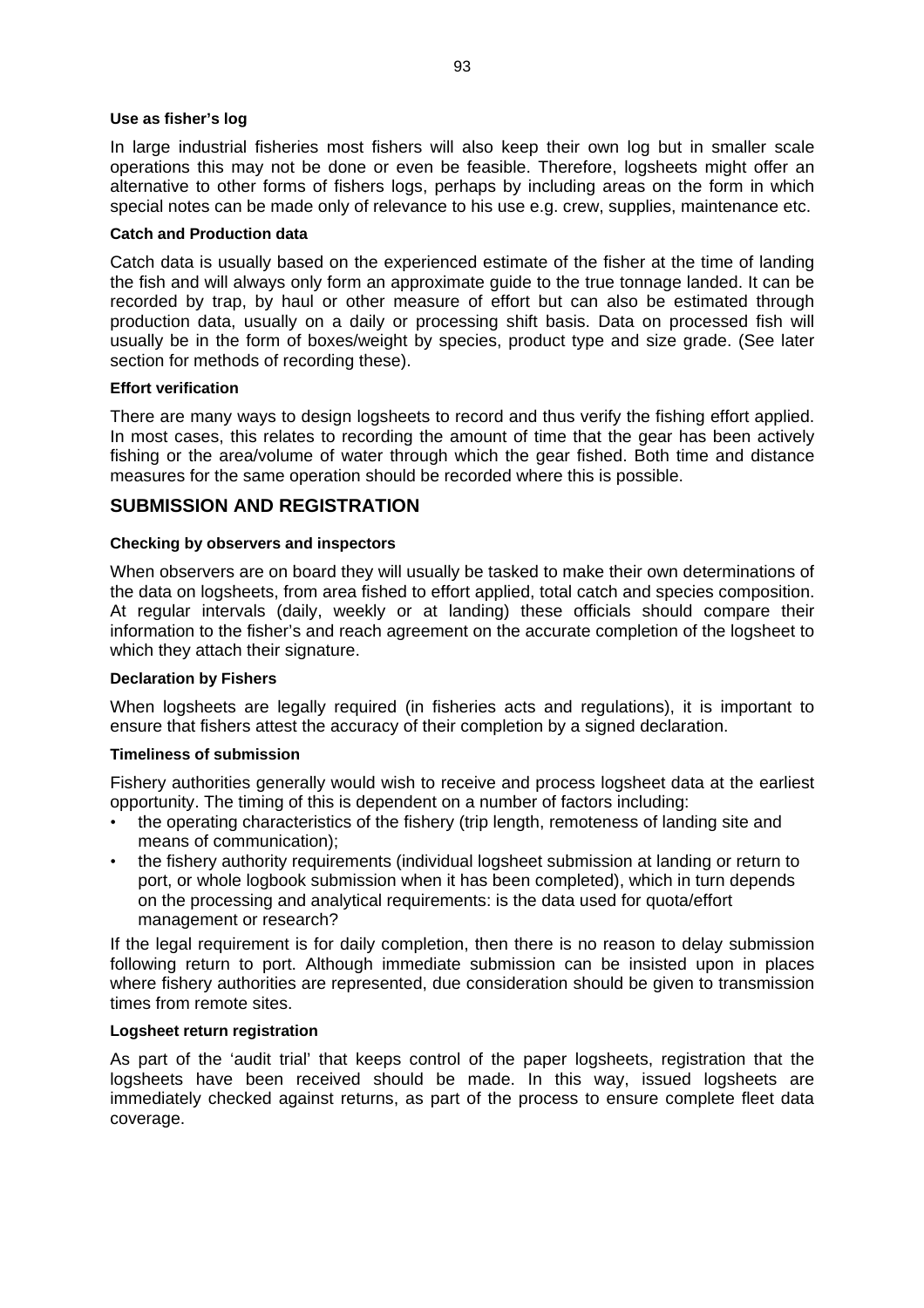#### Use as fisher's log

In large industrial fisheries most fishers will also keep their own log but in smaller scale operations this may not be done or even be feasible. Therefore, logsheets might offer an alternative to other forms of fishers logs, perhaps by including areas on the form in which special notes can be made only of relevance to his use e.g. crew, supplies, maintenance etc.

#### Catch and Production data

Catch data is usually based on the experienced estimate of the fisher at the time of landing the fish and will always only form an approximate guide to the true tonnage landed. It can be recorded by trap, by haul or other measure of effort but can also be estimated through production data, usually on a daily or processing shift basis. Data on processed fish will usually be in the form of boxes/weight by species, product type and size grade. (See later section for methods of recording these).

#### Effort verification

There are many ways to design logsheets to record and thus verify the fishing effort applied. In most cases, this relates to recording the amount of time that the gear has been actively fishing or the area/volume of water through which the gear fished. Both time and distance measures for the same operation should be recorded where this is possible.

## SUBMISSION AND REGISTRATION

#### Checking by observers and inspectors

When observers are on board they will usually be tasked to make their own determinations of the data on logsheets, from area fished to effort applied, total catch and species composition. At regular intervals (daily, weekly or at landing) these officials should compare their information to the fisher's and reach agreement on the accurate completion of the logsheet to which they attach their signature.

#### Declaration by Fishers

When logsheets are legally required (in fisheries acts and regulations), it is important to ensure that fishers attest the accuracy of their completion by a signed declaration.

#### Timeliness of submission

Fishery authorities generally would wish to receive and process logsheet data at the earliest opportunity. The timing of this is dependent on a number of factors including:

- the operating characteristics of the fishery (trip length, remoteness of landing site and means of communication);
- the fishery authority requirements (individual logsheet submission at landing or return to port, or whole logbook submission when it has been completed), which in turn depends on the processing and analytical requirements: is the data used for quota/effort management or research?

If the legal requirement is for daily completion, then there is no reason to delay submission following return to port. Although immediate submission can be insisted upon in places where fishery authorities are represented, due consideration should be given to transmission times from remote sites.

#### Logsheet return registration

As part of the 'audit trial' that keeps control of the paper logsheets, registration that the logsheets have been received should be made. In this way, issued logsheets are immediately checked against returns, as part of the process to ensure complete fleet data coverage.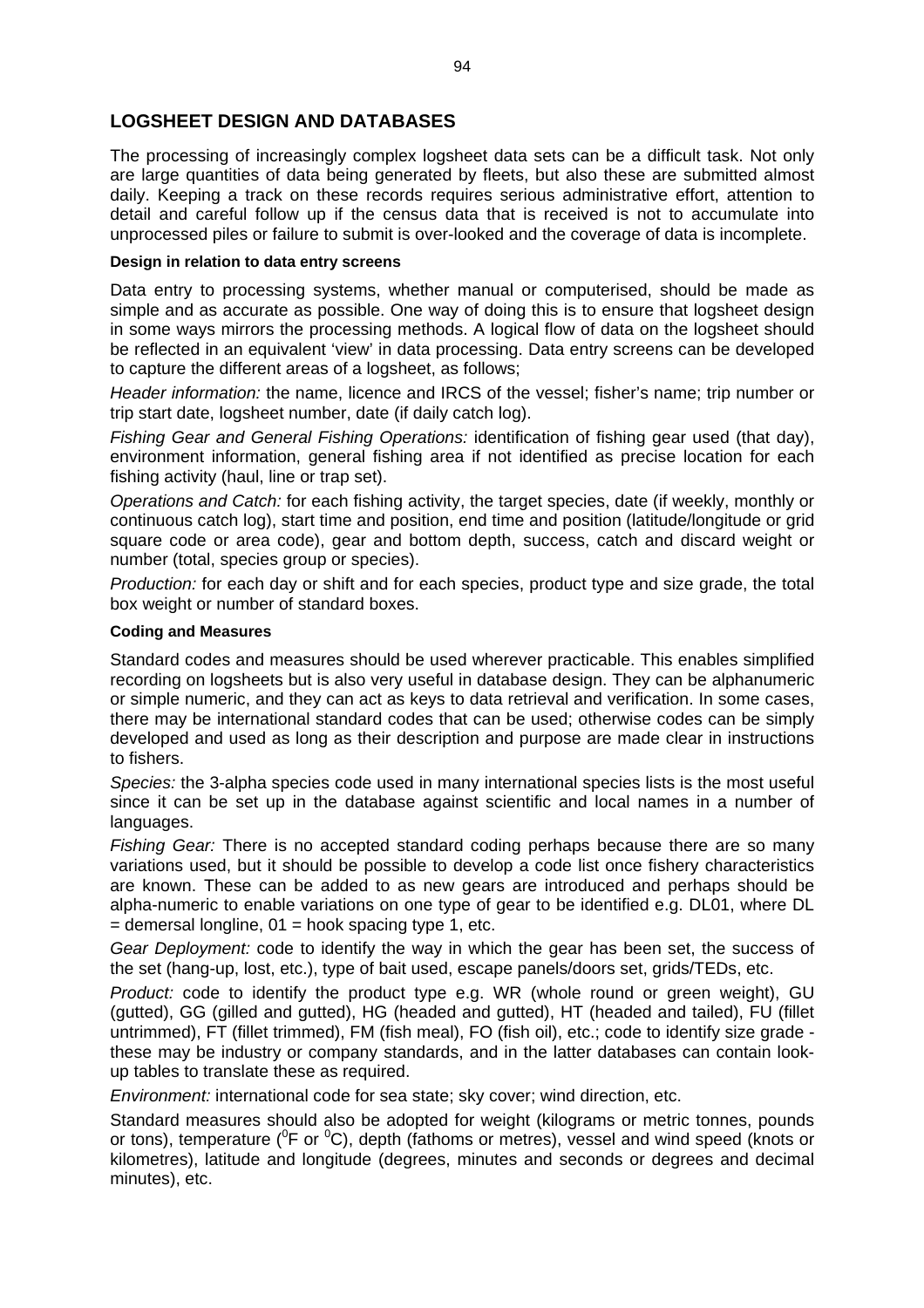## LOGSHEET DESIGN AND DATABASES

The processing of increasingly complex logsheet data sets can be a difficult task. Not only are large quantities of data being generated by fleets, but also these are submitted almost daily. Keeping a track on these records requires serious administrative effort, attention to detail and careful follow up if the census data that is received is not to accumulate into unprocessed piles or failure to submit is over-looked and the coverage of data is incomplete.

#### Design in relation to data entry screens

Data entry to processing systems, whether manual or computerised, should be made as simple and as accurate as possible. One way of doing this is to ensure that logsheet design in some ways mirrors the processing methods. A logical flow of data on the logsheet should be reflected in an equivalent 'view' in data processing. Data entry screens can be developed to capture the different areas of a logsheet, as follows;

*Header information:* the name, licence and IRCS of the vessel; fisher's name; trip number or trip start date, logsheet number, date (if daily catch log).

*Fishing Gear and General Fishing Operations:* identification of fishing gear used (that day), environment information, general fishing area if not identified as precise location for each fishing activity (haul, line or trap set).

*Operations and Catch:* for each fishing activity, the target species, date (if weekly, monthly or continuous catch log), start time and position, end time and position (latitude/longitude or grid square code or area code), gear and bottom depth, success, catch and discard weight or number (total, species group or species).

*Production:* for each day or shift and for each species, product type and size grade, the total box weight or number of standard boxes.

#### Coding and Measures

Standard codes and measures should be used wherever practicable. This enables simplified recording on logsheets but is also very useful in database design. They can be alphanumeric or simple numeric, and they can act as keys to data retrieval and verification. In some cases, there may be international standard codes that can be used; otherwise codes can be simply developed and used as long as their description and purpose are made clear in instructions to fishers.

*Species:* the 3-alpha species code used in many international species lists is the most useful since it can be set up in the database against scientific and local names in a number of languages.

*Fishing Gear:* There is no accepted standard coding perhaps because there are so many variations used, but it should be possible to develop a code list once fishery characteristics are known. These can be added to as new gears are introduced and perhaps should be alpha-numeric to enable variations on one type of gear to be identified e.g. DL01, where DL = demersal longline, 01 = hook spacing type 1, etc.

*Gear Deployment:* code to identify the way in which the gear has been set, the success of the set (hang-up, lost, etc.), type of bait used, escape panels/doors set, grids/TEDs, etc.

*Product:* code to identify the product type e.g. WR (whole round or green weight), GU (gutted), GG (gilled and gutted), HG (headed and gutted), HT (headed and tailed), FU (fillet untrimmed), FT (fillet trimmed), FM (fish meal), FO (fish oil), etc.; code to identify size grade - these may be industry or company standards, and in the latter databases can contain look-up tables to translate these as required.

*Environment:* international code for sea state; sky cover; wind direction, etc.

Standard measures should also be adopted for weight (kilograms or metric tonnes, pounds or tons), temperature ($^{0}$F or $^{0}$C), depth (fathoms or metres), vessel and wind speed (knots or kilometres), latitude and longitude (degrees, minutes and seconds or degrees and decimal minutes), etc.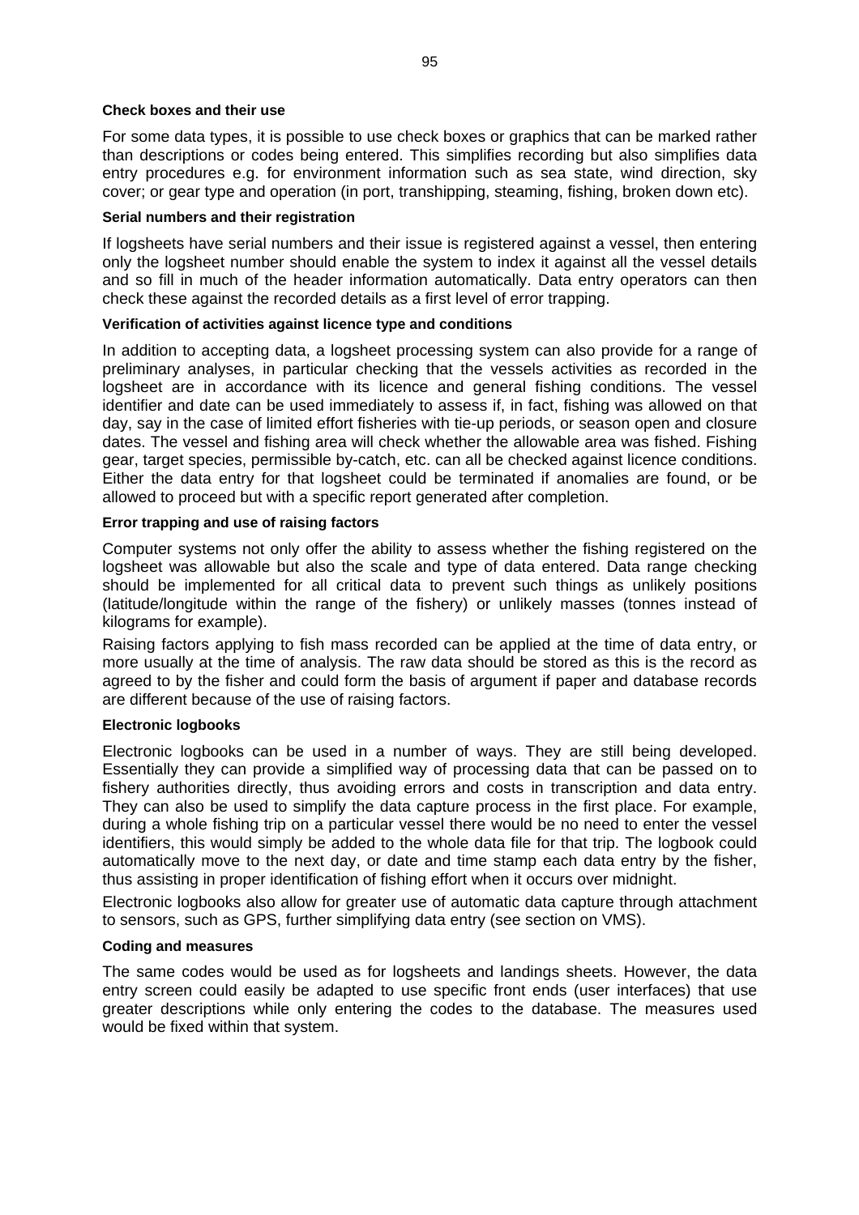**Check boxes and their use**

For some data types, it is possible to use check boxes or graphics that can be marked rather than descriptions or codes being entered. This simplifies recording but also simplifies data entry procedures e.g. for environment information such as sea state, wind direction, sky cover; or gear type and operation (in port, transhipping, steaming, fishing, broken down etc).

**Serial numbers and their registration**

If logsheets have serial numbers and their issue is registered against a vessel, then entering only the logsheet number should enable the system to index it against all the vessel details and so fill in much of the header information automatically. Data entry operators can then check these against the recorded details as a first level of error trapping.

**Verification of activities against licence type and conditions**

In addition to accepting data, a logsheet processing system can also provide for a range of preliminary analyses, in particular checking that the vessels activities as recorded in the logsheet are in accordance with its licence and general fishing conditions. The vessel identifier and date can be used immediately to assess if, in fact, fishing was allowed on that day, say in the case of limited effort fisheries with tie-up periods, or season open and closure dates. The vessel and fishing area will check whether the allowable area was fished. Fishing gear, target species, permissible by-catch, etc. can all be checked against licence conditions. Either the data entry for that logsheet could be terminated if anomalies are found, or be allowed to proceed but with a specific report generated after completion.

**Error trapping and use of raising factors**

Computer systems not only offer the ability to assess whether the fishing registered on the logsheet was allowable but also the scale and type of data entered. Data range checking should be implemented for all critical data to prevent such things as unlikely positions (latitude/longitude within the range of the fishery) or unlikely masses (tonnes instead of kilograms for example).

Raising factors applying to fish mass recorded can be applied at the time of data entry, or more usually at the time of analysis. The raw data should be stored as this is the record as agreed to by the fisher and could form the basis of argument if paper and database records are different because of the use of raising factors.

**Electronic logbooks**

Electronic logbooks can be used in a number of ways. They are still being developed. Essentially they can provide a simplified way of processing data that can be passed on to fishery authorities directly, thus avoiding errors and costs in transcription and data entry. They can also be used to simplify the data capture process in the first place. For example, during a whole fishing trip on a particular vessel there would be no need to enter the vessel identifiers, this would simply be added to the whole data file for that trip. The logbook could automatically move to the next day, or date and time stamp each data entry by the fisher, thus assisting in proper identification of fishing effort when it occurs over midnight.

Electronic logbooks also allow for greater use of automatic data capture through attachment to sensors, such as GPS, further simplifying data entry (see section on VMS).

**Coding and measures**

The same codes would be used as for logsheets and landings sheets. However, the data entry screen could easily be adapted to use specific front ends (user interfaces) that use greater descriptions while only entering the codes to the database. The measures used would be fixed within that system.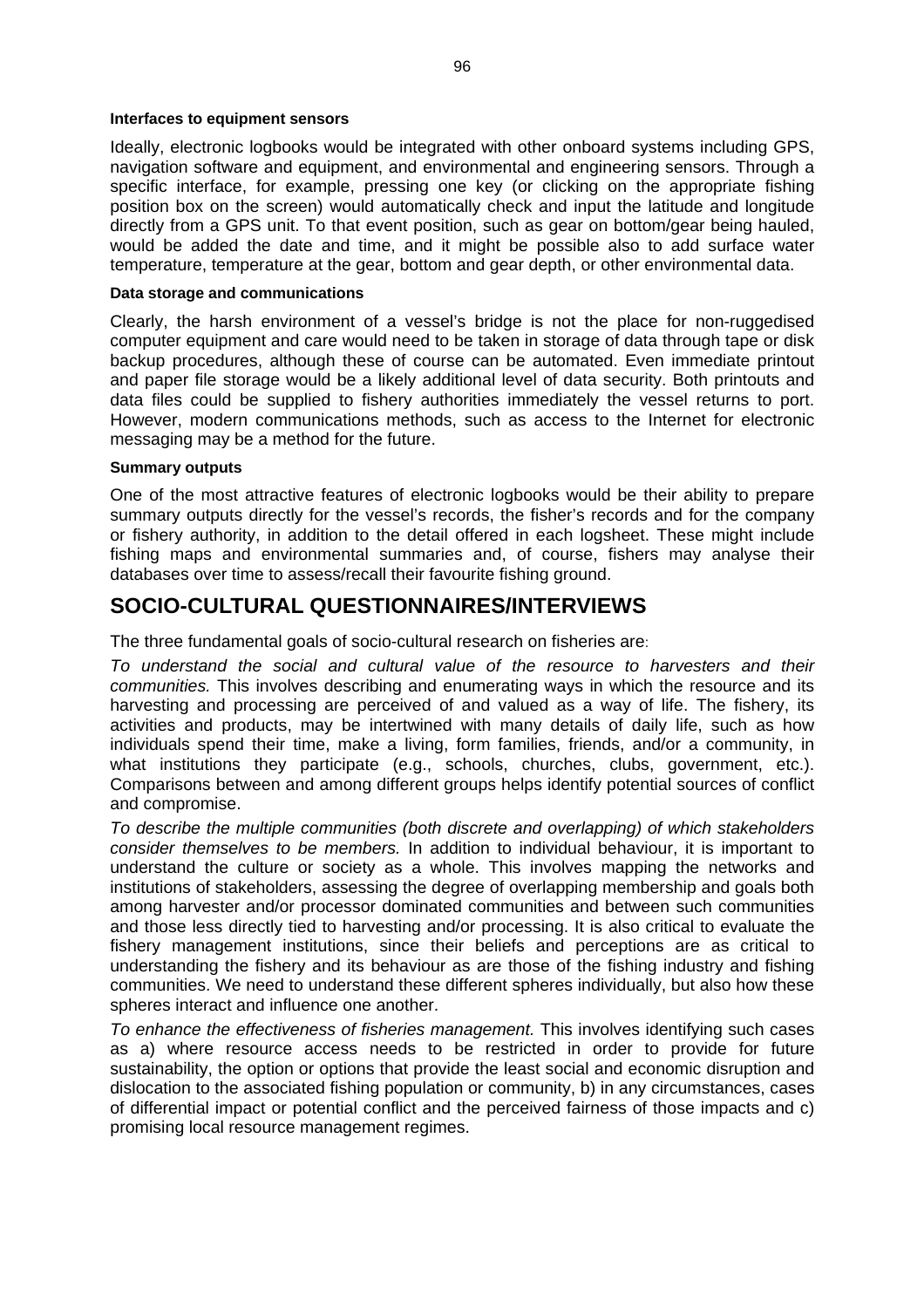#### Interfaces to equipment sensors

Ideally, electronic logbooks would be integrated with other onboard systems including GPS, navigation software and equipment, and environmental and engineering sensors. Through a specific interface, for example, pressing one key (or clicking on the appropriate fishing position box on the screen) would automatically check and input the latitude and longitude directly from a GPS unit. To that event position, such as gear on bottom/gear being hauled, would be added the date and time, and it might be possible also to add surface water temperature, temperature at the gear, bottom and gear depth, or other environmental data.

#### Data storage and communications

Clearly, the harsh environment of a vessel's bridge is not the place for non-ruggedised computer equipment and care would need to be taken in storage of data through tape or disk backup procedures, although these of course can be automated. Even immediate printout and paper file storage would be a likely additional level of data security. Both printouts and data files could be supplied to fishery authorities immediately the vessel returns to port. However, modern communications methods, such as access to the Internet for electronic messaging may be a method for the future.

#### Summary outputs

One of the most attractive features of electronic logbooks would be their ability to prepare summary outputs directly for the vessel's records, the fisher's records and for the company or fishery authority, in addition to the detail offered in each logsheet. These might include fishing maps and environmental summaries and, of course, fishers may analyse their databases over time to assess/recall their favourite fishing ground.

## SOCIO-CULTURAL QUESTIONNAIRES/INTERVIEWS

The three fundamental goals of socio-cultural research on fisheries are:

*To understand the social and cultural value of the resource to harvesters and their communities.* This involves describing and enumerating ways in which the resource and its harvesting and processing are perceived of and valued as a way of life. The fishery, its activities and products, may be intertwined with many details of daily life, such as how individuals spend their time, make a living, form families, friends, and/or a community, in what institutions they participate (e.g., schools, churches, clubs, government, etc.). Comparisons between and among different groups helps identify potential sources of conflict and compromise.

*To describe the multiple communities (both discrete and overlapping) of which stakeholders consider themselves to be members.* In addition to individual behaviour, it is important to understand the culture or society as a whole. This involves mapping the networks and institutions of stakeholders, assessing the degree of overlapping membership and goals both among harvester and/or processor dominated communities and between such communities and those less directly tied to harvesting and/or processing. It is also critical to evaluate the fishery management institutions, since their beliefs and perceptions are as critical to understanding the fishery and its behaviour as are those of the fishing industry and fishing communities. We need to understand these different spheres individually, but also how these spheres interact and influence one another.

*To enhance the effectiveness of fisheries management.* This involves identifying such cases as a) where resource access needs to be restricted in order to provide for future sustainability, the option or options that provide the least social and economic disruption and dislocation to the associated fishing population or community, b) in any circumstances, cases of differential impact or potential conflict and the perceived fairness of those impacts and c) promising local resource management regimes.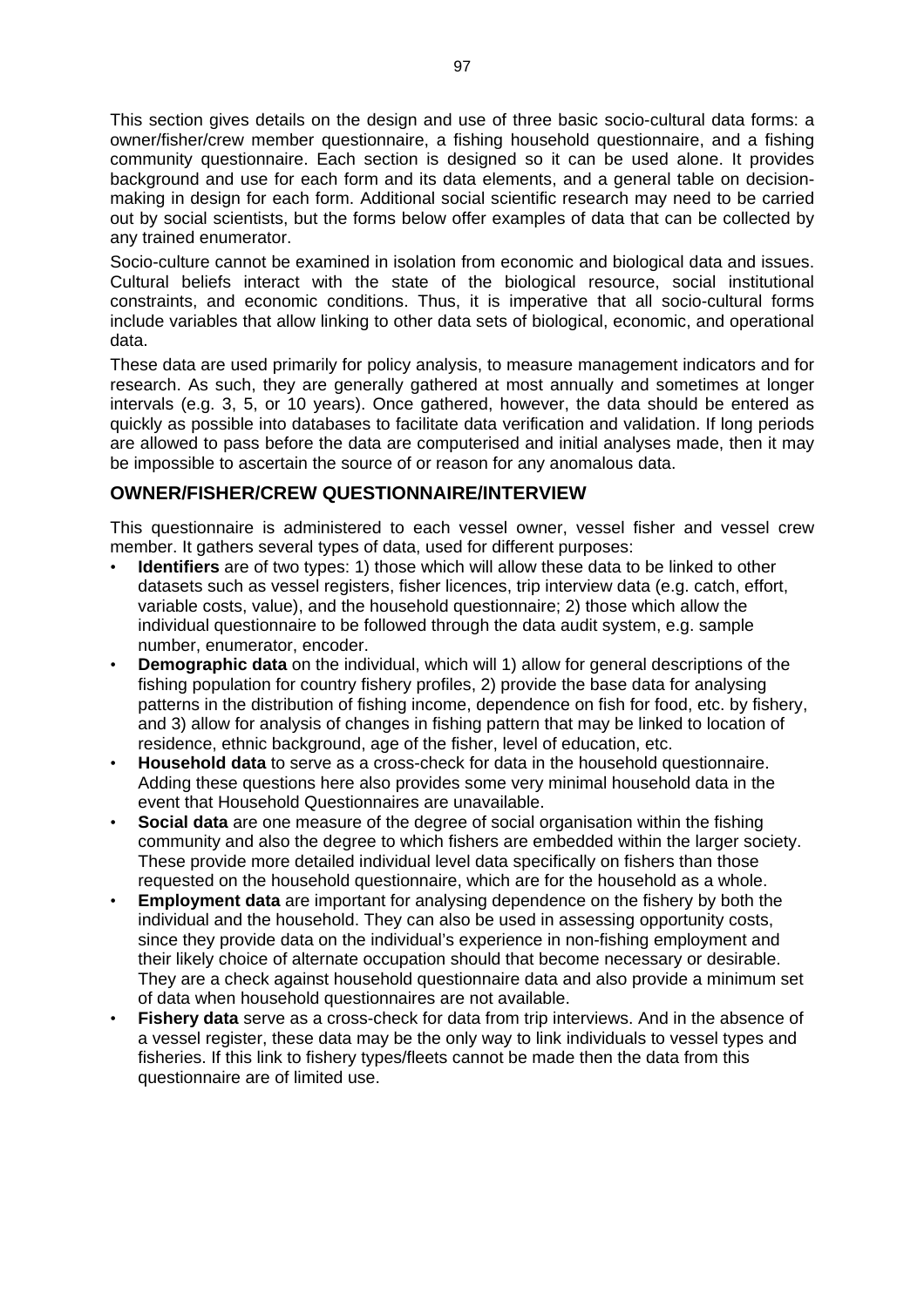This section gives details on the design and use of three basic socio-cultural data forms: a owner/fisher/crew member questionnaire, a fishing household questionnaire, and a fishing community questionnaire. Each section is designed so it can be used alone. It provides background and use for each form and its data elements, and a general table on decision-making in design for each form. Additional social scientific research may need to be carried out by social scientists, but the forms below offer examples of data that can be collected by any trained enumerator.

Socio-culture cannot be examined in isolation from economic and biological data and issues. Cultural beliefs interact with the state of the biological resource, social institutional constraints, and economic conditions. Thus, it is imperative that all socio-cultural forms include variables that allow linking to other data sets of biological, economic, and operational data.

These data are used primarily for policy analysis, to measure management indicators and for research. As such, they are generally gathered at most annually and sometimes at longer intervals (e.g. 3, 5, or 10 years). Once gathered, however, the data should be entered as quickly as possible into databases to facilitate data verification and validation. If long periods are allowed to pass before the data are computerised and initial analyses made, then it may be impossible to ascertain the source of or reason for any anomalous data.

## OWNER/FISHER/CREW QUESTIONNAIRE/INTERVIEW

This questionnaire is administered to each vessel owner, vessel fisher and vessel crew member. It gathers several types of data, used for different purposes:

- **Identifiers** are of two types: 1) those which will allow these data to be linked to other datasets such as vessel registers, fisher licences, trip interview data (e.g. catch, effort, variable costs, value), and the household questionnaire; 2) those which allow the individual questionnaire to be followed through the data audit system, e.g. sample number, enumerator, encoder.
- **Demographic data** on the individual, which will 1) allow for general descriptions of the fishing population for country fishery profiles, 2) provide the base data for analysing patterns in the distribution of fishing income, dependence on fish for food, etc. by fishery, and 3) allow for analysis of changes in fishing pattern that may be linked to location of residence, ethnic background, age of the fisher, level of education, etc.
- **Household data** to serve as a cross-check for data in the household questionnaire. Adding these questions here also provides some very minimal household data in the event that Household Questionnaires are unavailable.
- **Social data** are one measure of the degree of social organisation within the fishing community and also the degree to which fishers are embedded within the larger society. These provide more detailed individual level data specifically on fishers than those requested on the household questionnaire, which are for the household as a whole.
- **Employment data** are important for analysing dependence on the fishery by both the individual and the household. They can also be used in assessing opportunity costs, since they provide data on the individual's experience in non-fishing employment and their likely choice of alternate occupation should that become necessary or desirable. They are a check against household questionnaire data and also provide a minimum set of data when household questionnaires are not available.
- **Fishery data** serve as a cross-check for data from trip interviews. And in the absence of a vessel register, these data may be the only way to link individuals to vessel types and fisheries. If this link to fishery types/fleets cannot be made then the data from this questionnaire are of limited use.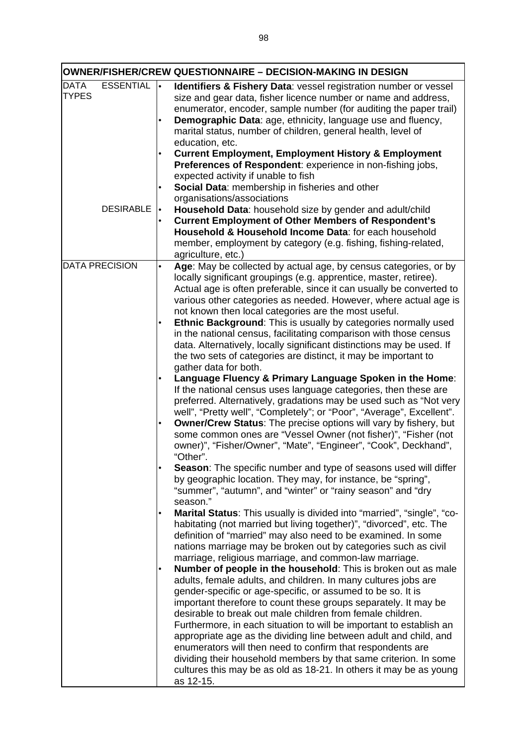| OWNER/FISHER/CREW QUESTIONNAIRE – DECISION-MAKING IN DESIGN | |
|---|---|
| DATA TYPES — ESSENTIAL | • **Identifiers & Fishery Data**: vessel registration number or vessel size and gear data, fisher licence number or name and address, enumerator, encoder, sample number (for auditing the paper trail)<br>• **Demographic Data**: age, ethnicity, language use and fluency, marital status, number of children, general health, level of education, etc.<br>• **Current Employment, Employment History & Employment Preferences of Respondent**: experience in non-fishing jobs, expected activity if unable to fish<br>• **Social Data**: membership in fisheries and other organisations/associations |
| DESIRABLE | • **Household Data**: household size by gender and adult/child<br>• **Current Employment of Other Members of Respondent's Household & Household Income Data**: for each household member, employment by category (e.g. fishing, fishing-related, agriculture, etc.) |
| DATA PRECISION | • **Age**: May be collected by actual age, by census categories, or by locally significant groupings (e.g. apprentice, master, retiree). Actual age is often preferable, since it can usually be converted to various other categories as needed. However, where actual age is not known then local categories are the most useful.<br>• **Ethnic Background**: This is usually by categories normally used in the national census, facilitating comparison with those census data. Alternatively, locally significant distinctions may be used. If the two sets of categories are distinct, it may be important to gather data for both.<br>• **Language Fluency & Primary Language Spoken in the Home**: If the national census uses language categories, then these are preferred. Alternatively, gradations may be used such as "Not very well", "Pretty well", "Completely"; or "Poor", "Average", Excellent".<br>• **Owner/Crew Status**: The precise options will vary by fishery, but some common ones are "Vessel Owner (not fisher)", "Fisher (not owner)", "Fisher/Owner", "Mate", "Engineer", "Cook", Deckhand", "Other".<br>• **Season**: The specific number and type of seasons used will differ by geographic location. They may, for instance, be "spring", "summer", "autumn", and "winter" or "rainy season" and "dry season."<br>• **Marital Status**: This usually is divided into "married", "single", "co-habitating (not married but living together)", "divorced", etc. The definition of "married" may also need to be examined. In some nations marriage may be broken out by categories such as civil marriage, religious marriage, and common-law marriage.<br>• **Number of people in the household**: This is broken out as male adults, female adults, and children. In many cultures jobs are gender-specific or age-specific, or assumed to be so. It is important therefore to count these groups separately. It may be desirable to break out male children from female children. Furthermore, in each situation to will be important to establish an appropriate age as the dividing line between adult and child, and enumerators will then need to confirm that respondents are dividing their household members by that same criterion. In some cultures this may be as old as 18-21. In others it may be as young as 12-15. |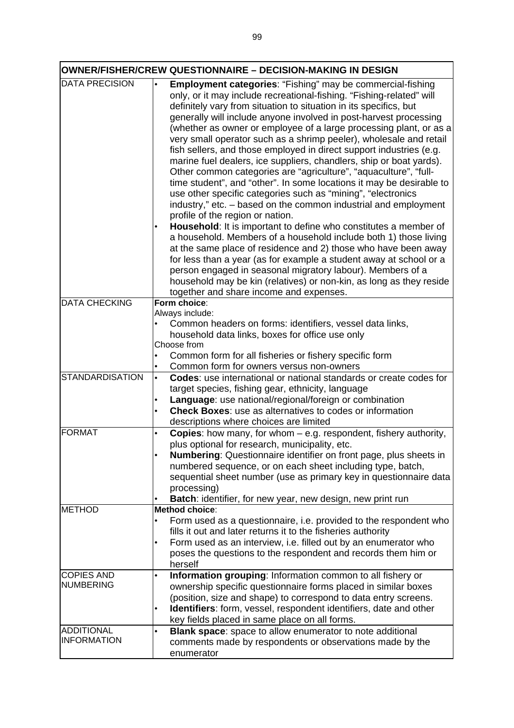| OWNER/FISHER/CREW QUESTIONNAIRE – DECISION-MAKING IN DESIGN | |
|---|---|
| DATA PRECISION | • **Employment categories**: "Fishing" may be commercial-fishing only, or it may include recreational-fishing. "Fishing-related" will definitely vary from situation to situation in its specifics, but generally will include anyone involved in post-harvest processing (whether as owner or employee of a large processing plant, or as a very small operator such as a shrimp peeler), wholesale and retail fish sellers, and those employed in direct support industries (e.g. marine fuel dealers, ice suppliers, chandlers, ship or boat yards). Other common categories are "agriculture", "aquaculture", "full-time student", and "other". In some locations it may be desirable to use other specific categories such as "mining", "electronics industry," etc. – based on the common industrial and employment profile of the region or nation.<br>• **Household**: It is important to define who constitutes a member of a household. Members of a household include both 1) those living at the same place of residence and 2) those who have been away for less than a year (as for example a student away at school or a person engaged in seasonal migratory labour). Members of a household may be kin (relatives) or non-kin, as long as they reside together and share income and expenses. |
| DATA CHECKING | **Form choice**:<br>Always include:<br>• Common headers on forms: identifiers, vessel data links, household data links, boxes for office use only<br>Choose from<br>• Common form for all fisheries or fishery specific form<br>• Common form for owners versus non-owners |
| STANDARDISATION | • **Codes**: use international or national standards or create codes for target species, fishing gear, ethnicity, language<br>• **Language**: use national/regional/foreign or combination<br>• **Check Boxes**: use as alternatives to codes or information descriptions where choices are limited |
| FORMAT | • **Copies**: how many, for whom – e.g. respondent, fishery authority, plus optional for research, municipality, etc.<br>• **Numbering**: Questionnaire identifier on front page, plus sheets in numbered sequence, or on each sheet including type, batch, sequential sheet number (use as primary key in questionnaire data processing)<br>• **Batch**: identifier, for new year, new design, new print run |
| METHOD | **Method choice**:<br>• Form used as a questionnaire, i.e. provided to the respondent who fills it out and later returns it to the fisheries authority<br>• Form used as an interview, i.e. filled out by an enumerator who poses the questions to the respondent and records them him or herself |
| COPIES AND NUMBERING | • **Information grouping**: Information common to all fishery or ownership specific questionnaire forms placed in similar boxes (position, size and shape) to correspond to data entry screens.<br>• **Identifiers**: form, vessel, respondent identifiers, date and other key fields placed in same place on all forms. |
| ADDITIONAL INFORMATION | • **Blank space**: space to allow enumerator to note additional comments made by respondents or observations made by the enumerator |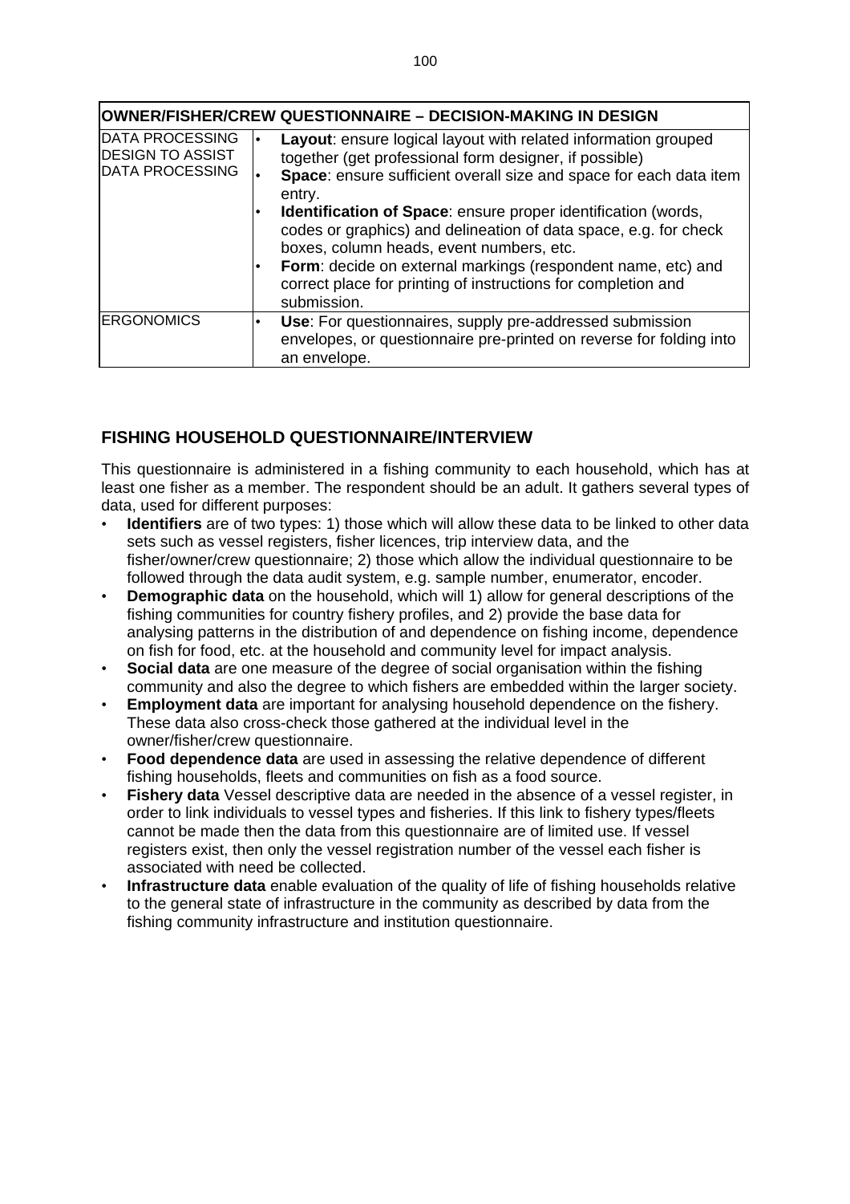| OWNER/FISHER/CREW QUESTIONNAIRE – DECISION-MAKING IN DESIGN | |
|---|---|
| DATA PROCESSING DESIGN TO ASSIST DATA PROCESSING | • **Layout**: ensure logical layout with related information grouped together (get professional form designer, if possible)<br>• **Space**: ensure sufficient overall size and space for each data item entry.<br>• **Identification of Space**: ensure proper identification (words, codes or graphics) and delineation of data space, e.g. for check boxes, column heads, event numbers, etc.<br>• **Form**: decide on external markings (respondent name, etc) and correct place for printing of instructions for completion and submission. |
| ERGONOMICS | • **Use**: For questionnaires, supply pre-addressed submission envelopes, or questionnaire pre-printed on reverse for folding into an envelope. |

## FISHING HOUSEHOLD QUESTIONNAIRE/INTERVIEW

This questionnaire is administered in a fishing community to each household, which has at least one fisher as a member. The respondent should be an adult. It gathers several types of data, used for different purposes:

- **Identifiers** are of two types: 1) those which will allow these data to be linked to other data sets such as vessel registers, fisher licences, trip interview data, and the fisher/owner/crew questionnaire; 2) those which allow the individual questionnaire to be followed through the data audit system, e.g. sample number, enumerator, encoder.
- **Demographic data** on the household, which will 1) allow for general descriptions of the fishing communities for country fishery profiles, and 2) provide the base data for analysing patterns in the distribution of and dependence on fishing income, dependence on fish for food, etc. at the household and community level for impact analysis.
- **Social data** are one measure of the degree of social organisation within the fishing community and also the degree to which fishers are embedded within the larger society.
- **Employment data** are important for analysing household dependence on the fishery. These data also cross-check those gathered at the individual level in the owner/fisher/crew questionnaire.
- **Food dependence data** are used in assessing the relative dependence of different fishing households, fleets and communities on fish as a food source.
- **Fishery data** Vessel descriptive data are needed in the absence of a vessel register, in order to link individuals to vessel types and fisheries. If this link to fishery types/fleets cannot be made then the data from this questionnaire are of limited use. If vessel registers exist, then only the vessel registration number of the vessel each fisher is associated with need be collected.
- **Infrastructure data** enable evaluation of the quality of life of fishing households relative to the general state of infrastructure in the community as described by data from the fishing community infrastructure and institution questionnaire.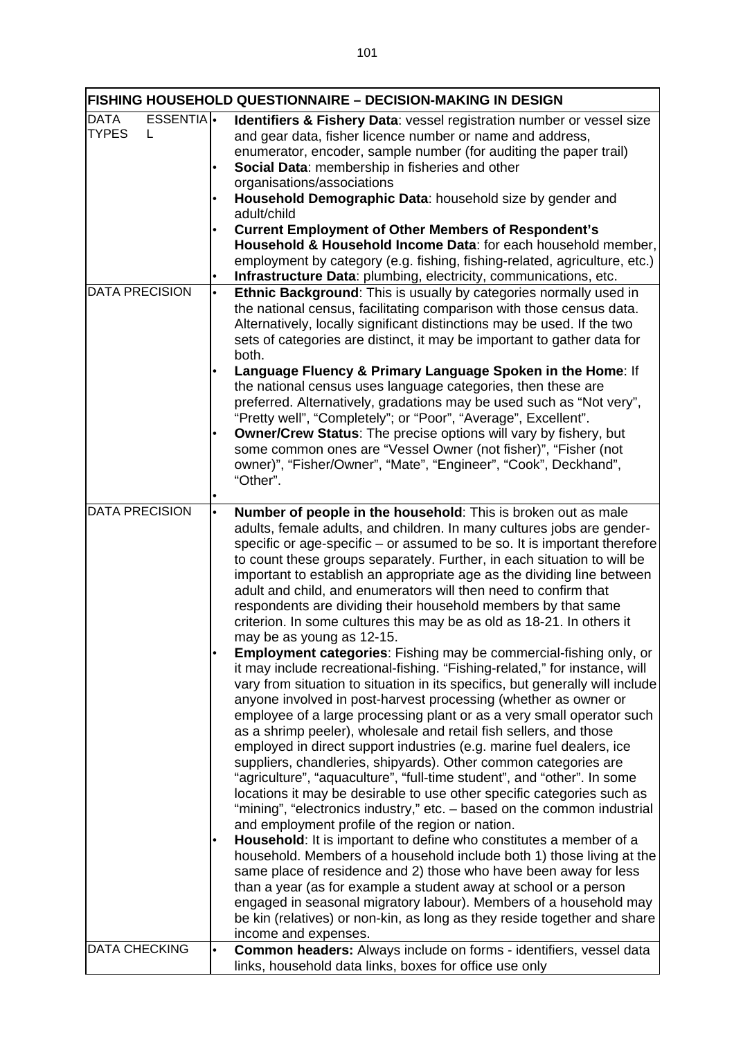| FISHING HOUSEHOLD QUESTIONNAIRE – DECISION-MAKING IN DESIGN | |
|---|---|
| DATA TYPES ESSENTIAL | • **Identifiers & Fishery Data**: vessel registration number or vessel size and gear data, fisher licence number or name and address, enumerator, encoder, sample number (for auditing the paper trail)<br>• **Social Data**: membership in fisheries and other organisations/associations<br>• **Household Demographic Data**: household size by gender and adult/child<br>• **Current Employment of Other Members of Respondent's Household & Household Income Data**: for each household member, employment by category (e.g. fishing, fishing-related, agriculture, etc.)<br>• **Infrastructure Data**: plumbing, electricity, communications, etc. |
| DATA PRECISION | • **Ethnic Background**: This is usually by categories normally used in the national census, facilitating comparison with those census data. Alternatively, locally significant distinctions may be used. If the two sets of categories are distinct, it may be important to gather data for both.<br>• **Language Fluency & Primary Language Spoken in the Home**: If the national census uses language categories, then these are preferred. Alternatively, gradations may be used such as "Not very", "Pretty well", "Completely"; or "Poor", "Average", Excellent".<br>• **Owner/Crew Status**: The precise options will vary by fishery, but some common ones are "Vessel Owner (not fisher)", "Fisher (not owner)", "Fisher/Owner", "Mate", "Engineer", "Cook", Deckhand", "Other".<br>• |
| DATA PRECISION | • **Number of people in the household**: This is broken out as male adults, female adults, and children. In many cultures jobs are gender-specific or age-specific – or assumed to be so. It is important therefore to count these groups separately. Further, in each situation to will be important to establish an appropriate age as the dividing line between adult and child, and enumerators will then need to confirm that respondents are dividing their household members by that same criterion. In some cultures this may be as old as 18-21. In others it may be as young as 12-15.<br>• **Employment categories**: Fishing may be commercial-fishing only, or it may include recreational-fishing. "Fishing-related," for instance, will vary from situation to situation in its specifics, but generally will include anyone involved in post-harvest processing (whether as owner or employee of a large processing plant or as a very small operator such as a shrimp peeler), wholesale and retail fish sellers, and those employed in direct support industries (e.g. marine fuel dealers, ice suppliers, chandleries, shipyards). Other common categories are "agriculture", "aquaculture", "full-time student", and "other". In some locations it may be desirable to use other specific categories such as "mining", "electronics industry," etc. – based on the common industrial and employment profile of the region or nation.<br>• **Household**: It is important to define who constitutes a member of a household. Members of a household include both 1) those living at the same place of residence and 2) those who have been away for less than a year (as for example a student away at school or a person engaged in seasonal migratory labour). Members of a household may be kin (relatives) or non-kin, as long as they reside together and share income and expenses. |
| DATA CHECKING | • **Common headers:** Always include on forms - identifiers, vessel data links, household data links, boxes for office use only |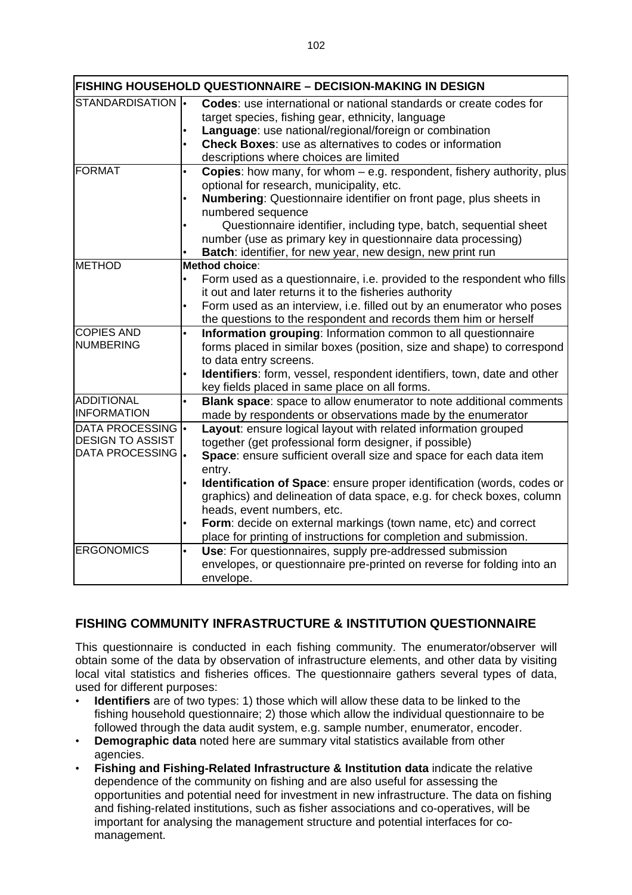| FISHING HOUSEHOLD QUESTIONNAIRE – DECISION-MAKING IN DESIGN | |
|---|---|
| STANDARDISATION | • **Codes**: use international or national standards or create codes for target species, fishing gear, ethnicity, language<br>• **Language**: use national/regional/foreign or combination<br>• **Check Boxes**: use as alternatives to codes or information descriptions where choices are limited |
| FORMAT | • **Copies**: how many, for whom – e.g. respondent, fishery authority, plus optional for research, municipality, etc.<br>• **Numbering**: Questionnaire identifier on front page, plus sheets in numbered sequence<br>• Questionnaire identifier, including type, batch, sequential sheet number (use as primary key in questionnaire data processing)<br>• **Batch**: identifier, for new year, new design, new print run |
| METHOD | **Method choice**:<br>• Form used as a questionnaire, i.e. provided to the respondent who fills it out and later returns it to the fisheries authority<br>• Form used as an interview, i.e. filled out by an enumerator who poses the questions to the respondent and records them him or herself |
| COPIES AND NUMBERING | • **Information grouping**: Information common to all questionnaire forms placed in similar boxes (position, size and shape) to correspond to data entry screens.<br>• **Identifiers**: form, vessel, respondent identifiers, town, date and other key fields placed in same place on all forms. |
| ADDITIONAL INFORMATION | • **Blank space**: space to allow enumerator to note additional comments made by respondents or observations made by the enumerator |
| DATA PROCESSING DESIGN TO ASSIST DATA PROCESSING | • **Layout**: ensure logical layout with related information grouped together (get professional form designer, if possible)<br>• **Space**: ensure sufficient overall size and space for each data item entry.<br>• **Identification of Space**: ensure proper identification (words, codes or graphics) and delineation of data space, e.g. for check boxes, column heads, event numbers, etc.<br>• **Form**: decide on external markings (town name, etc) and correct place for printing of instructions for completion and submission. |
| ERGONOMICS | • **Use**: For questionnaires, supply pre-addressed submission envelopes, or questionnaire pre-printed on reverse for folding into an envelope. |

## FISHING COMMUNITY INFRASTRUCTURE & INSTITUTION QUESTIONNAIRE

This questionnaire is conducted in each fishing community. The enumerator/observer will obtain some of the data by observation of infrastructure elements, and other data by visiting local vital statistics and fisheries offices. The questionnaire gathers several types of data, used for different purposes:

- **Identifiers** are of two types: 1) those which will allow these data to be linked to the fishing household questionnaire; 2) those which allow the individual questionnaire to be followed through the data audit system, e.g. sample number, enumerator, encoder.
- **Demographic data** noted here are summary vital statistics available from other agencies.
- **Fishing and Fishing-Related Infrastructure & Institution data** indicate the relative dependence of the community on fishing and are also useful for assessing the opportunities and potential need for investment in new infrastructure. The data on fishing and fishing-related institutions, such as fisher associations and co-operatives, will be important for analysing the management structure and potential interfaces for co-management.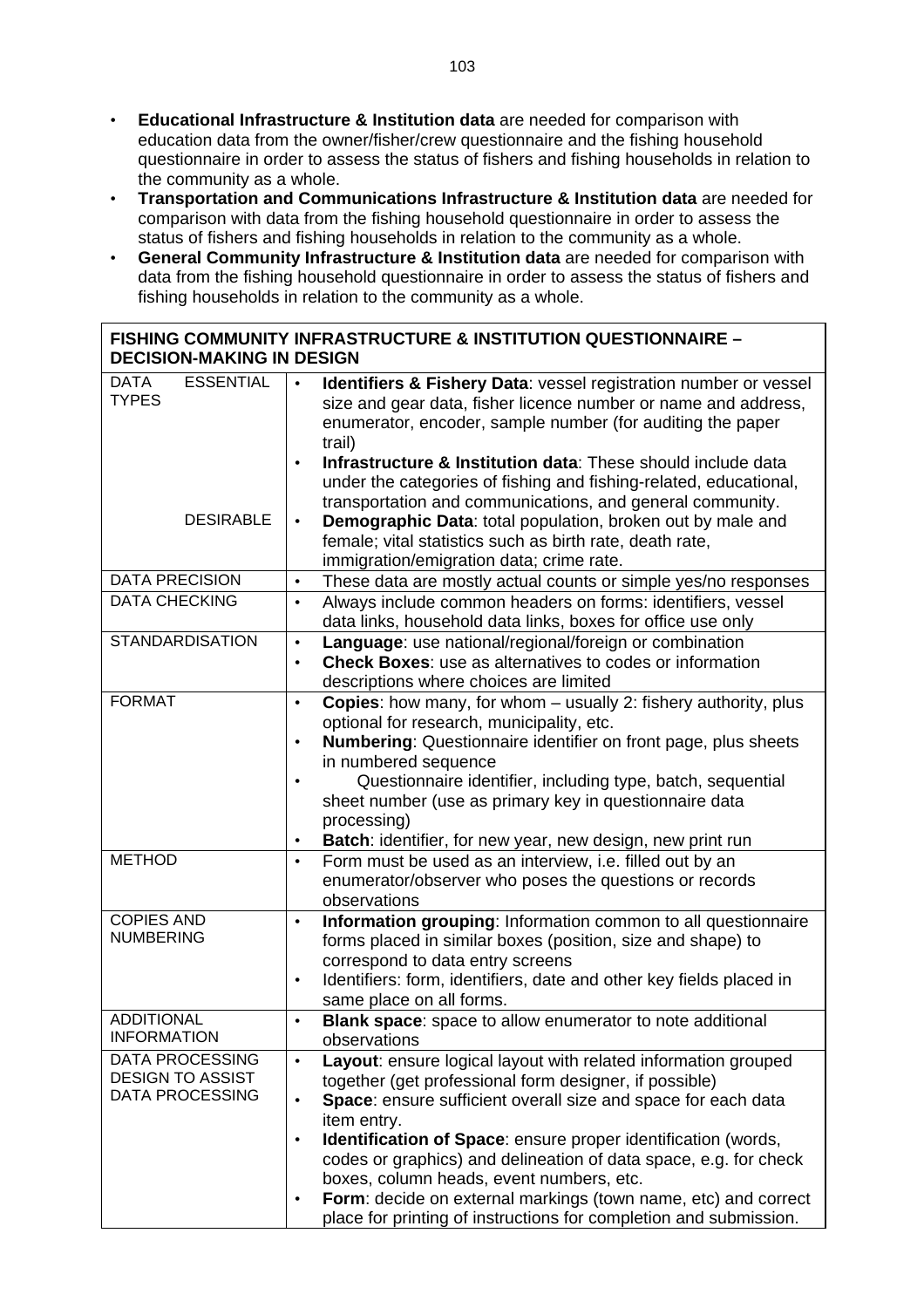- **Educational Infrastructure & Institution data** are needed for comparison with education data from the owner/fisher/crew questionnaire and the fishing household questionnaire in order to assess the status of fishers and fishing households in relation to the community as a whole.
- **Transportation and Communications Infrastructure & Institution data** are needed for comparison with data from the fishing household questionnaire in order to assess the status of fishers and fishing households in relation to the community as a whole.
- **General Community Infrastructure & Institution data** are needed for comparison with data from the fishing household questionnaire in order to assess the status of fishers and fishing households in relation to the community as a whole.

| **FISHING COMMUNITY INFRASTRUCTURE & INSTITUTION QUESTIONNAIRE – DECISION-MAKING IN DESIGN** | |
|---|---|
| DATA TYPES ESSENTIAL | • **Identifiers & Fishery Data**: vessel registration number or vessel size and gear data, fisher licence number or name and address, enumerator, encoder, sample number (for auditing the paper trail)<br>• **Infrastructure & Institution data**: These should include data under the categories of fishing and fishing-related, educational, transportation and communications, and general community. |
| DESIRABLE | • **Demographic Data**: total population, broken out by male and female; vital statistics such as birth rate, death rate, immigration/emigration data; crime rate. |
| DATA PRECISION | • These data are mostly actual counts or simple yes/no responses |
| DATA CHECKING | • Always include common headers on forms: identifiers, vessel data links, household data links, boxes for office use only |
| STANDARDISATION | • **Language**: use national/regional/foreign or combination<br>• **Check Boxes**: use as alternatives to codes or information descriptions where choices are limited |
| FORMAT | • **Copies**: how many, for whom – usually 2: fishery authority, plus optional for research, municipality, etc.<br>• **Numbering**: Questionnaire identifier on front page, plus sheets in numbered sequence<br>• Questionnaire identifier, including type, batch, sequential sheet number (use as primary key in questionnaire data processing)<br>• **Batch**: identifier, for new year, new design, new print run |
| METHOD | • Form must be used as an interview, i.e. filled out by an enumerator/observer who poses the questions or records observations |
| COPIES AND NUMBERING | • **Information grouping**: Information common to all questionnaire forms placed in similar boxes (position, size and shape) to correspond to data entry screens<br>• Identifiers: form, identifiers, date and other key fields placed in same place on all forms. |
| ADDITIONAL INFORMATION | • **Blank space**: space to allow enumerator to note additional observations |
| DATA PROCESSING DESIGN TO ASSIST DATA PROCESSING | • **Layout**: ensure logical layout with related information grouped together (get professional form designer, if possible)<br>• **Space**: ensure sufficient overall size and space for each data item entry.<br>• **Identification of Space**: ensure proper identification (words, codes or graphics) and delineation of data space, e.g. for check boxes, column heads, event numbers, etc.<br>• **Form**: decide on external markings (town name, etc) and correct place for printing of instructions for completion and submission. |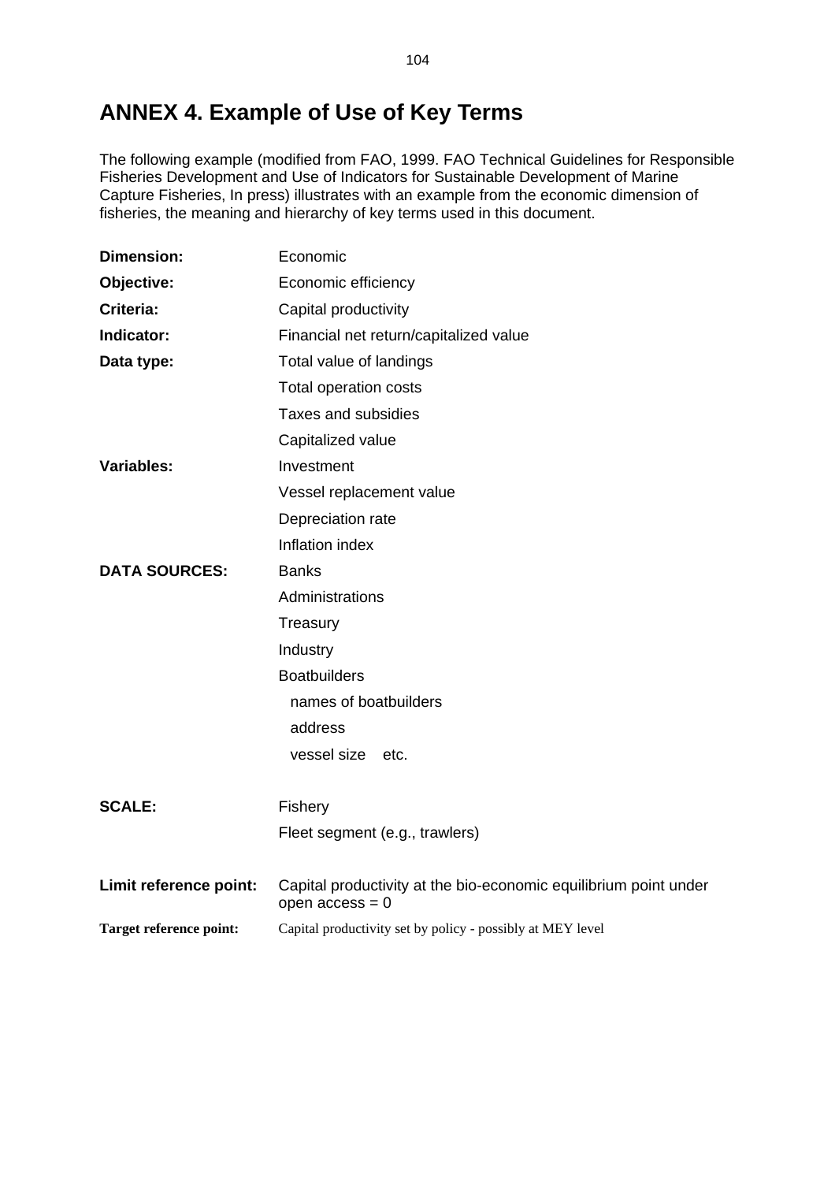# ANNEX 4. Example of Use of Key Terms

The following example (modified from FAO, 1999. FAO Technical Guidelines for Responsible Fisheries Development and Use of Indicators for Sustainable Development of Marine Capture Fisheries, In press) illustrates with an example from the economic dimension of fisheries, the meaning and hierarchy of key terms used in this document.

| | |
|---|---|
| **Dimension:** | Economic |
| **Objective:** | Economic efficiency |
| **Criteria:** | Capital productivity |
| **Indicator:** | Financial net return/capitalized value |
| **Data type:** | Total value of landings |
| | Total operation costs |
| | Taxes and subsidies |
| | Capitalized value |
| **Variables:** | Investment |
| | Vessel replacement value |
| | Depreciation rate |
| | Inflation index |
| **DATA SOURCES:** | Banks |
| | Administrations |
| | Treasury |
| | Industry |
| | Boatbuilders |
| | names of boatbuilders |
| | address |
| | vessel size etc. |
| **SCALE:** | Fishery |
| | Fleet segment (e.g., trawlers) |
| **Limit reference point:** | Capital productivity at the bio-economic equilibrium point under open access = 0 |
| **Target reference point:** | Capital productivity set by policy - possibly at MEY level |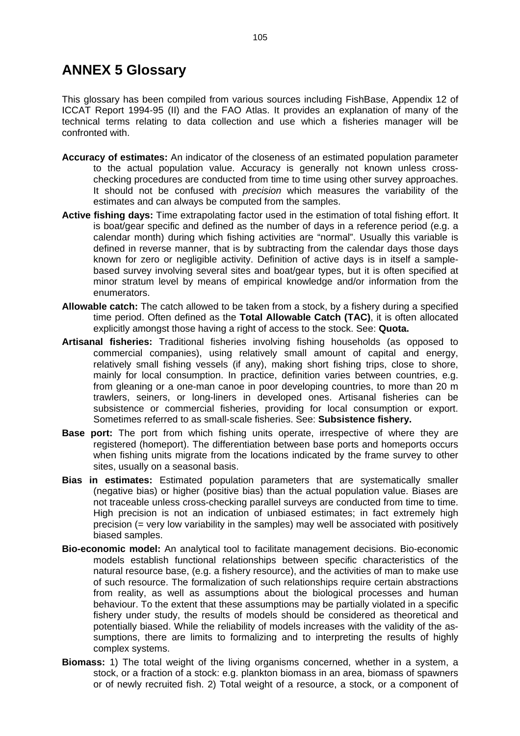# ANNEX 5 Glossary

This glossary has been compiled from various sources including FishBase, Appendix 12 of ICCAT Report 1994-95 (II) and the FAO Atlas. It provides an explanation of many of the technical terms relating to data collection and use which a fisheries manager will be confronted with.

**Accuracy of estimates:** An indicator of the closeness of an estimated population parameter to the actual population value. Accuracy is generally not known unless cross-checking procedures are conducted from time to time using other survey approaches. It should not be confused with *precision* which measures the variability of the estimates and can always be computed from the samples.

**Active fishing days:** Time extrapolating factor used in the estimation of total fishing effort. It is boat/gear specific and defined as the number of days in a reference period (e.g. a calendar month) during which fishing activities are "normal". Usually this variable is defined in reverse manner, that is by subtracting from the calendar days those days known for zero or negligible activity. Definition of active days is in itself a sample-based survey involving several sites and boat/gear types, but it is often specified at minor stratum level by means of empirical knowledge and/or information from the enumerators.

**Allowable catch:** The catch allowed to be taken from a stock, by a fishery during a specified time period. Often defined as the **Total Allowable Catch (TAC)**, it is often allocated explicitly amongst those having a right of access to the stock. See: **Quota.**

**Artisanal fisheries:** Traditional fisheries involving fishing households (as opposed to commercial companies), using relatively small amount of capital and energy, relatively small fishing vessels (if any), making short fishing trips, close to shore, mainly for local consumption. In practice, definition varies between countries, e.g. from gleaning or a one-man canoe in poor developing countries, to more than 20 m trawlers, seiners, or long-liners in developed ones. Artisanal fisheries can be subsistence or commercial fisheries, providing for local consumption or export. Sometimes referred to as small-scale fisheries. See: **Subsistence fishery.**

**Base port:** The port from which fishing units operate, irrespective of where they are registered (homeport). The differentiation between base ports and homeports occurs when fishing units migrate from the locations indicated by the frame survey to other sites, usually on a seasonal basis.

**Bias in estimates:** Estimated population parameters that are systematically smaller (negative bias) or higher (positive bias) than the actual population value. Biases are not traceable unless cross-checking parallel surveys are conducted from time to time. High precision is not an indication of unbiased estimates; in fact extremely high precision (= very low variability in the samples) may well be associated with positively biased samples.

**Bio-economic model:** An analytical tool to facilitate management decisions. Bio-economic models establish functional relationships between specific characteristics of the natural resource base, (e.g. a fishery resource), and the activities of man to make use of such resource. The formalization of such relationships require certain abstractions from reality, as well as assumptions about the biological processes and human behaviour. To the extent that these assumptions may be partially violated in a specific fishery under study, the results of models should be considered as theoretical and potentially biased. While the reliability of models increases with the validity of the assumptions, there are limits to formalizing and to interpreting the results of highly complex systems.

**Biomass:** 1) The total weight of the living organisms concerned, whether in a system, a stock, or a fraction of a stock: e.g. plankton biomass in an area, biomass of spawners or of newly recruited fish. 2) Total weight of a resource, a stock, or a component of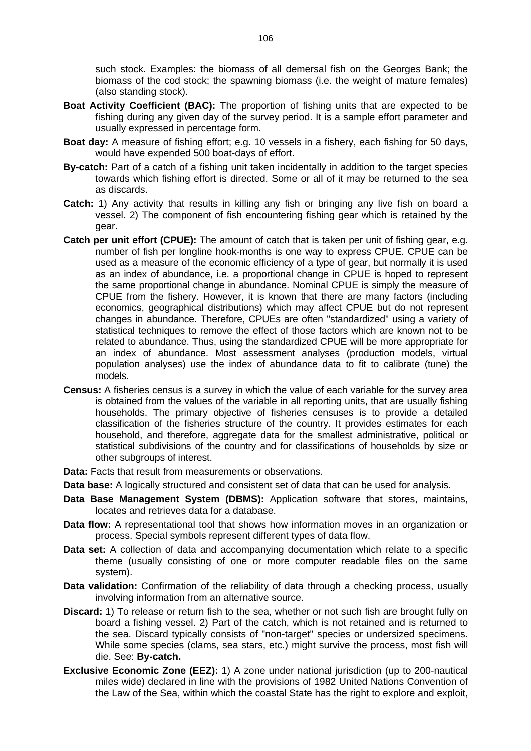such stock. Examples: the biomass of all demersal fish on the Georges Bank; the biomass of the cod stock; the spawning biomass (i.e. the weight of mature females) (also standing stock).

**Boat Activity Coefficient (BAC):** The proportion of fishing units that are expected to be fishing during any given day of the survey period. It is a sample effort parameter and usually expressed in percentage form.

**Boat day:** A measure of fishing effort; e.g. 10 vessels in a fishery, each fishing for 50 days, would have expended 500 boat-days of effort.

**By-catch:** Part of a catch of a fishing unit taken incidentally in addition to the target species towards which fishing effort is directed. Some or all of it may be returned to the sea as discards.

**Catch:** 1) Any activity that results in killing any fish or bringing any live fish on board a vessel. 2) The component of fish encountering fishing gear which is retained by the gear.

**Catch per unit effort (CPUE):** The amount of catch that is taken per unit of fishing gear, e.g. number of fish per longline hook-months is one way to express CPUE. CPUE can be used as a measure of the economic efficiency of a type of gear, but normally it is used as an index of abundance, i.e. a proportional change in CPUE is hoped to represent the same proportional change in abundance. Nominal CPUE is simply the measure of CPUE from the fishery. However, it is known that there are many factors (including economics, geographical distributions) which may affect CPUE but do not represent changes in abundance. Therefore, CPUEs are often "standardized" using a variety of statistical techniques to remove the effect of those factors which are known not to be related to abundance. Thus, using the standardized CPUE will be more appropriate for an index of abundance. Most assessment analyses (production models, virtual population analyses) use the index of abundance data to fit to calibrate (tune) the models.

**Census:** A fisheries census is a survey in which the value of each variable for the survey area is obtained from the values of the variable in all reporting units, that are usually fishing households. The primary objective of fisheries censuses is to provide a detailed classification of the fisheries structure of the country. It provides estimates for each household, and therefore, aggregate data for the smallest administrative, political or statistical subdivisions of the country and for classifications of households by size or other subgroups of interest.

**Data:** Facts that result from measurements or observations.

**Data base:** A logically structured and consistent set of data that can be used for analysis.

**Data Base Management System (DBMS):** Application software that stores, maintains, locates and retrieves data for a database.

**Data flow:** A representational tool that shows how information moves in an organization or process. Special symbols represent different types of data flow.

**Data set:** A collection of data and accompanying documentation which relate to a specific theme (usually consisting of one or more computer readable files on the same system).

**Data validation:** Confirmation of the reliability of data through a checking process, usually involving information from an alternative source.

**Discard:** 1) To release or return fish to the sea, whether or not such fish are brought fully on board a fishing vessel. 2) Part of the catch, which is not retained and is returned to the sea. Discard typically consists of "non-target" species or undersized specimens. While some species (clams, sea stars, etc.) might survive the process, most fish will die. See: **By-catch.**

**Exclusive Economic Zone (EEZ):** 1) A zone under national jurisdiction (up to 200-nautical miles wide) declared in line with the provisions of 1982 United Nations Convention of the Law of the Sea, within which the coastal State has the right to explore and exploit,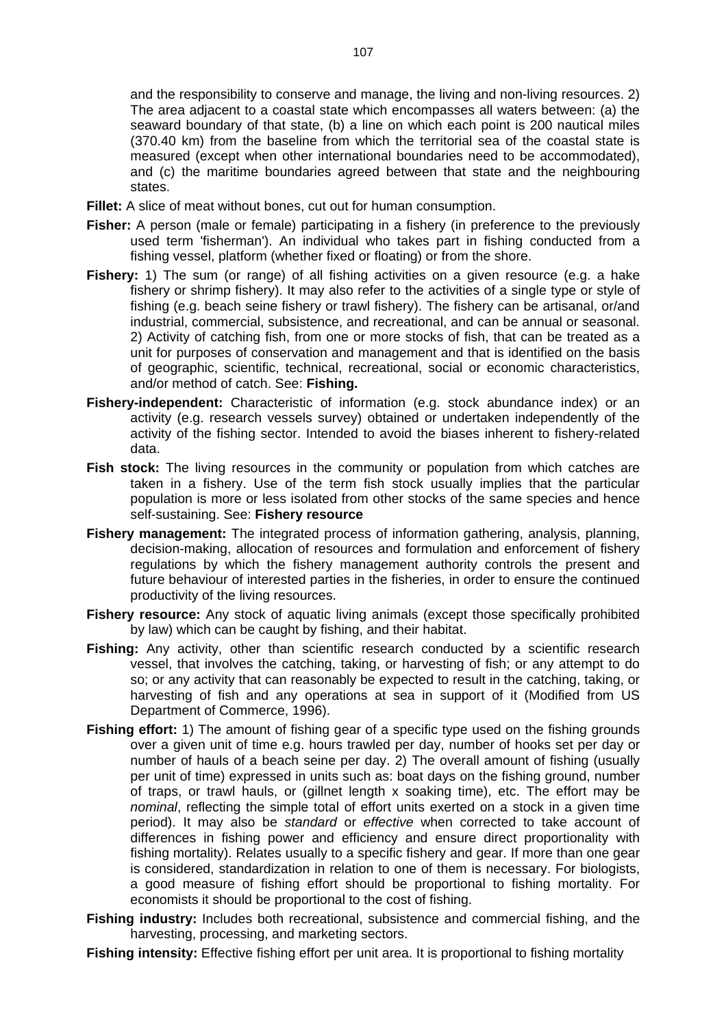and the responsibility to conserve and manage, the living and non-living resources. 2) The area adjacent to a coastal state which encompasses all waters between: (a) the seaward boundary of that state, (b) a line on which each point is 200 nautical miles (370.40 km) from the baseline from which the territorial sea of the coastal state is measured (except when other international boundaries need to be accommodated), and (c) the maritime boundaries agreed between that state and the neighbouring states.

**Fillet:** A slice of meat without bones, cut out for human consumption.

**Fisher:** A person (male or female) participating in a fishery (in preference to the previously used term 'fisherman'). An individual who takes part in fishing conducted from a fishing vessel, platform (whether fixed or floating) or from the shore.

**Fishery:** 1) The sum (or range) of all fishing activities on a given resource (e.g. a hake fishery or shrimp fishery). It may also refer to the activities of a single type or style of fishing (e.g. beach seine fishery or trawl fishery). The fishery can be artisanal, or/and industrial, commercial, subsistence, and recreational, and can be annual or seasonal. 2) Activity of catching fish, from one or more stocks of fish, that can be treated as a unit for purposes of conservation and management and that is identified on the basis of geographic, scientific, technical, recreational, social or economic characteristics, and/or method of catch. See: **Fishing.**

**Fishery-independent:** Characteristic of information (e.g. stock abundance index) or an activity (e.g. research vessels survey) obtained or undertaken independently of the activity of the fishing sector. Intended to avoid the biases inherent to fishery-related data.

**Fish stock:** The living resources in the community or population from which catches are taken in a fishery. Use of the term fish stock usually implies that the particular population is more or less isolated from other stocks of the same species and hence self-sustaining. See: **Fishery resource**

**Fishery management:** The integrated process of information gathering, analysis, planning, decision-making, allocation of resources and formulation and enforcement of fishery regulations by which the fishery management authority controls the present and future behaviour of interested parties in the fisheries, in order to ensure the continued productivity of the living resources.

**Fishery resource:** Any stock of aquatic living animals (except those specifically prohibited by law) which can be caught by fishing, and their habitat.

**Fishing:** Any activity, other than scientific research conducted by a scientific research vessel, that involves the catching, taking, or harvesting of fish; or any attempt to do so; or any activity that can reasonably be expected to result in the catching, taking, or harvesting of fish and any operations at sea in support of it (Modified from US Department of Commerce, 1996).

**Fishing effort:** 1) The amount of fishing gear of a specific type used on the fishing grounds over a given unit of time e.g. hours trawled per day, number of hooks set per day or number of hauls of a beach seine per day. 2) The overall amount of fishing (usually per unit of time) expressed in units such as: boat days on the fishing ground, number of traps, or trawl hauls, or (gillnet length x soaking time), etc. The effort may be *nominal*, reflecting the simple total of effort units exerted on a stock in a given time period). It may also be *standard* or *effective* when corrected to take account of differences in fishing power and efficiency and ensure direct proportionality with fishing mortality). Relates usually to a specific fishery and gear. If more than one gear is considered, standardization in relation to one of them is necessary. For biologists, a good measure of fishing effort should be proportional to fishing mortality. For economists it should be proportional to the cost of fishing.

**Fishing industry:** Includes both recreational, subsistence and commercial fishing, and the harvesting, processing, and marketing sectors.

**Fishing intensity:** Effective fishing effort per unit area. It is proportional to fishing mortality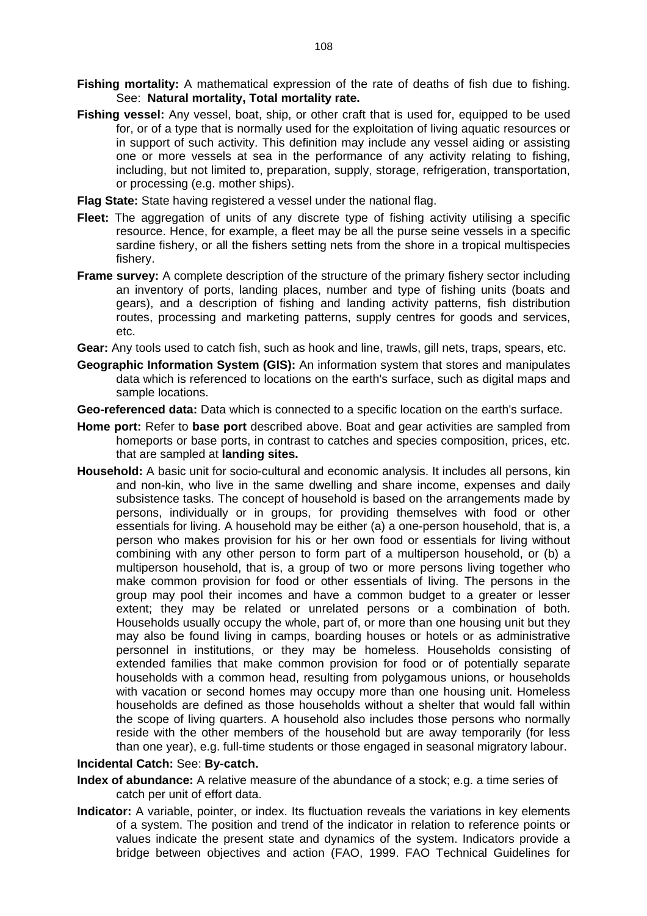**Fishing mortality:** A mathematical expression of the rate of deaths of fish due to fishing. See: **Natural mortality, Total mortality rate.**

**Fishing vessel:** Any vessel, boat, ship, or other craft that is used for, equipped to be used for, or of a type that is normally used for the exploitation of living aquatic resources or in support of such activity. This definition may include any vessel aiding or assisting one or more vessels at sea in the performance of any activity relating to fishing, including, but not limited to, preparation, supply, storage, refrigeration, transportation, or processing (e.g. mother ships).

**Flag State:** State having registered a vessel under the national flag.

**Fleet:** The aggregation of units of any discrete type of fishing activity utilising a specific resource. Hence, for example, a fleet may be all the purse seine vessels in a specific sardine fishery, or all the fishers setting nets from the shore in a tropical multispecies fishery.

**Frame survey:** A complete description of the structure of the primary fishery sector including an inventory of ports, landing places, number and type of fishing units (boats and gears), and a description of fishing and landing activity patterns, fish distribution routes, processing and marketing patterns, supply centres for goods and services, etc.

**Gear:** Any tools used to catch fish, such as hook and line, trawls, gill nets, traps, spears, etc.

**Geographic Information System (GIS):** An information system that stores and manipulates data which is referenced to locations on the earth's surface, such as digital maps and sample locations.

**Geo-referenced data:** Data which is connected to a specific location on the earth's surface.

**Home port:** Refer to **base port** described above. Boat and gear activities are sampled from homeports or base ports, in contrast to catches and species composition, prices, etc. that are sampled at **landing sites.**

**Household:** A basic unit for socio-cultural and economic analysis. It includes all persons, kin and non-kin, who live in the same dwelling and share income, expenses and daily subsistence tasks. The concept of household is based on the arrangements made by persons, individually or in groups, for providing themselves with food or other essentials for living. A household may be either (a) a one-person household, that is, a person who makes provision for his or her own food or essentials for living without combining with any other person to form part of a multiperson household, or (b) a multiperson household, that is, a group of two or more persons living together who make common provision for food or other essentials of living. The persons in the group may pool their incomes and have a common budget to a greater or lesser extent; they may be related or unrelated persons or a combination of both. Households usually occupy the whole, part of, or more than one housing unit but they may also be found living in camps, boarding houses or hotels or as administrative personnel in institutions, or they may be homeless. Households consisting of extended families that make common provision for food or of potentially separate households with a common head, resulting from polygamous unions, or households with vacation or second homes may occupy more than one housing unit. Homeless households are defined as those households without a shelter that would fall within the scope of living quarters. A household also includes those persons who normally reside with the other members of the household but are away temporarily (for less than one year), e.g. full-time students or those engaged in seasonal migratory labour.

**Incidental Catch:** See: **By-catch.**

**Index of abundance:** A relative measure of the abundance of a stock; e.g. a time series of catch per unit of effort data.

**Indicator:** A variable, pointer, or index. Its fluctuation reveals the variations in key elements of a system. The position and trend of the indicator in relation to reference points or values indicate the present state and dynamics of the system. Indicators provide a bridge between objectives and action (FAO, 1999. FAO Technical Guidelines for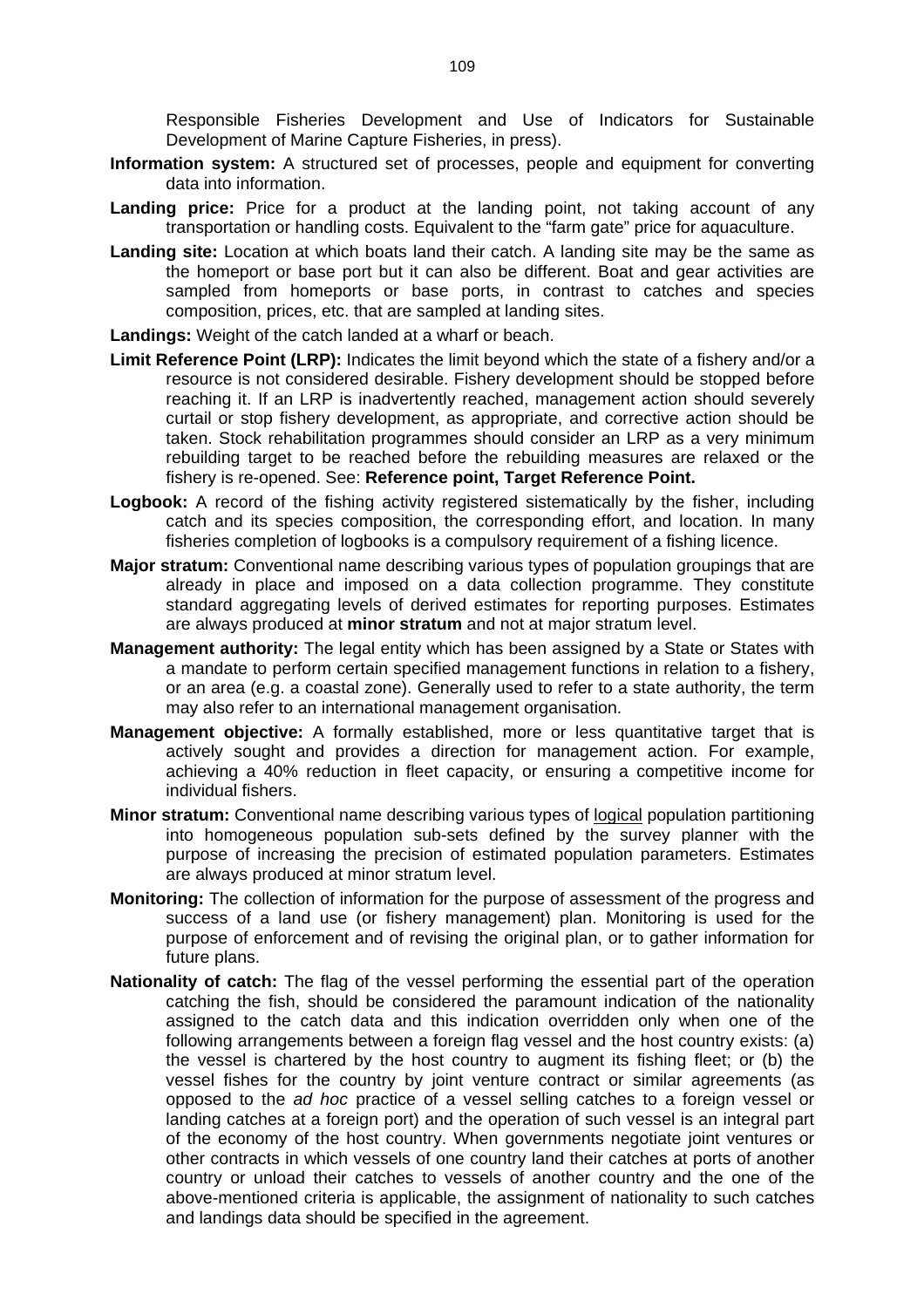Responsible Fisheries Development and Use of Indicators for Sustainable Development of Marine Capture Fisheries, in press).

**Information system:** A structured set of processes, people and equipment for converting data into information.

**Landing price:** Price for a product at the landing point, not taking account of any transportation or handling costs. Equivalent to the "farm gate" price for aquaculture.

**Landing site:** Location at which boats land their catch. A landing site may be the same as the homeport or base port but it can also be different. Boat and gear activities are sampled from homeports or base ports, in contrast to catches and species composition, prices, etc. that are sampled at landing sites.

**Landings:** Weight of the catch landed at a wharf or beach.

**Limit Reference Point (LRP):** Indicates the limit beyond which the state of a fishery and/or a resource is not considered desirable. Fishery development should be stopped before reaching it. If an LRP is inadvertently reached, management action should severely curtail or stop fishery development, as appropriate, and corrective action should be taken. Stock rehabilitation programmes should consider an LRP as a very minimum rebuilding target to be reached before the rebuilding measures are relaxed or the fishery is re-opened. See: **Reference point, Target Reference Point.**

**Logbook:** A record of the fishing activity registered sistematically by the fisher, including catch and its species composition, the corresponding effort, and location. In many fisheries completion of logbooks is a compulsory requirement of a fishing licence.

**Major stratum:** Conventional name describing various types of population groupings that are already in place and imposed on a data collection programme. They constitute standard aggregating levels of derived estimates for reporting purposes. Estimates are always produced at **minor stratum** and not at major stratum level.

**Management authority:** The legal entity which has been assigned by a State or States with a mandate to perform certain specified management functions in relation to a fishery, or an area (e.g. a coastal zone). Generally used to refer to a state authority, the term may also refer to an international management organisation.

**Management objective:** A formally established, more or less quantitative target that is actively sought and provides a direction for management action. For example, achieving a 40% reduction in fleet capacity, or ensuring a competitive income for individual fishers.

**Minor stratum:** Conventional name describing various types of logical population partitioning into homogeneous population sub-sets defined by the survey planner with the purpose of increasing the precision of estimated population parameters. Estimates are always produced at minor stratum level.

**Monitoring:** The collection of information for the purpose of assessment of the progress and success of a land use (or fishery management) plan. Monitoring is used for the purpose of enforcement and of revising the original plan, or to gather information for future plans.

**Nationality of catch:** The flag of the vessel performing the essential part of the operation catching the fish, should be considered the paramount indication of the nationality assigned to the catch data and this indication overridden only when one of the following arrangements between a foreign flag vessel and the host country exists: (a) the vessel is chartered by the host country to augment its fishing fleet; or (b) the vessel fishes for the country by joint venture contract or similar agreements (as opposed to the *ad hoc* practice of a vessel selling catches to a foreign vessel or landing catches at a foreign port) and the operation of such vessel is an integral part of the economy of the host country. When governments negotiate joint ventures or other contracts in which vessels of one country land their catches at ports of another country or unload their catches to vessels of another country and the one of the above-mentioned criteria is applicable, the assignment of nationality to such catches and landings data should be specified in the agreement.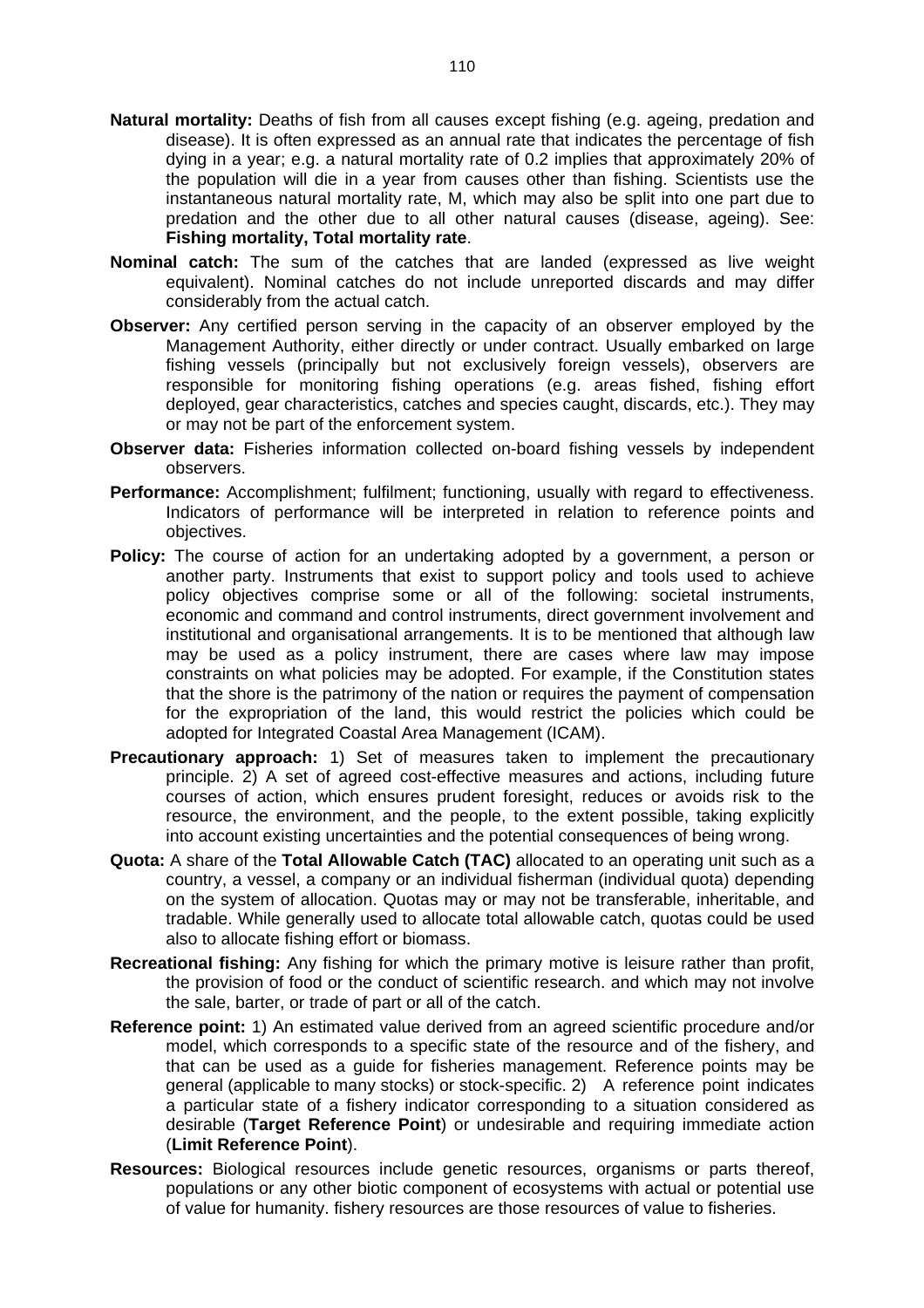**Natural mortality:** Deaths of fish from all causes except fishing (e.g. ageing, predation and disease). It is often expressed as an annual rate that indicates the percentage of fish dying in a year; e.g. a natural mortality rate of 0.2 implies that approximately 20% of the population will die in a year from causes other than fishing. Scientists use the instantaneous natural mortality rate, M, which may also be split into one part due to predation and the other due to all other natural causes (disease, ageing). See: **Fishing mortality, Total mortality rate**.

**Nominal catch:** The sum of the catches that are landed (expressed as live weight equivalent). Nominal catches do not include unreported discards and may differ considerably from the actual catch.

**Observer:** Any certified person serving in the capacity of an observer employed by the Management Authority, either directly or under contract. Usually embarked on large fishing vessels (principally but not exclusively foreign vessels), observers are responsible for monitoring fishing operations (e.g. areas fished, fishing effort deployed, gear characteristics, catches and species caught, discards, etc.). They may or may not be part of the enforcement system.

**Observer data:** Fisheries information collected on-board fishing vessels by independent observers.

**Performance:** Accomplishment; fulfilment; functioning, usually with regard to effectiveness. Indicators of performance will be interpreted in relation to reference points and objectives.

**Policy:** The course of action for an undertaking adopted by a government, a person or another party. Instruments that exist to support policy and tools used to achieve policy objectives comprise some or all of the following: societal instruments, economic and command and control instruments, direct government involvement and institutional and organisational arrangements. It is to be mentioned that although law may be used as a policy instrument, there are cases where law may impose constraints on what policies may be adopted. For example, if the Constitution states that the shore is the patrimony of the nation or requires the payment of compensation for the expropriation of the land, this would restrict the policies which could be adopted for Integrated Coastal Area Management (ICAM).

**Precautionary approach:** 1) Set of measures taken to implement the precautionary principle. 2) A set of agreed cost-effective measures and actions, including future courses of action, which ensures prudent foresight, reduces or avoids risk to the resource, the environment, and the people, to the extent possible, taking explicitly into account existing uncertainties and the potential consequences of being wrong.

**Quota:** A share of the **Total Allowable Catch (TAC)** allocated to an operating unit such as a country, a vessel, a company or an individual fisherman (individual quota) depending on the system of allocation. Quotas may or may not be transferable, inheritable, and tradable. While generally used to allocate total allowable catch, quotas could be used also to allocate fishing effort or biomass.

**Recreational fishing:** Any fishing for which the primary motive is leisure rather than profit, the provision of food or the conduct of scientific research. and which may not involve the sale, barter, or trade of part or all of the catch.

**Reference point:** 1) An estimated value derived from an agreed scientific procedure and/or model, which corresponds to a specific state of the resource and of the fishery, and that can be used as a guide for fisheries management. Reference points may be general (applicable to many stocks) or stock-specific. 2) A reference point indicates a particular state of a fishery indicator corresponding to a situation considered as desirable (**Target Reference Point**) or undesirable and requiring immediate action (**Limit Reference Point**).

**Resources:** Biological resources include genetic resources, organisms or parts thereof, populations or any other biotic component of ecosystems with actual or potential use of value for humanity. fishery resources are those resources of value to fisheries.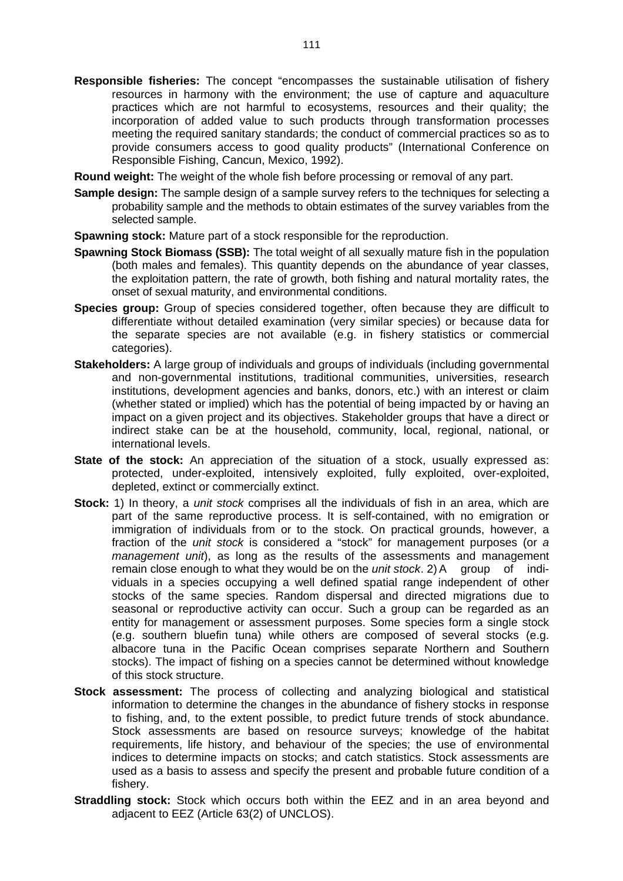**Responsible fisheries:** The concept "encompasses the sustainable utilisation of fishery resources in harmony with the environment; the use of capture and aquaculture practices which are not harmful to ecosystems, resources and their quality; the incorporation of added value to such products through transformation processes meeting the required sanitary standards; the conduct of commercial practices so as to provide consumers access to good quality products" (International Conference on Responsible Fishing, Cancun, Mexico, 1992).

**Round weight:** The weight of the whole fish before processing or removal of any part.

**Sample design:** The sample design of a sample survey refers to the techniques for selecting a probability sample and the methods to obtain estimates of the survey variables from the selected sample.

**Spawning stock:** Mature part of a stock responsible for the reproduction.

**Spawning Stock Biomass (SSB):** The total weight of all sexually mature fish in the population (both males and females). This quantity depends on the abundance of year classes, the exploitation pattern, the rate of growth, both fishing and natural mortality rates, the onset of sexual maturity, and environmental conditions.

**Species group:** Group of species considered together, often because they are difficult to differentiate without detailed examination (very similar species) or because data for the separate species are not available (e.g. in fishery statistics or commercial categories).

**Stakeholders:** A large group of individuals and groups of individuals (including governmental and non-governmental institutions, traditional communities, universities, research institutions, development agencies and banks, donors, etc.) with an interest or claim (whether stated or implied) which has the potential of being impacted by or having an impact on a given project and its objectives. Stakeholder groups that have a direct or indirect stake can be at the household, community, local, regional, national, or international levels.

**State of the stock:** An appreciation of the situation of a stock, usually expressed as: protected, under-exploited, intensively exploited, fully exploited, over-exploited, depleted, extinct or commercially extinct.

**Stock:** 1) In theory, a *unit stock* comprises all the individuals of fish in an area, which are part of the same reproductive process. It is self-contained, with no emigration or immigration of individuals from or to the stock. On practical grounds, however, a fraction of the *unit stock* is considered a "stock" for management purposes (or *a management unit*), as long as the results of the assessments and management remain close enough to what they would be on the *unit stock*. 2) A group of individuals in a species occupying a well defined spatial range independent of other stocks of the same species. Random dispersal and directed migrations due to seasonal or reproductive activity can occur. Such a group can be regarded as an entity for management or assessment purposes. Some species form a single stock (e.g. southern bluefin tuna) while others are composed of several stocks (e.g. albacore tuna in the Pacific Ocean comprises separate Northern and Southern stocks). The impact of fishing on a species cannot be determined without knowledge of this stock structure.

**Stock assessment:** The process of collecting and analyzing biological and statistical information to determine the changes in the abundance of fishery stocks in response to fishing, and, to the extent possible, to predict future trends of stock abundance. Stock assessments are based on resource surveys; knowledge of the habitat requirements, life history, and behaviour of the species; the use of environmental indices to determine impacts on stocks; and catch statistics. Stock assessments are used as a basis to assess and specify the present and probable future condition of a fishery.

**Straddling stock:** Stock which occurs both within the EEZ and in an area beyond and adjacent to EEZ (Article 63(2) of UNCLOS).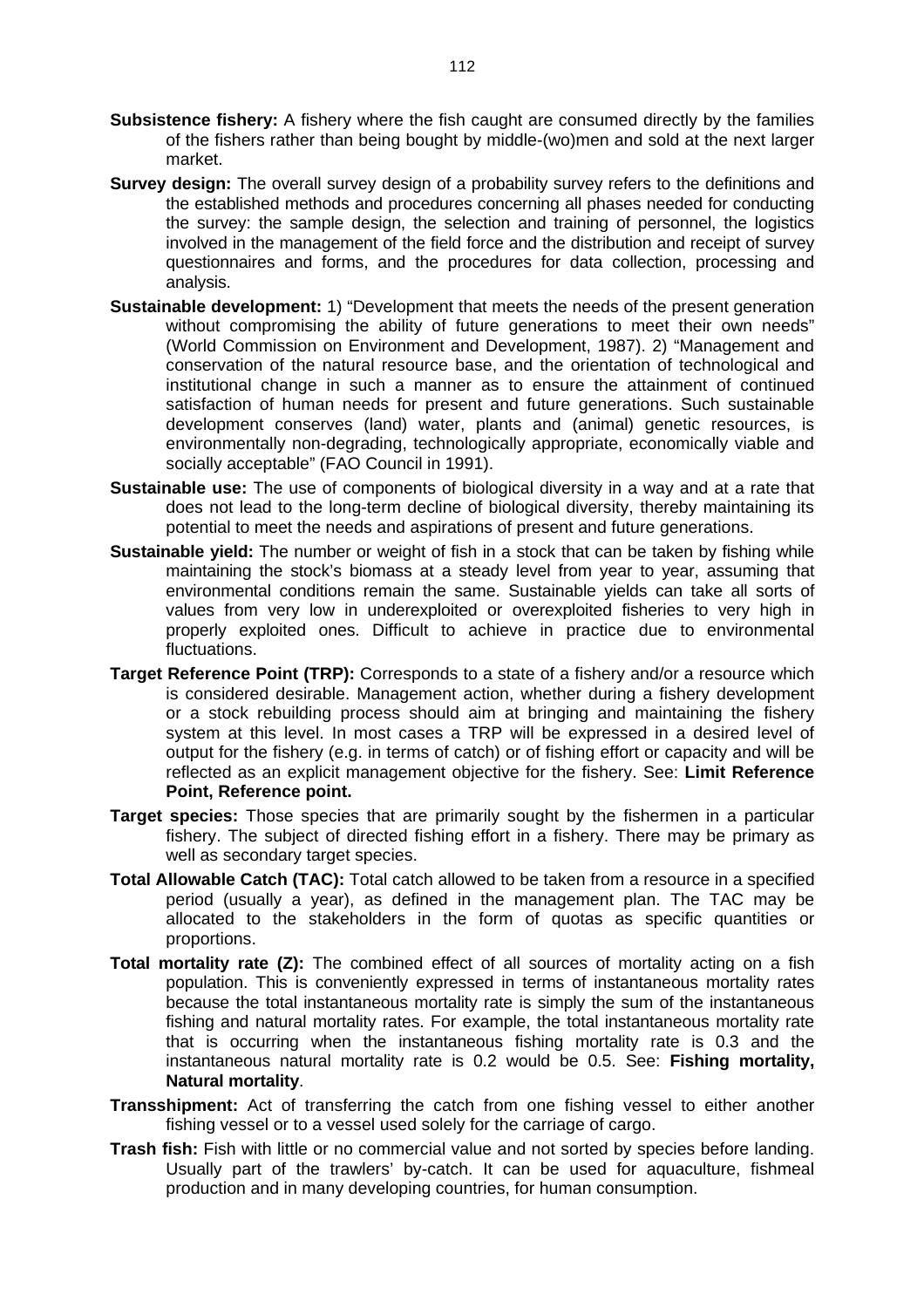**Subsistence fishery:** A fishery where the fish caught are consumed directly by the families of the fishers rather than being bought by middle-(wo)men and sold at the next larger market.

**Survey design:** The overall survey design of a probability survey refers to the definitions and the established methods and procedures concerning all phases needed for conducting the survey: the sample design, the selection and training of personnel, the logistics involved in the management of the field force and the distribution and receipt of survey questionnaires and forms, and the procedures for data collection, processing and analysis.

**Sustainable development:** 1) "Development that meets the needs of the present generation without compromising the ability of future generations to meet their own needs" (World Commission on Environment and Development, 1987). 2) "Management and conservation of the natural resource base, and the orientation of technological and institutional change in such a manner as to ensure the attainment of continued satisfaction of human needs for present and future generations. Such sustainable development conserves (land) water, plants and (animal) genetic resources, is environmentally non-degrading, technologically appropriate, economically viable and socially acceptable" (FAO Council in 1991).

**Sustainable use:** The use of components of biological diversity in a way and at a rate that does not lead to the long-term decline of biological diversity, thereby maintaining its potential to meet the needs and aspirations of present and future generations.

**Sustainable yield:** The number or weight of fish in a stock that can be taken by fishing while maintaining the stock's biomass at a steady level from year to year, assuming that environmental conditions remain the same. Sustainable yields can take all sorts of values from very low in underexploited or overexploited fisheries to very high in properly exploited ones. Difficult to achieve in practice due to environmental fluctuations.

**Target Reference Point (TRP):** Corresponds to a state of a fishery and/or a resource which is considered desirable. Management action, whether during a fishery development or a stock rebuilding process should aim at bringing and maintaining the fishery system at this level. In most cases a TRP will be expressed in a desired level of output for the fishery (e.g. in terms of catch) or of fishing effort or capacity and will be reflected as an explicit management objective for the fishery. See: **Limit Reference Point, Reference point.**

**Target species:** Those species that are primarily sought by the fishermen in a particular fishery. The subject of directed fishing effort in a fishery. There may be primary as well as secondary target species.

**Total Allowable Catch (TAC):** Total catch allowed to be taken from a resource in a specified period (usually a year), as defined in the management plan. The TAC may be allocated to the stakeholders in the form of quotas as specific quantities or proportions.

**Total mortality rate (Z):** The combined effect of all sources of mortality acting on a fish population. This is conveniently expressed in terms of instantaneous mortality rates because the total instantaneous mortality rate is simply the sum of the instantaneous fishing and natural mortality rates. For example, the total instantaneous mortality rate that is occurring when the instantaneous fishing mortality rate is 0.3 and the instantaneous natural mortality rate is 0.2 would be 0.5. See: **Fishing mortality, Natural mortality**.

**Transshipment:** Act of transferring the catch from one fishing vessel to either another fishing vessel or to a vessel used solely for the carriage of cargo.

**Trash fish:** Fish with little or no commercial value and not sorted by species before landing. Usually part of the trawlers' by-catch. It can be used for aquaculture, fishmeal production and in many developing countries, for human consumption.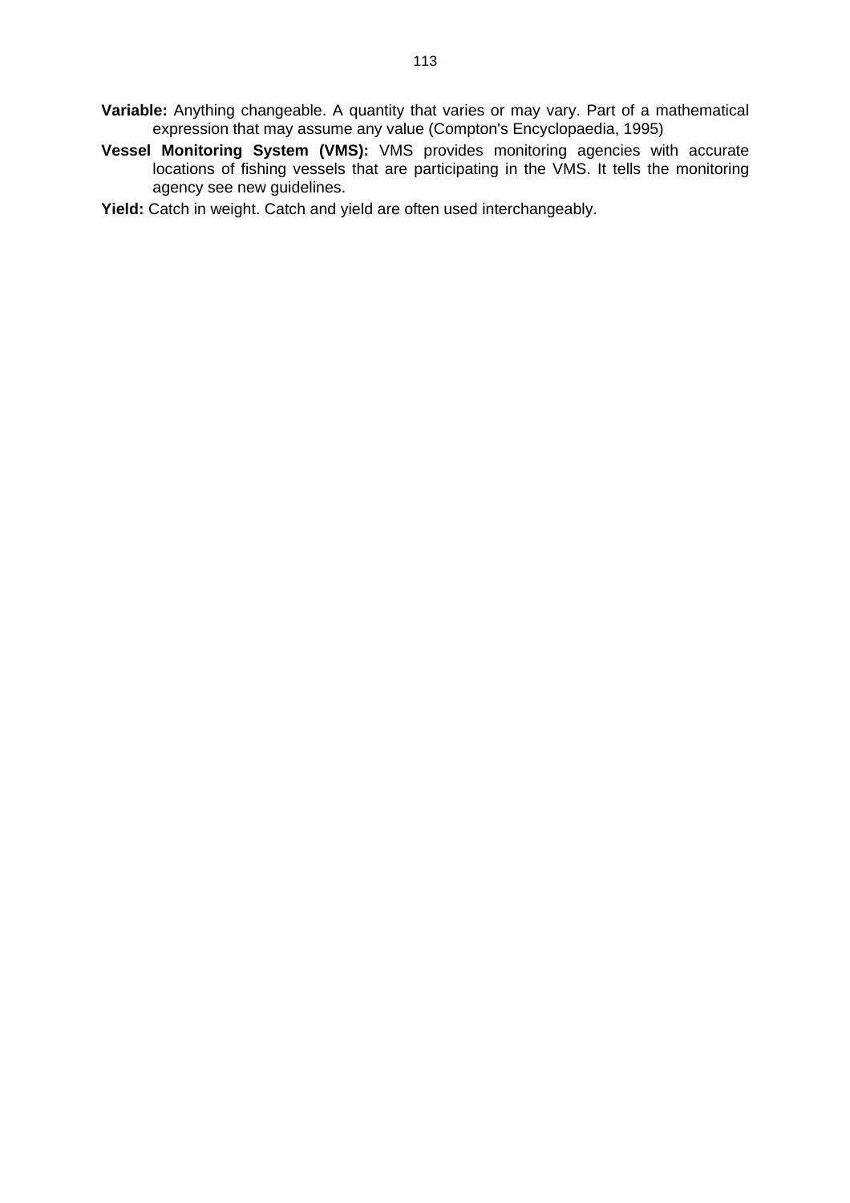**Variable:** Anything changeable. A quantity that varies or may vary. Part of a mathematical expression that may assume any value (Compton's Encyclopaedia, 1995)

**Vessel Monitoring System (VMS):** VMS provides monitoring agencies with accurate locations of fishing vessels that are participating in the VMS. It tells the monitoring agency see new guidelines.

**Yield:** Catch in weight. Catch and yield are often used interchangeably.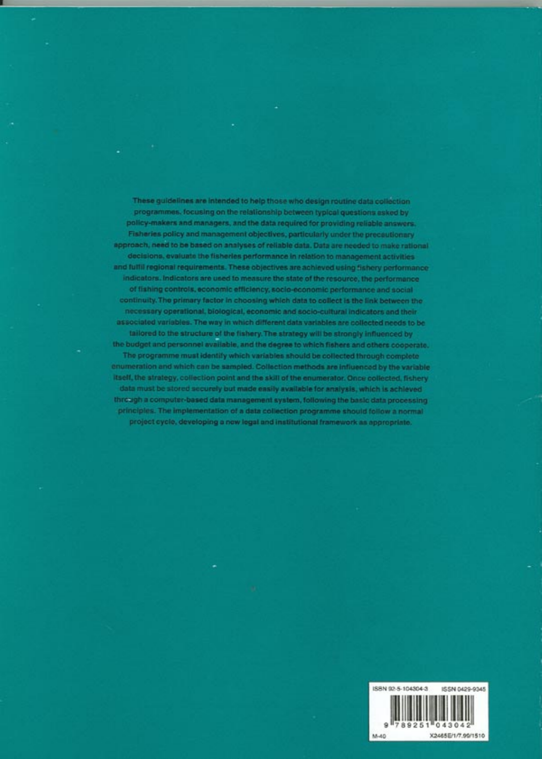These guidelines are intended to help those who design routine data collection programmes, focusing on the relationship between typical questions asked by policy-makers and managers, and the data required for providing reliable answers. Fisheries policy and management objectives, particularly under the precautionary approach, need to be based on analyses of reliable data. Data are needed to make rational decisions, evaluate the fisheries performance in relation to management activities and fulfil regional requirements. These objectives are achieved using fishery performance indicators. Indicators are used to measure the state of the resource, the performance of fishing controls, economic efficiency, socio-economic performance and social continuity. The primary factor in choosing which data to collect is the link between the necessary operational, biological, economic and socio-cultural indicators and their associated variables. The way in which different data variables are collected needs to be tailored to the structure of the fishery. The strategy will be strongly influenced by the budget and personnel available, and the degree to which fishers and others cooperate. The programme must identify which variables should be collected through complete enumeration and which can be sampled. Collection methods are influenced by the variable itself, the strategy, collection point and the skill of the enumerator. Once collected, fishery data must be stored securely but made easily available for analysis, which is achieved through a computer-based data management system, following the basic data processing principles. The implementation of a data collection programme should follow a normal project cycle, developing a new legal and institutional framework as appropriate.

ISBN 92-5-104304-3 ISSN 0429-9345

9 789251 043042

M-40 X2465E/1/7.99/1510